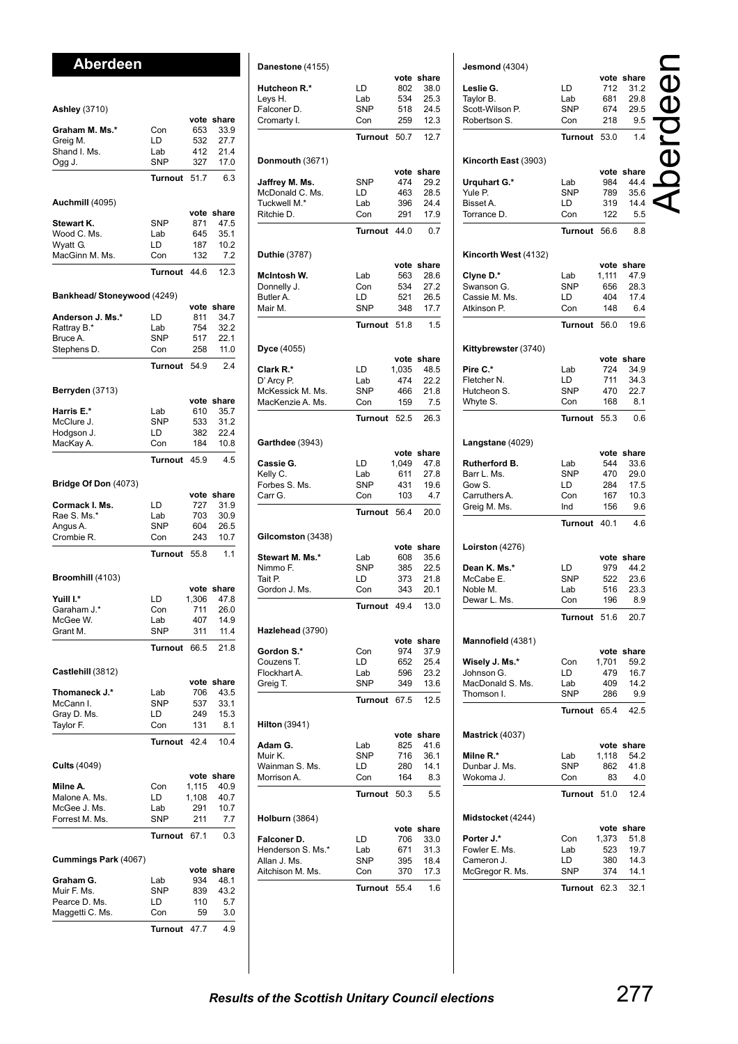# Aberdeen

### Ashley (3710)

| | | vote | share |
|---|---|---|---|
| **Graham M. Ms.*** | Con | 653 | 33.9 |
| Greig M. | LD | 532 | 27.7 |
| Shand I. Ms. | Lab | 412 | 21.4 |
| Ogg J. | SNP | 327 | 17.0 |
| | **Turnout** | 51.7 | 6.3 |

### Auchmill (4095)

| | | vote | share |
|---|---|---|---|
| **Stewart K.** | SNP | 871 | 47.5 |
| Wood C. Ms. | Lab | 645 | 35.1 |
| Wyatt G. | LD | 187 | 10.2 |
| MacGinn M. Ms. | Con | 132 | 7.2 |
| | **Turnout** | 44.6 | 12.3 |

### Bankhead/ Stoneywood (4249)

| | | vote | share |
|---|---|---|---|
| **Anderson J. Ms.*** | LD | 811 | 34.7 |
| Rattray B.* | Lab | 754 | 32.2 |
| Bruce A. | SNP | 517 | 22.1 |
| Stephens D. | Con | 258 | 11.0 |
| | **Turnout** | 54.9 | 2.4 |

### Berryden (3713)

| | | vote | share |
|---|---|---|---|
| **Harris E.*** | Lab | 610 | 35.7 |
| McClure J. | SNP | 533 | 31.2 |
| Hodgson J. | LD | 382 | 22.4 |
| MacKay A. | Con | 184 | 10.8 |
| | **Turnout** | 45.9 | 4.5 |

### Bridge Of Don (4073)

| | | vote | share |
|---|---|---|---|
| **Cormack I. Ms.** | LD | 727 | 31.9 |
| Rae S. Ms.* | Lab | 703 | 30.9 |
| Angus A. | SNP | 604 | 26.5 |
| Crombie R. | Con | 243 | 10.7 |
| | **Turnout** | 55.8 | 1.1 |

### Broomhill (4103)

| | | vote | share |
|---|---|---|---|
| **Yuill I.*** | LD | 1,306 | 47.8 |
| Garaham J.* | Con | 711 | 26.0 |
| McGee W. | Lab | 407 | 14.9 |
| Grant M. | SNP | 311 | 11.4 |
| | **Turnout** | 66.5 | 21.8 |

### Castlehill (3812)

| | | vote | share |
|---|---|---|---|
| **Thomaneck J.*** | Lab | 706 | 43.5 |
| McCann I. | SNP | 537 | 33.1 |
| Gray D. Ms. | LD | 249 | 15.3 |
| Taylor F. | Con | 131 | 8.1 |
| | **Turnout** | 42.4 | 10.4 |

### Cults (4049)

| | | vote | share |
|---|---|---|---|
| **Milne A.** | Con | 1,115 | 40.9 |
| Malone A. Ms. | LD | 1,108 | 40.7 |
| McGee J. Ms. | Lab | 291 | 10.7 |
| Forrest M. Ms. | SNP | 211 | 7.7 |
| | **Turnout** | 67.1 | 0.3 |

### Cummings Park (4067)

| | | vote | share |
|---|---|---|---|
| **Graham G.** | Lab | 934 | 48.1 |
| Muir F. Ms. | SNP | 839 | 43.2 |
| Pearce D. Ms. | LD | 110 | 5.7 |
| Maggetti C. Ms. | Con | 59 | 3.0 |
| | **Turnout** | 47.7 | 4.9 |

### Danestone (4155)

| | | vote | share |
|---|---|---|---|
| **Hutcheon R.*** | LD | 802 | 38.0 |
| Leys H. | Lab | 534 | 25.3 |
| Falconer D. | SNP | 518 | 24.5 |
| Cromarty I. | Con | 259 | 12.3 |
| | **Turnout** | 50.7 | 12.7 |

### Donmouth (3671)

| | | vote | share |
|---|---|---|---|
| **Jaffrey M. Ms.** | SNP | 474 | 29.2 |
| McDonald C. Ms. | LD | 463 | 28.5 |
| Tuckwell M.* | Lab | 396 | 24.4 |
| Ritchie D. | Con | 291 | 17.9 |
| | **Turnout** | 44.0 | 0.7 |

### Duthie (3787)

| | | vote | share |
|---|---|---|---|
| **McIntosh W.** | Lab | 563 | 28.6 |
| Donnelly J. | Con | 534 | 27.2 |
| Butler A. | LD | 521 | 26.5 |
| Mair M. | SNP | 348 | 17.7 |
| | **Turnout** | 51.8 | 1.5 |

### Dyce (4055)

| | | vote | share |
|---|---|---|---|
| **Clark R.*** | LD | 1,035 | 48.5 |
| D' Arcy P. | Lab | 474 | 22.2 |
| McKessick M. Ms. | SNP | 466 | 21.8 |
| MacKenzie A. Ms. | Con | 159 | 7.5 |
| | **Turnout** | 52.5 | 26.3 |

### Garthdee (3943)

| | | vote | share |
|---|---|---|---|
| **Cassie G.** | LD | 1,049 | 47.8 |
| Kelly C. | Lab | 611 | 27.8 |
| Forbes S. Ms. | SNP | 431 | 19.6 |
| Carr G. | Con | 103 | 4.7 |
| | **Turnout** | 56.4 | 20.0 |

### Gilcomston (3438)

| | | vote | share |
|---|---|---|---|
| **Stewart M. Ms.*** | Lab | 608 | 35.6 |
| Nimmo F. | SNP | 385 | 22.5 |
| Tait P. | LD | 373 | 21.8 |
| Gordon J. Ms. | Con | 343 | 20.1 |
| | **Turnout** | 49.4 | 13.0 |

### Hazlehead (3790)

| | | vote | share |
|---|---|---|---|
| **Gordon S.*** | Con | 974 | 37.9 |
| Couzens T. | LD | 652 | 25.4 |
| Flockhart A. | Lab | 596 | 23.2 |
| Greig T. | SNP | 349 | 13.6 |
| | **Turnout** | 67.5 | 12.5 |

### Hilton (3941)

| | | vote | share |
|---|---|---|---|
| **Adam G.** | Lab | 825 | 41.6 |
| Muir K. | SNP | 716 | 36.1 |
| Wainman S. Ms. | LD | 280 | 14.1 |
| Morrison A. | Con | 164 | 8.3 |
| | **Turnout** | 50.3 | 5.5 |

### Holburn (3864)

| | | vote | share |
|---|---|---|---|
| **Falconer D.** | LD | 706 | 33.0 |
| Henderson S. Ms.* | Lab | 671 | 31.3 |
| Allan J. Ms. | SNP | 395 | 18.4 |
| Aitchison M. Ms. | Con | 370 | 17.3 |
| | **Turnout** | 55.4 | 1.6 |

### Jesmond (4304)

| | | vote | share |
|---|---|---|---|
| **Leslie G.** | LD | 712 | 31.2 |
| Taylor B. | Lab | 681 | 29.8 |
| Scott-Wilson P. | SNP | 674 | 29.5 |
| Robertson S. | Con | 218 | 9.5 |
| | **Turnout** | 53.0 | 1.4 |

### Kincorth East (3903)

| | | vote | share |
|---|---|---|---|
| **Urquhart G.*** | Lab | 984 | 44.4 |
| Yule P. | SNP | 789 | 35.6 |
| Bisset A. | LD | 319 | 14.4 |
| Torrance D. | Con | 122 | 5.5 |
| | **Turnout** | 56.6 | 8.8 |

### Kincorth West (4132)

| | | vote | share |
|---|---|---|---|
| **Clyne D.*** | Lab | 1,111 | 47.9 |
| Swanson G. | SNP | 656 | 28.3 |
| Cassie M. Ms. | LD | 404 | 17.4 |
| Atkinson P. | Con | 148 | 6.4 |
| | **Turnout** | 56.0 | 19.6 |

### Kittybrewster (3740)

| | | vote | share |
|---|---|---|---|
| **Pire C.*** | Lab | 724 | 34.9 |
| Fletcher N. | LD | 711 | 34.3 |
| Hutcheon S. | SNP | 470 | 22.7 |
| Whyte S. | Con | 168 | 8.1 |
| | **Turnout** | 55.3 | 0.6 |

### Langstane (4029)

| | | vote | share |
|---|---|---|---|
| **Rutherford B.** | Lab | 544 | 33.6 |
| Barr L. Ms. | SNP | 470 | 29.0 |
| Gow S. | LD | 284 | 17.5 |
| Carruthers A. | Con | 167 | 10.3 |
| Greig M. Ms. | Ind | 156 | 9.6 |
| | **Turnout** | 40.1 | 4.6 |

### Loirston (4276)

| | | vote | share |
|---|---|---|---|
| **Dean K. Ms.*** | LD | 979 | 44.2 |
| McCabe E. | SNP | 522 | 23.6 |
| Noble M. | Lab | 516 | 23.3 |
| Dewar L. Ms. | Con | 196 | 8.9 |
| | **Turnout** | 51.6 | 20.7 |

### Mannofield (4381)

| | | vote | share |
|---|---|---|---|
| **Wisely J. Ms.*** | Con | 1,701 | 59.2 |
| Johnson G. | LD | 479 | 16.7 |
| MacDonald S. Ms. | Lab | 409 | 14.2 |
| Thomson I. | SNP | 286 | 9.9 |
| | **Turnout** | 65.4 | 42.5 |

### Mastrick (4037)

| | | vote | share |
|---|---|---|---|
| **Milne R.*** | Lab | 1,118 | 54.2 |
| Dunbar J. Ms. | SNP | 862 | 41.8 |
| Wokoma J. | Con | 83 | 4.0 |
| | **Turnout** | 51.0 | 12.4 |

### Midstocket (4244)

| | | vote | share |
|---|---|---|---|
| **Porter J.*** | Con | 1,373 | 51.8 |
| Fowler E. Ms. | Lab | 523 | 19.7 |
| Cameron J. | LD | 380 | 14.3 |
| McGregor R. Ms. | SNP | 374 | 14.1 |
| | **Turnout** | 62.3 | 32.1 |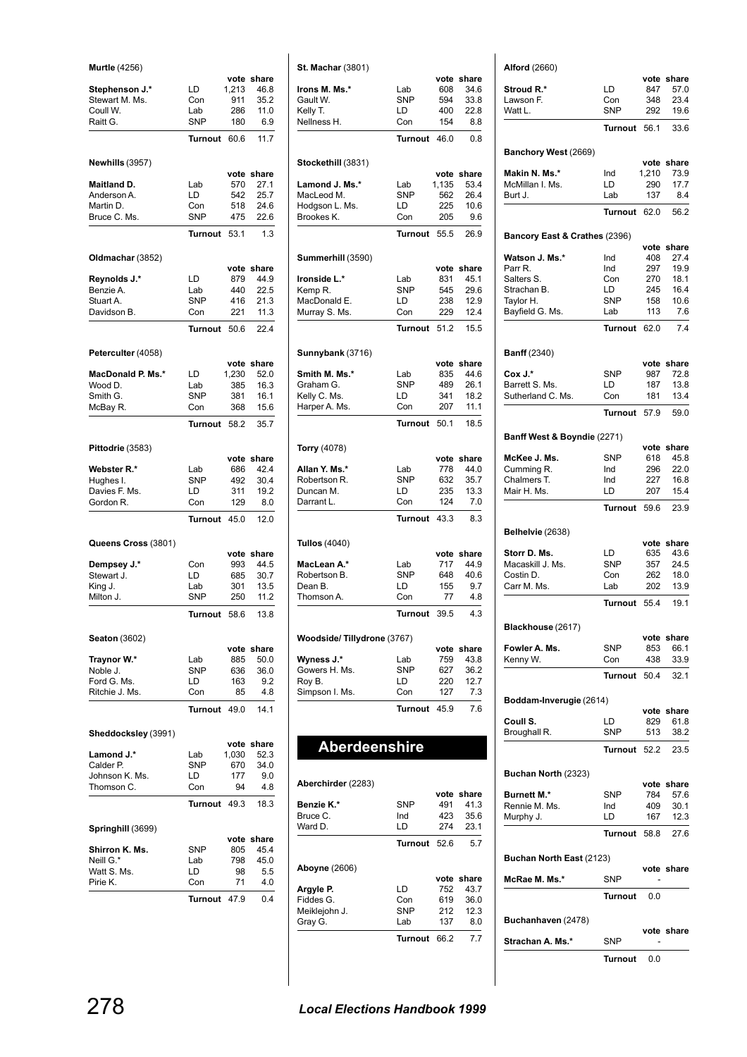**Murtle** (4256)

| | | vote | share |
|---|---|---|---|
| **Stephenson J.*** | LD | 1,213 | 46.8 |
| Stewart M. Ms. | Con | 911 | 35.2 |
| Coull W. | Lab | 286 | 11.0 |
| Raitt G. | SNP | 180 | 6.9 |
| | **Turnout** | 60.6 | 11.7 |

**Newhills** (3957)

| | | vote | share |
|---|---|---|---|
| **Maitland D.** | Lab | 570 | 27.1 |
| Anderson A. | LD | 542 | 25.7 |
| Martin D. | Con | 518 | 24.6 |
| Bruce C. Ms. | SNP | 475 | 22.6 |
| | **Turnout** | 53.1 | 1.3 |

**Oldmachar** (3852)

| | | vote | share |
|---|---|---|---|
| **Reynolds J.*** | LD | 879 | 44.9 |
| Benzie A. | Lab | 440 | 22.5 |
| Stuart A. | SNP | 416 | 21.3 |
| Davidson B. | Con | 221 | 11.3 |
| | **Turnout** | 50.6 | 22.4 |

**Peterculter** (4058)

| | | vote | share |
|---|---|---|---|
| **MacDonald P. Ms.*** | LD | 1,230 | 52.0 |
| Wood D. | Lab | 385 | 16.3 |
| Smith G. | SNP | 381 | 16.1 |
| McBay R. | Con | 368 | 15.6 |
| | **Turnout** | 58.2 | 35.7 |

**Pittodrie** (3583)

| | | vote | share |
|---|---|---|---|
| **Webster R.*** | Lab | 686 | 42.4 |
| Hughes I. | SNP | 492 | 30.4 |
| Davies F. Ms. | LD | 311 | 19.2 |
| Gordon R. | Con | 129 | 8.0 |
| | **Turnout** | 45.0 | 12.0 |

**Queens Cross** (3801)

| | | vote | share |
|---|---|---|---|
| **Dempsey J.*** | Con | 993 | 44.5 |
| Stewart J. | LD | 685 | 30.7 |
| King J. | Lab | 301 | 13.5 |
| Milton J. | SNP | 250 | 11.2 |
| | **Turnout** | 58.6 | 13.8 |

**Seaton** (3602)

| | | vote | share |
|---|---|---|---|
| **Traynor W.*** | Lab | 885 | 50.0 |
| Noble J. | SNP | 636 | 36.0 |
| Ford G. Ms. | LD | 163 | 9.2 |
| Ritchie J. Ms. | Con | 85 | 4.8 |
| | **Turnout** | 49.0 | 14.1 |

**Sheddocksley** (3991)

| | | vote | share |
|---|---|---|---|
| **Lamond J.*** | Lab | 1,030 | 52.3 |
| Calder P. | SNP | 670 | 34.0 |
| Johnson K. Ms. | LD | 177 | 9.0 |
| Thomson C. | Con | 94 | 4.8 |
| | **Turnout** | 49.3 | 18.3 |

**Springhill** (3699)

| | | vote | share |
|---|---|---|---|
| **Shirron K. Ms.** | SNP | 805 | 45.4 |
| Neill G.* | Lab | 798 | 45.0 |
| Watt S. Ms. | LD | 98 | 5.5 |
| Pirie K. | Con | 71 | 4.0 |
| | **Turnout** | 47.9 | 0.4 |

**St. Machar** (3801)

| | | vote | share |
|---|---|---|---|
| **Irons M. Ms.*** | Lab | 608 | 34.6 |
| Gault W. | SNP | 594 | 33.8 |
| Kelly T. | LD | 400 | 22.8 |
| Nellness H. | Con | 154 | 8.8 |
| | **Turnout** | 46.0 | 0.8 |

**Stockethill** (3831)

| | | vote | share |
|---|---|---|---|
| **Lamond J. Ms.*** | Lab | 1,135 | 53.4 |
| MacLeod M. | SNP | 562 | 26.4 |
| Hodgson L. Ms. | LD | 225 | 10.6 |
| Brookes K. | Con | 205 | 9.6 |
| | **Turnout** | 55.5 | 26.9 |

**Summerhill** (3590)

| | | vote | share |
|---|---|---|---|
| **Ironside L.*** | Lab | 831 | 45.1 |
| Kemp R. | SNP | 545 | 29.6 |
| MacDonald E. | LD | 238 | 12.9 |
| Murray S. Ms. | Con | 229 | 12.4 |
| | **Turnout** | 51.2 | 15.5 |

**Sunnybank** (3716)

| | | vote | share |
|---|---|---|---|
| **Smith M. Ms.*** | Lab | 835 | 44.6 |
| Graham G. | SNP | 489 | 26.1 |
| Kelly C. Ms. | LD | 341 | 18.2 |
| Harper A. Ms. | Con | 207 | 11.1 |
| | **Turnout** | 50.1 | 18.5 |

**Torry** (4078)

| | | vote | share |
|---|---|---|---|
| **Allan Y. Ms.*** | Lab | 778 | 44.0 |
| Robertson R. | SNP | 632 | 35.7 |
| Duncan M. | LD | 235 | 13.3 |
| Darrant L. | Con | 124 | 7.0 |
| | **Turnout** | 43.3 | 8.3 |

**Tullos** (4040)

| | | vote | share |
|---|---|---|---|
| **MacLean A.*** | Lab | 717 | 44.9 |
| Robertson B. | SNP | 648 | 40.6 |
| Dean B. | LD | 155 | 9.7 |
| Thomson A. | Con | 77 | 4.8 |
| | **Turnout** | 39.5 | 4.3 |

**Woodside/ Tillydrone** (3767)

| | | vote | share |
|---|---|---|---|
| **Wyness J.*** | Lab | 759 | 43.8 |
| Gowers H. Ms. | SNP | 627 | 36.2 |
| Roy B. | LD | 220 | 12.7 |
| Simpson I. Ms. | Con | 127 | 7.3 |
| | **Turnout** | 45.9 | 7.6 |

# Aberdeenshire

**Aberchirder** (2283)

| | | vote | share |
|---|---|---|---|
| **Benzie K.*** | SNP | 491 | 41.3 |
| Bruce C. | Ind | 423 | 35.6 |
| Ward D. | LD | 274 | 23.1 |
| | **Turnout** | 52.6 | 5.7 |

**Aboyne** (2606)

| | | vote | share |
|---|---|---|---|
| **Argyle P.** | LD | 752 | 43.7 |
| Fiddes G. | Con | 619 | 36.0 |
| Meiklejohn J. | SNP | 212 | 12.3 |
| Gray G. | Lab | 137 | 8.0 |
| | **Turnout** | 66.2 | 7.7 |

**Alford** (2660)

| | | vote | share |
|---|---|---|---|
| **Stroud R.*** | LD | 847 | 57.0 |
| Lawson F. | Con | 348 | 23.4 |
| Watt L. | SNP | 292 | 19.6 |
| | **Turnout** | 56.1 | 33.6 |

**Banchory West** (2669)

| | | vote | share |
|---|---|---|---|
| **Makin N. Ms.*** | Ind | 1,210 | 73.9 |
| McMillan I. Ms. | LD | 290 | 17.7 |
| Burt J. | Lab | 137 | 8.4 |
| | **Turnout** | 62.0 | 56.2 |

**Bancory East & Crathes** (2396)

| | | vote | share |
|---|---|---|---|
| **Watson J. Ms.*** | Ind | 408 | 27.4 |
| Parr R. | Ind | 297 | 19.9 |
| Salters S. | Con | 270 | 18.1 |
| Strachan B. | LD | 245 | 16.4 |
| Taylor H. | SNP | 158 | 10.6 |
| Bayfield G. Ms. | Lab | 113 | 7.6 |
| | **Turnout** | 62.0 | 7.4 |

**Banff** (2340)

| | | vote | share |
|---|---|---|---|
| **Cox J.*** | SNP | 987 | 72.8 |
| Barrett S. Ms. | LD | 187 | 13.8 |
| Sutherland C. Ms. | Con | 181 | 13.4 |
| | **Turnout** | 57.9 | 59.0 |

**Banff West & Boyndie** (2271)

| | | vote | share |
|---|---|---|---|
| **McKee J. Ms.** | SNP | 618 | 45.8 |
| Cumming R. | Ind | 296 | 22.0 |
| Chalmers T. | Ind | 227 | 16.8 |
| Mair H. Ms. | LD | 207 | 15.4 |
| | **Turnout** | 59.6 | 23.9 |

**Belhelvie** (2638)

| | | vote | share |
|---|---|---|---|
| **Storr D. Ms.** | LD | 635 | 43.6 |
| Macaskill J. Ms. | SNP | 357 | 24.5 |
| Costin D. | Con | 262 | 18.0 |
| Carr M. Ms. | Lab | 202 | 13.9 |
| | **Turnout** | 55.4 | 19.1 |

**Blackhouse** (2617)

| | | vote | share |
|---|---|---|---|
| **Fowler A. Ms.** | SNP | 853 | 66.1 |
| Kenny W. | Con | 438 | 33.9 |
| | **Turnout** | 50.4 | 32.1 |

**Boddam-Inverugie** (2614)

| | | vote | share |
|---|---|---|---|
| **Coull S.** | LD | 829 | 61.8 |
| Broughall R. | SNP | 513 | 38.2 |
| | **Turnout** | 52.2 | 23.5 |

**Buchan North** (2323)

| | | vote | share |
|---|---|---|---|
| **Burnett M.*** | SNP | 784 | 57.6 |
| Rennie M. Ms. | Ind | 409 | 30.1 |
| Murphy J. | LD | 167 | 12.3 |
| | **Turnout** | 58.8 | 27.6 |

**Buchan North East** (2123)

| | | vote | share |
|---|---|---|---|
| **McRae M. Ms.*** | SNP | - | |
| | **Turnout** | 0.0 | |

**Buchanhaven** (2478)

| | | vote | share |
|---|---|---|---|
| **Strachan A. Ms.*** | SNP | - | |
| | **Turnout** | 0.0 | |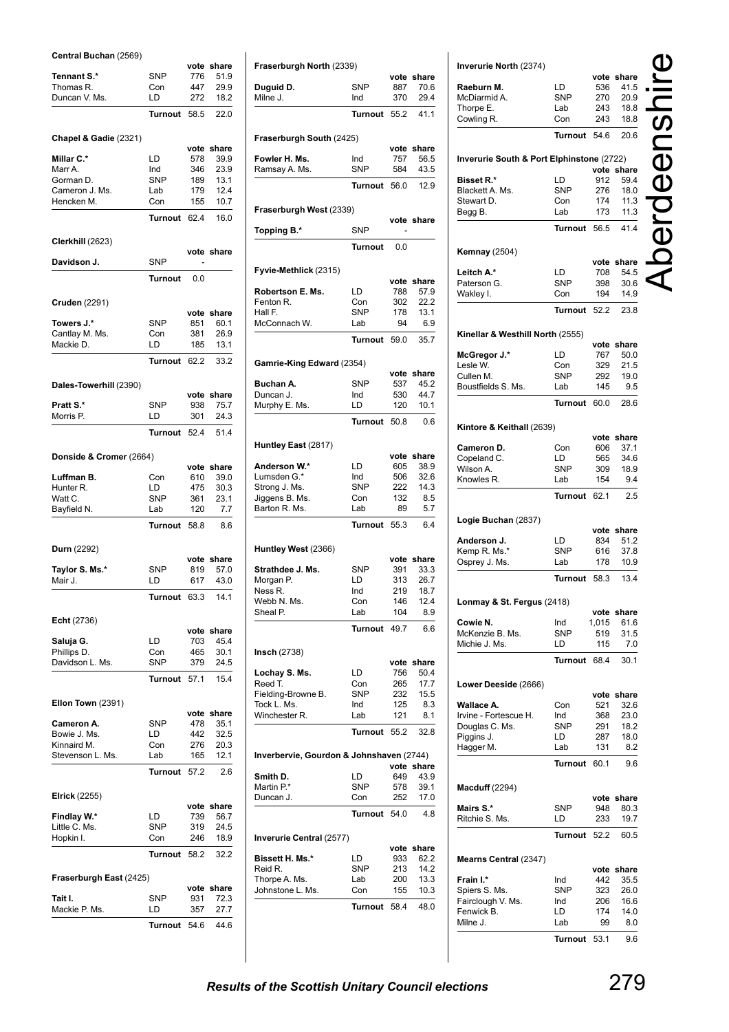# Aberdeenshire

### Central Buchan (2569)

| | | vote | share |
|---|---|---|---|
| **Tennant S.*** | SNP | 776 | 51.9 |
| Thomas R. | Con | 447 | 29.9 |
| Duncan V. Ms. | LD | 272 | 18.2 |
| | **Turnout** | 58.5 | 22.0 |

### Chapel & Gadie (2321)

| | | vote | share |
|---|---|---|---|
| **Millar C.*** | LD | 578 | 39.9 |
| Marr A. | Ind | 346 | 23.9 |
| Gorman D. | SNP | 189 | 13.1 |
| Cameron J. Ms. | Lab | 179 | 12.4 |
| Hencken M. | Con | 155 | 10.7 |
| | **Turnout** | 62.4 | 16.0 |

### Clerkhill (2623)

| | | vote | share |
|---|---|---|---|
| **Davidson J.** | SNP | - | |
| | **Turnout** | 0.0 | |

### Cruden (2291)

| | | vote | share |
|---|---|---|---|
| **Towers J.*** | SNP | 851 | 60.1 |
| Cantlay M. Ms. | Con | 381 | 26.9 |
| Mackie D. | LD | 185 | 13.1 |
| | **Turnout** | 62.2 | 33.2 |

### Dales-Towerhill (2390)

| | | vote | share |
|---|---|---|---|
| **Pratt S.*** | SNP | 938 | 75.7 |
| Morris P. | LD | 301 | 24.3 |
| | **Turnout** | 52.4 | 51.4 |

### Donside & Cromer (2664)

| | | vote | share |
|---|---|---|---|
| **Luffman B.** | Con | 610 | 39.0 |
| Hunter R. | LD | 475 | 30.3 |
| Watt C. | SNP | 361 | 23.1 |
| Bayfield N. | Lab | 120 | 7.7 |
| | **Turnout** | 58.8 | 8.6 |

### Durn (2292)

| | | vote | share |
|---|---|---|---|
| **Taylor S. Ms.*** | SNP | 819 | 57.0 |
| Mair J. | LD | 617 | 43.0 |
| | **Turnout** | 63.3 | 14.1 |

### Echt (2736)

| | | vote | share |
|---|---|---|---|
| **Saluja G.** | LD | 703 | 45.4 |
| Phillips D. | Con | 465 | 30.1 |
| Davidson L. Ms. | SNP | 379 | 24.5 |
| | **Turnout** | 57.1 | 15.4 |

### Ellon Town (2391)

| | | vote | share |
|---|---|---|---|
| **Cameron A.** | SNP | 478 | 35.1 |
| Bowie J. Ms. | LD | 442 | 32.5 |
| Kinnaird M. | Con | 276 | 20.3 |
| Stevenson L. Ms. | Lab | 165 | 12.1 |
| | **Turnout** | 57.2 | 2.6 |

### Elrick (2255)

| | | vote | share |
|---|---|---|---|
| **Findlay W.*** | LD | 739 | 56.7 |
| Little C. Ms. | SNP | 319 | 24.5 |
| Hopkin I. | Con | 246 | 18.9 |
| | **Turnout** | 58.2 | 32.2 |

### Fraserburgh East (2425)

| | | vote | share |
|---|---|---|---|
| **Tait I.** | SNP | 931 | 72.3 |
| Mackie P. Ms. | LD | 357 | 27.7 |
| | **Turnout** | 54.6 | 44.6 |

### Fraserburgh North (2339)

| | | vote | share |
|---|---|---|---|
| **Duguid D.** | SNP | 887 | 70.6 |
| Milne J. | Ind | 370 | 29.4 |
| | **Turnout** | 55.2 | 41.1 |

### Fraserburgh South (2425)

| | | vote | share |
|---|---|---|---|
| **Fowler H. Ms.** | Ind | 757 | 56.5 |
| Ramsay A. Ms. | SNP | 584 | 43.5 |
| | **Turnout** | 56.0 | 12.9 |

### Fraserburgh West (2339)

| | | vote | share |
|---|---|---|---|
| **Topping B.*** | SNP | - | |
| | **Turnout** | 0.0 | |

### Fyvie-Methlick (2315)

| | | vote | share |
|---|---|---|---|
| **Robertson E. Ms.** | LD | 788 | 57.9 |
| Fenton R. | Con | 302 | 22.2 |
| Hall F. | SNP | 178 | 13.1 |
| McConnach W. | Lab | 94 | 6.9 |
| | **Turnout** | 59.0 | 35.7 |

### Gamrie-King Edward (2354)

| | | vote | share |
|---|---|---|---|
| **Buchan A.** | SNP | 537 | 45.2 |
| Duncan J. | Ind | 530 | 44.7 |
| Murphy E. Ms. | LD | 120 | 10.1 |
| | **Turnout** | 50.8 | 0.6 |

### Huntley East (2817)

| | | vote | share |
|---|---|---|---|
| **Anderson W.*** | LD | 605 | 38.9 |
| Lumsden G.* | Ind | 506 | 32.6 |
| Strong J. Ms. | SNP | 222 | 14.3 |
| Jiggens B. Ms. | Con | 132 | 8.5 |
| Barton R. Ms. | Lab | 89 | 5.7 |
| | **Turnout** | 55.3 | 6.4 |

### Huntley West (2366)

| | | vote | share |
|---|---|---|---|
| **Strathdee J. Ms.** | SNP | 391 | 33.3 |
| Morgan P. | LD | 313 | 26.7 |
| Ness R. | Ind | 219 | 18.7 |
| Webb N. Ms. | Con | 146 | 12.4 |
| Sheal P. | Lab | 104 | 8.9 |
| | **Turnout** | 49.7 | 6.6 |

### Insch (2738)

| | | vote | share |
|---|---|---|---|
| **Lochay S. Ms.** | LD | 756 | 50.4 |
| Reed T. | Con | 265 | 17.7 |
| Fielding-Browne B. | SNP | 232 | 15.5 |
| Tock L. Ms. | Ind | 125 | 8.3 |
| Winchester R. | Lab | 121 | 8.1 |
| | **Turnout** | 55.2 | 32.8 |

### Inverbervie, Gourdon & Johnshaven (2744)

| | | vote | share |
|---|---|---|---|
| **Smith D.** | LD | 649 | 43.9 |
| Martin P.* | SNP | 578 | 39.1 |
| Duncan J. | Con | 252 | 17.0 |
| | **Turnout** | 54.0 | 4.8 |

### Inverurie Central (2577)

| | | vote | share |
|---|---|---|---|
| **Bissett H. Ms.*** | LD | 933 | 62.2 |
| Reid R. | SNP | 213 | 14.2 |
| Thorpe A. Ms. | Lab | 200 | 13.3 |
| Johnstone L. Ms. | Con | 155 | 10.3 |
| | **Turnout** | 58.4 | 48.0 |

### Inverurie North (2374)

| | | vote | share |
|---|---|---|---|
| **Raeburn M.** | LD | 536 | 41.5 |
| McDiarmid A. | SNP | 270 | 20.9 |
| Thorpe E. | Lab | 243 | 18.8 |
| Cowling R. | Con | 243 | 18.8 |
| | **Turnout** | 54.6 | 20.6 |

### Inverurie South & Port Elphinstone (2722)

| | | vote | share |
|---|---|---|---|
| **Bisset R.*** | LD | 912 | 59.4 |
| Blackett A. Ms. | SNP | 276 | 18.0 |
| Stewart D. | Con | 174 | 11.3 |
| Begg B. | Lab | 173 | 11.3 |
| | **Turnout** | 56.5 | 41.4 |

### Kemnay (2504)

| | | vote | share |
|---|---|---|---|
| **Leitch A.*** | LD | 708 | 54.5 |
| Paterson G. | SNP | 398 | 30.6 |
| Wakley I. | Con | 194 | 14.9 |
| | **Turnout** | 52.2 | 23.8 |

### Kinellar & Westhill North (2555)

| | | vote | share |
|---|---|---|---|
| **McGregor J.*** | LD | 767 | 50.0 |
| Lesle W. | Con | 329 | 21.5 |
| Cullen M. | SNP | 292 | 19.0 |
| Boustfields S. Ms. | Lab | 145 | 9.5 |
| | **Turnout** | 60.0 | 28.6 |

### Kintore & Keithall (2639)

| | | vote | share |
|---|---|---|---|
| **Cameron D.** | Con | 606 | 37.1 |
| Copeland C. | LD | 565 | 34.6 |
| Wilson A. | SNP | 309 | 18.9 |
| Knowles R. | Lab | 154 | 9.4 |
| | **Turnout** | 62.1 | 2.5 |

### Logie Buchan (2837)

| | | vote | share |
|---|---|---|---|
| **Anderson J.** | LD | 834 | 51.2 |
| Kemp R. Ms.* | SNP | 616 | 37.8 |
| Osprey J. Ms. | Lab | 178 | 10.9 |
| | **Turnout** | 58.3 | 13.4 |

### Lonmay & St. Fergus (2418)

| | | vote | share |
|---|---|---|---|
| **Cowie N.** | Ind | 1,015 | 61.6 |
| McKenzie B. Ms. | SNP | 519 | 31.5 |
| Michie J. Ms. | LD | 115 | 7.0 |
| | **Turnout** | 68.4 | 30.1 |

### Lower Deeside (2666)

| | | vote | share |
|---|---|---|---|
| **Wallace A.** | Con | 521 | 32.6 |
| Irvine - Fortescue H. | Ind | 368 | 23.0 |
| Douglas C. Ms. | SNP | 291 | 18.2 |
| Piggins J. | LD | 287 | 18.0 |
| Hagger M. | Lab | 131 | 8.2 |
| | **Turnout** | 60.1 | 9.6 |

### Macduff (2294)

| | | vote | share |
|---|---|---|---|
| **Mairs S.*** | SNP | 948 | 80.3 |
| Ritchie S. Ms. | LD | 233 | 19.7 |
| | **Turnout** | 52.2 | 60.5 |

### Mearns Central (2347)

| | | vote | share |
|---|---|---|---|
| **Frain I.*** | Ind | 442 | 35.5 |
| Spiers S. Ms. | SNP | 323 | 26.0 |
| Fairclough V. Ms. | Ind | 206 | 16.6 |
| Fenwick B. | LD | 174 | 14.0 |
| Milne J. | Lab | 99 | 8.0 |
| | **Turnout** | 53.1 | 9.6 |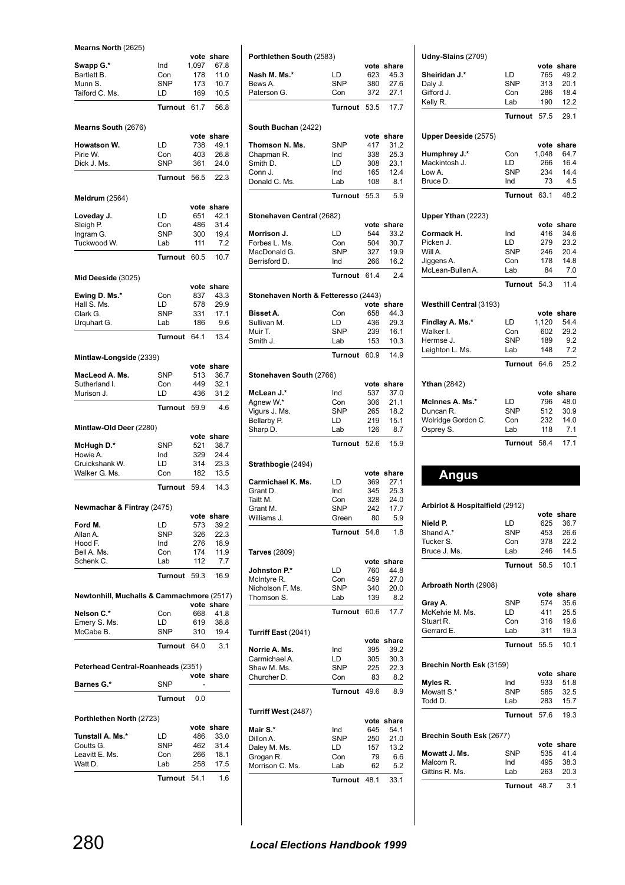**Mearns North** (2625)

| | | vote | share |
|---|---|---|---|
| **Swapp G.*** | Ind | 1,097 | 67.8 |
| Bartlett B. | Con | 178 | 11.0 |
| Munn S. | SNP | 173 | 10.7 |
| Taiford C. Ms. | LD | 169 | 10.5 |
| | **Turnout** | 61.7 | 56.8 |

**Mearns South** (2676)

| | | vote | share |
|---|---|---|---|
| **Howatson W.** | LD | 738 | 49.1 |
| Pirie W. | Con | 403 | 26.8 |
| Dick J. Ms. | SNP | 361 | 24.0 |
| | **Turnout** | 56.5 | 22.3 |

**Meldrum** (2564)

| | | vote | share |
|---|---|---|---|
| **Loveday J.** | LD | 651 | 42.1 |
| Sleigh P. | Con | 486 | 31.4 |
| Ingram G. | SNP | 300 | 19.4 |
| Tuckwood W. | Lab | 111 | 7.2 |
| | **Turnout** | 60.5 | 10.7 |

**Mid Deeside** (3025)

| | | vote | share |
|---|---|---|---|
| **Ewing D. Ms.*** | Con | 837 | 43.3 |
| Hall S. Ms. | LD | 578 | 29.9 |
| Clark G. | SNP | 331 | 17.1 |
| Urquhart G. | Lab | 186 | 9.6 |
| | **Turnout** | 64.1 | 13.4 |

**Mintlaw-Longside** (2339)

| | | vote | share |
|---|---|---|---|
| **MacLeod A. Ms.** | SNP | 513 | 36.7 |
| Sutherland I. | Con | 449 | 32.1 |
| Murison J. | LD | 436 | 31.2 |
| | **Turnout** | 59.9 | 4.6 |

**Mintlaw-Old Deer** (2280)

| | | vote | share |
|---|---|---|---|
| **McHugh D.*** | SNP | 521 | 38.7 |
| Howie A. | Ind | 329 | 24.4 |
| Cruickshank W. | LD | 314 | 23.3 |
| Walker G. Ms. | Con | 182 | 13.5 |
| | **Turnout** | 59.4 | 14.3 |

**Newmachar & Fintray** (2475)

| | | vote | share |
|---|---|---|---|
| **Ford M.** | LD | 573 | 39.2 |
| Allan A. | SNP | 326 | 22.3 |
| Hood F. | Ind | 276 | 18.9 |
| Bell A. Ms. | Con | 174 | 11.9 |
| Schenk C. | Lab | 112 | 7.7 |
| | **Turnout** | 59.3 | 16.9 |

**Newtonhill, Muchalls & Cammachmore** (2517)

| | | vote | share |
|---|---|---|---|
| **Nelson C.*** | Con | 668 | 41.8 |
| Emery S. Ms. | LD | 619 | 38.8 |
| McCabe B. | SNP | 310 | 19.4 |
| | **Turnout** | 64.0 | 3.1 |

**Peterhead Central-Roanheads** (2351)

| | | vote | share |
|---|---|---|---|
| **Barnes G.*** | SNP | | - |
| | **Turnout** | 0.0 | |

**Porthlethen North** (2723)

| | | vote | share |
|---|---|---|---|
| **Tunstall A. Ms.*** | LD | 486 | 33.0 |
| Coutts G. | SNP | 462 | 31.4 |
| Leavitt E. Ms. | Con | 266 | 18.1 |
| Watt D. | Lab | 258 | 17.5 |
| | **Turnout** | 54.1 | 1.6 |

**Porthlethen South** (2583)

| | | vote | share |
|---|---|---|---|
| **Nash M. Ms.*** | LD | 623 | 45.3 |
| Bews A. | SNP | 380 | 27.6 |
| Paterson G. | Con | 372 | 27.1 |
| | **Turnout** | 53.5 | 17.7 |

**South Buchan** (2422)

| | | vote | share |
|---|---|---|---|
| **Thomson N. Ms.** | SNP | 417 | 31.2 |
| Chapman R. | Ind | 338 | 25.3 |
| Smith D. | LD | 308 | 23.1 |
| Conn J. | Ind | 165 | 12.4 |
| Donald C. Ms. | Lab | 108 | 8.1 |
| | **Turnout** | 55.3 | 5.9 |

**Stonehaven Central** (2682)

| | | vote | share |
|---|---|---|---|
| **Morrison J.** | LD | 544 | 33.2 |
| Forbes L. Ms. | Con | 504 | 30.7 |
| MacDonald G. | SNP | 327 | 19.9 |
| Berrisford D. | Ind | 266 | 16.2 |
| | **Turnout** | 61.4 | 2.4 |

**Stonehaven North & Fetteresso** (2443)

| | | vote | share |
|---|---|---|---|
| **Bisset A.** | Con | 658 | 44.3 |
| Sullivan M. | LD | 436 | 29.3 |
| Muir T. | SNP | 239 | 16.1 |
| Smith J. | Lab | 153 | 10.3 |
| | **Turnout** | 60.9 | 14.9 |

**Stonehaven South** (2766)

| | | vote | share |
|---|---|---|---|
| **McLean J.*** | Ind | 537 | 37.0 |
| Agnew W.* | Con | 306 | 21.1 |
| Vigurs J. Ms. | SNP | 265 | 18.2 |
| Bellarby P. | LD | 219 | 15.1 |
| Sharp D. | Lab | 126 | 8.7 |
| | **Turnout** | 52.6 | 15.9 |

**Strathbogie** (2494)

| | | vote | share |
|---|---|---|---|
| **Carmichael K. Ms.** | LD | 369 | 27.1 |
| Grant D. | Ind | 345 | 25.3 |
| Taitt M. | Con | 328 | 24.0 |
| Grant M. | SNP | 242 | 17.7 |
| Williams J. | Green | 80 | 5.9 |
| | **Turnout** | 54.8 | 1.8 |

**Tarves** (2809)

| | | vote | share |
|---|---|---|---|
| **Johnston P.*** | LD | 760 | 44.8 |
| McIntyre R. | Con | 459 | 27.0 |
| Nicholson F. Ms. | SNP | 340 | 20.0 |
| Thomson S. | Lab | 139 | 8.2 |
| | **Turnout** | 60.6 | 17.7 |

**Turriff East** (2041)

| | | vote | share |
|---|---|---|---|
| **Norrie A. Ms.** | Ind | 395 | 39.2 |
| Carmichael A. | LD | 305 | 30.3 |
| Shaw M. Ms. | SNP | 225 | 22.3 |
| Churcher D. | Con | 83 | 8.2 |
| | **Turnout** | 49.6 | 8.9 |

**Turriff West** (2487)

| | | vote | share |
|---|---|---|---|
| **Mair S.*** | Ind | 645 | 54.1 |
| Dillon A. | SNP | 250 | 21.0 |
| Daley M. Ms. | LD | 157 | 13.2 |
| Grogan R. | Con | 79 | 6.6 |
| Morrison C. Ms. | Lab | 62 | 5.2 |
| | **Turnout** | 48.1 | 33.1 |

**Udny-Slains** (2709)

| | | vote | share |
|---|---|---|---|
| **Sheiridan J.*** | LD | 765 | 49.2 |
| Daly J. | SNP | 313 | 20.1 |
| Gifford J. | Con | 286 | 18.4 |
| Kelly R. | Lab | 190 | 12.2 |
| | **Turnout** | 57.5 | 29.1 |

**Upper Deeside** (2575)

| | | vote | share |
|---|---|---|---|
| **Humphrey J.*** | Con | 1,048 | 64.7 |
| Mackintosh J. | LD | 266 | 16.4 |
| Low A. | SNP | 234 | 14.4 |
| Bruce D. | Ind | 73 | 4.5 |
| | **Turnout** | 63.1 | 48.2 |

**Upper Ythan** (2223)

| | | vote | share |
|---|---|---|---|
| **Cormack H.** | Ind | 416 | 34.6 |
| Picken J. | LD | 279 | 23.2 |
| Will A. | SNP | 246 | 20.4 |
| Jiggens A. | Con | 178 | 14.8 |
| McLean-Bullen A. | Lab | 84 | 7.0 |
| | **Turnout** | 54.3 | 11.4 |

**Westhill Central** (3193)

| | | vote | share |
|---|---|---|---|
| **Findlay A. Ms.*** | LD | 1,120 | 54.4 |
| Walker I. | Con | 602 | 29.2 |
| Hermse J. | SNP | 189 | 9.2 |
| Leighton L. Ms. | Lab | 148 | 7.2 |
| | **Turnout** | 64.6 | 25.2 |

**Ythan** (2842)

| | | vote | share |
|---|---|---|---|
| **McInnes A. Ms.*** | LD | 796 | 48.0 |
| Duncan R. | SNP | 512 | 30.9 |
| Wolridge Gordon C. | Con | 232 | 14.0 |
| Osprey S. | Lab | 118 | 7.1 |
| | **Turnout** | 58.4 | 17.1 |

# Angus

**Arbirlot & Hospitalfield** (2912)

| | | vote | share |
|---|---|---|---|
| **Nield P.** | LD | 625 | 36.7 |
| Shand A.* | SNP | 453 | 26.6 |
| Tucker S. | Con | 378 | 22.2 |
| Bruce J. Ms. | Lab | 246 | 14.5 |
| | **Turnout** | 58.5 | 10.1 |

**Arbroath North** (2908)

| | | vote | share |
|---|---|---|---|
| **Gray A.** | SNP | 574 | 35.6 |
| McKelvie M. Ms. | LD | 411 | 25.5 |
| Stuart R. | Con | 316 | 19.6 |
| Gerrard E. | Lab | 311 | 19.3 |
| | **Turnout** | 55.5 | 10.1 |

**Brechin North Esk** (3159)

| | | vote | share |
|---|---|---|---|
| **Myles R.** | Ind | 933 | 51.8 |
| Mowatt S.* | SNP | 585 | 32.5 |
| Todd D. | Lab | 283 | 15.7 |
| | **Turnout** | 57.6 | 19.3 |

**Brechin South Esk** (2677)

| | | vote | share |
|---|---|---|---|
| **Mowatt J. Ms.** | SNP | 535 | 41.4 |
| Malcom R. | Ind | 495 | 38.3 |
| Gittins R. Ms. | Lab | 263 | 20.3 |
| | **Turnout** | 48.7 | 3.1 |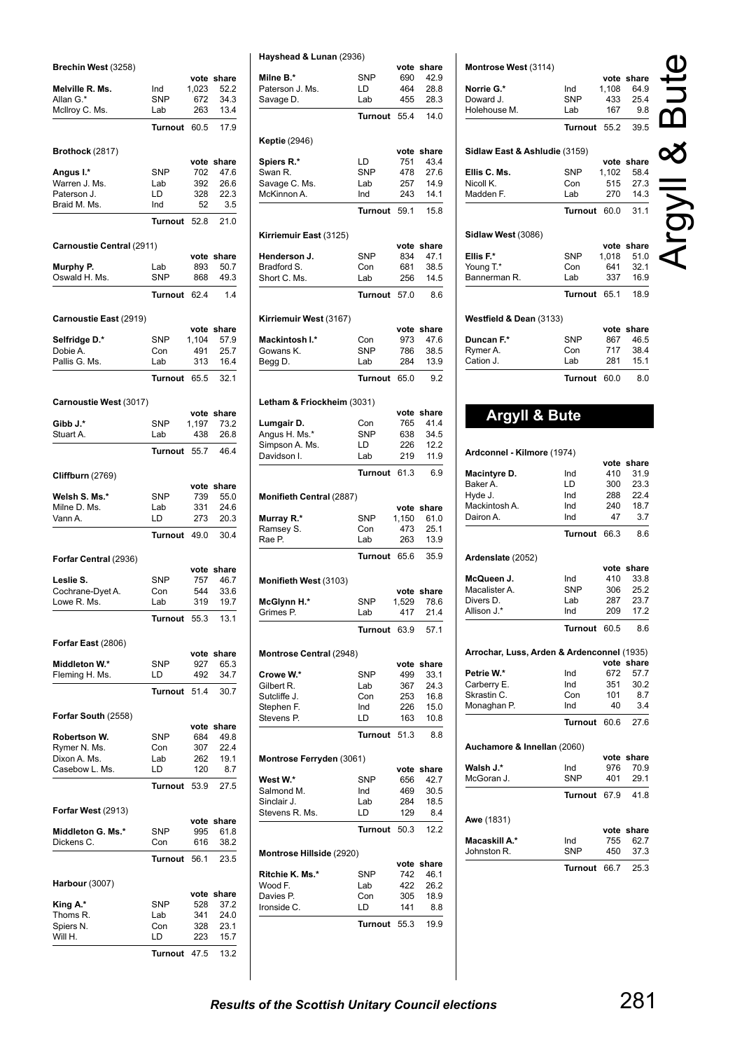**Brechin West** (3258)

| | | vote | share |
|---|---|---|---|
| **Melville R. Ms.** | Ind | 1,023 | 52.2 |
| Allan G.* | SNP | 672 | 34.3 |
| McIlroy C. Ms. | Lab | 263 | 13.4 |
| | **Turnout** | 60.5 | 17.9 |

**Brothock** (2817)

| | | vote | share |
|---|---|---|---|
| **Angus I.*** | SNP | 702 | 47.6 |
| Warren J. Ms. | Lab | 392 | 26.6 |
| Paterson J. | LD | 328 | 22.3 |
| Braid M. Ms. | Ind | 52 | 3.5 |
| | **Turnout** | 52.8 | 21.0 |

**Carnoustie Central** (2911)

| | | vote | share |
|---|---|---|---|
| **Murphy P.** | Lab | 893 | 50.7 |
| Oswald H. Ms. | SNP | 868 | 49.3 |
| | **Turnout** | 62.4 | 1.4 |

**Carnoustie East** (2919)

| | | vote | share |
|---|---|---|---|
| **Selfridge D.*** | SNP | 1,104 | 57.9 |
| Dobie A. | Con | 491 | 25.7 |
| Pallis G. Ms. | Lab | 313 | 16.4 |
| | **Turnout** | 65.5 | 32.1 |

**Carnoustie West** (3017)

| | | vote | share |
|---|---|---|---|
| **Gibb J.*** | SNP | 1,197 | 73.2 |
| Stuart A. | Lab | 438 | 26.8 |
| | **Turnout** | 55.7 | 46.4 |

**Cliffburn** (2769)

| | | vote | share |
|---|---|---|---|
| **Welsh S. Ms.*** | SNP | 739 | 55.0 |
| Milne D. Ms. | Lab | 331 | 24.6 |
| Vann A. | LD | 273 | 20.3 |
| | **Turnout** | 49.0 | 30.4 |

**Forfar Central** (2936)

| | | vote | share |
|---|---|---|---|
| **Leslie S.** | SNP | 757 | 46.7 |
| Cochrane-Dyet A. | Con | 544 | 33.6 |
| Lowe R. Ms. | Lab | 319 | 19.7 |
| | **Turnout** | 55.3 | 13.1 |

**Forfar East** (2806)

| | | vote | share |
|---|---|---|---|
| **Middleton W.*** | SNP | 927 | 65.3 |
| Fleming H. Ms. | LD | 492 | 34.7 |
| | **Turnout** | 51.4 | 30.7 |

**Forfar South** (2558)

| | | vote | share |
|---|---|---|---|
| **Robertson W.** | SNP | 684 | 49.8 |
| Rymer N. Ms. | Con | 307 | 22.4 |
| Dixon A. Ms. | Lab | 262 | 19.1 |
| Casebow L. Ms. | LD | 120 | 8.7 |
| | **Turnout** | 53.9 | 27.5 |

**Forfar West** (2913)

| | | vote | share |
|---|---|---|---|
| **Middleton G. Ms.*** | SNP | 995 | 61.8 |
| Dickens C. | Con | 616 | 38.2 |
| | **Turnout** | 56.1 | 23.5 |

**Harbour** (3007)

| | | vote | share |
|---|---|---|---|
| **King A.*** | SNP | 528 | 37.2 |
| Thoms R. | Lab | 341 | 24.0 |
| Spiers N. | Con | 328 | 23.1 |
| Will H. | LD | 223 | 15.7 |
| | **Turnout** | 47.5 | 13.2 |

**Hayshead & Lunan** (2936)

| | | vote | share |
|---|---|---|---|
| **Milne B.*** | SNP | 690 | 42.9 |
| Paterson J. Ms. | LD | 464 | 28.8 |
| Savage D. | Lab | 455 | 28.3 |
| | **Turnout** | 55.4 | 14.0 |

**Keptie** (2946)

| | | vote | share |
|---|---|---|---|
| **Spiers R.*** | LD | 751 | 43.4 |
| Swan R. | SNP | 478 | 27.6 |
| Savage C. Ms. | Lab | 257 | 14.9 |
| McKinnon A. | Ind | 243 | 14.1 |
| | **Turnout** | 59.1 | 15.8 |

**Kirriemuir East** (3125)

| | | vote | share |
|---|---|---|---|
| **Henderson J.** | SNP | 834 | 47.1 |
| Bradford S. | Con | 681 | 38.5 |
| Short C. Ms. | Lab | 256 | 14.5 |
| | **Turnout** | 57.0 | 8.6 |

**Kirriemuir West** (3167)

| | | vote | share |
|---|---|---|---|
| **Mackintosh I.*** | Con | 973 | 47.6 |
| Gowans K. | SNP | 786 | 38.5 |
| Begg D. | Lab | 284 | 13.9 |
| | **Turnout** | 65.0 | 9.2 |

**Letham & Friockheim** (3031)

| | | vote | share |
|---|---|---|---|
| **Lumgair D.** | Con | 765 | 41.4 |
| Angus H. Ms.* | SNP | 638 | 34.5 |
| Simpson A. Ms. | LD | 226 | 12.2 |
| Davidson I. | Lab | 219 | 11.9 |
| | **Turnout** | 61.3 | 6.9 |

**Monifieth Central** (2887)

| | | vote | share |
|---|---|---|---|
| **Murray R.*** | SNP | 1,150 | 61.0 |
| Ramsey S. | Con | 473 | 25.1 |
| Rae P. | Lab | 263 | 13.9 |
| | **Turnout** | 65.6 | 35.9 |

**Monifieth West** (3103)

| | | vote | share |
|---|---|---|---|
| **McGlynn H.*** | SNP | 1,529 | 78.6 |
| Grimes P. | Lab | 417 | 21.4 |
| | **Turnout** | 63.9 | 57.1 |

**Montrose Central** (2948)

| | | vote | share |
|---|---|---|---|
| **Crowe W.*** | SNP | 499 | 33.1 |
| Gilbert R. | Lab | 367 | 24.3 |
| Sutcliffe J. | Con | 253 | 16.8 |
| Stephen F. | Ind | 226 | 15.0 |
| Stevens P. | LD | 163 | 10.8 |
| | **Turnout** | 51.3 | 8.8 |

**Montrose Ferryden** (3061)

| | | vote | share |
|---|---|---|---|
| **West W.*** | SNP | 656 | 42.7 |
| Salmond M. | Ind | 469 | 30.5 |
| Sinclair J. | Lab | 284 | 18.5 |
| Stevens R. Ms. | LD | 129 | 8.4 |
| | **Turnout** | 50.3 | 12.2 |

**Montrose Hillside** (2920)

| | | vote | share |
|---|---|---|---|
| **Ritchie K. Ms.*** | SNP | 742 | 46.1 |
| Wood F. | Lab | 422 | 26.2 |
| Davies P. | Con | 305 | 18.9 |
| Ironside C. | LD | 141 | 8.8 |
| | **Turnout** | 55.3 | 19.9 |

**Montrose West** (3114)

| | | vote | share |
|---|---|---|---|
| **Norrie G.*** | Ind | 1,108 | 64.9 |
| Doward J. | SNP | 433 | 25.4 |
| Holehouse M. | Lab | 167 | 9.8 |
| | **Turnout** | 55.2 | 39.5 |

**Sidlaw East & Ashludie** (3159)

| | | vote | share |
|---|---|---|---|
| **Ellis C. Ms.** | SNP | 1,102 | 58.4 |
| Nicoll K. | Con | 515 | 27.3 |
| Madden F. | Lab | 270 | 14.3 |
| | **Turnout** | 60.0 | 31.1 |

**Sidlaw West** (3086)

| | | vote | share |
|---|---|---|---|
| **Ellis F.*** | SNP | 1,018 | 51.0 |
| Young T.* | Con | 641 | 32.1 |
| Bannerman R. | Lab | 337 | 16.9 |
| | **Turnout** | 65.1 | 18.9 |

**Westfield & Dean** (3133)

| | | vote | share |
|---|---|---|---|
| **Duncan F.*** | SNP | 867 | 46.5 |
| Rymer A. | Con | 717 | 38.4 |
| Cation J. | Lab | 281 | 15.1 |
| | **Turnout** | 60.0 | 8.0 |

## Argyll & Bute

**Ardconnel - Kilmore** (1974)

| | | vote | share |
|---|---|---|---|
| **Macintyre D.** | Ind | 410 | 31.9 |
| Baker A. | LD | 300 | 23.3 |
| Hyde J. | Ind | 288 | 22.4 |
| Mackintosh A. | Ind | 240 | 18.7 |
| Dairon A. | Ind | 47 | 3.7 |
| | **Turnout** | 66.3 | 8.6 |

**Ardenslate** (2052)

| | | vote | share |
|---|---|---|---|
| **McQueen J.** | Ind | 410 | 33.8 |
| Macalister A. | SNP | 306 | 25.2 |
| Divers D. | Lab | 287 | 23.7 |
| Allison J.* | Ind | 209 | 17.2 |
| | **Turnout** | 60.5 | 8.6 |

**Arrochar, Luss, Arden & Ardenconnel** (1935)

| | | vote | share |
|---|---|---|---|
| **Petrie W.*** | Ind | 672 | 57.7 |
| Carberry E. | Ind | 351 | 30.2 |
| Skrastin C. | Con | 101 | 8.7 |
| Monaghan P. | Ind | 40 | 3.4 |
| | **Turnout** | 60.6 | 27.6 |

**Auchamore & Innellan** (2060)

| | | vote | share |
|---|---|---|---|
| **Walsh J.*** | Ind | 976 | 70.9 |
| McGoran J. | SNP | 401 | 29.1 |
| | **Turnout** | 67.9 | 41.8 |

**Awe** (1831)

| | | vote | share |
|---|---|---|---|
| **Macaskill A.*** | Ind | 755 | 62.7 |
| Johnston R. | SNP | 450 | 37.3 |
| | **Turnout** | 66.7 | 25.3 |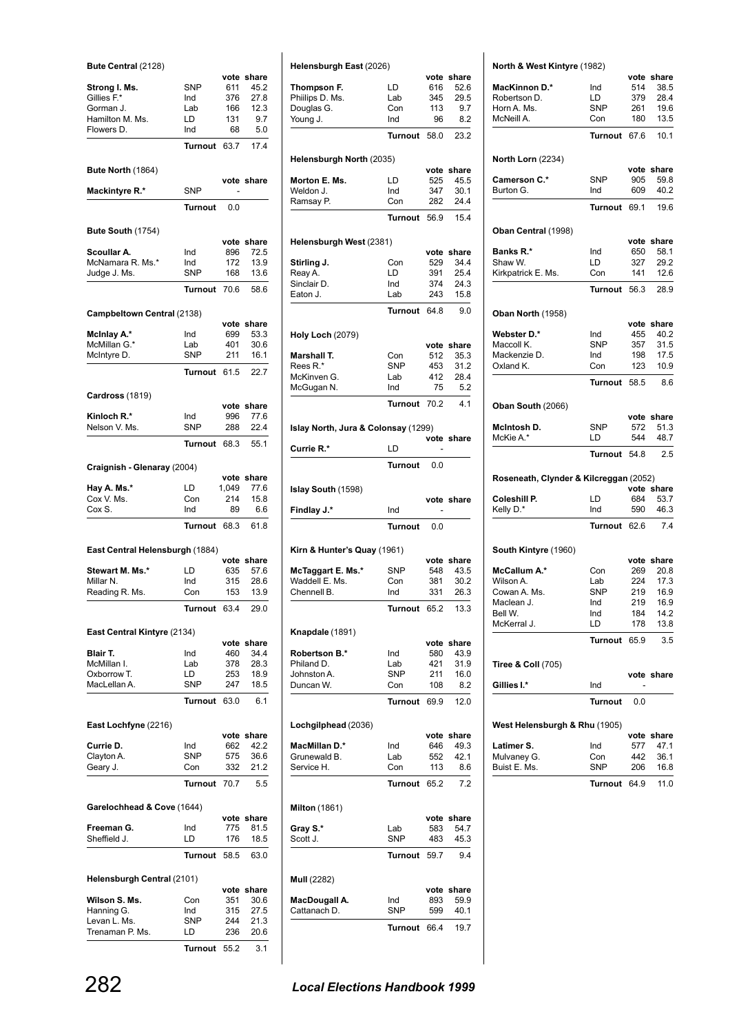**Bute Central** (2128)

| | | vote | share |
|---|---|---|---|
| **Strong I. Ms.** | SNP | 611 | 45.2 |
| Gillies F.* | Ind | 376 | 27.8 |
| Gorman J. | Lab | 166 | 12.3 |
| Hamilton M. Ms. | LD | 131 | 9.7 |
| Flowers D. | Ind | 68 | 5.0 |
| | **Turnout** | 63.7 | 17.4 |

**Bute North** (1864)

| | | vote | share |
|---|---|---|---|
| **Mackintyre R.*** | SNP | - | |
| | **Turnout** | 0.0 | |

**Bute South** (1754)

| | | vote | share |
|---|---|---|---|
| **Scoullar A.** | Ind | 896 | 72.5 |
| McNamara R. Ms.* | Ind | 172 | 13.9 |
| Judge J. Ms. | SNP | 168 | 13.6 |
| | **Turnout** | 70.6 | 58.6 |

**Campbeltown Central** (2138)

| | | vote | share |
|---|---|---|---|
| **McInlay A.*** | Ind | 699 | 53.3 |
| McMillan G.* | Lab | 401 | 30.6 |
| McIntyre D. | SNP | 211 | 16.1 |
| | **Turnout** | 61.5 | 22.7 |

**Cardross** (1819)

| | | vote | share |
|---|---|---|---|
| **Kinloch R.*** | Ind | 996 | 77.6 |
| Nelson V. Ms. | SNP | 288 | 22.4 |
| | **Turnout** | 68.3 | 55.1 |

**Craignish - Glenaray** (2004)

| | | vote | share |
|---|---|---|---|
| **Hay A. Ms.*** | LD | 1,049 | 77.6 |
| Cox V. Ms. | Con | 214 | 15.8 |
| Cox S. | Ind | 89 | 6.6 |
| | **Turnout** | 68.3 | 61.8 |

**East Central Helensburgh** (1884)

| | | vote | share |
|---|---|---|---|
| **Stewart M. Ms.*** | LD | 635 | 57.6 |
| Millar N. | Ind | 315 | 28.6 |
| Reading R. Ms. | Con | 153 | 13.9 |
| | **Turnout** | 63.4 | 29.0 |

**East Central Kintyre** (2134)

| | | vote | share |
|---|---|---|---|
| **Blair T.** | Ind | 460 | 34.4 |
| McMillan I. | Lab | 378 | 28.3 |
| Oxborrow T. | LD | 253 | 18.9 |
| MacLellan A. | SNP | 247 | 18.5 |
| | **Turnout** | 63.0 | 6.1 |

**East Lochfyne** (2216)

| | | vote | share |
|---|---|---|---|
| **Currie D.** | Ind | 662 | 42.2 |
| Clayton A. | SNP | 575 | 36.6 |
| Geary J. | Con | 332 | 21.2 |
| | **Turnout** | 70.7 | 5.5 |

**Garelochhead & Cove** (1644)

| | | vote | share |
|---|---|---|---|
| **Freeman G.** | Ind | 775 | 81.5 |
| Sheffield J. | LD | 176 | 18.5 |
| | **Turnout** | 58.5 | 63.0 |

**Helensburgh Central** (2101)

| | | vote | share |
|---|---|---|---|
| **Wilson S. Ms.** | Con | 351 | 30.6 |
| Hanning G. | Ind | 315 | 27.5 |
| Levan L. Ms. | SNP | 244 | 21.3 |
| Trenaman P. Ms. | LD | 236 | 20.6 |
| | **Turnout** | 55.2 | 3.1 |

**Helensburgh East** (2026)

| | | vote | share |
|---|---|---|---|
| **Thompson F.** | LD | 616 | 52.6 |
| Phillips D. Ms. | Lab | 345 | 29.5 |
| Douglas G. | Con | 113 | 9.7 |
| Young J. | Ind | 96 | 8.2 |
| | **Turnout** | 58.0 | 23.2 |

**Helensburgh North** (2035)

| | | vote | share |
|---|---|---|---|
| **Morton E. Ms.** | LD | 525 | 45.5 |
| Weldon J. | Ind | 347 | 30.1 |
| Ramsay P. | Con | 282 | 24.4 |
| | **Turnout** | 56.9 | 15.4 |

**Helensburgh West** (2381)

| | | vote | share |
|---|---|---|---|
| **Stirling J.** | Con | 529 | 34.4 |
| Reay A. | LD | 391 | 25.4 |
| Sinclair D. | Ind | 374 | 24.3 |
| Eaton J. | Lab | 243 | 15.8 |
| | **Turnout** | 64.8 | 9.0 |

**Holy Loch** (2079)

| | | vote | share |
|---|---|---|---|
| **Marshall T.** | Con | 512 | 35.3 |
| Rees R.* | SNP | 453 | 31.2 |
| McKinven G. | Lab | 412 | 28.4 |
| McGugan N. | Ind | 75 | 5.2 |
| | **Turnout** | 70.2 | 4.1 |

**Islay North, Jura & Colonsay** (1299)

| | | vote | share |
|---|---|---|---|
| **Currie R.*** | LD | - | |
| | **Turnout** | 0.0 | |

**Islay South** (1598)

| | | vote | share |
|---|---|---|---|
| **Findlay J.*** | Ind | - | |
| | **Turnout** | 0.0 | |

**Kirn & Hunter's Quay** (1961)

| | | vote | share |
|---|---|---|---|
| **McTaggart E. Ms.*** | SNP | 548 | 43.5 |
| Waddell E. Ms. | Con | 381 | 30.2 |
| Chennell B. | Ind | 331 | 26.3 |
| | **Turnout** | 65.2 | 13.3 |

**Knapdale** (1891)

| | | vote | share |
|---|---|---|---|
| **Robertson B.*** | Ind | 580 | 43.9 |
| Philand D. | Lab | 421 | 31.9 |
| Johnston A. | SNP | 211 | 16.0 |
| Duncan W. | Con | 108 | 8.2 |
| | **Turnout** | 69.9 | 12.0 |

**Lochgilphead** (2036)

| | | vote | share |
|---|---|---|---|
| **MacMillan D.*** | Ind | 646 | 49.3 |
| Grunewald B. | Lab | 552 | 42.1 |
| Service H. | Con | 113 | 8.6 |
| | **Turnout** | 65.2 | 7.2 |

**Milton** (1861)

| | | vote | share |
|---|---|---|---|
| **Gray S.*** | Lab | 583 | 54.7 |
| Scott J. | SNP | 483 | 45.3 |
| | **Turnout** | 59.7 | 9.4 |

**Mull** (2282)

| | | vote | share |
|---|---|---|---|
| **MacDougall A.** | Ind | 893 | 59.9 |
| Cattanach D. | SNP | 599 | 40.1 |
| | **Turnout** | 66.4 | 19.7 |

**North & West Kintyre** (1982)

| | | vote | share |
|---|---|---|---|
| **MacKinnon D.*** | Ind | 514 | 38.5 |
| Robertson D. | LD | 379 | 28.4 |
| Horn A. Ms. | SNP | 261 | 19.6 |
| McNeill A. | Con | 180 | 13.5 |
| | **Turnout** | 67.6 | 10.1 |

**North Lorn** (2234)

| | | vote | share |
|---|---|---|---|
| **Camerson C.*** | SNP | 905 | 59.8 |
| Burton G. | Ind | 609 | 40.2 |
| | **Turnout** | 69.1 | 19.6 |

**Oban Central** (1998)

| | | vote | share |
|---|---|---|---|
| **Banks R.*** | Ind | 650 | 58.1 |
| Shaw W. | LD | 327 | 29.2 |
| Kirkpatrick E. Ms. | Con | 141 | 12.6 |
| | **Turnout** | 56.3 | 28.9 |

**Oban North** (1958)

| | | vote | share |
|---|---|---|---|
| **Webster D.*** | Ind | 455 | 40.2 |
| Maccoll K. | SNP | 357 | 31.5 |
| Mackenzie D. | Ind | 198 | 17.5 |
| Oxland K. | Con | 123 | 10.9 |
| | **Turnout** | 58.5 | 8.6 |

**Oban South** (2066)

| | | vote | share |
|---|---|---|---|
| **McIntosh D.** | SNP | 572 | 51.3 |
| McKie A.* | LD | 544 | 48.7 |
| | **Turnout** | 54.8 | 2.5 |

**Roseneath, Clynder & Kilcreggan** (2052)

| | | vote | share |
|---|---|---|---|
| **Coleshill P.** | LD | 684 | 53.7 |
| Kelly D.* | Ind | 590 | 46.3 |
| | **Turnout** | 62.6 | 7.4 |

**South Kintyre** (1960)

| | | vote | share |
|---|---|---|---|
| **McCallum A.*** | Con | 269 | 20.8 |
| Wilson A. | Lab | 224 | 17.3 |
| Cowan A. Ms. | SNP | 219 | 16.9 |
| Maclean J. | Ind | 219 | 16.9 |
| Bell W. | Ind | 184 | 14.2 |
| McKerral J. | LD | 178 | 13.8 |
| | **Turnout** | 65.9 | 3.5 |

**Tiree & Coll** (705)

| | | vote | share |
|---|---|---|---|
| **Gillies I.*** | Ind | - | |
| | **Turnout** | 0.0 | |

**West Helensburgh & Rhu** (1905)

| | | vote | share |
|---|---|---|---|
| **Latimer S.** | Ind | 577 | 47.1 |
| Mulvaney G. | Con | 442 | 36.1 |
| Buist E. Ms. | SNP | 206 | 16.8 |
| | **Turnout** | 64.9 | 11.0 |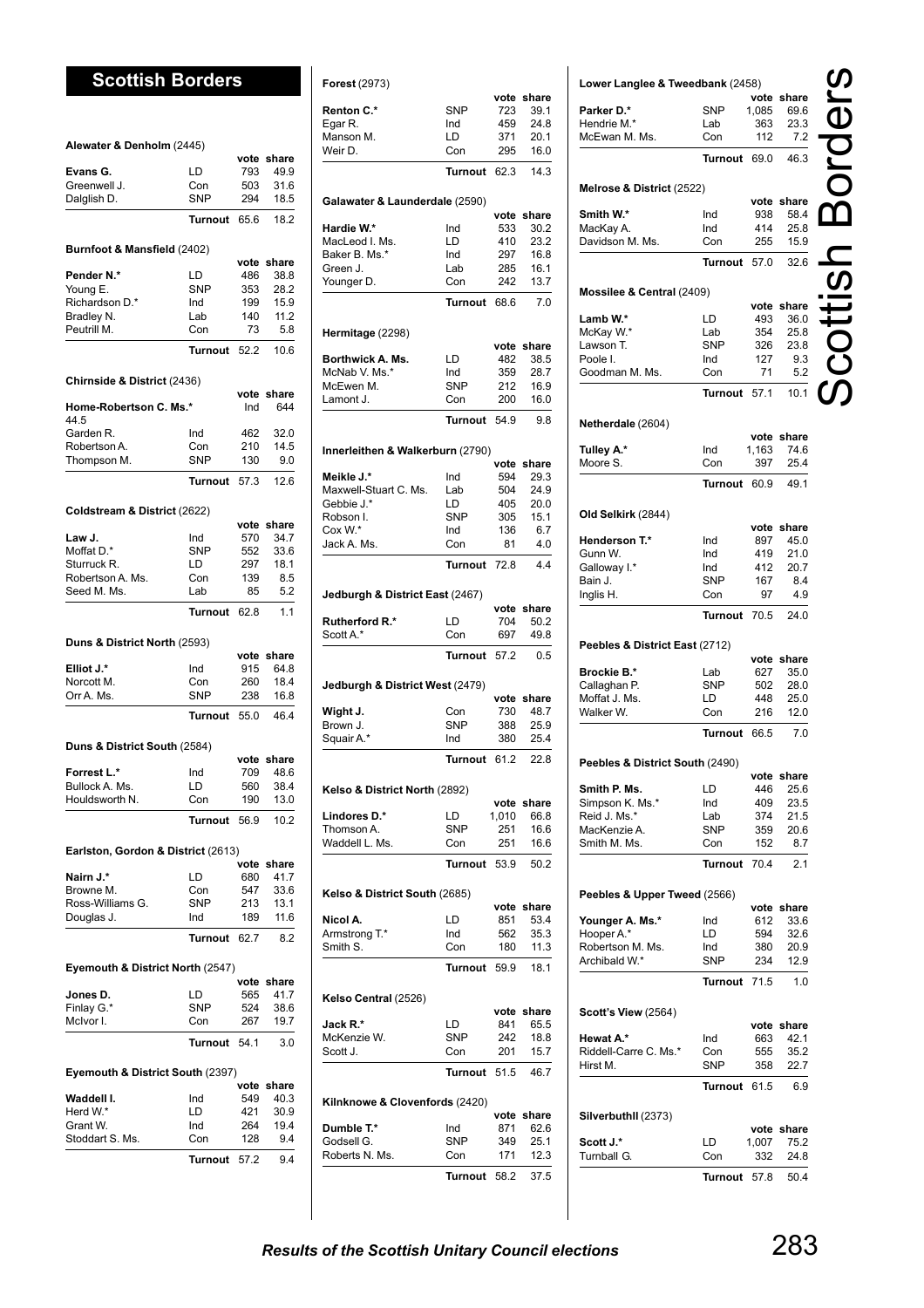# Scottish Borders

### Alewater & Denholm (2445)

| | | vote | share |
|---|---|---|---|
| **Evans G.** | LD | 793 | 49.9 |
| Greenwell J. | Con | 503 | 31.6 |
| Dalglish D. | SNP | 294 | 18.5 |
| | **Turnout** | 65.6 | 18.2 |

### Burnfoot & Mansfield (2402)

| | | vote | share |
|---|---|---|---|
| **Pender N.*** | LD | 486 | 38.8 |
| Young E. | SNP | 353 | 28.2 |
| Richardson D.* | Ind | 199 | 15.9 |
| Bradley N. | Lab | 140 | 11.2 |
| Peutrill M. | Con | 73 | 5.8 |
| | **Turnout** | 52.2 | 10.6 |

### Chirnside & District (2436)

| | | vote | share |
|---|---|---|---|
| **Home-Robertson C. Ms.*** | Ind | 644 | 44.5 |
| Garden R. | Ind | 462 | 32.0 |
| Robertson A. | Con | 210 | 14.5 |
| Thompson M. | SNP | 130 | 9.0 |
| | **Turnout** | 57.3 | 12.6 |

### Coldstream & District (2622)

| | | vote | share |
|---|---|---|---|
| **Law J.** | Ind | 570 | 34.7 |
| Moffat D.* | SNP | 552 | 33.6 |
| Sturruck R. | LD | 297 | 18.1 |
| Robertson A. Ms. | Con | 139 | 8.5 |
| Seed M. Ms. | Lab | 85 | 5.2 |
| | **Turnout** | 62.8 | 1.1 |

### Duns & District North (2593)

| | | vote | share |
|---|---|---|---|
| **Elliot J.*** | Ind | 915 | 64.8 |
| Norcott M. | Con | 260 | 18.4 |
| Orr A. Ms. | SNP | 238 | 16.8 |
| | **Turnout** | 55.0 | 46.4 |

### Duns & District South (2584)

| | | vote | share |
|---|---|---|---|
| **Forrest L.*** | Ind | 709 | 48.6 |
| Bullock A. Ms. | LD | 560 | 38.4 |
| Houldsworth N. | Con | 190 | 13.0 |
| | **Turnout** | 56.9 | 10.2 |

### Earlston, Gordon & District (2613)

| | | vote | share |
|---|---|---|---|
| **Nairn J.*** | LD | 680 | 41.7 |
| Browne M. | Con | 547 | 33.6 |
| Ross-Williams G. | SNP | 213 | 13.1 |
| Douglas J. | Ind | 189 | 11.6 |
| | **Turnout** | 62.7 | 8.2 |

### Eyemouth & District North (2547)

| | | vote | share |
|---|---|---|---|
| **Jones D.** | LD | 565 | 41.7 |
| Finlay G.* | SNP | 524 | 38.6 |
| McIvor I. | Con | 267 | 19.7 |
| | **Turnout** | 54.1 | 3.0 |

### Eyemouth & District South (2397)

| | | vote | share |
|---|---|---|---|
| **Waddell I.** | Ind | 549 | 40.3 |
| Herd W.* | LD | 421 | 30.9 |
| Grant W. | Ind | 264 | 19.4 |
| Stoddart S. Ms. | Con | 128 | 9.4 |
| | **Turnout** | 57.2 | 9.4 |

### Forest (2973)

| | | vote | share |
|---|---|---|---|
| **Renton C.*** | SNP | 723 | 39.1 |
| Egar R. | Ind | 459 | 24.8 |
| Manson M. | LD | 371 | 20.1 |
| Weir D. | Con | 295 | 16.0 |
| | **Turnout** | 62.3 | 14.3 |

### Galawater & Launderdale (2590)

| | | vote | share |
|---|---|---|---|
| **Hardie W.*** | Ind | 533 | 30.2 |
| MacLeod I. Ms. | LD | 410 | 23.2 |
| Baker B. Ms.* | Ind | 297 | 16.8 |
| Green J. | Lab | 285 | 16.1 |
| Younger D. | Con | 242 | 13.7 |
| | **Turnout** | 68.6 | 7.0 |

### Hermitage (2298)

| | | vote | share |
|---|---|---|---|
| **Borthwick A. Ms.** | LD | 482 | 38.5 |
| McNab V. Ms.* | Ind | 359 | 28.7 |
| McEwen M. | SNP | 212 | 16.9 |
| Lamont J. | Con | 200 | 16.0 |
| | **Turnout** | 54.9 | 9.8 |

### Innerleithen & Walkerburn (2790)

| | | vote | share |
|---|---|---|---|
| **Meikle J.*** | Ind | 594 | 29.3 |
| Maxwell-Stuart C. Ms. | Lab | 504 | 24.9 |
| Gebbie J.* | LD | 405 | 20.0 |
| Robson I. | SNP | 305 | 15.1 |
| Cox W.* | Ind | 136 | 6.7 |
| Jack A. Ms. | Con | 81 | 4.0 |
| | **Turnout** | 72.8 | 4.4 |

### Jedburgh & District East (2467)

| | | vote | share |
|---|---|---|---|
| **Rutherford R.*** | LD | 704 | 50.2 |
| Scott A.* | Con | 697 | 49.8 |
| | **Turnout** | 57.2 | 0.5 |

### Jedburgh & District West (2479)

| | | vote | share |
|---|---|---|---|
| **Wight J.** | Con | 730 | 48.7 |
| Brown J. | SNP | 388 | 25.9 |
| Squair A.* | Ind | 380 | 25.4 |
| | **Turnout** | 61.2 | 22.8 |

### Kelso & District North (2892)

| | | vote | share |
|---|---|---|---|
| **Lindores D.*** | LD | 1,010 | 66.8 |
| Thomson A. | SNP | 251 | 16.6 |
| Waddell L. Ms. | Con | 251 | 16.6 |
| | **Turnout** | 53.9 | 50.2 |

### Kelso & District South (2685)

| | | vote | share |
|---|---|---|---|
| **Nicol A.** | LD | 851 | 53.4 |
| Armstrong T.* | Ind | 562 | 35.3 |
| Smith S. | Con | 180 | 11.3 |
| | **Turnout** | 59.9 | 18.1 |

### Kelso Central (2526)

| | | vote | share |
|---|---|---|---|
| **Jack R.*** | LD | 841 | 65.5 |
| McKenzie W. | SNP | 242 | 18.8 |
| Scott J. | Con | 201 | 15.7 |
| | **Turnout** | 51.5 | 46.7 |

### Kilnknowe & Clovenfords (2420)

| | | vote | share |
|---|---|---|---|
| **Dumble T.*** | Ind | 871 | 62.6 |
| Godsell G. | SNP | 349 | 25.1 |
| Roberts N. Ms. | Con | 171 | 12.3 |
| | **Turnout** | 58.2 | 37.5 |

### Lower Langlee & Tweedbank (2458)

| | | vote | share |
|---|---|---|---|
| **Parker D.*** | SNP | 1,085 | 69.6 |
| Hendrie M.* | Lab | 363 | 23.3 |
| McEwan M. Ms. | Con | 112 | 7.2 |
| | **Turnout** | 69.0 | 46.3 |

### Melrose & District (2522)

| | | vote | share |
|---|---|---|---|
| **Smith W.*** | Ind | 938 | 58.4 |
| MacKay A. | Ind | 414 | 25.8 |
| Davidson M. Ms. | Con | 255 | 15.9 |
| | **Turnout** | 57.0 | 32.6 |

### Mossilee & Central (2409)

| | | vote | share |
|---|---|---|---|
| **Lamb W.*** | LD | 493 | 36.0 |
| McKay W.* | Lab | 354 | 25.8 |
| Lawson T. | SNP | 326 | 23.8 |
| Poole I. | Ind | 127 | 9.3 |
| Goodman M. Ms. | Con | 71 | 5.2 |
| | **Turnout** | 57.1 | 10.1 |

### Netherdale (2604)

| | | vote | share |
|---|---|---|---|
| **Tulley A.*** | Ind | 1,163 | 74.6 |
| Moore S. | Con | 397 | 25.4 |
| | **Turnout** | 60.9 | 49.1 |

### Old Selkirk (2844)

| | | vote | share |
|---|---|---|---|
| **Henderson T.*** | Ind | 897 | 45.0 |
| Gunn W. | Ind | 419 | 21.0 |
| Galloway I.* | Ind | 412 | 20.7 |
| Bain J. | SNP | 167 | 8.4 |
| Inglis H. | Con | 97 | 4.9 |
| | **Turnout** | 70.5 | 24.0 |

### Peebles & District East (2712)

| | | vote | share |
|---|---|---|---|
| **Brockie B.*** | Lab | 627 | 35.0 |
| Callaghan P. | SNP | 502 | 28.0 |
| Moffat J. Ms. | LD | 448 | 25.0 |
| Walker W. | Con | 216 | 12.0 |
| | **Turnout** | 66.5 | 7.0 |

### Peebles & District South (2490)

| | | vote | share |
|---|---|---|---|
| **Smith P. Ms.** | LD | 446 | 25.6 |
| Simpson K. Ms.* | Ind | 409 | 23.5 |
| Reid J. Ms.* | Lab | 374 | 21.5 |
| MacKenzie A. | SNP | 359 | 20.6 |
| Smith M. Ms. | Con | 152 | 8.7 |
| | **Turnout** | 70.4 | 2.1 |

### Peebles & Upper Tweed (2566)

| | | vote | share |
|---|---|---|---|
| **Younger A. Ms.*** | Ind | 612 | 33.6 |
| Hooper A.* | LD | 594 | 32.6 |
| Robertson M. Ms. | Ind | 380 | 20.9 |
| Archibald W.* | SNP | 234 | 12.9 |
| | **Turnout** | 71.5 | 1.0 |

### Scott's View (2564)

| | | vote | share |
|---|---|---|---|
| **Hewat A.*** | Ind | 663 | 42.1 |
| Riddell-Carre C. Ms.* | Con | 555 | 35.2 |
| Hirst M. | SNP | 358 | 22.7 |
| | **Turnout** | 61.5 | 6.9 |

### Silverbuthll (2373)

| | | vote | share |
|---|---|---|---|
| **Scott J.*** | LD | 1,007 | 75.2 |
| Turnbull G. | Con | 332 | 24.8 |
| | **Turnout** | 57.8 | 50.4 |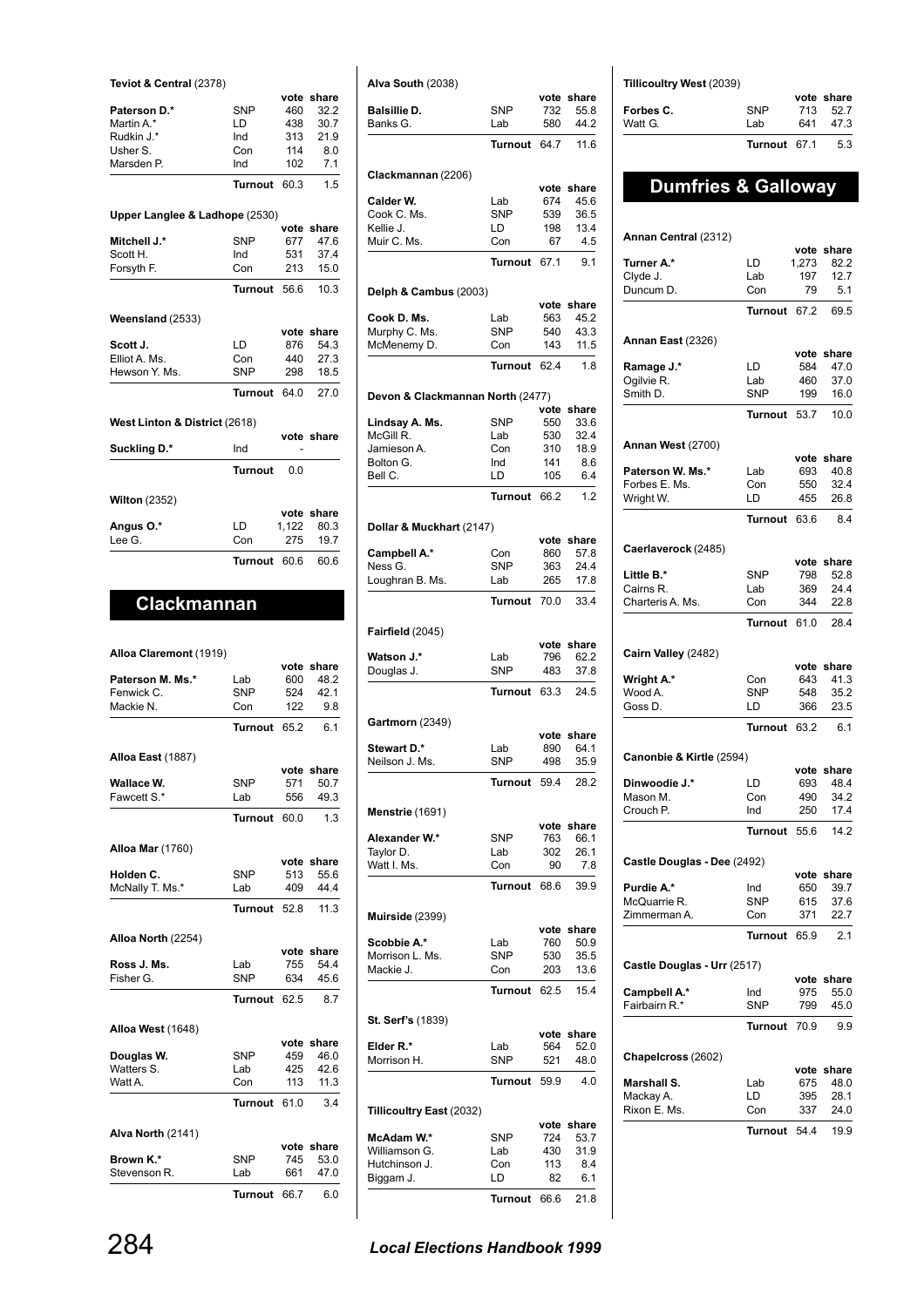**Teviot & Central** (2378)

| | | vote | share |
|---|---|---|---|
| **Paterson D.*** | SNP | 460 | 32.2 |
| Martin A.* | LD | 438 | 30.7 |
| Rudkin J.* | Ind | 313 | 21.9 |
| Usher S. | Con | 114 | 8.0 |
| Marsden P. | Ind | 102 | 7.1 |
| | **Turnout** | 60.3 | 1.5 |

**Upper Langlee & Ladhope** (2530)

| | | vote | share |
|---|---|---|---|
| **Mitchell J.*** | SNP | 677 | 47.6 |
| Scott H. | Ind | 531 | 37.4 |
| Forsyth F. | Con | 213 | 15.0 |
| | **Turnout** | 56.6 | 10.3 |

**Weensland** (2533)

| | | vote | share |
|---|---|---|---|
| **Scott J.** | LD | 876 | 54.3 |
| Elliot A. Ms. | Con | 440 | 27.3 |
| Hewson Y. Ms. | SNP | 298 | 18.5 |
| | **Turnout** | 64.0 | 27.0 |

**West Linton & District** (2618)

| | | vote | share |
|---|---|---|---|
| **Suckling D.*** | Ind | - | |
| | **Turnout** | 0.0 | |

**Wilton** (2352)

| | | vote | share |
|---|---|---|---|
| **Angus O.*** | LD | 1,122 | 80.3 |
| Lee G. | Con | 275 | 19.7 |
| | **Turnout** | 60.6 | 60.6 |

## Clackmannan

**Alloa Claremont** (1919)

| | | vote | share |
|---|---|---|---|
| **Paterson M. Ms.*** | Lab | 600 | 48.2 |
| Fenwick C. | SNP | 524 | 42.1 |
| Mackie N. | Con | 122 | 9.8 |
| | **Turnout** | 65.2 | 6.1 |

**Alloa East** (1887)

| | | vote | share |
|---|---|---|---|
| **Wallace W.** | SNP | 571 | 50.7 |
| Fawcett S.* | Lab | 556 | 49.3 |
| | **Turnout** | 60.0 | 1.3 |

**Alloa Mar** (1760)

| | | vote | share |
|---|---|---|---|
| **Holden C.** | SNP | 513 | 55.6 |
| McNally T. Ms.* | Lab | 409 | 44.4 |
| | **Turnout** | 52.8 | 11.3 |

**Alloa North** (2254)

| | | vote | share |
|---|---|---|---|
| **Ross J. Ms.** | Lab | 755 | 54.4 |
| Fisher G. | SNP | 634 | 45.6 |
| | **Turnout** | 62.5 | 8.7 |

**Alloa West** (1648)

| | | vote | share |
|---|---|---|---|
| **Douglas W.** | SNP | 459 | 46.0 |
| Watters S. | Lab | 425 | 42.6 |
| Watt A. | Con | 113 | 11.3 |
| | **Turnout** | 61.0 | 3.4 |

**Alva North** (2141)

| | | vote | share |
|---|---|---|---|
| **Brown K.*** | SNP | 745 | 53.0 |
| Stevenson R. | Lab | 661 | 47.0 |
| | **Turnout** | 66.7 | 6.0 |

**Alva South** (2038)

| | | vote | share |
|---|---|---|---|
| **Balsillie D.** | SNP | 732 | 55.8 |
| Banks G. | Lab | 580 | 44.2 |
| | **Turnout** | 64.7 | 11.6 |

**Clackmannan** (2206)

| | | vote | share |
|---|---|---|---|
| **Calder W.** | Lab | 674 | 45.6 |
| Cook C. Ms. | SNP | 539 | 36.5 |
| Kellie J. | LD | 198 | 13.4 |
| Muir C. Ms. | Con | 67 | 4.5 |
| | **Turnout** | 67.1 | 9.1 |

**Delph & Cambus** (2003)

| | | vote | share |
|---|---|---|---|
| **Cook D. Ms.** | Lab | 563 | 45.2 |
| Murphy C. Ms. | SNP | 540 | 43.3 |
| McMenemy D. | Con | 143 | 11.5 |
| | **Turnout** | 62.4 | 1.8 |

**Devon & Clackmannan North** (2477)

| | | vote | share |
|---|---|---|---|
| **Lindsay A. Ms.** | SNP | 550 | 33.6 |
| McGill R. | Lab | 530 | 32.4 |
| Jamieson A. | Con | 310 | 18.9 |
| Bolton G. | Ind | 141 | 8.6 |
| Bell C. | LD | 105 | 6.4 |
| | **Turnout** | 66.2 | 1.2 |

**Dollar & Muckhart** (2147)

| | | vote | share |
|---|---|---|---|
| **Campbell A.*** | Con | 860 | 57.8 |
| Ness G. | SNP | 363 | 24.4 |
| Loughran B. Ms. | Lab | 265 | 17.8 |
| | **Turnout** | 70.0 | 33.4 |

**Fairfield** (2045)

| | | vote | share |
|---|---|---|---|
| **Watson J.*** | Lab | 796 | 62.2 |
| Douglas J. | SNP | 483 | 37.8 |
| | **Turnout** | 63.3 | 24.5 |

**Gartmorn** (2349)

| | | vote | share |
|---|---|---|---|
| **Stewart D.*** | Lab | 890 | 64.1 |
| Neilson J. Ms. | SNP | 498 | 35.9 |
| | **Turnout** | 59.4 | 28.2 |

**Menstrie** (1691)

| | | vote | share |
|---|---|---|---|
| **Alexander W.*** | SNP | 763 | 66.1 |
| Taylor D. | Lab | 302 | 26.1 |
| Watt I. Ms. | Con | 90 | 7.8 |
| | **Turnout** | 68.6 | 39.9 |

**Muirside** (2399)

| | | vote | share |
|---|---|---|---|
| **Scobbie A.*** | Lab | 760 | 50.9 |
| Morrison L. Ms. | SNP | 530 | 35.5 |
| Mackie J. | Con | 203 | 13.6 |
| | **Turnout** | 62.5 | 15.4 |

**St. Serf's** (1839)

| | | vote | share |
|---|---|---|---|
| **Elder R.*** | Lab | 564 | 52.0 |
| Morrison H. | SNP | 521 | 48.0 |
| | **Turnout** | 59.9 | 4.0 |

**Tillicoultry East** (2032)

| | | vote | share |
|---|---|---|---|
| **McAdam W.*** | SNP | 724 | 53.7 |
| Williamson G. | Lab | 430 | 31.9 |
| Hutchinson J. | Con | 113 | 8.4 |
| Biggam J. | LD | 82 | 6.1 |
| | **Turnout** | 66.6 | 21.8 |

**Tillicoultry West** (2039)

| | | vote | share |
|---|---|---|---|
| **Forbes C.** | SNP | 713 | 52.7 |
| Watt G. | Lab | 641 | 47.3 |
| | **Turnout** | 67.1 | 5.3 |

## Dumfries & Galloway

**Annan Central** (2312)

| | | vote | share |
|---|---|---|---|
| **Turner A.*** | LD | 1,273 | 82.2 |
| Clyde J. | Lab | 197 | 12.7 |
| Duncum D. | Con | 79 | 5.1 |
| | **Turnout** | 67.2 | 69.5 |

**Annan East** (2326)

| | | vote | share |
|---|---|---|---|
| **Ramage J.*** | LD | 584 | 47.0 |
| Ogilvie R. | Lab | 460 | 37.0 |
| Smith D. | SNP | 199 | 16.0 |
| | **Turnout** | 53.7 | 10.0 |

**Annan West** (2700)

| | | vote | share |
|---|---|---|---|
| **Paterson W. Ms.*** | Lab | 693 | 40.8 |
| Forbes E. Ms. | Con | 550 | 32.4 |
| Wright W. | LD | 455 | 26.8 |
| | **Turnout** | 63.6 | 8.4 |

**Caerlaverock** (2485)

| | | vote | share |
|---|---|---|---|
| **Little B.*** | SNP | 798 | 52.8 |
| Cairns R. | Lab | 369 | 24.4 |
| Charteris A. Ms. | Con | 344 | 22.8 |
| | **Turnout** | 61.0 | 28.4 |

**Cairn Valley** (2482)

| | | vote | share |
|---|---|---|---|
| **Wright A.*** | Con | 643 | 41.3 |
| Wood A. | SNP | 548 | 35.2 |
| Goss D. | LD | 366 | 23.5 |
| | **Turnout** | 63.2 | 6.1 |

**Canonbie & Kirtle** (2594)

| | | vote | share |
|---|---|---|---|
| **Dinwoodie J.*** | LD | 693 | 48.4 |
| Mason M. | Con | 490 | 34.2 |
| Crouch P. | Ind | 250 | 17.4 |
| | **Turnout** | 55.6 | 14.2 |

**Castle Douglas - Dee** (2492)

| | | vote | share |
|---|---|---|---|
| **Purdie A.*** | Ind | 650 | 39.7 |
| McQuarrie R. | SNP | 615 | 37.6 |
| Zimmerman A. | Con | 371 | 22.7 |
| | **Turnout** | 65.9 | 2.1 |

**Castle Douglas - Urr** (2517)

| | | vote | share |
|---|---|---|---|
| **Campbell A.*** | Ind | 975 | 55.0 |
| Fairbairn R.* | SNP | 799 | 45.0 |
| | **Turnout** | 70.9 | 9.9 |

**Chapelcross** (2602)

| | | vote | share |
|---|---|---|---|
| **Marshall S.** | Lab | 675 | 48.0 |
| Mackay A. | LD | 395 | 28.1 |
| Rixon E. Ms. | Con | 337 | 24.0 |
| | **Turnout** | 54.4 | 19.9 |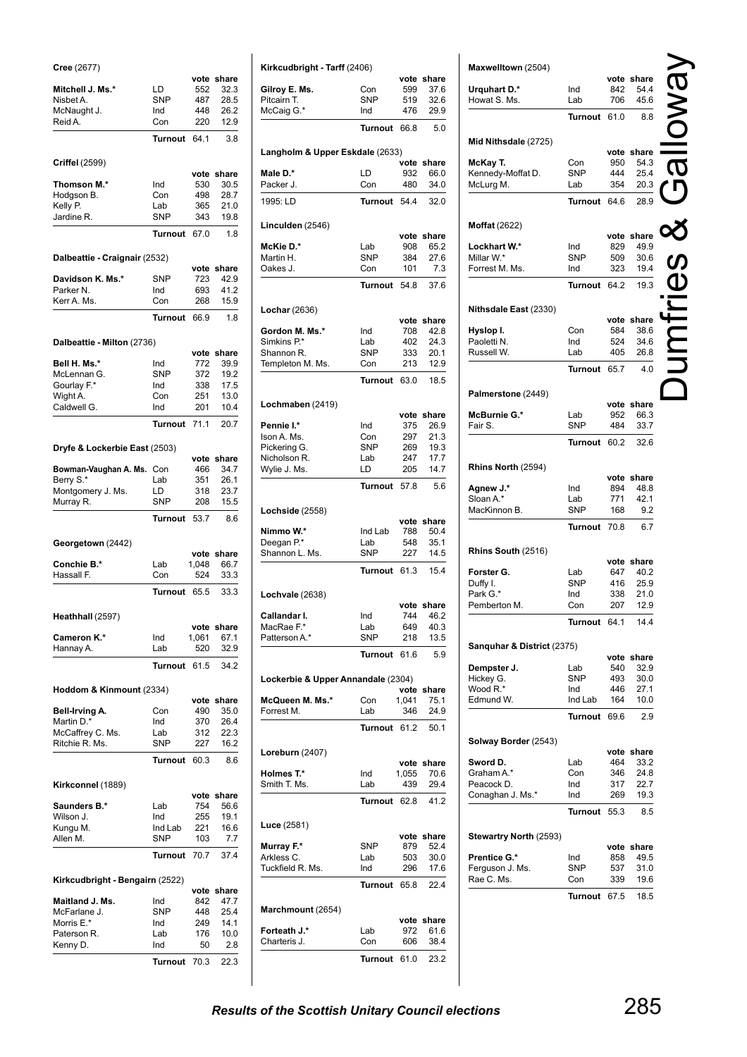# Dumfries & Galloway

**Cree** (2677)

| | | vote | share |
|---|---|---|---|
| **Mitchell J. Ms.*** | LD | 552 | 32.3 |
| Nisbet A. | SNP | 487 | 28.5 |
| McNaught J. | Ind | 448 | 26.2 |
| Reid A. | Con | 220 | 12.9 |
| | **Turnout** | 64.1 | 3.8 |

**Criffel** (2599)

| | | vote | share |
|---|---|---|---|
| **Thomson M.*** | Ind | 530 | 30.5 |
| Hodgson B. | Con | 498 | 28.7 |
| Kelly P. | Lab | 365 | 21.0 |
| Jardine R. | SNP | 343 | 19.8 |
| | **Turnout** | 67.0 | 1.8 |

**Dalbeattie - Craignair** (2532)

| | | vote | share |
|---|---|---|---|
| **Davidson K. Ms.*** | SNP | 723 | 42.9 |
| Parker N. | Ind | 693 | 41.2 |
| Kerr A. Ms. | Con | 268 | 15.9 |
| | **Turnout** | 66.9 | 1.8 |

**Dalbeattie - Milton** (2736)

| | | vote | share |
|---|---|---|---|
| **Bell H. Ms.*** | Ind | 772 | 39.9 |
| McLennan G. | SNP | 372 | 19.2 |
| Gourlay F.* | Ind | 338 | 17.5 |
| Wight A. | Con | 251 | 13.0 |
| Caldwell G. | Ind | 201 | 10.4 |
| | **Turnout** | 71.1 | 20.7 |

**Dryfe & Lockerbie East** (2503)

| | | vote | share |
|---|---|---|---|
| **Bowman-Vaughan A. Ms.** | Con | 466 | 34.7 |
| Berry S.* | Lab | 351 | 26.1 |
| Montgomery J. Ms. | LD | 318 | 23.7 |
| Murray R. | SNP | 208 | 15.5 |
| | **Turnout** | 53.7 | 8.6 |

**Georgetown** (2442)

| | | vote | share |
|---|---|---|---|
| **Conchie B.*** | Lab | 1,048 | 66.7 |
| Hassall F. | Con | 524 | 33.3 |
| | **Turnout** | 65.5 | 33.3 |

**Heathhall** (2597)

| | | vote | share |
|---|---|---|---|
| **Cameron K.*** | Ind | 1,061 | 67.1 |
| Hannay A. | Lab | 520 | 32.9 |
| | **Turnout** | 61.5 | 34.2 |

**Hoddom & Kinmount** (2334)

| | | vote | share |
|---|---|---|---|
| **Bell-Irving A.** | Con | 490 | 35.0 |
| Martin D.* | Ind | 370 | 26.4 |
| McCaffrey C. Ms. | Lab | 312 | 22.3 |
| Ritchie R. Ms. | SNP | 227 | 16.2 |
| | **Turnout** | 60.3 | 8.6 |

**Kirkconnel** (1889)

| | | vote | share |
|---|---|---|---|
| **Saunders B.*** | Lab | 754 | 56.6 |
| Wilson J. | Ind | 255 | 19.1 |
| Kungu M. | Ind Lab | 221 | 16.6 |
| Allen M. | SNP | 103 | 7.7 |
| | **Turnout** | 70.7 | 37.4 |

**Kirkcudbright - Bengairn** (2522)

| | | vote | share |
|---|---|---|---|
| **Maitland J. Ms.** | Ind | 842 | 47.7 |
| McFarlane J. | SNP | 448 | 25.4 |
| Morris E.* | Ind | 249 | 14.1 |
| Paterson R. | Lab | 176 | 10.0 |
| Kenny D. | Ind | 50 | 2.8 |
| | **Turnout** | 70.3 | 22.3 |

**Kirkcudbright - Tarff** (2406)

| | | vote | share |
|---|---|---|---|
| **Gilroy E. Ms.** | Con | 599 | 37.6 |
| Pitcairn T. | SNP | 519 | 32.6 |
| McCaig G.* | Ind | 476 | 29.9 |
| | **Turnout** | 66.8 | 5.0 |

**Langholm & Upper Eskdale** (2633)

| | | vote | share |
|---|---|---|---|
| **Male D.*** | LD | 932 | 66.0 |
| Packer J. | Con | 480 | 34.0 |
| 1995: LD | **Turnout** | 54.4 | 32.0 |

**Lincluden** (2546)

| | | vote | share |
|---|---|---|---|
| **McKie D.*** | Lab | 908 | 65.2 |
| Martin H. | SNP | 384 | 27.6 |
| Oakes J. | Con | 101 | 7.3 |
| | **Turnout** | 54.8 | 37.6 |

**Lochar** (2636)

| | | vote | share |
|---|---|---|---|
| **Gordon M. Ms.*** | Ind | 708 | 42.8 |
| Simkins P.* | Lab | 402 | 24.3 |
| Shannon R. | SNP | 333 | 20.1 |
| Templeton M. Ms. | Con | 213 | 12.9 |
| | **Turnout** | 63.0 | 18.5 |

**Lochmaben** (2419)

| | | vote | share |
|---|---|---|---|
| **Pennie I.*** | Ind | 375 | 26.9 |
| Ison A. Ms. | Con | 297 | 21.3 |
| Pickering G. | SNP | 269 | 19.3 |
| Nicholson R. | Lab | 247 | 17.7 |
| Wylie J. Ms. | LD | 205 | 14.7 |
| | **Turnout** | 57.8 | 5.6 |

**Lochside** (2558)

| | | vote | share |
|---|---|---|---|
| **Nimmo W.*** | Ind Lab | 788 | 50.4 |
| Deegan P.* | Lab | 548 | 35.1 |
| Shannon L. Ms. | SNP | 227 | 14.5 |
| | **Turnout** | 61.3 | 15.4 |

**Lochvale** (2638)

| | | vote | share |
|---|---|---|---|
| **Callandar I.** | Ind | 744 | 46.2 |
| MacRae F.* | Lab | 649 | 40.3 |
| Patterson A.* | SNP | 218 | 13.5 |
| | **Turnout** | 61.6 | 5.9 |

**Lockerbie & Upper Annandale** (2304)

| | | vote | share |
|---|---|---|---|
| **McQueen M. Ms.*** | Con | 1,041 | 75.1 |
| Forrest M. | Lab | 346 | 24.9 |
| | **Turnout** | 61.2 | 50.1 |

**Loreburn** (2407)

| | | vote | share |
|---|---|---|---|
| **Holmes T.*** | Ind | 1,055 | 70.6 |
| Smith T. Ms. | Lab | 439 | 29.4 |
| | **Turnout** | 62.8 | 41.2 |

**Luce** (2581)

| | | vote | share |
|---|---|---|---|
| **Murray F.*** | SNP | 879 | 52.4 |
| Arkless C. | Lab | 503 | 30.0 |
| Tuckfield R. Ms. | Ind | 296 | 17.6 |
| | **Turnout** | 65.8 | 22.4 |

**Marchmount** (2654)

| | | vote | share |
|---|---|---|---|
| **Forteath J.*** | Lab | 972 | 61.6 |
| Charteris J. | Con | 606 | 38.4 |
| | **Turnout** | 61.0 | 23.2 |

**Maxwelltown** (2504)

| | | vote | share |
|---|---|---|---|
| **Urquhart D.*** | Ind | 842 | 54.4 |
| Howat S. Ms. | Lab | 706 | 45.6 |
| | **Turnout** | 61.0 | 8.8 |

**Mid Nithsdale** (2725)

| | | vote | share |
|---|---|---|---|
| **McKay T.** | Con | 950 | 54.3 |
| Kennedy-Moffat D. | SNP | 444 | 25.4 |
| McLurg M. | Lab | 354 | 20.3 |
| | **Turnout** | 64.6 | 28.9 |

**Moffat** (2622)

| | | vote | share |
|---|---|---|---|
| **Lockhart W.*** | Ind | 829 | 49.9 |
| Millar W.* | SNP | 509 | 30.6 |
| Forrest M. Ms. | Ind | 323 | 19.4 |
| | **Turnout** | 64.2 | 19.3 |

**Nithsdale East** (2330)

| | | vote | share |
|---|---|---|---|
| **Hyslop I.** | Con | 584 | 38.6 |
| Paoletti N. | Ind | 524 | 34.6 |
| Russell W. | Lab | 405 | 26.8 |
| | **Turnout** | 65.7 | 4.0 |

**Palmerstone** (2449)

| | | vote | share |
|---|---|---|---|
| **McBurnie G.*** | Lab | 952 | 66.3 |
| Fair S. | SNP | 484 | 33.7 |
| | **Turnout** | 60.2 | 32.6 |

**Rhins North** (2594)

| | | vote | share |
|---|---|---|---|
| **Agnew J.*** | Ind | 894 | 48.8 |
| Sloan A.* | Lab | 771 | 42.1 |
| MacKinnon B. | SNP | 168 | 9.2 |
| | **Turnout** | 70.8 | 6.7 |

**Rhins South** (2516)

| | | vote | share |
|---|---|---|---|
| **Forster G.** | Lab | 647 | 40.2 |
| Duffy I. | SNP | 416 | 25.9 |
| Park G.* | Ind | 338 | 21.0 |
| Pemberton M. | Con | 207 | 12.9 |
| | **Turnout** | 64.1 | 14.4 |

**Sanquhar & District** (2375)

| | | vote | share |
|---|---|---|---|
| **Dempster J.** | Lab | 540 | 32.9 |
| Hickey G. | SNP | 493 | 30.0 |
| Wood R.* | Ind | 446 | 27.1 |
| Edmund W. | Ind Lab | 164 | 10.0 |
| | **Turnout** | 69.6 | 2.9 |

**Solway Border** (2543)

| | | vote | share |
|---|---|---|---|
| **Sword D.** | Lab | 464 | 33.2 |
| Graham A.* | Con | 346 | 24.8 |
| Peacock D. | Ind | 317 | 22.7 |
| Conaghan J. Ms.* | Ind | 269 | 19.3 |
| | **Turnout** | 55.3 | 8.5 |

**Stewartry North** (2593)

| | | vote | share |
|---|---|---|---|
| **Prentice G.*** | Ind | 858 | 49.5 |
| Ferguson J. Ms. | SNP | 537 | 31.0 |
| Rae C. Ms. | Con | 339 | 19.6 |
| | **Turnout** | 67.5 | 18.5 |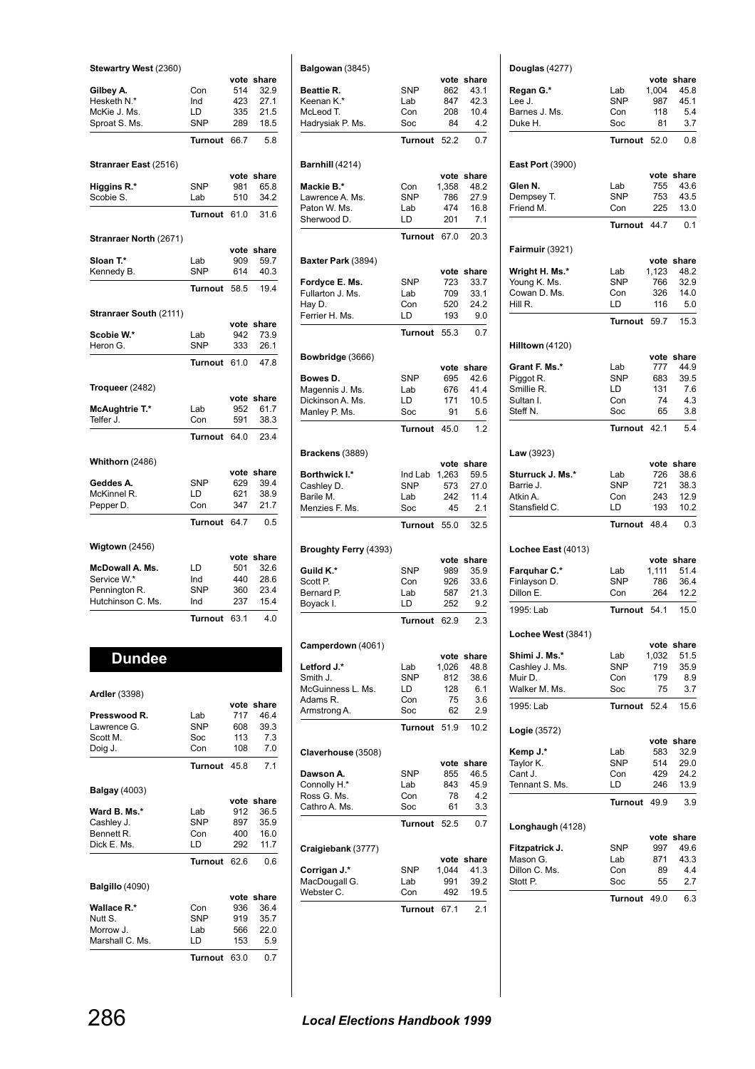### Stewartry West (2360)

| | | vote | share |
|---|---|---|---|
| **Gilbey A.** | Con | 514 | 32.9 |
| Hesketh N.* | Ind | 423 | 27.1 |
| McKie J. Ms. | LD | 335 | 21.5 |
| Sproat S. Ms. | SNP | 289 | 18.5 |
| | **Turnout** | 66.7 | 5.8 |

### Stranraer East (2516)

| | | vote | share |
|---|---|---|---|
| **Higgins R.*** | SNP | 981 | 65.8 |
| Scobie S. | Lab | 510 | 34.2 |
| | **Turnout** | 61.0 | 31.6 |

### Stranraer North (2671)

| | | vote | share |
|---|---|---|---|
| **Sloan T.*** | Lab | 909 | 59.7 |
| Kennedy B. | SNP | 614 | 40.3 |
| | **Turnout** | 58.5 | 19.4 |

### Stranraer South (2111)

| | | vote | share |
|---|---|---|---|
| **Scobie W.*** | Lab | 942 | 73.9 |
| Heron G. | SNP | 333 | 26.1 |
| | **Turnout** | 61.0 | 47.8 |

### Troqueer (2482)

| | | vote | share |
|---|---|---|---|
| **McAughtrie T.*** | Lab | 952 | 61.7 |
| Telfer J. | Con | 591 | 38.3 |
| | **Turnout** | 64.0 | 23.4 |

### Whithorn (2486)

| | | vote | share |
|---|---|---|---|
| **Geddes A.** | SNP | 629 | 39.4 |
| McKinnel R. | LD | 621 | 38.9 |
| Pepper D. | Con | 347 | 21.7 |
| | **Turnout** | 64.7 | 0.5 |

### Wigtown (2456)

| | | vote | share |
|---|---|---|---|
| **McDowall A. Ms.** | LD | 501 | 32.6 |
| Service W.* | Ind | 440 | 28.6 |
| Pennington R. | SNP | 360 | 23.4 |
| Hutchinson C. Ms. | Ind | 237 | 15.4 |
| | **Turnout** | 63.1 | 4.0 |

## Dundee

### Ardler (3398)

| | | vote | share |
|---|---|---|---|
| **Presswood R.** | Lab | 717 | 46.4 |
| Lawrence G. | SNP | 608 | 39.3 |
| Scott M. | Soc | 113 | 7.3 |
| Doig J. | Con | 108 | 7.0 |
| | **Turnout** | 45.8 | 7.1 |

### Balgay (4003)

| | | vote | share |
|---|---|---|---|
| **Ward B. Ms.*** | Lab | 912 | 36.5 |
| Cashley J. | SNP | 897 | 35.9 |
| Bennett R. | Con | 400 | 16.0 |
| Dick E. Ms. | LD | 292 | 11.7 |
| | **Turnout** | 62.6 | 0.6 |

### Balgillo (4090)

| | | vote | share |
|---|---|---|---|
| **Wallace R.*** | Con | 936 | 36.4 |
| Nutt S. | SNP | 919 | 35.7 |
| Morrow J. | Lab | 566 | 22.0 |
| Marshall C. Ms. | LD | 153 | 5.9 |
| | **Turnout** | 63.0 | 0.7 |

### Balgowan (3845)

| | | vote | share |
|---|---|---|---|
| **Beattie R.** | SNP | 862 | 43.1 |
| Keenan K.* | Lab | 847 | 42.3 |
| McLeod T. | Con | 208 | 10.4 |
| Hadrysiak P. Ms. | Soc | 84 | 4.2 |
| | **Turnout** | 52.2 | 0.7 |

### Barnhill (4214)

| | | vote | share |
|---|---|---|---|
| **Mackie B.*** | Con | 1,358 | 48.2 |
| Lawrence A. Ms. | SNP | 786 | 27.9 |
| Paton W. Ms. | Lab | 474 | 16.8 |
| Sherwood D. | LD | 201 | 7.1 |
| | **Turnout** | 67.0 | 20.3 |

### Baxter Park (3894)

| | | vote | share |
|---|---|---|---|
| **Fordyce E. Ms.** | SNP | 723 | 33.7 |
| Fullarton J. Ms. | Lab | 709 | 33.1 |
| Hay D. | Con | 520 | 24.2 |
| Ferrier H. Ms. | LD | 193 | 9.0 |
| | **Turnout** | 55.3 | 0.7 |

### Bowbridge (3666)

| | | vote | share |
|---|---|---|---|
| **Bowes D.** | SNP | 695 | 42.6 |
| Magennis J. Ms. | Lab | 676 | 41.4 |
| Dickinson A. Ms. | LD | 171 | 10.5 |
| Manley P. Ms. | Soc | 91 | 5.6 |
| | **Turnout** | 45.0 | 1.2 |

### Brackens (3889)

| | | vote | share |
|---|---|---|---|
| **Borthwick I.*** | Ind Lab | 1,263 | 59.5 |
| Cashley D. | SNP | 573 | 27.0 |
| Barile M. | Lab | 242 | 11.4 |
| Menzies F. Ms. | Soc | 45 | 2.1 |
| | **Turnout** | 55.0 | 32.5 |

### Broughty Ferry (4393)

| | | vote | share |
|---|---|---|---|
| **Guild K.*** | SNP | 989 | 35.9 |
| Scott P. | Con | 926 | 33.6 |
| Bernard P. | Lab | 587 | 21.3 |
| Boyack I. | LD | 252 | 9.2 |
| | **Turnout** | 62.9 | 2.3 |

### Camperdown (4061)

| | | vote | share |
|---|---|---|---|
| **Letford J.*** | Lab | 1,026 | 48.8 |
| Smith J. | SNP | 812 | 38.6 |
| McGuinness L. Ms. | LD | 128 | 6.1 |
| Adams R. | Con | 75 | 3.6 |
| Armstrong A. | Soc | 62 | 2.9 |
| | **Turnout** | 51.9 | 10.2 |

### Claverhouse (3508)

| | | vote | share |
|---|---|---|---|
| **Dawson A.** | SNP | 855 | 46.5 |
| Connolly H.* | Lab | 843 | 45.9 |
| Ross G. Ms. | Con | 78 | 4.2 |
| Cathro A. Ms. | Soc | 61 | 3.3 |
| | **Turnout** | 52.5 | 0.7 |

### Craigiebank (3777)

| | | vote | share |
|---|---|---|---|
| **Corrigan J.*** | SNP | 1,044 | 41.3 |
| MacDougall G. | Lab | 991 | 39.2 |
| Webster C. | Con | 492 | 19.5 |
| | **Turnout** | 67.1 | 2.1 |

### Douglas (4277)

| | | vote | share |
|---|---|---|---|
| **Regan G.*** | Lab | 1,004 | 45.8 |
| Lee J. | SNP | 987 | 45.1 |
| Barnes J. Ms. | Con | 118 | 5.4 |
| Duke H. | Soc | 81 | 3.7 |
| | **Turnout** | 52.0 | 0.8 |

### East Port (3900)

| | | vote | share |
|---|---|---|---|
| **Glen N.** | Lab | 755 | 43.6 |
| Dempsey T. | SNP | 753 | 43.5 |
| Friend M. | Con | 225 | 13.0 |
| | **Turnout** | 44.7 | 0.1 |

### Fairmuir (3921)

| | | vote | share |
|---|---|---|---|
| **Wright H. Ms.*** | Lab | 1,123 | 48.2 |
| Young K. Ms. | SNP | 766 | 32.9 |
| Cowan D. Ms. | Con | 326 | 14.0 |
| Hill R. | LD | 116 | 5.0 |
| | **Turnout** | 59.7 | 15.3 |

### Hilltown (4120)

| | | vote | share |
|---|---|---|---|
| **Grant F. Ms.*** | Lab | 777 | 44.9 |
| Piggot R. | SNP | 683 | 39.5 |
| Smillie R. | LD | 131 | 7.6 |
| Sultan I. | Con | 74 | 4.3 |
| Steff N. | Soc | 65 | 3.8 |
| | **Turnout** | 42.1 | 5.4 |

### Law (3923)

| | | vote | share |
|---|---|---|---|
| **Sturruck J. Ms.*** | Lab | 726 | 38.6 |
| Barrie J. | SNP | 721 | 38.3 |
| Atkin A. | Con | 243 | 12.9 |
| Stansfield C. | LD | 193 | 10.2 |
| | **Turnout** | 48.4 | 0.3 |

### Lochee East (4013)

| | | vote | share |
|---|---|---|---|
| **Farquhar C.*** | Lab | 1,111 | 51.4 |
| Finlayson D. | SNP | 786 | 36.4 |
| Dillon E. | Con | 264 | 12.2 |
| 1995: Lab | **Turnout** | 54.1 | 15.0 |

### Lochee West (3841)

| | | vote | share |
|---|---|---|---|
| **Shimi J. Ms.*** | Lab | 1,032 | 51.5 |
| Cashley J. Ms. | SNP | 719 | 35.9 |
| Muir D. | Con | 179 | 8.9 |
| Walker M. Ms. | Soc | 75 | 3.7 |
| 1995: Lab | **Turnout** | 52.4 | 15.6 |

### Logie (3572)

| | | vote | share |
|---|---|---|---|
| **Kemp J.*** | Lab | 583 | 32.9 |
| Taylor K. | SNP | 514 | 29.0 |
| Cant J. | Con | 429 | 24.2 |
| Tennant S. Ms. | LD | 246 | 13.9 |
| | **Turnout** | 49.9 | 3.9 |

### Longhaugh (4128)

| | | vote | share |
|---|---|---|---|
| **Fitzpatrick J.** | SNP | 997 | 49.6 |
| Mason G. | Lab | 871 | 43.3 |
| Dillon C. Ms. | Con | 89 | 4.4 |
| Stott P. | Soc | 55 | 2.7 |
| | **Turnout** | 49.0 | 6.3 |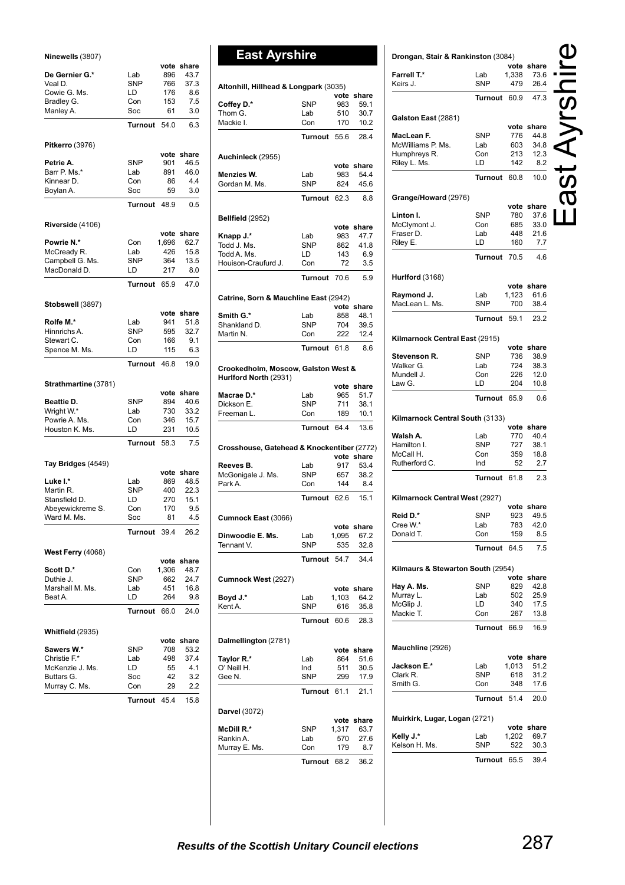**Ninewells** (3807)

| | | vote | share |
|---|---|---|---|
| **De Gernier G.*** | Lab | 896 | 43.7 |
| Veal D. | SNP | 766 | 37.3 |
| Cowie G. Ms. | LD | 176 | 8.6 |
| Bradley G. | Con | 153 | 7.5 |
| Manley A. | Soc | 61 | 3.0 |
| | **Turnout** | 54.0 | 6.3 |

**Pitkerro** (3976)

| | | vote | share |
|---|---|---|---|
| **Petrie A.** | SNP | 901 | 46.5 |
| Barr P. Ms.* | Lab | 891 | 46.0 |
| Kinnear D. | Con | 86 | 4.4 |
| Boylan A. | Soc | 59 | 3.0 |
| | **Turnout** | 48.9 | 0.5 |

**Riverside** (4106)

| | | vote | share |
|---|---|---|---|
| **Powrie N.*** | Con | 1,696 | 62.7 |
| McCready R. | Lab | 426 | 15.8 |
| Campbell G. Ms. | SNP | 364 | 13.5 |
| MacDonald D. | LD | 217 | 8.0 |
| | **Turnout** | 65.9 | 47.0 |

**Stobswell** (3897)

| | | vote | share |
|---|---|---|---|
| **Rolfe M.*** | Lab | 941 | 51.8 |
| Hinnrichs A. | SNP | 595 | 32.7 |
| Stewart C. | Con | 166 | 9.1 |
| Spence M. Ms. | LD | 115 | 6.3 |
| | **Turnout** | 46.8 | 19.0 |

**Strathmartine** (3781)

| | | vote | share |
|---|---|---|---|
| **Beattie D.** | SNP | 894 | 40.6 |
| Wright W.* | Lab | 730 | 33.2 |
| Powrie A. Ms. | Con | 346 | 15.7 |
| Houston K. Ms. | LD | 231 | 10.5 |
| | **Turnout** | 58.3 | 7.5 |

**Tay Bridges** (4549)

| | | vote | share |
|---|---|---|---|
| **Luke I.*** | Lab | 869 | 48.5 |
| Martin R. | SNP | 400 | 22.3 |
| Stansfield D. | LD | 270 | 15.1 |
| Abeyewickreme S. | Con | 170 | 9.5 |
| Ward M. Ms. | Soc | 81 | 4.5 |
| | **Turnout** | 39.4 | 26.2 |

**West Ferry** (4068)

| | | vote | share |
|---|---|---|---|
| **Scott D.*** | Con | 1,306 | 48.7 |
| Duthie J. | SNP | 662 | 24.7 |
| Marshall M. Ms. | Lab | 451 | 16.8 |
| Beat A. | LD | 264 | 9.8 |
| | **Turnout** | 66.0 | 24.0 |

**Whitfield** (2935)

| | | vote | share |
|---|---|---|---|
| **Sawers W.*** | SNP | 708 | 53.2 |
| Christie F.* | Lab | 498 | 37.4 |
| McKenzie J. Ms. | LD | 55 | 4.1 |
| Buttars G. | Soc | 42 | 3.2 |
| Murray C. Ms. | Con | 29 | 2.2 |
| | **Turnout** | 45.4 | 15.8 |

# East Ayrshire

**Altonhill, Hillhead & Longpark** (3035)

| | | vote | share |
|---|---|---|---|
| **Coffey D.*** | SNP | 983 | 59.1 |
| Thom G. | Lab | 510 | 30.7 |
| Mackie I. | Con | 170 | 10.2 |
| | **Turnout** | 55.6 | 28.4 |

**Auchinleck** (2955)

| | | vote | share |
|---|---|---|---|
| **Menzies W.** | Lab | 983 | 54.4 |
| Gordan M. Ms. | SNP | 824 | 45.6 |
| | **Turnout** | 62.3 | 8.8 |

**Bellfield** (2952)

| | | vote | share |
|---|---|---|---|
| **Knapp J.*** | Lab | 983 | 47.7 |
| Todd J. Ms. | SNP | 862 | 41.8 |
| Todd A. Ms. | LD | 143 | 6.9 |
| Houison-Craufurd J. | Con | 72 | 3.5 |
| | **Turnout** | 70.6 | 5.9 |

**Catrine, Sorn & Mauchline East** (2942)

| | | vote | share |
|---|---|---|---|
| **Smith G.*** | Lab | 858 | 48.1 |
| Shankland D. | SNP | 704 | 39.5 |
| Martin N. | Con | 222 | 12.4 |
| | **Turnout** | 61.8 | 8.6 |

**Crookedholm, Moscow, Galston West & Hurlford North** (2931)

| | | vote | share |
|---|---|---|---|
| **Macrae D.*** | Lab | 965 | 51.7 |
| Dickson E. | SNP | 711 | 38.1 |
| Freeman L. | Con | 189 | 10.1 |
| | **Turnout** | 64.4 | 13.6 |

**Crosshouse, Gatehead & Knockentiber** (2772)

| | | vote | share |
|---|---|---|---|
| **Reeves B.** | Lab | 917 | 53.4 |
| McGonigale J. Ms. | SNP | 657 | 38.2 |
| Park A. | Con | 144 | 8.4 |
| | **Turnout** | 62.6 | 15.1 |

**Cumnock East** (3066)

| | | vote | share |
|---|---|---|---|
| **Dinwoodie E. Ms.** | Lab | 1,095 | 67.2 |
| Tennant V. | SNP | 535 | 32.8 |
| | **Turnout** | 54.7 | 34.4 |

**Cumnock West** (2927)

| | | vote | share |
|---|---|---|---|
| **Boyd J.*** | Lab | 1,103 | 64.2 |
| Kent A. | SNP | 616 | 35.8 |
| | **Turnout** | 60.6 | 28.3 |

**Dalmellington** (2781)

| | | vote | share |
|---|---|---|---|
| **Taylor R.*** | Lab | 864 | 51.6 |
| O' Neill H. | Ind | 511 | 30.5 |
| Gee N. | SNP | 299 | 17.9 |
| | **Turnout** | 61.1 | 21.1 |

**Darvel** (3072)

| | | vote | share |
|---|---|---|---|
| **McDill R.*** | SNP | 1,317 | 63.7 |
| Rankin A. | Lab | 570 | 27.6 |
| Murray E. Ms. | Con | 179 | 8.7 |
| | **Turnout** | 68.2 | 36.2 |

**Drongan, Stair & Rankinston** (3084)

| | | vote | share |
|---|---|---|---|
| **Farrell T.*** | Lab | 1,338 | 73.6 |
| Keirs J. | SNP | 479 | 26.4 |
| | **Turnout** | 60.9 | 47.3 |

**Galston East** (2881)

| | | vote | share |
|---|---|---|---|
| **MacLean F.** | SNP | 776 | 44.8 |
| McWilliams P. Ms. | Lab | 603 | 34.8 |
| Humphreys R. | Con | 213 | 12.3 |
| Riley L. Ms. | LD | 142 | 8.2 |
| | **Turnout** | 60.8 | 10.0 |

**Grange/Howard** (2976)

| | | vote | share |
|---|---|---|---|
| **Linton I.** | SNP | 780 | 37.6 |
| McClymont J. | Con | 685 | 33.0 |
| Fraser D. | Lab | 448 | 21.6 |
| Riley E. | LD | 160 | 7.7 |
| | **Turnout** | 70.5 | 4.6 |

**Hurlford** (3168)

| | | vote | share |
|---|---|---|---|
| **Raymond J.** | Lab | 1,123 | 61.6 |
| MacLean L. Ms. | SNP | 700 | 38.4 |
| | **Turnout** | 59.1 | 23.2 |

**Kilmarnock Central East** (2915)

| | | vote | share |
|---|---|---|---|
| **Stevenson R.** | SNP | 736 | 38.9 |
| Walker G. | Lab | 724 | 38.3 |
| Mundell J. | Con | 226 | 12.0 |
| Law G. | LD | 204 | 10.8 |
| | **Turnout** | 65.9 | 0.6 |

**Kilmarnock Central South** (3133)

| | | vote | share |
|---|---|---|---|
| **Walsh A.** | Lab | 770 | 40.4 |
| Hamilton I. | SNP | 727 | 38.1 |
| McCall H. | Con | 359 | 18.8 |
| Rutherford C. | Ind | 52 | 2.7 |
| | **Turnout** | 61.8 | 2.3 |

**Kilmarnock Central West** (2927)

| | | vote | share |
|---|---|---|---|
| **Reid D.*** | SNP | 923 | 49.5 |
| Cree W.* | Lab | 783 | 42.0 |
| Donald T. | Con | 159 | 8.5 |
| | **Turnout** | 64.5 | 7.5 |

**Kilmaurs & Stewarton South** (2954)

| | | vote | share |
|---|---|---|---|
| **Hay A. Ms.** | SNP | 829 | 42.8 |
| Murray L. | Lab | 502 | 25.9 |
| McGlip J. | LD | 340 | 17.5 |
| Mackie T. | Con | 267 | 13.8 |
| | **Turnout** | 66.9 | 16.9 |

**Mauchline** (2926)

| | | vote | share |
|---|---|---|---|
| **Jackson E.*** | Lab | 1,013 | 51.2 |
| Clark R. | SNP | 618 | 31.2 |
| Smith G. | Con | 348 | 17.6 |
| | **Turnout** | 51.4 | 20.0 |

**Muirkirk, Lugar, Logan** (2721)

| | | vote | share |
|---|---|---|---|
| **Kelly J.*** | Lab | 1,202 | 69.7 |
| Kelson H. Ms. | SNP | 522 | 30.3 |
| | **Turnout** | 65.5 | 39.4 |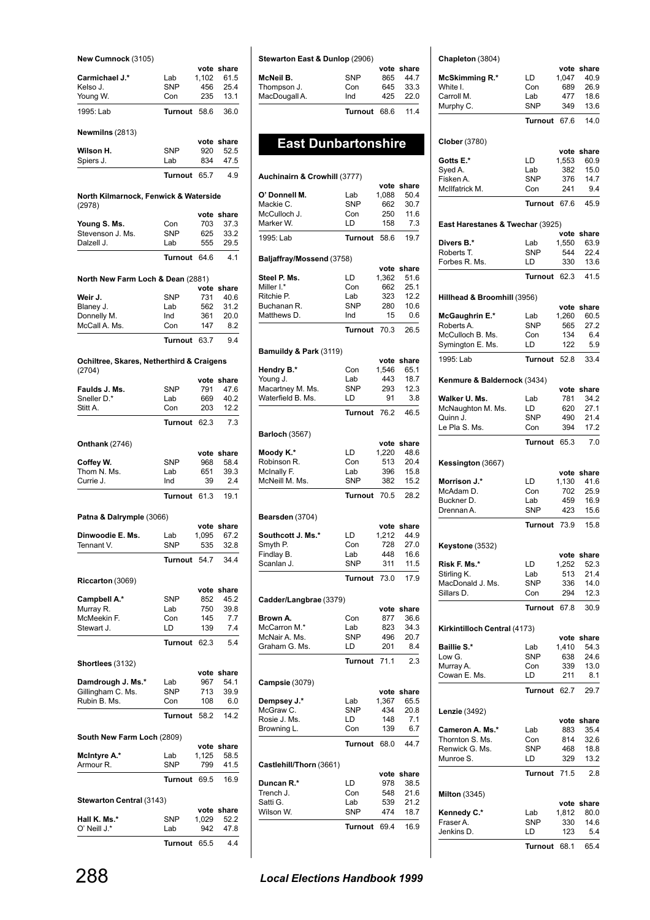**New Cumnock** (3105)

| | | vote | share |
|---|---|---|---|
| **Carmichael J.*** | Lab | 1,102 | 61.5 |
| Kelso J. | SNP | 456 | 25.4 |
| Young W. | Con | 235 | 13.1 |
| 1995: Lab | **Turnout** | 58.6 | 36.0 |

**Newmilns** (2813)

| | | vote | share |
|---|---|---|---|
| **Wilson H.** | SNP | 920 | 52.5 |
| Spiers J. | Lab | 834 | 47.5 |
| | **Turnout** | 65.7 | 4.9 |

**North Kilmarnock, Fenwick & Waterside** (2978)

| | | vote | share |
|---|---|---|---|
| **Young S. Ms.** | Con | 703 | 37.3 |
| Stevenson J. Ms. | SNP | 625 | 33.2 |
| Dalzell J. | Lab | 555 | 29.5 |
| | **Turnout** | 64.6 | 4.1 |

**North New Farm Loch & Dean** (2881)

| | | vote | share |
|---|---|---|---|
| **Weir J.** | SNP | 731 | 40.6 |
| Blaney J. | Lab | 562 | 31.2 |
| Donnelly M. | Ind | 361 | 20.0 |
| McCall A. Ms. | Con | 147 | 8.2 |
| | **Turnout** | 63.7 | 9.4 |

**Ochiltree, Skares, Netherthird & Craigens** (2704)

| | | vote | share |
|---|---|---|---|
| **Faulds J. Ms.** | SNP | 791 | 47.6 |
| Sneller D.* | Lab | 669 | 40.2 |
| Stitt A. | Con | 203 | 12.2 |
| | **Turnout** | 62.3 | 7.3 |

**Onthank** (2746)

| | | vote | share |
|---|---|---|---|
| **Coffey W.** | SNP | 968 | 58.4 |
| Thom N. Ms. | Lab | 651 | 39.3 |
| Currie J. | Ind | 39 | 2.4 |
| | **Turnout** | 61.3 | 19.1 |

**Patna & Dalrymple** (3066)

| | | vote | share |
|---|---|---|---|
| **Dinwoodie E. Ms.** | Lab | 1,095 | 67.2 |
| Tennant V. | SNP | 535 | 32.8 |
| | **Turnout** | 54.7 | 34.4 |

**Riccarton** (3069)

| | | vote | share |
|---|---|---|---|
| **Campbell A.*** | SNP | 852 | 45.2 |
| Murray R. | Lab | 750 | 39.8 |
| McMeekin F. | Con | 145 | 7.7 |
| Stewart J. | LD | 139 | 7.4 |
| | **Turnout** | 62.3 | 5.4 |

**Shortlees** (3132)

| | | vote | share |
|---|---|---|---|
| **Damdrough J. Ms.*** | Lab | 967 | 54.1 |
| Gillingham C. Ms. | SNP | 713 | 39.9 |
| Rubin B. Ms. | Con | 108 | 6.0 |
| | **Turnout** | 58.2 | 14.2 |

**South New Farm Loch** (2809)

| | | vote | share |
|---|---|---|---|
| **McIntyre A.*** | Lab | 1,125 | 58.5 |
| Armour R. | SNP | 799 | 41.5 |
| | **Turnout** | 69.5 | 16.9 |

**Stewarton Central** (3143)

| | | vote | share |
|---|---|---|---|
| **Hall K. Ms.*** | SNP | 1,029 | 52.2 |
| O' Neill J.* | Lab | 942 | 47.8 |
| | **Turnout** | 65.5 | 4.4 |

**Stewarton East & Dunlop** (2906)

| | | vote | share |
|---|---|---|---|
| **McNeil B.** | SNP | 865 | 44.7 |
| Thompson J. | Con | 645 | 33.3 |
| MacDougall A. | Ind | 425 | 22.0 |
| | **Turnout** | 68.6 | 11.4 |

# East Dunbartonshire

**Auchinairn & Crowhill** (3777)

| | | vote | share |
|---|---|---|---|
| **O' Donnell M.** | Lab | 1,088 | 50.4 |
| Mackie C. | SNP | 662 | 30.7 |
| McCulloch J. | Con | 250 | 11.6 |
| Marker W. | LD | 158 | 7.3 |
| 1995: Lab | **Turnout** | 58.6 | 19.7 |

**Baljaffray/Mossend** (3758)

| | | vote | share |
|---|---|---|---|
| **Steel P. Ms.** | LD | 1,362 | 51.6 |
| Miller I.* | Con | 662 | 25.1 |
| Ritchie P. | Lab | 323 | 12.2 |
| Buchanan R. | SNP | 280 | 10.6 |
| Matthews D. | Ind | 15 | 0.6 |
| | **Turnout** | 70.3 | 26.5 |

**Bamuildy & Park** (3119)

| | | vote | share |
|---|---|---|---|
| **Hendry B.*** | Con | 1,546 | 65.1 |
| Young J. | Lab | 443 | 18.7 |
| Macartney M. Ms. | SNP | 293 | 12.3 |
| Waterfield B. Ms. | LD | 91 | 3.8 |
| | **Turnout** | 76.2 | 46.5 |

**Barloch** (3567)

| | | vote | share |
|---|---|---|---|
| **Moody K.*** | LD | 1,220 | 48.6 |
| Robinson R. | Con | 513 | 20.4 |
| McInally F. | Lab | 396 | 15.8 |
| McNeill M. Ms. | SNP | 382 | 15.2 |
| | **Turnout** | 70.5 | 28.2 |

**Bearsden** (3704)

| | | vote | share |
|---|---|---|---|
| **Southcott J. Ms.*** | LD | 1,212 | 44.9 |
| Smyth P. | Con | 728 | 27.0 |
| Findlay B. | Lab | 448 | 16.6 |
| Scanlan J. | SNP | 311 | 11.5 |
| | **Turnout** | 73.0 | 17.9 |

**Cadder/Langbrae** (3379)

| | | vote | share |
|---|---|---|---|
| **Brown A.** | Con | 877 | 36.6 |
| McCarron M.* | Lab | 823 | 34.3 |
| McNair A. Ms. | SNP | 496 | 20.7 |
| Graham G. Ms. | LD | 201 | 8.4 |
| | **Turnout** | 71.1 | 2.3 |

**Campsie** (3079)

| | | vote | share |
|---|---|---|---|
| **Dempsey J.*** | Lab | 1,367 | 65.5 |
| McGraw C. | SNP | 434 | 20.8 |
| Rosie J. Ms. | LD | 148 | 7.1 |
| Browning L. | Con | 139 | 6.7 |
| | **Turnout** | 68.0 | 44.7 |

**Castlehill/Thorn** (3661)

| | | vote | share |
|---|---|---|---|
| **Duncan R.*** | LD | 978 | 38.5 |
| Trench J. | Con | 548 | 21.6 |
| Satti G. | Lab | 539 | 21.2 |
| Wilson W. | SNP | 474 | 18.7 |
| | **Turnout** | 69.4 | 16.9 |

**Chapleton** (3804)

| | | vote | share |
|---|---|---|---|
| **McSkimming R.*** | LD | 1,047 | 40.9 |
| White I. | Con | 689 | 26.9 |
| Carroll M. | Lab | 477 | 18.6 |
| Murphy C. | SNP | 349 | 13.6 |
| | **Turnout** | 67.6 | 14.0 |

**Clober** (3780)

| | | vote | share |
|---|---|---|---|
| **Gotts E.*** | LD | 1,553 | 60.9 |
| Syed A. | Lab | 382 | 15.0 |
| Fisken A. | SNP | 376 | 14.7 |
| McIlfatrick M. | Con | 241 | 9.4 |
| | **Turnout** | 67.6 | 45.9 |

**East Harestanes & Twechar** (3925)

| | | vote | share |
|---|---|---|---|
| **Divers B.*** | Lab | 1,550 | 63.9 |
| Roberts T. | SNP | 544 | 22.4 |
| Forbes R. Ms. | LD | 330 | 13.6 |
| | **Turnout** | 62.3 | 41.5 |

**Hillhead & Broomhill** (3956)

| | | vote | share |
|---|---|---|---|
| **McGaughrin E.*** | Lab | 1,260 | 60.5 |
| Roberts A. | SNP | 565 | 27.2 |
| McCulloch B. Ms. | Con | 134 | 6.4 |
| Symington E. Ms. | LD | 122 | 5.9 |
| 1995: Lab | **Turnout** | 52.8 | 33.4 |

**Kenmure & Baldernock** (3434)

| | | vote | share |
|---|---|---|---|
| **Walker U. Ms.** | Lab | 781 | 34.2 |
| McNaughton M. Ms. | LD | 620 | 27.1 |
| Quinn J. | SNP | 490 | 21.4 |
| Le Pla S. Ms. | Con | 394 | 17.2 |
| | **Turnout** | 65.3 | 7.0 |

**Kessington** (3667)

| | | vote | share |
|---|---|---|---|
| **Morrison J.*** | LD | 1,130 | 41.6 |
| McAdam D. | Con | 702 | 25.9 |
| Buckner D. | Lab | 459 | 16.9 |
| Drennan A. | SNP | 423 | 15.6 |
| | **Turnout** | 73.9 | 15.8 |

**Keystone** (3532)

| | | vote | share |
|---|---|---|---|
| **Risk F. Ms.*** | LD | 1,252 | 52.3 |
| Stirling K. | Lab | 513 | 21.4 |
| MacDonald J. Ms. | SNP | 336 | 14.0 |
| Sillars D. | Con | 294 | 12.3 |
| | **Turnout** | 67.8 | 30.9 |

**Kirkintilloch Central** (4173)

| | | vote | share |
|---|---|---|---|
| **Baillie S.*** | Lab | 1,410 | 54.3 |
| Low G. | SNP | 638 | 24.6 |
| Murray A. | Con | 339 | 13.0 |
| Cowan E. Ms. | LD | 211 | 8.1 |
| | **Turnout** | 62.7 | 29.7 |

**Lenzie** (3492)

| | | vote | share |
|---|---|---|---|
| **Cameron A. Ms.*** | Lab | 883 | 35.4 |
| Thornton S. Ms. | Con | 814 | 32.6 |
| Renwick G. Ms. | SNP | 468 | 18.8 |
| Munroe S. | LD | 329 | 13.2 |
| | **Turnout** | 71.5 | 2.8 |

**Milton** (3345)

| | | vote | share |
|---|---|---|---|
| **Kennedy C.*** | Lab | 1,812 | 80.0 |
| Fraser A. | SNP | 330 | 14.6 |
| Jenkins D. | LD | 123 | 5.4 |
| | **Turnout** | 68.1 | 65.4 |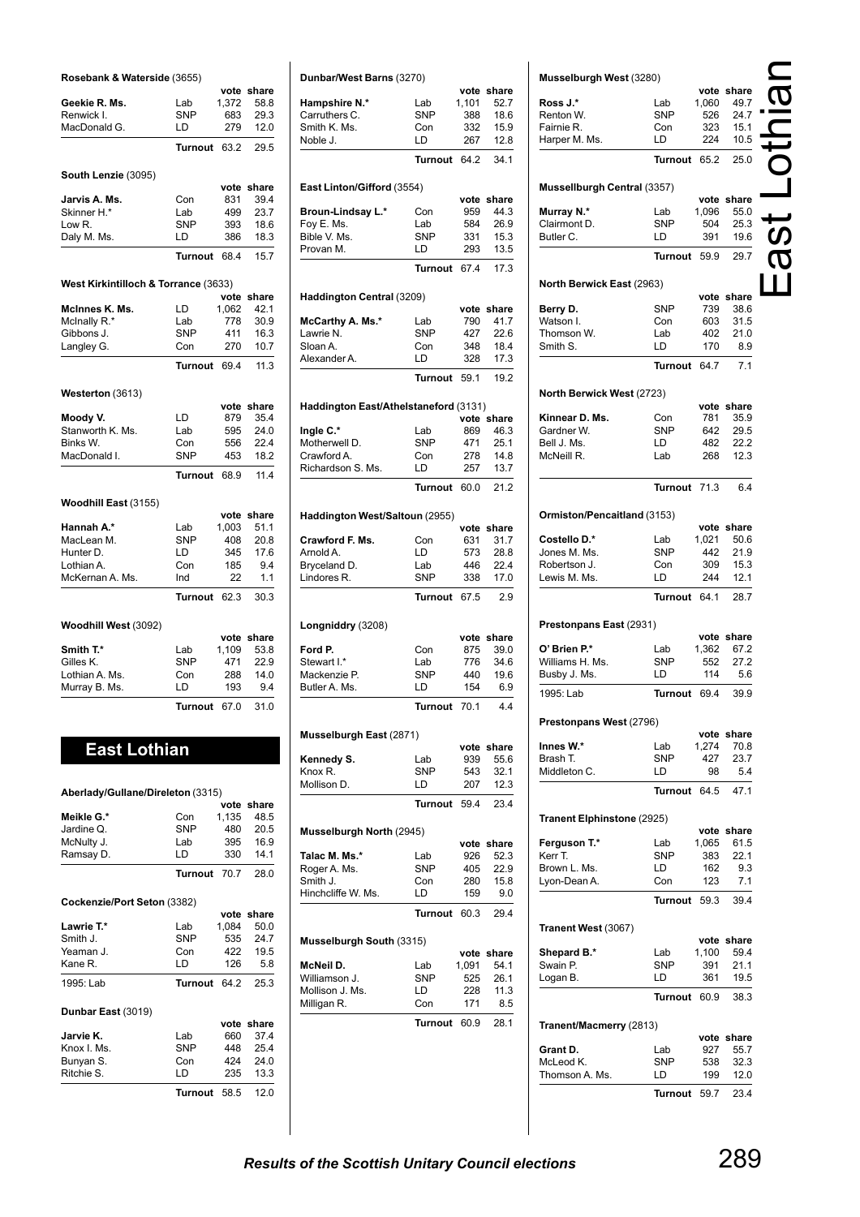### Rosebank & Waterside (3655)

| | | vote | share |
|---|---|---|---|
| **Geekie R. Ms.** | Lab | 1,372 | 58.8 |
| Renwick I. | SNP | 683 | 29.3 |
| MacDonald G. | LD | 279 | 12.0 |
| | **Turnout** | 63.2 | 29.5 |

### South Lenzie (3095)

| | | vote | share |
|---|---|---|---|
| **Jarvis A. Ms.** | Con | 831 | 39.4 |
| Skinner H.* | Lab | 499 | 23.7 |
| Low R. | SNP | 393 | 18.6 |
| Daly M. Ms. | LD | 386 | 18.3 |
| | **Turnout** | 68.4 | 15.7 |

### West Kirkintilloch & Torrance (3633)

| | | vote | share |
|---|---|---|---|
| **McInnes K. Ms.** | LD | 1,062 | 42.1 |
| McInally R.* | Lab | 778 | 30.9 |
| Gibbons J. | SNP | 411 | 16.3 |
| Langley G. | Con | 270 | 10.7 |
| | **Turnout** | 69.4 | 11.3 |

### Westerton (3613)

| | | vote | share |
|---|---|---|---|
| **Moody V.** | LD | 879 | 35.4 |
| Stanworth K. Ms. | Lab | 595 | 24.0 |
| Binks W. | Con | 556 | 22.4 |
| MacDonald I. | SNP | 453 | 18.2 |
| | **Turnout** | 68.9 | 11.4 |

### Woodhill East (3155)

| | | vote | share |
|---|---|---|---|
| **Hannah A.*** | Lab | 1,003 | 51.1 |
| MacLean M. | SNP | 408 | 20.8 |
| Hunter D. | LD | 345 | 17.6 |
| Lothian A. | Con | 185 | 9.4 |
| McKernan A. Ms. | Ind | 22 | 1.1 |
| | **Turnout** | 62.3 | 30.3 |

### Woodhill West (3092)

| | | vote | share |
|---|---|---|---|
| **Smith T.*** | Lab | 1,109 | 53.8 |
| Gilles K. | SNP | 471 | 22.9 |
| Lothian A. Ms. | Con | 288 | 14.0 |
| Murray B. Ms. | LD | 193 | 9.4 |
| | **Turnout** | 67.0 | 31.0 |

## East Lothian

### Aberlady/Gullane/Direleton (3315)

| | | vote | share |
|---|---|---|---|
| **Meikle G.*** | Con | 1,135 | 48.5 |
| Jardine Q. | SNP | 480 | 20.5 |
| McNulty J. | Lab | 395 | 16.9 |
| Ramsay D. | LD | 330 | 14.1 |
| | **Turnout** | 70.7 | 28.0 |

### Cockenzie/Port Seton (3382)

| | | vote | share |
|---|---|---|---|
| **Lawrie T.*** | Lab | 1,084 | 50.0 |
| Smith J. | SNP | 535 | 24.7 |
| Yeaman J. | Con | 422 | 19.5 |
| Kane R. | LD | 126 | 5.8 |
| 1995: Lab | **Turnout** | 64.2 | 25.3 |

### Dunbar East (3019)

| | | vote | share |
|---|---|---|---|
| **Jarvie K.** | Lab | 660 | 37.4 |
| Knox I. Ms. | SNP | 448 | 25.4 |
| Bunyan S. | Con | 424 | 24.0 |
| Ritchie S. | LD | 235 | 13.3 |
| | **Turnout** | 58.5 | 12.0 |

### Dunbar/West Barns (3270)

| | | vote | share |
|---|---|---|---|
| **Hampshire N.*** | Lab | 1,101 | 52.7 |
| Carruthers C. | SNP | 388 | 18.6 |
| Smith K. Ms. | Con | 332 | 15.9 |
| Noble J. | LD | 267 | 12.8 |
| | **Turnout** | 64.2 | 34.1 |

### East Linton/Gifford (3554)

| | | vote | share |
|---|---|---|---|
| **Broun-Lindsay L.*** | Con | 959 | 44.3 |
| Foy E. Ms. | Lab | 584 | 26.9 |
| Bible V. Ms. | SNP | 331 | 15.3 |
| Provan M. | LD | 293 | 13.5 |
| | **Turnout** | 67.4 | 17.3 |

### Haddington Central (3209)

| | | vote | share |
|---|---|---|---|
| **McCarthy A. Ms.*** | Lab | 790 | 41.7 |
| Lawrie N. | SNP | 427 | 22.6 |
| Sloan A. | Con | 348 | 18.4 |
| Alexander A. | LD | 328 | 17.3 |
| | **Turnout** | 59.1 | 19.2 |

### Haddington East/Athelstaneford (3131)

| | | vote | share |
|---|---|---|---|
| **Ingle C.*** | Lab | 869 | 46.3 |
| Motherwell D. | SNP | 471 | 25.1 |
| Crawford A. | Con | 278 | 14.8 |
| Richardson S. Ms. | LD | 257 | 13.7 |
| | **Turnout** | 60.0 | 21.2 |

### Haddington West/Saltoun (2955)

| | | vote | share |
|---|---|---|---|
| **Crawford F. Ms.** | Con | 631 | 31.7 |
| Arnold A. | LD | 573 | 28.8 |
| Bryceland D. | Lab | 446 | 22.4 |
| Lindores R. | SNP | 338 | 17.0 |
| | **Turnout** | 67.5 | 2.9 |

### Longniddry (3208)

| | | vote | share |
|---|---|---|---|
| **Ford P.** | Con | 875 | 39.0 |
| Stewart I.* | Lab | 776 | 34.6 |
| Mackenzie P. | SNP | 440 | 19.6 |
| Butler A. Ms. | LD | 154 | 6.9 |
| | **Turnout** | 70.1 | 4.4 |

### Musselburgh East (2871)

| | | vote | share |
|---|---|---|---|
| **Kennedy S.** | Lab | 939 | 55.6 |
| Knox R. | SNP | 543 | 32.1 |
| Mollison D. | LD | 207 | 12.3 |
| | **Turnout** | 59.4 | 23.4 |

### Musselburgh North (2945)

| | | vote | share |
|---|---|---|---|
| **Talac M. Ms.*** | Lab | 926 | 52.3 |
| Roger A. Ms. | SNP | 405 | 22.9 |
| Smith J. | Con | 280 | 15.8 |
| Hinchcliffe W. Ms. | LD | 159 | 9.0 |
| | **Turnout** | 60.3 | 29.4 |

### Musselburgh South (3315)

| | | vote | share |
|---|---|---|---|
| **McNeil D.** | Lab | 1,091 | 54.1 |
| Williamson J. | SNP | 525 | 26.1 |
| Mollison J. Ms. | LD | 228 | 11.3 |
| Milligan R. | Con | 171 | 8.5 |
| | **Turnout** | 60.9 | 28.1 |

### Musselburgh West (3280)

| | | vote | share |
|---|---|---|---|
| **Ross J.*** | Lab | 1,060 | 49.7 |
| Renton W. | SNP | 526 | 24.7 |
| Fairnie R. | Con | 323 | 15.1 |
| Harper M. Ms. | LD | 224 | 10.5 |
| | **Turnout** | 65.2 | 25.0 |

### Mussellburgh Central (3357)

| | | vote | share |
|---|---|---|---|
| **Murray N.*** | Lab | 1,096 | 55.0 |
| Clairmont D. | SNP | 504 | 25.3 |
| Butler C. | LD | 391 | 19.6 |
| | **Turnout** | 59.9 | 29.7 |

### North Berwick East (2963)

| | | vote | share |
|---|---|---|---|
| **Berry D.** | SNP | 739 | 38.6 |
| Watson I. | Con | 603 | 31.5 |
| Thomson W. | Lab | 402 | 21.0 |
| Smith S. | LD | 170 | 8.9 |
| | **Turnout** | 64.7 | 7.1 |

### North Berwick West (2723)

| | | vote | share |
|---|---|---|---|
| **Kinnear D. Ms.** | Con | 781 | 35.9 |
| Gardner W. | SNP | 642 | 29.5 |
| Bell J. Ms. | LD | 482 | 22.2 |
| McNeill R. | Lab | 268 | 12.3 |
| | **Turnout** | 71.3 | 6.4 |

### Ormiston/Pencaitland (3153)

| | | vote | share |
|---|---|---|---|
| **Costello D.*** | Lab | 1,021 | 50.6 |
| Jones M. Ms. | SNP | 442 | 21.9 |
| Robertson J. | Con | 309 | 15.3 |
| Lewis M. Ms. | LD | 244 | 12.1 |
| | **Turnout** | 64.1 | 28.7 |

### Prestonpans East (2931)

| | | vote | share |
|---|---|---|---|
| **O' Brien P.*** | Lab | 1,362 | 67.2 |
| Williams H. Ms. | SNP | 552 | 27.2 |
| Busby J. Ms. | LD | 114 | 5.6 |
| 1995: Lab | **Turnout** | 69.4 | 39.9 |

### Prestonpans West (2796)

| | | vote | share |
|---|---|---|---|
| **Innes W.*** | Lab | 1,274 | 70.8 |
| Brash T. | SNP | 427 | 23.7 |
| Middleton C. | LD | 98 | 5.4 |
| | **Turnout** | 64.5 | 47.1 |

### Tranent Elphinstone (2925)

| | | vote | share |
|---|---|---|---|
| **Ferguson T.*** | Lab | 1,065 | 61.5 |
| Kerr T. | SNP | 383 | 22.1 |
| Brown L. Ms. | LD | 162 | 9.3 |
| Lyon-Dean A. | Con | 123 | 7.1 |
| | **Turnout** | 59.3 | 39.4 |

### Tranent West (3067)

| | | vote | share |
|---|---|---|---|
| **Shepard B.*** | Lab | 1,100 | 59.4 |
| Swain P. | SNP | 391 | 21.1 |
| Logan B. | LD | 361 | 19.5 |
| | **Turnout** | 60.9 | 38.3 |

### Tranent/Macmerry (2813)

| | | vote | share |
|---|---|---|---|
| **Grant D.** | Lab | 927 | 55.7 |
| McLeod K. | SNP | 538 | 32.3 |
| Thomson A. Ms. | LD | 199 | 12.0 |
| | **Turnout** | 59.7 | 23.4 |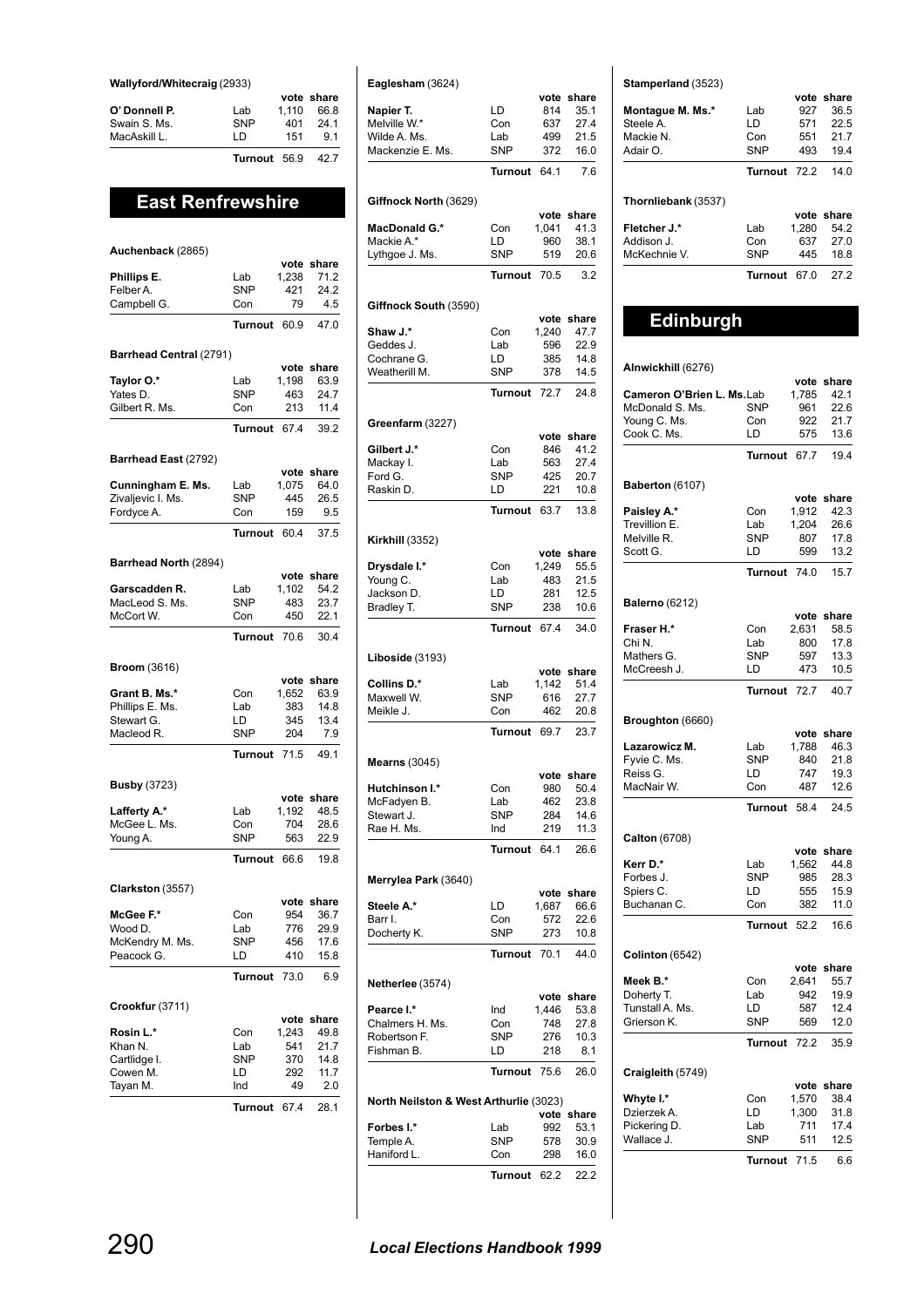**Wallyford/Whitecraig** (2933)

| | | vote | share |
|---|---|---|---|
| **O' Donnell P.** | Lab | 1,110 | 66.8 |
| Swain S. Ms. | SNP | 401 | 24.1 |
| MacAskill L. | LD | 151 | 9.1 |
| | **Turnout** | 56.9 | 42.7 |

## East Renfrewshire

**Auchenback** (2865)

| | | vote | share |
|---|---|---|---|
| **Phillips E.** | Lab | 1,238 | 71.2 |
| Felber A. | SNP | 421 | 24.2 |
| Campbell G. | Con | 79 | 4.5 |
| | **Turnout** | 60.9 | 47.0 |

**Barrhead Central** (2791)

| | | vote | share |
|---|---|---|---|
| **Taylor O.*** | Lab | 1,198 | 63.9 |
| Yates D. | SNP | 463 | 24.7 |
| Gilbert R. Ms. | Con | 213 | 11.4 |
| | **Turnout** | 67.4 | 39.2 |

**Barrhead East** (2792)

| | | vote | share |
|---|---|---|---|
| **Cunningham E. Ms.** | Lab | 1,075 | 64.0 |
| Zivaljevic I. Ms. | SNP | 445 | 26.5 |
| Fordyce A. | Con | 159 | 9.5 |
| | **Turnout** | 60.4 | 37.5 |

**Barrhead North** (2894)

| | | vote | share |
|---|---|---|---|
| **Garscadden R.** | Lab | 1,102 | 54.2 |
| MacLeod S. Ms. | SNP | 483 | 23.7 |
| McCort W. | Con | 450 | 22.1 |
| | **Turnout** | 70.6 | 30.4 |

**Broom** (3616)

| | | vote | share |
|---|---|---|---|
| **Grant B. Ms.*** | Con | 1,652 | 63.9 |
| Phillips E. Ms. | Lab | 383 | 14.8 |
| Stewart G. | LD | 345 | 13.4 |
| Macleod R. | SNP | 204 | 7.9 |
| | **Turnout** | 71.5 | 49.1 |

**Busby** (3723)

| | | vote | share |
|---|---|---|---|
| **Lafferty A.*** | Lab | 1,192 | 48.5 |
| McGee L. Ms. | Con | 704 | 28.6 |
| Young A. | SNP | 563 | 22.9 |
| | **Turnout** | 66.6 | 19.8 |

**Clarkston** (3557)

| | | vote | share |
|---|---|---|---|
| **McGee F.*** | Con | 954 | 36.7 |
| Wood D. | Lab | 776 | 29.9 |
| McKendry M. Ms. | SNP | 456 | 17.6 |
| Peacock G. | LD | 410 | 15.8 |
| | **Turnout** | 73.0 | 6.9 |

**Crookfur** (3711)

| | | vote | share |
|---|---|---|---|
| **Rosin L.*** | Con | 1,243 | 49.8 |
| Khan N. | Lab | 541 | 21.7 |
| Cartlidge I. | SNP | 370 | 14.8 |
| Cowen M. | LD | 292 | 11.7 |
| Tayan M. | Ind | 49 | 2.0 |
| | **Turnout** | 67.4 | 28.1 |

**Eaglesham** (3624)

| | | vote | share |
|---|---|---|---|
| **Napier T.** | LD | 814 | 35.1 |
| Melville W.* | Con | 637 | 27.4 |
| Wilde A. Ms. | Lab | 499 | 21.5 |
| Mackenzie E. Ms. | SNP | 372 | 16.0 |
| | **Turnout** | 64.1 | 7.6 |

**Giffnock North** (3629)

| | | vote | share |
|---|---|---|---|
| **MacDonald G.*** | Con | 1,041 | 41.3 |
| Mackie A.* | LD | 960 | 38.1 |
| Lythgoe J. Ms. | SNP | 519 | 20.6 |
| | **Turnout** | 70.5 | 3.2 |

**Giffnock South** (3590)

| | | vote | share |
|---|---|---|---|
| **Shaw J.*** | Con | 1,240 | 47.7 |
| Geddes J. | Lab | 596 | 22.9 |
| Cochrane G. | LD | 385 | 14.8 |
| Weatherill M. | SNP | 378 | 14.5 |
| | **Turnout** | 72.7 | 24.8 |

**Greenfarm** (3227)

| | | vote | share |
|---|---|---|---|
| **Gilbert J.*** | Con | 846 | 41.2 |
| Mackay I. | Lab | 563 | 27.4 |
| Ford G. | SNP | 425 | 20.7 |
| Raskin D. | LD | 221 | 10.8 |
| | **Turnout** | 63.7 | 13.8 |

**Kirkhill** (3352)

| | | vote | share |
|---|---|---|---|
| **Drysdale I.*** | Con | 1,249 | 55.5 |
| Young C. | Lab | 483 | 21.5 |
| Jackson D. | LD | 281 | 12.5 |
| Bradley T. | SNP | 238 | 10.6 |
| | **Turnout** | 67.4 | 34.0 |

**Liboside** (3193)

| | | vote | share |
|---|---|---|---|
| **Collins D.*** | Lab | 1,142 | 51.4 |
| Maxwell W. | SNP | 616 | 27.7 |
| Meikle J. | Con | 462 | 20.8 |
| | **Turnout** | 69.7 | 23.7 |

**Mearns** (3045)

| | | vote | share |
|---|---|---|---|
| **Hutchinson I.*** | Con | 980 | 50.4 |
| McFadyen B. | Lab | 462 | 23.8 |
| Stewart J. | SNP | 284 | 14.6 |
| Rae H. Ms. | Ind | 219 | 11.3 |
| | **Turnout** | 64.1 | 26.6 |

**Merrylea Park** (3640)

| | | vote | share |
|---|---|---|---|
| **Steele A.*** | LD | 1,687 | 66.6 |
| Barr I. | Con | 572 | 22.6 |
| Docherty K. | SNP | 273 | 10.8 |
| | **Turnout** | 70.1 | 44.0 |

**Netherlee** (3574)

| | | vote | share |
|---|---|---|---|
| **Pearce I.*** | Ind | 1,446 | 53.8 |
| Chalmers H. Ms. | Con | 748 | 27.8 |
| Robertson F. | SNP | 276 | 10.3 |
| Fishman B. | LD | 218 | 8.1 |
| | **Turnout** | 75.6 | 26.0 |

**North Neilston & West Arthurlie** (3023)

| | | vote | share |
|---|---|---|---|
| **Forbes I.*** | Lab | 992 | 53.1 |
| Temple A. | SNP | 578 | 30.9 |
| Haniford L. | Con | 298 | 16.0 |
| | **Turnout** | 62.2 | 22.2 |

**Stamperland** (3523)

| | | vote | share |
|---|---|---|---|
| **Montague M. Ms.*** | Lab | 927 | 36.5 |
| Steele A. | LD | 571 | 22.5 |
| Mackie N. | Con | 551 | 21.7 |
| Adair O. | SNP | 493 | 19.4 |
| | **Turnout** | 72.2 | 14.0 |

**Thornliebank** (3537)

| | | vote | share |
|---|---|---|---|
| **Fletcher J.*** | Lab | 1,280 | 54.2 |
| Addison J. | Con | 637 | 27.0 |
| McKechnie V. | SNP | 445 | 18.8 |
| | **Turnout** | 67.0 | 27.2 |

## Edinburgh

**Alnwickhill** (6276)

| | | vote | share |
|---|---|---|---|
| **Cameron O'Brien L. Ms.** | Lab | 1,785 | 42.1 |
| McDonald S. Ms. | SNP | 961 | 22.6 |
| Young C. Ms. | Con | 922 | 21.7 |
| Cook C. Ms. | LD | 575 | 13.6 |
| | **Turnout** | 67.7 | 19.4 |

**Baberton** (6107)

| | | vote | share |
|---|---|---|---|
| **Paisley A.*** | Con | 1,912 | 42.3 |
| Trevillion E. | Lab | 1,204 | 26.6 |
| Melville R. | SNP | 807 | 17.8 |
| Scott G. | LD | 599 | 13.2 |
| | **Turnout** | 74.0 | 15.7 |

**Balerno** (6212)

| | | vote | share |
|---|---|---|---|
| **Fraser H.*** | Con | 2,631 | 58.5 |
| Chi N. | Lab | 800 | 17.8 |
| Mathers G. | SNP | 597 | 13.3 |
| McCreesh J. | LD | 473 | 10.5 |
| | **Turnout** | 72.7 | 40.7 |

**Broughton** (6660)

| | | vote | share |
|---|---|---|---|
| **Lazarowicz M.** | Lab | 1,788 | 46.3 |
| Fyvie C. Ms. | SNP | 840 | 21.8 |
| Reiss G. | LD | 747 | 19.3 |
| MacNair W. | Con | 487 | 12.6 |
| | **Turnout** | 58.4 | 24.5 |

**Calton** (6708)

| | | vote | share |
|---|---|---|---|
| **Kerr D.*** | Lab | 1,562 | 44.8 |
| Forbes J. | SNP | 985 | 28.3 |
| Spiers C. | LD | 555 | 15.9 |
| Buchanan C. | Con | 382 | 11.0 |
| | **Turnout** | 52.2 | 16.6 |

**Colinton** (6542)

| | | vote | share |
|---|---|---|---|
| **Meek B.*** | Con | 2,641 | 55.7 |
| Doherty T. | Lab | 942 | 19.9 |
| Tunstall A. Ms. | LD | 587 | 12.4 |
| Grierson K. | SNP | 569 | 12.0 |
| | **Turnout** | 72.2 | 35.9 |

**Craigleith** (5749)

| | | vote | share |
|---|---|---|---|
| **Whyte I.*** | Con | 1,570 | 38.4 |
| Dzierzek A. | LD | 1,300 | 31.8 |
| Pickering D. | Lab | 711 | 17.4 |
| Wallace J. | SNP | 511 | 12.5 |
| | **Turnout** | 71.5 | 6.6 |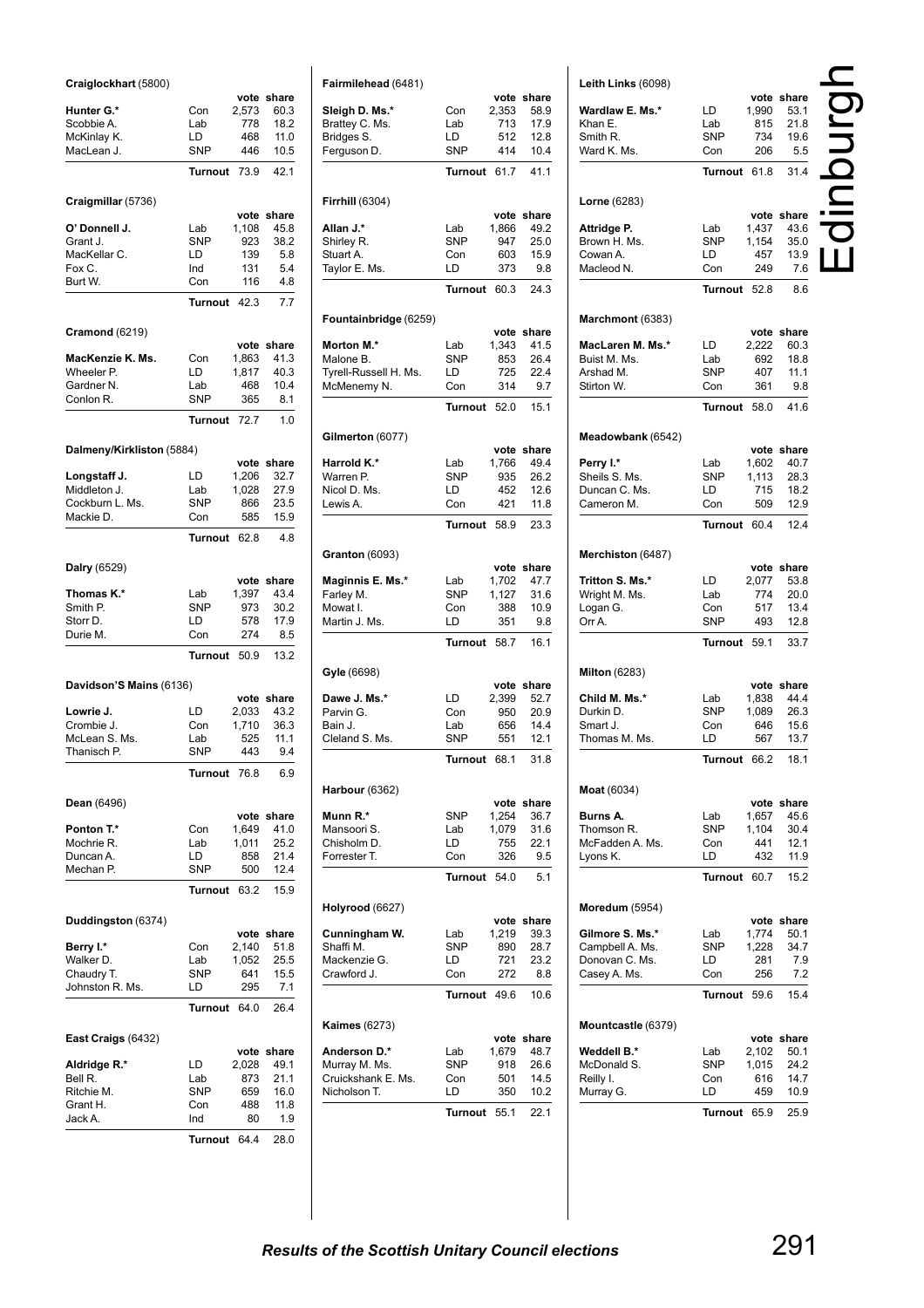## Edinburgh

### Craiglockhart (5800)

| | | vote | share |
|---|---|---|---|
| **Hunter G.*** | Con | 2,573 | 60.3 |
| Scobbie A. | Lab | 778 | 18.2 |
| McKinlay K. | LD | 468 | 11.0 |
| MacLean J. | SNP | 446 | 10.5 |
| | **Turnout** | 73.9 | 42.1 |

### Craigmillar (5736)

| | | vote | share |
|---|---|---|---|
| **O' Donnell J.** | Lab | 1,108 | 45.8 |
| Grant J. | SNP | 923 | 38.2 |
| MacKellar C. | LD | 139 | 5.8 |
| Fox C. | Ind | 131 | 5.4 |
| Burt W. | Con | 116 | 4.8 |
| | **Turnout** | 42.3 | 7.7 |

### Cramond (6219)

| | | vote | share |
|---|---|---|---|
| **MacKenzie K. Ms.** | Con | 1,863 | 41.3 |
| Wheeler P. | LD | 1,817 | 40.3 |
| Gardner N. | Lab | 468 | 10.4 |
| Conlon R. | SNP | 365 | 8.1 |
| | **Turnout** | 72.7 | 1.0 |

### Dalmeny/Kirkliston (5884)

| | | vote | share |
|---|---|---|---|
| **Longstaff J.** | LD | 1,206 | 32.7 |
| Middleton J. | Lab | 1,028 | 27.9 |
| Cockburn L. Ms. | SNP | 866 | 23.5 |
| Mackie D. | Con | 585 | 15.9 |
| | **Turnout** | 62.8 | 4.8 |

### Dalry (6529)

| | | vote | share |
|---|---|---|---|
| **Thomas K.*** | Lab | 1,397 | 43.4 |
| Smith P. | SNP | 973 | 30.2 |
| Storr D. | LD | 578 | 17.9 |
| Durie M. | Con | 274 | 8.5 |
| | **Turnout** | 50.9 | 13.2 |

### Davidson'S Mains (6136)

| | | vote | share |
|---|---|---|---|
| **Lowrie J.** | LD | 2,033 | 43.2 |
| Crombie J. | Con | 1,710 | 36.3 |
| McLean S. Ms. | Lab | 525 | 11.1 |
| Thanisch P. | SNP | 443 | 9.4 |
| | **Turnout** | 76.8 | 6.9 |

### Dean (6496)

| | | vote | share |
|---|---|---|---|
| **Ponton T.*** | Con | 1,649 | 41.0 |
| Mochrie R. | Lab | 1,011 | 25.2 |
| Duncan A. | LD | 858 | 21.4 |
| Mechan P. | SNP | 500 | 12.4 |
| | **Turnout** | 63.2 | 15.9 |

### Duddingston (6374)

| | | vote | share |
|---|---|---|---|
| **Berry I.*** | Con | 2,140 | 51.8 |
| Walker D. | Lab | 1,052 | 25.5 |
| Chaudry T. | SNP | 641 | 15.5 |
| Johnston R. Ms. | LD | 295 | 7.1 |
| | **Turnout** | 64.0 | 26.4 |

### East Craigs (6432)

| | | vote | share |
|---|---|---|---|
| **Aldridge R.*** | LD | 2,028 | 49.1 |
| Bell R. | Lab | 873 | 21.1 |
| Ritchie M. | SNP | 659 | 16.0 |
| Grant H. | Con | 488 | 11.8 |
| Jack A. | Ind | 80 | 1.9 |
| | **Turnout** | 64.4 | 28.0 |

### Fairmilehead (6481)

| | | vote | share |
|---|---|---|---|
| **Sleigh D. Ms.*** | Con | 2,353 | 58.9 |
| Brattey C. Ms. | Lab | 713 | 17.9 |
| Bridges S. | LD | 512 | 12.8 |
| Ferguson D. | SNP | 414 | 10.4 |
| | **Turnout** | 61.7 | 41.1 |

### Firrhill (6304)

| | | vote | share |
|---|---|---|---|
| **Allan J.*** | Lab | 1,866 | 49.2 |
| Shirley R. | SNP | 947 | 25.0 |
| Stuart A. | Con | 603 | 15.9 |
| Taylor E. Ms. | LD | 373 | 9.8 |
| | **Turnout** | 60.3 | 24.3 |

### Fountainbridge (6259)

| | | vote | share |
|---|---|---|---|
| **Morton M.*** | Lab | 1,343 | 41.5 |
| Malone B. | SNP | 853 | 26.4 |
| Tyrell-Russell H. Ms. | LD | 725 | 22.4 |
| McMenemy N. | Con | 314 | 9.7 |
| | **Turnout** | 52.0 | 15.1 |

### Gilmerton (6077)

| | | vote | share |
|---|---|---|---|
| **Harrold K.*** | Lab | 1,766 | 49.4 |
| Warren P. | SNP | 935 | 26.2 |
| Nicol D. Ms. | LD | 452 | 12.6 |
| Lewis A. | Con | 421 | 11.8 |
| | **Turnout** | 58.9 | 23.3 |

### Granton (6093)

| | | vote | share |
|---|---|---|---|
| **Maginnis E. Ms.*** | Lab | 1,702 | 47.7 |
| Farley M. | SNP | 1,127 | 31.6 |
| Mowat I. | Con | 388 | 10.9 |
| Martin J. Ms. | LD | 351 | 9.8 |
| | **Turnout** | 58.7 | 16.1 |

### Gyle (6698)

| | | vote | share |
|---|---|---|---|
| **Dawe J. Ms.*** | LD | 2,399 | 52.7 |
| Parvin G. | Con | 950 | 20.9 |
| Bain J. | Lab | 656 | 14.4 |
| Cleland S. Ms. | SNP | 551 | 12.1 |
| | **Turnout** | 68.1 | 31.8 |

### Harbour (6362)

| | | vote | share |
|---|---|---|---|
| **Munn R.*** | SNP | 1,254 | 36.7 |
| Mansoori S. | Lab | 1,079 | 31.6 |
| Chisholm D. | LD | 755 | 22.1 |
| Forrester T. | Con | 326 | 9.5 |
| | **Turnout** | 54.0 | 5.1 |

### Holyrood (6627)

| | | vote | share |
|---|---|---|---|
| **Cunningham W.** | Lab | 1,219 | 39.3 |
| Shaffi M. | SNP | 890 | 28.7 |
| Mackenzie G. | LD | 721 | 23.2 |
| Crawford J. | Con | 272 | 8.8 |
| | **Turnout** | 49.6 | 10.6 |

### Kaimes (6273)

| | | vote | share |
|---|---|---|---|
| **Anderson D.*** | Lab | 1,679 | 48.7 |
| Murray M. Ms. | SNP | 918 | 26.6 |
| Cruickshank E. Ms. | Con | 501 | 14.5 |
| Nicholson T. | LD | 350 | 10.2 |
| | **Turnout** | 55.1 | 22.1 |

### Leith Links (6098)

| | | vote | share |
|---|---|---|---|
| **Wardlaw E. Ms.*** | LD | 1,990 | 53.1 |
| Khan E. | Lab | 815 | 21.8 |
| Smith R. | SNP | 734 | 19.6 |
| Ward K. Ms. | Con | 206 | 5.5 |
| | **Turnout** | 61.8 | 31.4 |

### Lorne (6283)

| | | vote | share |
|---|---|---|---|
| **Attridge P.** | Lab | 1,437 | 43.6 |
| Brown H. Ms. | SNP | 1,154 | 35.0 |
| Cowan A. | LD | 457 | 13.9 |
| Macleod N. | Con | 249 | 7.6 |
| | **Turnout** | 52.8 | 8.6 |

### Marchmont (6383)

| | | vote | share |
|---|---|---|---|
| **MacLaren M. Ms.*** | LD | 2,222 | 60.3 |
| Buist M. Ms. | Lab | 692 | 18.8 |
| Arshad M. | SNP | 407 | 11.1 |
| Stirton W. | Con | 361 | 9.8 |
| | **Turnout** | 58.0 | 41.6 |

### Meadowbank (6542)

| | | vote | share |
|---|---|---|---|
| **Perry I.*** | Lab | 1,602 | 40.7 |
| Sheils S. Ms. | SNP | 1,113 | 28.3 |
| Duncan C. Ms. | LD | 715 | 18.2 |
| Cameron M. | Con | 509 | 12.9 |
| | **Turnout** | 60.4 | 12.4 |

### Merchiston (6487)

| | | vote | share |
|---|---|---|---|
| **Tritton S. Ms.*** | LD | 2,077 | 53.8 |
| Wright M. Ms. | Lab | 774 | 20.0 |
| Logan G. | Con | 517 | 13.4 |
| Orr A. | SNP | 493 | 12.8 |
| | **Turnout** | 59.1 | 33.7 |

### Milton (6283)

| | | vote | share |
|---|---|---|---|
| **Child M. Ms.*** | Lab | 1,838 | 44.4 |
| Durkin D. | SNP | 1,089 | 26.3 |
| Smart J. | Con | 646 | 15.6 |
| Thomas M. Ms. | LD | 567 | 13.7 |
| | **Turnout** | 66.2 | 18.1 |

### Moat (6034)

| | | vote | share |
|---|---|---|---|
| **Burns A.** | Lab | 1,657 | 45.6 |
| Thomson R. | SNP | 1,104 | 30.4 |
| McFadden A. Ms. | Con | 441 | 12.1 |
| Lyons K. | LD | 432 | 11.9 |
| | **Turnout** | 60.7 | 15.2 |

### Moredum (5954)

| | | vote | share |
|---|---|---|---|
| **Gilmore S. Ms.*** | Lab | 1,774 | 50.1 |
| Campbell A. Ms. | SNP | 1,228 | 34.7 |
| Donovan C. Ms. | LD | 281 | 7.9 |
| Casey A. Ms. | Con | 256 | 7.2 |
| | **Turnout** | 59.6 | 15.4 |

### Mountcastle (6379)

| | | vote | share |
|---|---|---|---|
| **Weddell B.*** | Lab | 2,102 | 50.1 |
| McDonald S. | SNP | 1,015 | 24.2 |
| Reilly I. | Con | 616 | 14.7 |
| Murray G. | LD | 459 | 10.9 |
| | **Turnout** | 65.9 | 25.9 |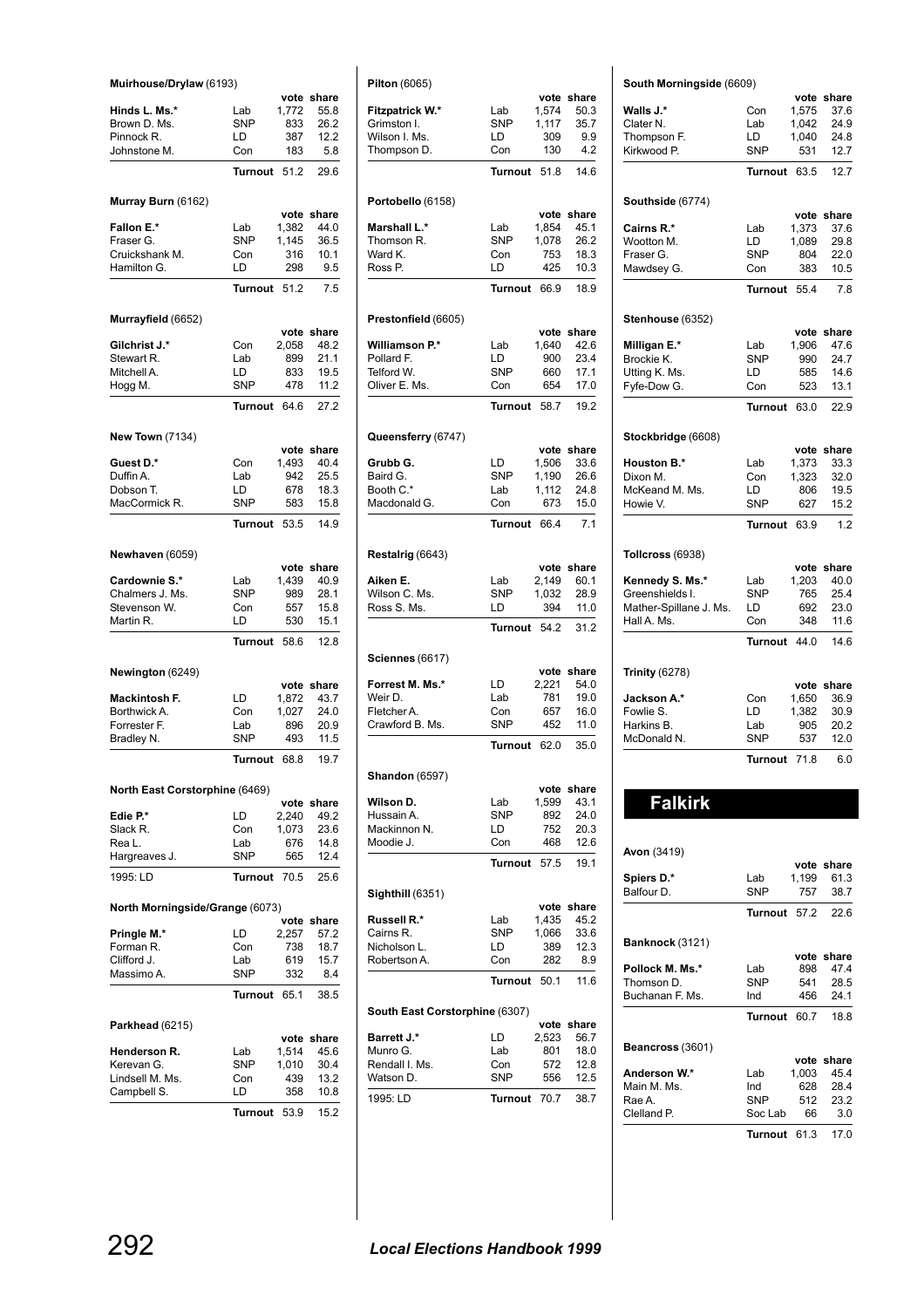**Muirhouse/Drylaw** (6193)

| | | vote | share |
|---|---|---|---|
| **Hinds L. Ms.*** | Lab | 1,772 | 55.8 |
| Brown D. Ms. | SNP | 833 | 26.2 |
| Pinnock R. | LD | 387 | 12.2 |
| Johnstone M. | Con | 183 | 5.8 |
| | **Turnout** | 51.2 | 29.6 |

**Murray Burn** (6162)

| | | vote | share |
|---|---|---|---|
| **Fallon E.*** | Lab | 1,382 | 44.0 |
| Fraser G. | SNP | 1,145 | 36.5 |
| Cruickshank M. | Con | 316 | 10.1 |
| Hamilton G. | LD | 298 | 9.5 |
| | **Turnout** | 51.2 | 7.5 |

**Murrayfield** (6652)

| | | vote | share |
|---|---|---|---|
| **Gilchrist J.*** | Con | 2,058 | 48.2 |
| Stewart R. | Lab | 899 | 21.1 |
| Mitchell A. | LD | 833 | 19.5 |
| Hogg M. | SNP | 478 | 11.2 |
| | **Turnout** | 64.6 | 27.2 |

**New Town** (7134)

| | | vote | share |
|---|---|---|---|
| **Guest D.*** | Con | 1,493 | 40.4 |
| Duffin A. | Lab | 942 | 25.5 |
| Dobson T. | LD | 678 | 18.3 |
| MacCormick R. | SNP | 583 | 15.8 |
| | **Turnout** | 53.5 | 14.9 |

**Newhaven** (6059)

| | | vote | share |
|---|---|---|---|
| **Cardownie S.*** | Lab | 1,439 | 40.9 |
| Chalmers J. Ms. | SNP | 989 | 28.1 |
| Stevenson W. | Con | 557 | 15.8 |
| Martin R. | LD | 530 | 15.1 |
| | **Turnout** | 58.6 | 12.8 |

**Newington** (6249)

| | | vote | share |
|---|---|---|---|
| **Mackintosh F.** | LD | 1,872 | 43.7 |
| Borthwick A. | Con | 1,027 | 24.0 |
| Forrester F. | Lab | 896 | 20.9 |
| Bradley N. | SNP | 493 | 11.5 |
| | **Turnout** | 68.8 | 19.7 |

**North East Corstorphine** (6469)

| | | vote | share |
|---|---|---|---|
| **Edie P.*** | LD | 2,240 | 49.2 |
| Slack R. | Con | 1,073 | 23.6 |
| Rea L. | Lab | 676 | 14.8 |
| Hargreaves J. | SNP | 565 | 12.4 |
| 1995: LD | **Turnout** | 70.5 | 25.6 |

**North Morningside/Grange** (6073)

| | | vote | share |
|---|---|---|---|
| **Pringle M.*** | LD | 2,257 | 57.2 |
| Forman R. | Con | 738 | 18.7 |
| Clifford J. | Lab | 619 | 15.7 |
| Massimo A. | SNP | 332 | 8.4 |
| | **Turnout** | 65.1 | 38.5 |

**Parkhead** (6215)

| | | vote | share |
|---|---|---|---|
| **Henderson R.** | Lab | 1,514 | 45.6 |
| Kerevan G. | SNP | 1,010 | 30.4 |
| Lindsell M. Ms. | Con | 439 | 13.2 |
| Campbell S. | LD | 358 | 10.8 |
| | **Turnout** | 53.9 | 15.2 |

**Pilton** (6065)

| | | vote | share |
|---|---|---|---|
| **Fitzpatrick W.*** | Lab | 1,574 | 50.3 |
| Grimston I. | SNP | 1,117 | 35.7 |
| Wilson I. Ms. | LD | 309 | 9.9 |
| Thompson D. | Con | 130 | 4.2 |
| | **Turnout** | 51.8 | 14.6 |

**Portobello** (6158)

| | | vote | share |
|---|---|---|---|
| **Marshall L.*** | Lab | 1,854 | 45.1 |
| Thomson R. | SNP | 1,078 | 26.2 |
| Ward K. | Con | 753 | 18.3 |
| Ross P. | LD | 425 | 10.3 |
| | **Turnout** | 66.9 | 18.9 |

**Prestonfield** (6605)

| | | vote | share |
|---|---|---|---|
| **Williamson P.*** | Lab | 1,640 | 42.6 |
| Pollard F. | LD | 900 | 23.4 |
| Telford W. | SNP | 660 | 17.1 |
| Oliver E. Ms. | Con | 654 | 17.0 |
| | **Turnout** | 58.7 | 19.2 |

**Queensferry** (6747)

| | | vote | share |
|---|---|---|---|
| **Grubb G.** | LD | 1,506 | 33.6 |
| Baird G. | SNP | 1,190 | 26.6 |
| Booth C.* | Lab | 1,112 | 24.8 |
| Macdonald G. | Con | 673 | 15.0 |
| | **Turnout** | 66.4 | 7.1 |

**Restalrig** (6643)

| | | vote | share |
|---|---|---|---|
| **Aiken E.** | Lab | 2,149 | 60.1 |
| Wilson C. Ms. | SNP | 1,032 | 28.9 |
| Ross S. Ms. | LD | 394 | 11.0 |
| | **Turnout** | 54.2 | 31.2 |

**Sciennes** (6617)

| | | vote | share |
|---|---|---|---|
| **Forrest M. Ms.*** | LD | 2,221 | 54.0 |
| Weir D. | Lab | 781 | 19.0 |
| Fletcher A. | Con | 657 | 16.0 |
| Crawford B. Ms. | SNP | 452 | 11.0 |
| | **Turnout** | 62.0 | 35.0 |

**Shandon** (6597)

| | | vote | share |
|---|---|---|---|
| **Wilson D.** | Lab | 1,599 | 43.1 |
| Hussain A. | SNP | 892 | 24.0 |
| Mackinnon N. | LD | 752 | 20.3 |
| Moodie J. | Con | 468 | 12.6 |
| | **Turnout** | 57.5 | 19.1 |

**Sighthill** (6351)

| | | vote | share |
|---|---|---|---|
| **Russell R.*** | Lab | 1,435 | 45.2 |
| Cairns R. | SNP | 1,066 | 33.6 |
| Nicholson L. | LD | 389 | 12.3 |
| Robertson A. | Con | 282 | 8.9 |
| | **Turnout** | 50.1 | 11.6 |

**South East Corstorphine** (6307)

| | | vote | share |
|---|---|---|---|
| **Barrett J.*** | LD | 2,523 | 56.7 |
| Munro G. | Lab | 801 | 18.0 |
| Rendall I. Ms. | Con | 572 | 12.8 |
| Watson D. | SNP | 556 | 12.5 |
| 1995: LD | **Turnout** | 70.7 | 38.7 |

**South Morningside** (6609)

| | | vote | share |
|---|---|---|---|
| **Walls J.*** | Con | 1,575 | 37.6 |
| Clater N. | Lab | 1,042 | 24.9 |
| Thompson F. | LD | 1,040 | 24.8 |
| Kirkwood P. | SNP | 531 | 12.7 |
| | **Turnout** | 63.5 | 12.7 |

**Southside** (6774)

| | | vote | share |
|---|---|---|---|
| **Cairns R.*** | Lab | 1,373 | 37.6 |
| Wootton M. | LD | 1,089 | 29.8 |
| Fraser G. | SNP | 804 | 22.0 |
| Mawdsey G. | Con | 383 | 10.5 |
| | **Turnout** | 55.4 | 7.8 |

**Stenhouse** (6352)

| | | vote | share |
|---|---|---|---|
| **Milligan E.*** | Lab | 1,906 | 47.6 |
| Brockie K. | SNP | 990 | 24.7 |
| Utting K. Ms. | LD | 585 | 14.6 |
| Fyfe-Dow G. | Con | 523 | 13.1 |
| | **Turnout** | 63.0 | 22.9 |

**Stockbridge** (6608)

| | | vote | share |
|---|---|---|---|
| **Houston B.*** | Lab | 1,373 | 33.3 |
| Dixon M. | Con | 1,323 | 32.0 |
| McKeand M. Ms. | LD | 806 | 19.5 |
| Howie V. | SNP | 627 | 15.2 |
| | **Turnout** | 63.9 | 1.2 |

**Tollcross** (6938)

| | | vote | share |
|---|---|---|---|
| **Kennedy S. Ms.*** | Lab | 1,203 | 40.0 |
| Greenshields I. | SNP | 765 | 25.4 |
| Mather-Spillane J. Ms. | LD | 692 | 23.0 |
| Hall A. Ms. | Con | 348 | 11.6 |
| | **Turnout** | 44.0 | 14.6 |

**Trinity** (6278)

| | | vote | share |
|---|---|---|---|
| **Jackson A.*** | Con | 1,650 | 36.9 |
| Fowlie S. | LD | 1,382 | 30.9 |
| Harkins B. | Lab | 905 | 20.2 |
| McDonald N. | SNP | 537 | 12.0 |
| | **Turnout** | 71.8 | 6.0 |

# Falkirk

**Avon** (3419)

| | | vote | share |
|---|---|---|---|
| **Spiers D.*** | Lab | 1,199 | 61.3 |
| Balfour D. | SNP | 757 | 38.7 |
| | **Turnout** | 57.2 | 22.6 |

**Banknock** (3121)

| | | vote | share |
|---|---|---|---|
| **Pollock M. Ms.*** | Lab | 898 | 47.4 |
| Thomson D. | SNP | 541 | 28.5 |
| Buchanan F. Ms. | Ind | 456 | 24.1 |
| | **Turnout** | 60.7 | 18.8 |

**Beancross** (3601)

| | | vote | share |
|---|---|---|---|
| **Anderson W.*** | Lab | 1,003 | 45.4 |
| Main M. Ms. | Ind | 628 | 28.4 |
| Rae A. | SNP | 512 | 23.2 |
| Clelland P. | Soc Lab | 66 | 3.0 |
| | **Turnout** | 61.3 | 17.0 |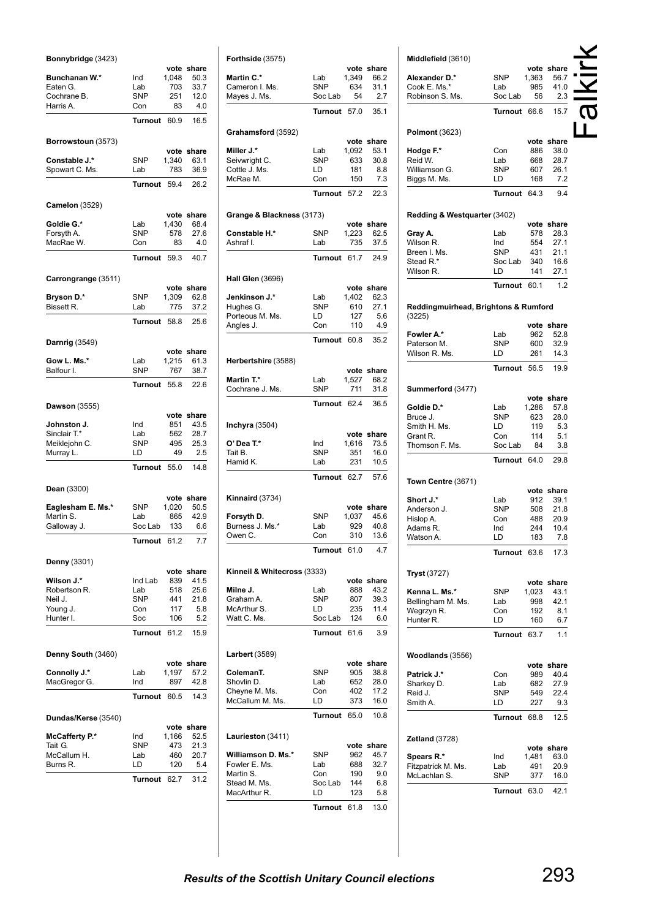# Falkirk

**Bonnybridge** (3423)

| | | vote | share |
|---|---|---|---|
| **Bunchanan W.*** | Ind | 1,048 | 50.3 |
| Eaten G. | Lab | 703 | 33.7 |
| Cochrane B. | SNP | 251 | 12.0 |
| Harris A. | Con | 83 | 4.0 |
| | **Turnout** | 60.9 | 16.5 |

**Borrowstoun** (3573)

| | | vote | share |
|---|---|---|---|
| **Constable J.*** | SNP | 1,340 | 63.1 |
| Spowart C. Ms. | Lab | 783 | 36.9 |
| | **Turnout** | 59.4 | 26.2 |

**Camelon** (3529)

| | | vote | share |
|---|---|---|---|
| **Goldie G.*** | Lab | 1,430 | 68.4 |
| Forsyth A. | SNP | 578 | 27.6 |
| MacRae W. | Con | 83 | 4.0 |
| | **Turnout** | 59.3 | 40.7 |

**Carrongrange** (3511)

| | | vote | share |
|---|---|---|---|
| **Bryson D.*** | SNP | 1,309 | 62.8 |
| Bissett R. | Lab | 775 | 37.2 |
| | **Turnout** | 58.8 | 25.6 |

**Darnrig** (3549)

| | | vote | share |
|---|---|---|---|
| **Gow L. Ms.*** | Lab | 1,215 | 61.3 |
| Balfour I. | SNP | 767 | 38.7 |
| | **Turnout** | 55.8 | 22.6 |

**Dawson** (3555)

| | | vote | share |
|---|---|---|---|
| **Johnston J.** | Ind | 851 | 43.5 |
| Sinclair T.* | Lab | 562 | 28.7 |
| Meiklejohn C. | SNP | 495 | 25.3 |
| Murray L. | LD | 49 | 2.5 |
| | **Turnout** | 55.0 | 14.8 |

**Dean** (3300)

| | | vote | share |
|---|---|---|---|
| **Eaglesham E. Ms.*** | SNP | 1,020 | 50.5 |
| Martin S. | Lab | 865 | 42.9 |
| Galloway J. | Soc Lab | 133 | 6.6 |
| | **Turnout** | 61.2 | 7.7 |

**Denny** (3301)

| | | vote | share |
|---|---|---|---|
| **Wilson J.*** | Ind Lab | 839 | 41.5 |
| Robertson R. | Lab | 518 | 25.6 |
| Neil J. | SNP | 441 | 21.8 |
| Young J. | Con | 117 | 5.8 |
| Hunter I. | Soc | 106 | 5.2 |
| | **Turnout** | 61.2 | 15.9 |

**Denny South** (3460)

| | | vote | share |
|---|---|---|---|
| **Connolly J.*** | Lab | 1,197 | 57.2 |
| MacGregor G. | Ind | 897 | 42.8 |
| | **Turnout** | 60.5 | 14.3 |

**Dundas/Kerse** (3540)

| | | vote | share |
|---|---|---|---|
| **McCafferty P.*** | Ind | 1,166 | 52.5 |
| Tait G. | SNP | 473 | 21.3 |
| McCallum H. | Lab | 460 | 20.7 |
| Burns R. | LD | 120 | 5.4 |
| | **Turnout** | 62.7 | 31.2 |

**Forthside** (3575)

| | | vote | share |
|---|---|---|---|
| **Martin C.*** | Lab | 1,349 | 66.2 |
| Cameron I. Ms. | SNP | 634 | 31.1 |
| Mayes J. Ms. | Soc Lab | 54 | 2.7 |
| | **Turnout** | 57.0 | 35.1 |

**Grahamsford** (3592)

| | | vote | share |
|---|---|---|---|
| **Miller J.*** | Lab | 1,092 | 53.1 |
| Seivwright C. | SNP | 633 | 30.8 |
| Cottle J. Ms. | LD | 181 | 8.8 |
| McRae M. | Con | 150 | 7.3 |
| | **Turnout** | 57.2 | 22.3 |

**Grange & Blackness** (3173)

| | | vote | share |
|---|---|---|---|
| **Constable H.*** | SNP | 1,223 | 62.5 |
| Ashraf I. | Lab | 735 | 37.5 |
| | **Turnout** | 61.7 | 24.9 |

**Hall Glen** (3696)

| | | vote | share |
|---|---|---|---|
| **Jenkinson J.*** | Lab | 1,402 | 62.3 |
| Hughes G. | SNP | 610 | 27.1 |
| Porteous M. Ms. | LD | 127 | 5.6 |
| Angles J. | Con | 110 | 4.9 |
| | **Turnout** | 60.8 | 35.2 |

**Herbertshire** (3588)

| | | vote | share |
|---|---|---|---|
| **Martin T.*** | Lab | 1,527 | 68.2 |
| Cochrane J. Ms. | SNP | 711 | 31.8 |
| | **Turnout** | 62.4 | 36.5 |

**Inchyra** (3504)

| | | vote | share |
|---|---|---|---|
| **O' Dea T.*** | Ind | 1,616 | 73.5 |
| Tait B. | SNP | 351 | 16.0 |
| Hamid K. | Lab | 231 | 10.5 |
| | **Turnout** | 62.7 | 57.6 |

**Kinnaird** (3734)

| | | vote | share |
|---|---|---|---|
| **Forsyth D.** | SNP | 1,037 | 45.6 |
| Burness J. Ms.* | Lab | 929 | 40.8 |
| Owen C. | Con | 310 | 13.6 |
| | **Turnout** | 61.0 | 4.7 |

**Kinneil & Whitecross** (3333)

| | | vote | share |
|---|---|---|---|
| **Milne J.** | Lab | 888 | 43.2 |
| Graham A. | SNP | 807 | 39.3 |
| McArthur S. | LD | 235 | 11.4 |
| Watt C. Ms. | Soc Lab | 124 | 6.0 |
| | **Turnout** | 61.6 | 3.9 |

**Larbert** (3589)

| | | vote | share |
|---|---|---|---|
| **ColemanT.** | SNP | 905 | 38.8 |
| Shovlin D. | Lab | 652 | 28.0 |
| Cheyne M. Ms. | Con | 402 | 17.2 |
| McCallum M. Ms. | LD | 373 | 16.0 |
| | **Turnout** | 65.0 | 10.8 |

**Laurieston** (3411)

| | | vote | share |
|---|---|---|---|
| **Williamson D. Ms.*** | SNP | 962 | 45.7 |
| Fowler E. Ms. | Lab | 688 | 32.7 |
| Martin S. | Con | 190 | 9.0 |
| Stead M. Ms. | Soc Lab | 144 | 6.8 |
| MacArthur R. | LD | 123 | 5.8 |
| | **Turnout** | 61.8 | 13.0 |

**Middlefield** (3610)

| | | vote | share |
|---|---|---|---|
| **Alexander D.*** | SNP | 1,363 | 56.7 |
| Cook E. Ms.* | Lab | 985 | 41.0 |
| Robinson S. Ms. | Soc Lab | 56 | 2.3 |
| | **Turnout** | 66.6 | 15.7 |

**Polmont** (3623)

| | | vote | share |
|---|---|---|---|
| **Hodge F.*** | Con | 886 | 38.0 |
| Reid W. | Lab | 668 | 28.7 |
| Williamson G. | SNP | 607 | 26.1 |
| Biggs M. Ms. | LD | 168 | 7.2 |
| | **Turnout** | 64.3 | 9.4 |

**Redding & Westquarter** (3402)

| | | vote | share |
|---|---|---|---|
| **Gray A.** | Lab | 578 | 28.3 |
| Wilson R. | Ind | 554 | 27.1 |
| Breen I. Ms. | SNP | 431 | 21.1 |
| Stead R.* | Soc Lab | 340 | 16.6 |
| Wilson R. | LD | 141 | 27.1 |
| | **Turnout** | 60.1 | 1.2 |

**Reddingmuirhead, Brightons & Rumford** (3225)

| | | vote | share |
|---|---|---|---|
| **Fowler A.*** | Lab | 962 | 52.8 |
| Paterson M. | SNP | 600 | 32.9 |
| Wilson R. Ms. | LD | 261 | 14.3 |
| | **Turnout** | 56.5 | 19.9 |

**Summerford** (3477)

| | | vote | share |
|---|---|---|---|
| **Goldie D.*** | Lab | 1,286 | 57.8 |
| Bruce J. | SNP | 623 | 28.0 |
| Smith H. Ms. | LD | 119 | 5.3 |
| Grant R. | Con | 114 | 5.1 |
| Thomson F. Ms. | Soc Lab | 84 | 3.8 |
| | **Turnout** | 64.0 | 29.8 |

**Town Centre** (3671)

| | | vote | share |
|---|---|---|---|
| **Short J.*** | Lab | 912 | 39.1 |
| Anderson J. | SNP | 508 | 21.8 |
| Hislop A. | Con | 488 | 20.9 |
| Adams R. | Ind | 244 | 10.4 |
| Watson A. | LD | 183 | 7.8 |
| | **Turnout** | 63.6 | 17.3 |

**Tryst** (3727)

| | | vote | share |
|---|---|---|---|
| **Kenna L. Ms.*** | SNP | 1,023 | 43.1 |
| Bellingham M. Ms. | Lab | 998 | 42.1 |
| Wegrzyn R. | Con | 192 | 8.1 |
| Hunter R. | LD | 160 | 6.7 |
| | **Turnout** | 63.7 | 1.1 |

**Woodlands** (3556)

| | | vote | share |
|---|---|---|---|
| **Patrick J.*** | Con | 989 | 40.4 |
| Sharkey D. | Lab | 682 | 27.9 |
| Reid J. | SNP | 549 | 22.4 |
| Smith A. | LD | 227 | 9.3 |
| | **Turnout** | 68.8 | 12.5 |

**Zetland** (3728)

| | | vote | share |
|---|---|---|---|
| **Spears R.*** | Ind | 1,481 | 63.0 |
| Fitzpatrick M. Ms. | Lab | 491 | 20.9 |
| McLachlan S. | SNP | 377 | 16.0 |
| | **Turnout** | 63.0 | 42.1 |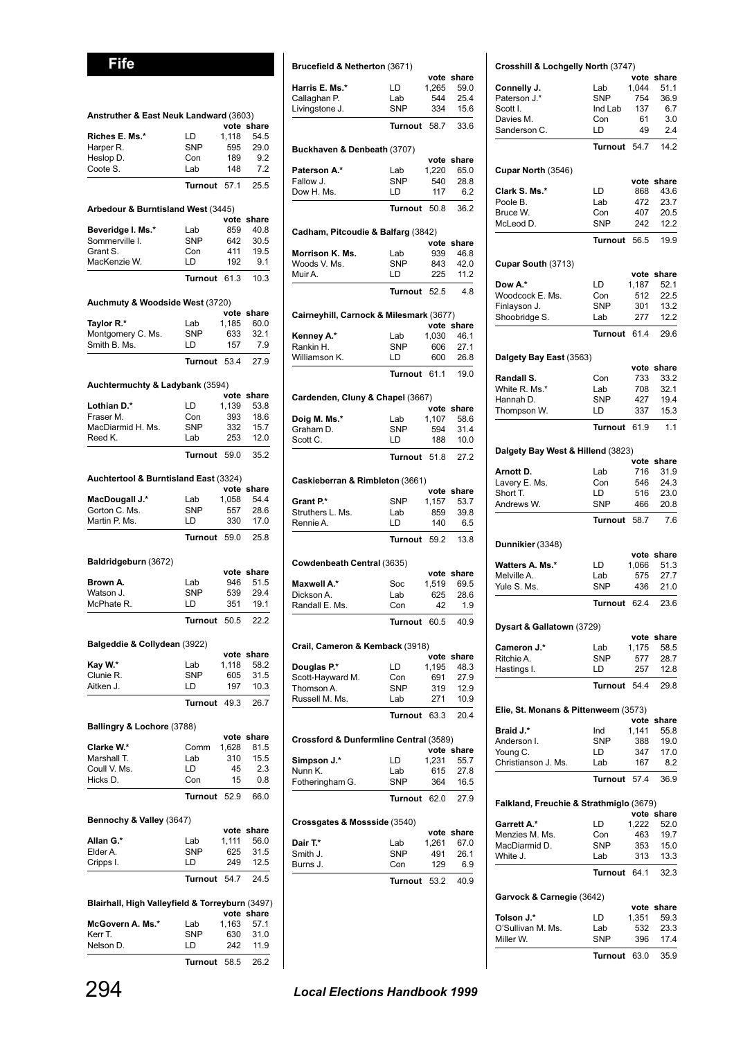# Fife

### Anstruther & East Neuk Landward (3603)

| | | vote | share |
|---|---|---|---|
| **Riches E. Ms.*** | LD | 1,118 | 54.5 |
| Harper R. | SNP | 595 | 29.0 |
| Heslop D. | Con | 189 | 9.2 |
| Coote S. | Lab | 148 | 7.2 |
| | **Turnout** | 57.1 | 25.5 |

### Arbedour & Burntisland West (3445)

| | | vote | share |
|---|---|---|---|
| **Beveridge I. Ms.*** | Lab | 859 | 40.8 |
| Sommerville I. | SNP | 642 | 30.5 |
| Grant S. | Con | 411 | 19.5 |
| MacKenzie W. | LD | 192 | 9.1 |
| | **Turnout** | 61.3 | 10.3 |

### Auchmuty & Woodside West (3720)

| | | vote | share |
|---|---|---|---|
| **Taylor R.*** | Lab | 1,185 | 60.0 |
| Montgomery C. Ms. | SNP | 633 | 32.1 |
| Smith B. Ms. | LD | 157 | 7.9 |
| | **Turnout** | 53.4 | 27.9 |

### Auchtermuchty & Ladybank (3594)

| | | vote | share |
|---|---|---|---|
| **Lothian D.*** | LD | 1,139 | 53.8 |
| Fraser M. | Con | 393 | 18.6 |
| MacDiarmid H. Ms. | SNP | 332 | 15.7 |
| Reed K. | Lab | 253 | 12.0 |
| | **Turnout** | 59.0 | 35.2 |

### Auchtertool & Burntisland East (3324)

| | | vote | share |
|---|---|---|---|
| **MacDougall J.*** | Lab | 1,058 | 54.4 |
| Gorton C. Ms. | SNP | 557 | 28.6 |
| Martin P. Ms. | LD | 330 | 17.0 |
| | **Turnout** | 59.0 | 25.8 |

### Baldridgeburn (3672)

| | | vote | share |
|---|---|---|---|
| **Brown A.** | Lab | 946 | 51.5 |
| Watson J. | SNP | 539 | 29.4 |
| McPhate R. | LD | 351 | 19.1 |
| | **Turnout** | 50.5 | 22.2 |

### Balgeddie & Collydean (3922)

| | | vote | share |
|---|---|---|---|
| **Kay W.*** | Lab | 1,118 | 58.2 |
| Clunie R. | SNP | 605 | 31.5 |
| Aitken J. | LD | 197 | 10.3 |
| | **Turnout** | 49.3 | 26.7 |

### Ballingry & Lochore (3788)

| | | vote | share |
|---|---|---|---|
| **Clarke W.*** | Comm | 1,628 | 81.5 |
| Marshall T. | Lab | 310 | 15.5 |
| Coull V. Ms. | LD | 45 | 2.3 |
| Hicks D. | Con | 15 | 0.8 |
| | **Turnout** | 52.9 | 66.0 |

### Bennochy & Valley (3647)

| | | vote | share |
|---|---|---|---|
| **Allan G.*** | Lab | 1,111 | 56.0 |
| Elder A. | SNP | 625 | 31.5 |
| Cripps I. | LD | 249 | 12.5 |
| | **Turnout** | 54.7 | 24.5 |

### Blairhall, High Valleyfield & Torreyburn (3497)

| | | vote | share |
|---|---|---|---|
| **McGovern A. Ms.*** | Lab | 1,163 | 57.1 |
| Kerr T. | SNP | 630 | 31.0 |
| Nelson D. | LD | 242 | 11.9 |
| | **Turnout** | 58.5 | 26.2 |

### Brucefield & Netherton (3671)

| | | vote | share |
|---|---|---|---|
| **Harris E. Ms.*** | LD | 1,265 | 59.0 |
| Callaghan P. | Lab | 544 | 25.4 |
| Livingstone J. | SNP | 334 | 15.6 |
| | **Turnout** | 58.7 | 33.6 |

### Buckhaven & Denbeath (3707)

| | | vote | share |
|---|---|---|---|
| **Paterson A.*** | Lab | 1,220 | 65.0 |
| Fallow J. | SNP | 540 | 28.8 |
| Dow H. Ms. | LD | 117 | 6.2 |
| | **Turnout** | 50.8 | 36.2 |

### Cadham, Pitcoudie & Balfarg (3842)

| | | vote | share |
|---|---|---|---|
| **Morrison K. Ms.** | Lab | 939 | 46.8 |
| Woods V. Ms. | SNP | 843 | 42.0 |
| Muir A. | LD | 225 | 11.2 |
| | **Turnout** | 52.5 | 4.8 |

### Cairneyhill, Carnock & Milesmark (3677)

| | | vote | share |
|---|---|---|---|
| **Kenney A.*** | Lab | 1,030 | 46.1 |
| Rankin H. | SNP | 606 | 27.1 |
| Williamson K. | LD | 600 | 26.8 |
| | **Turnout** | 61.1 | 19.0 |

### Cardenden, Cluny & Chapel (3667)

| | | vote | share |
|---|---|---|---|
| **Doig M. Ms.*** | Lab | 1,107 | 58.6 |
| Graham D. | SNP | 594 | 31.4 |
| Scott C. | LD | 188 | 10.0 |
| | **Turnout** | 51.8 | 27.2 |

### Caskieberran & Rimbleton (3661)

| | | vote | share |
|---|---|---|---|
| **Grant P.*** | SNP | 1,157 | 53.7 |
| Struthers L. Ms. | Lab | 859 | 39.8 |
| Rennie A. | LD | 140 | 6.5 |
| | **Turnout** | 59.2 | 13.8 |

### Cowdenbeath Central (3635)

| | | vote | share |
|---|---|---|---|
| **Maxwell A.*** | Soc | 1,519 | 69.5 |
| Dickson A. | Lab | 625 | 28.6 |
| Randall E. Ms. | Con | 42 | 1.9 |
| | **Turnout** | 60.5 | 40.9 |

### Crail, Cameron & Kemback (3918)

| | | vote | share |
|---|---|---|---|
| **Douglas P.*** | LD | 1,195 | 48.3 |
| Scott-Hayward M. | Con | 691 | 27.9 |
| Thomson A. | SNP | 319 | 12.9 |
| Russell M. Ms. | Lab | 271 | 10.9 |
| | **Turnout** | 63.3 | 20.4 |

### Crossford & Dunfermline Central (3589)

| | | vote | share |
|---|---|---|---|
| **Simpson J.*** | LD | 1,231 | 55.7 |
| Nunn K. | Lab | 615 | 27.8 |
| Fotheringham G. | SNP | 364 | 16.5 |
| | **Turnout** | 62.0 | 27.9 |

### Crossgates & Mossside (3540)

| | | vote | share |
|---|---|---|---|
| **Dair T.*** | Lab | 1,261 | 67.0 |
| Smith J. | SNP | 491 | 26.1 |
| Burns J. | Con | 129 | 6.9 |
| | **Turnout** | 53.2 | 40.9 |

### Crosshill & Lochgelly North (3747)

| | | vote | share |
|---|---|---|---|
| **Connelly J.** | Lab | 1,044 | 51.1 |
| Paterson J.* | SNP | 754 | 36.9 |
| Scott I. | Ind Lab | 137 | 6.7 |
| Davies M. | Con | 61 | 3.0 |
| Sanderson C. | LD | 49 | 2.4 |
| | **Turnout** | 54.7 | 14.2 |

### Cupar North (3546)

| | | vote | share |
|---|---|---|---|
| **Clark S. Ms.*** | LD | 868 | 43.6 |
| Poole B. | Lab | 472 | 23.7 |
| Bruce W. | Con | 407 | 20.5 |
| McLeod D. | SNP | 242 | 12.2 |
| | **Turnout** | 56.5 | 19.9 |

### Cupar South (3713)

| | | vote | share |
|---|---|---|---|
| **Dow A.*** | LD | 1,187 | 52.1 |
| Woodcock E. Ms. | Con | 512 | 22.5 |
| Finlayson J. | SNP | 301 | 13.2 |
| Shoobridge S. | Lab | 277 | 12.2 |
| | **Turnout** | 61.4 | 29.6 |

### Dalgety Bay East (3563)

| | | vote | share |
|---|---|---|---|
| **Randall S.** | Con | 733 | 33.2 |
| White R. Ms.* | Lab | 708 | 32.1 |
| Hannah D. | SNP | 427 | 19.4 |
| Thompson W. | LD | 337 | 15.3 |
| | **Turnout** | 61.9 | 1.1 |

### Dalgety Bay West & Hillend (3823)

| | | vote | share |
|---|---|---|---|
| **Arnott D.** | Lab | 716 | 31.9 |
| Lavery E. Ms. | Con | 546 | 24.3 |
| Short T. | LD | 516 | 23.0 |
| Andrews W. | SNP | 466 | 20.8 |
| | **Turnout** | 58.7 | 7.6 |

### Dunnikier (3348)

| | | vote | share |
|---|---|---|---|
| **Watters A. Ms.*** | LD | 1,066 | 51.3 |
| Melville A. | Lab | 575 | 27.7 |
| Yule S. Ms. | SNP | 436 | 21.0 |
| | **Turnout** | 62.4 | 23.6 |

### Dysart & Gallatown (3729)

| | | vote | share |
|---|---|---|---|
| **Cameron J.*** | Lab | 1,175 | 58.5 |
| Ritchie A. | SNP | 577 | 28.7 |
| Hastings I. | LD | 257 | 12.8 |
| | **Turnout** | 54.4 | 29.8 |

### Elie, St. Monans & Pittenweem (3573)

| | | vote | share |
|---|---|---|---|
| **Braid J.*** | Ind | 1,141 | 55.8 |
| Anderson I. | SNP | 388 | 19.0 |
| Young C. | LD | 347 | 17.0 |
| Christianson J. Ms. | Lab | 167 | 8.2 |
| | **Turnout** | 57.4 | 36.9 |

### Falkland, Freuchie & Strathmiglo (3679)

| | | vote | share |
|---|---|---|---|
| **Garrett A.*** | LD | 1,222 | 52.0 |
| Menzies M. Ms. | Con | 463 | 19.7 |
| MacDiarmid D. | SNP | 353 | 15.0 |
| White J. | Lab | 313 | 13.3 |
| | **Turnout** | 64.1 | 32.3 |

### Garvock & Carnegie (3642)

| | | vote | share |
|---|---|---|---|
| **Tolson J.*** | LD | 1,351 | 59.3 |
| O'Sullivan M. Ms. | Lab | 532 | 23.3 |
| Miller W. | SNP | 396 | 17.4 |
| | **Turnout** | 63.0 | 35.9 |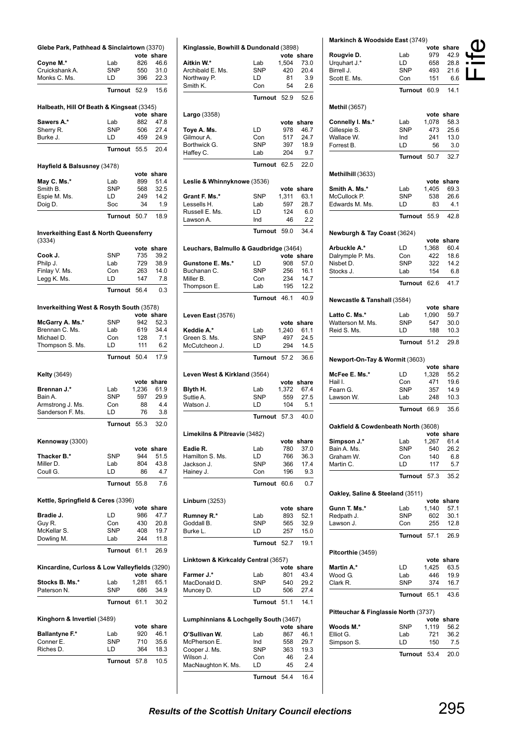### Glebe Park, Pathhead & Sinclairtown (3370)

| | | vote | share |
|---|---|---|---|
| **Coyne M.*** | Lab | 826 | 46.6 |
| Cruickshank A. | SNP | 550 | 31.0 |
| Monks C. Ms. | LD | 396 | 22.3 |
| | **Turnout** | 52.9 | 15.6 |

### Halbeath, Hill Of Beath & Kingseat (3345)

| | | vote | share |
|---|---|---|---|
| **Sawers A.*** | Lab | 882 | 47.8 |
| Sherry R. | SNP | 506 | 27.4 |
| Burke J. | LD | 459 | 24.9 |
| | **Turnout** | 55.5 | 20.4 |

### Hayfield & Balsusney (3478)

| | | vote | share |
|---|---|---|---|
| **May C. Ms.*** | Lab | 899 | 51.4 |
| Smith B. | SNP | 568 | 32.5 |
| Espie M. Ms. | LD | 249 | 14.2 |
| Doig D. | Soc | 34 | 1.9 |
| | **Turnout** | 50.7 | 18.9 |

### Inverkeithing East & North Queensferry (3334)

| | | vote | share |
|---|---|---|---|
| **Cook J.** | SNP | 735 | 39.2 |
| Philp J. | Lab | 729 | 38.9 |
| Finlay V. Ms. | Con | 263 | 14.0 |
| Legg K. Ms. | LD | 147 | 7.8 |
| | **Turnout** | 56.4 | 0.3 |

### Inverkeithing West & Rosyth South (3578)

| | | vote | share |
|---|---|---|---|
| **McGarry A. Ms.*** | SNP | 942 | 52.3 |
| Brennan C. Ms. | Lab | 619 | 34.4 |
| Michael D. | Con | 128 | 7.1 |
| Thompson S. Ms. | LD | 111 | 6.2 |
| | **Turnout** | 50.4 | 17.9 |

### Kelty (3649)

| | | vote | share |
|---|---|---|---|
| **Brennan J.*** | Lab | 1,236 | 61.9 |
| Bain A. | SNP | 597 | 29.9 |
| Armstrong J. Ms. | Con | 88 | 4.4 |
| Sanderson F. Ms. | LD | 76 | 3.8 |
| | **Turnout** | 55.3 | 32.0 |

### Kennoway (3300)

| | | vote | share |
|---|---|---|---|
| **Thacker B.*** | SNP | 944 | 51.5 |
| Miller D. | Lab | 804 | 43.8 |
| Coull G. | LD | 86 | 4.7 |
| | **Turnout** | 55.8 | 7.6 |

### Kettle, Springfield & Ceres (3396)

| | | vote | share |
|---|---|---|---|
| **Bradie J.** | LD | 986 | 47.7 |
| Guy R. | Con | 430 | 20.8 |
| McKellar S. | SNP | 408 | 19.7 |
| Dowling M. | Lab | 244 | 11.8 |
| | **Turnout** | 61.1 | 26.9 |

### Kincardine, Culross & Low Valleyfields (3290)

| | | vote | share |
|---|---|---|---|
| **Stocks B. Ms.*** | Lab | 1,281 | 65.1 |
| Paterson N. | SNP | 686 | 34.9 |
| | **Turnout** | 61.1 | 30.2 |

### Kinghorn & Invertiel (3489)

| | | vote | share |
|---|---|---|---|
| **Ballantyne F.*** | Lab | 920 | 46.1 |
| Conner E. | SNP | 710 | 35.6 |
| Riches D. | LD | 364 | 18.3 |
| | **Turnout** | 57.8 | 10.5 |

### Kinglassie, Bowhill & Dundonald (3898)

| | | vote | share |
|---|---|---|---|
| **Aitkin W.*** | Lab | 1,504 | 73.0 |
| Archibald E. Ms. | SNP | 420 | 20.4 |
| Northway P. | LD | 81 | 3.9 |
| Smith K. | Con | 54 | 2.6 |
| | **Turnout** | 52.9 | 52.6 |

### Largo (3358)

| | | vote | share |
|---|---|---|---|
| **Toye A. Ms.** | LD | 978 | 46.7 |
| Gilmour A. | Con | 517 | 24.7 |
| Borthwick G. | SNP | 397 | 18.9 |
| Haffey C. | Lab | 204 | 9.7 |
| | **Turnout** | 62.5 | 22.0 |

### Leslie & Whinnyknowe (3536)

| | | vote | share |
|---|---|---|---|
| **Grant F. Ms.*** | SNP | 1,311 | 63.1 |
| Lessells H. | Lab | 597 | 28.7 |
| Russell E. Ms. | LD | 124 | 6.0 |
| Lawson A. | Ind | 46 | 2.2 |
| | **Turnout** | 59.0 | 34.4 |

### Leuchars, Balmullo & Gaudbridge (3464)

| | | vote | share |
|---|---|---|---|
| **Gunstone E. Ms.*** | LD | 908 | 57.0 |
| Buchanan C. | SNP | 256 | 16.1 |
| Miller B. | Con | 234 | 14.7 |
| Thompson E. | Lab | 195 | 12.2 |
| | **Turnout** | 46.1 | 40.9 |

### Leven East (3576)

| | | vote | share |
|---|---|---|---|
| **Keddie A.*** | Lab | 1,240 | 61.1 |
| Green S. Ms. | SNP | 497 | 24.5 |
| McCutcheon J. | LD | 294 | 14.5 |
| | **Turnout** | 57.2 | 36.6 |

### Leven West & Kirkland (3564)

| | | vote | share |
|---|---|---|---|
| **Blyth H.** | Lab | 1,372 | 67.4 |
| Suttie A. | SNP | 559 | 27.5 |
| Watson J. | LD | 104 | 5.1 |
| | **Turnout** | 57.3 | 40.0 |

### Limekilns & Pitreavie (3482)

| | | vote | share |
|---|---|---|---|
| **Eadie R.** | Lab | 780 | 37.0 |
| Hamilton S. Ms. | LD | 766 | 36.3 |
| Jackson J. | SNP | 366 | 17.4 |
| Hainey J. | Con | 196 | 9.3 |
| | **Turnout** | 60.6 | 0.7 |

### Linburn (3253)

| | | vote | share |
|---|---|---|---|
| **Rumney R.*** | Lab | 893 | 52.1 |
| Goddall B. | SNP | 565 | 32.9 |
| Burke L. | LD | 257 | 15.0 |
| | **Turnout** | 52.7 | 19.1 |

### Linktown & Kirkcaldy Central (3657)

| | | vote | share |
|---|---|---|---|
| **Farmer J.*** | Lab | 801 | 43.4 |
| MacDonald D. | SNP | 540 | 29.2 |
| Muncey D. | LD | 506 | 27.4 |
| | **Turnout** | 51.1 | 14.1 |

### Lumphinnians & Lochgelly South (3467)

| | | vote | share |
|---|---|---|---|
| **O'Sullivan W.** | Lab | 867 | 46.1 |
| McPherson E. | Ind | 558 | 29.7 |
| Cooper J. Ms. | SNP | 363 | 19.3 |
| Wilson J. | Con | 46 | 2.4 |
| MacNaughton K. Ms. | LD | 45 | 2.4 |
| | **Turnout** | 54.4 | 16.4 |

### Markinch & Woodside East (3749)

| | | vote | share |
|---|---|---|---|
| **Rougvie D.** | Lab | 979 | 42.9 |
| Urquhart J.* | LD | 658 | 28.8 |
| Birrell J. | SNP | 493 | 21.6 |
| Scott E. Ms. | Con | 151 | 6.6 |
| | **Turnout** | 60.9 | 14.1 |

### Methil (3657)

| | | vote | share |
|---|---|---|---|
| **Connelly I. Ms.*** | Lab | 1,078 | 58.3 |
| Gillespie S. | SNP | 473 | 25.6 |
| Wallace W. | Ind | 241 | 13.0 |
| Forrest B. | LD | 56 | 3.0 |
| | **Turnout** | 50.7 | 32.7 |

### Methilhill (3633)

| | | vote | share |
|---|---|---|---|
| **Smith A. Ms.*** | Lab | 1,405 | 69.3 |
| McCullock P. | SNP | 538 | 26.6 |
| Edwards M. Ms. | LD | 83 | 4.1 |
| | **Turnout** | 55.9 | 42.8 |

### Newburgh & Tay Coast (3624)

| | | vote | share |
|---|---|---|---|
| **Arbuckle A.*** | LD | 1,368 | 60.4 |
| Dalrymple P. Ms. | Con | 422 | 18.6 |
| Nisbet D. | SNP | 322 | 14.2 |
| Stocks J. | Lab | 154 | 6.8 |
| | **Turnout** | 62.6 | 41.7 |

### Newcastle & Tanshall (3584)

| | | vote | share |
|---|---|---|---|
| **Latto C. Ms.*** | Lab | 1,090 | 59.7 |
| Watterson M. Ms. | SNP | 547 | 30.0 |
| Reid S. Ms. | LD | 188 | 10.3 |
| | **Turnout** | 51.2 | 29.8 |

### Newport-On-Tay & Wormit (3603)

| | | vote | share |
|---|---|---|---|
| **McFee E. Ms.*** | LD | 1,328 | 55.2 |
| Hail I. | Con | 471 | 19.6 |
| Fearn G. | SNP | 357 | 14.9 |
| Lawson W. | Lab | 248 | 10.3 |
| | **Turnout** | 66.9 | 35.6 |

### Oakfield & Cowdenbeath North (3608)

| | | vote | share |
|---|---|---|---|
| **Simpson J.*** | Lab | 1,267 | 61.4 |
| Bain A. Ms. | SNP | 540 | 26.2 |
| Graham W. | Con | 140 | 6.8 |
| Martin C. | LD | 117 | 5.7 |
| | **Turnout** | 57.3 | 35.2 |

### Oakley, Saline & Steeland (3511)

| | | vote | share |
|---|---|---|---|
| **Gunn T. Ms.*** | Lab | 1,140 | 57.1 |
| Redpath J. | SNP | 602 | 30.1 |
| Lawson J. | Con | 255 | 12.8 |
| | **Turnout** | 57.1 | 26.9 |

### Pitcorthie (3459)

| | | vote | share |
|---|---|---|---|
| **Martin A.*** | LD | 1,425 | 63.5 |
| Wood G. | Lab | 446 | 19.9 |
| Clark R. | SNP | 374 | 16.7 |
| | **Turnout** | 65.1 | 43.6 |

### Pitteuchar & Finglassie North (3737)

| | | vote | share |
|---|---|---|---|
| **Woods M.*** | SNP | 1,119 | 56.2 |
| Elliot G. | Lab | 721 | 36.2 |
| Simpson S. | LD | 150 | 7.5 |
| | **Turnout** | 53.4 | 20.0 |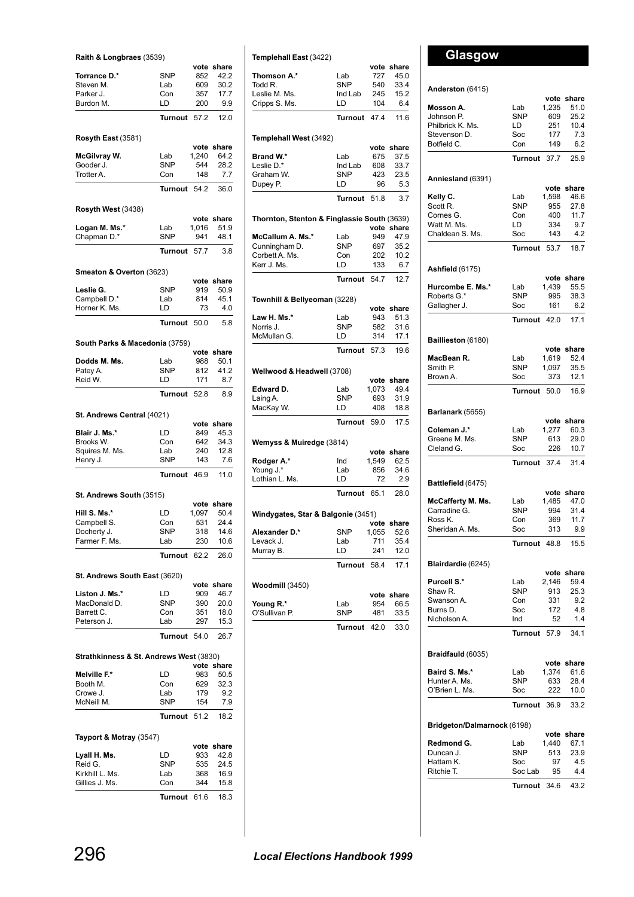### Raith & Longbraes (3539)

| | | vote | share |
|---|---|---|---|
| **Torrance D.*** | SNP | 852 | 42.2 |
| Steven M. | Lab | 609 | 30.2 |
| Parker J. | Con | 357 | 17.7 |
| Burdon M. | LD | 200 | 9.9 |
| | **Turnout** | 57.2 | 12.0 |

### Rosyth East (3581)

| | | vote | share |
|---|---|---|---|
| **McGilvray W.** | Lab | 1,240 | 64.2 |
| Gooder J. | SNP | 544 | 28.2 |
| Trotter A. | Con | 148 | 7.7 |
| | **Turnout** | 54.2 | 36.0 |

### Rosyth West (3438)

| | | vote | share |
|---|---|---|---|
| **Logan M. Ms.*** | Lab | 1,016 | 51.9 |
| Chapman D.* | SNP | 941 | 48.1 |
| | **Turnout** | 57.7 | 3.8 |

### Smeaton & Overton (3623)

| | | vote | share |
|---|---|---|---|
| **Leslie G.** | SNP | 919 | 50.9 |
| Campbell D.* | Lab | 814 | 45.1 |
| Horner K. Ms. | LD | 73 | 4.0 |
| | **Turnout** | 50.0 | 5.8 |

### South Parks & Macedonia (3759)

| | | vote | share |
|---|---|---|---|
| **Dodds M. Ms.** | Lab | 988 | 50.1 |
| Patey A. | SNP | 812 | 41.2 |
| Reid W. | LD | 171 | 8.7 |
| | **Turnout** | 52.8 | 8.9 |

### St. Andrews Central (4021)

| | | vote | share |
|---|---|---|---|
| **Blair J. Ms.*** | LD | 849 | 45.3 |
| Brooks W. | Con | 642 | 34.3 |
| Squires M. Ms. | Lab | 240 | 12.8 |
| Henry J. | SNP | 143 | 7.6 |
| | **Turnout** | 46.9 | 11.0 |

### St. Andrews South (3515)

| | | vote | share |
|---|---|---|---|
| **Hill S. Ms.*** | LD | 1,097 | 50.4 |
| Campbell S. | Con | 531 | 24.4 |
| Docherty J. | SNP | 318 | 14.6 |
| Farmer F. Ms. | Lab | 230 | 10.6 |
| | **Turnout** | 62.2 | 26.0 |

### St. Andrews South East (3620)

| | | vote | share |
|---|---|---|---|
| **Liston J. Ms.*** | LD | 909 | 46.7 |
| MacDonald D. | SNP | 390 | 20.0 |
| Barrett C. | Con | 351 | 18.0 |
| Peterson J. | Lab | 297 | 15.3 |
| | **Turnout** | 54.0 | 26.7 |

### Strathkinness & St. Andrews West (3830)

| | | vote | share |
|---|---|---|---|
| **Melville F.*** | LD | 983 | 50.5 |
| Booth M. | Con | 629 | 32.3 |
| Crowe J. | Lab | 179 | 9.2 |
| McNeill M. | SNP | 154 | 7.9 |
| | **Turnout** | 51.2 | 18.2 |

### Tayport & Motray (3547)

| | | vote | share |
|---|---|---|---|
| **Lyall H. Ms.** | LD | 933 | 42.8 |
| Reid G. | SNP | 535 | 24.5 |
| Kirkhill L. Ms. | Lab | 368 | 16.9 |
| Gillies J. Ms. | Con | 344 | 15.8 |
| | **Turnout** | 61.6 | 18.3 |

### Templehall East (3422)

| | | vote | share |
|---|---|---|---|
| **Thomson A.*** | Lab | 727 | 45.0 |
| Todd R. | SNP | 540 | 33.4 |
| Leslie M. Ms. | Ind Lab | 245 | 15.2 |
| Cripps S. Ms. | LD | 104 | 6.4 |
| | **Turnout** | 47.4 | 11.6 |

### Templehall West (3492)

| | | vote | share |
|---|---|---|---|
| **Brand W.*** | Lab | 675 | 37.5 |
| Leslie D.* | Ind Lab | 608 | 33.7 |
| Graham W. | SNP | 423 | 23.5 |
| Dupey P. | LD | 96 | 5.3 |
| | **Turnout** | 51.8 | 3.7 |

### Thornton, Stenton & Finglassie South (3639)

| | | vote | share |
|---|---|---|---|
| **McCallum A. Ms.*** | Lab | 949 | 47.9 |
| Cunningham D. | SNP | 697 | 35.2 |
| Corbett A. Ms. | Con | 202 | 10.2 |
| Kerr J. Ms. | LD | 133 | 6.7 |
| | **Turnout** | 54.7 | 12.7 |

### Townhill & Bellyeoman (3228)

| | | vote | share |
|---|---|---|---|
| **Law H. Ms.*** | Lab | 943 | 51.3 |
| Norris J. | SNP | 582 | 31.6 |
| McMullan G. | LD | 314 | 17.1 |
| | **Turnout** | 57.3 | 19.6 |

### Wellwood & Headwell (3708)

| | | vote | share |
|---|---|---|---|
| **Edward D.** | Lab | 1,073 | 49.4 |
| Laing A. | SNP | 693 | 31.9 |
| MacKay W. | LD | 408 | 18.8 |
| | **Turnout** | 59.0 | 17.5 |

### Wemyss & Muiredge (3814)

| | | vote | share |
|---|---|---|---|
| **Rodger A.*** | Ind | 1,549 | 62.5 |
| Young J.* | Lab | 856 | 34.6 |
| Lothian L. Ms. | LD | 72 | 2.9 |
| | **Turnout** | 65.1 | 28.0 |

### Windygates, Star & Balgonie (3451)

| | | vote | share |
|---|---|---|---|
| **Alexander D.*** | SNP | 1,055 | 52.6 |
| Levack J. | Lab | 711 | 35.4 |
| Murray B. | LD | 241 | 12.0 |
| | **Turnout** | 58.4 | 17.1 |

### Woodmill (3450)

| | | vote | share |
|---|---|---|---|
| **Young R.*** | Lab | 954 | 66.5 |
| O'Sullivan P. | SNP | 481 | 33.5 |
| | **Turnout** | 42.0 | 33.0 |

## Glasgow

### Anderston (6415)

| | | vote | share |
|---|---|---|---|
| **Mosson A.** | Lab | 1,235 | 51.0 |
| Johnson P. | SNP | 609 | 25.2 |
| Philbrick K. Ms. | LD | 251 | 10.4 |
| Stevenson D. | Soc | 177 | 7.3 |
| Botfield C. | Con | 149 | 6.2 |
| | **Turnout** | 37.7 | 25.9 |

### Anniesland (6391)

| | | vote | share |
|---|---|---|---|
| **Kelly C.** | Lab | 1,598 | 46.6 |
| Scott R. | SNP | 955 | 27.8 |
| Cornes G. | Con | 400 | 11.7 |
| Watt M. Ms. | LD | 334 | 9.7 |
| Chaldean S. Ms. | Soc | 143 | 4.2 |
| | **Turnout** | 53.7 | 18.7 |

### Ashfield (6175)

| | | vote | share |
|---|---|---|---|
| **Hurcombe E. Ms.*** | Lab | 1,439 | 55.5 |
| Roberts G.* | SNP | 995 | 38.3 |
| Gallagher J. | Soc | 161 | 6.2 |
| | **Turnout** | 42.0 | 17.1 |

### Baillieston (6180)

| | | vote | share |
|---|---|---|---|
| **MacBean R.** | Lab | 1,619 | 52.4 |
| Smith P. | SNP | 1,097 | 35.5 |
| Brown A. | Soc | 373 | 12.1 |
| | **Turnout** | 50.0 | 16.9 |

### Barlanark (5655)

| | | vote | share |
|---|---|---|---|
| **Coleman J.*** | Lab | 1,277 | 60.3 |
| Greene M. Ms. | SNP | 613 | 29.0 |
| Cleland G. | Soc | 226 | 10.7 |
| | **Turnout** | 37.4 | 31.4 |

### Battlefield (6475)

| | | vote | share |
|---|---|---|---|
| **McCafferty M. Ms.** | Lab | 1,485 | 47.0 |
| Carradine G. | SNP | 994 | 31.4 |
| Ross K. | Con | 369 | 11.7 |
| Sheridan A. Ms. | Soc | 313 | 9.9 |
| | **Turnout** | 48.8 | 15.5 |

### Blairdardie (6245)

| | | vote | share |
|---|---|---|---|
| **Purcell S.*** | Lab | 2,146 | 59.4 |
| Shaw R. | SNP | 913 | 25.3 |
| Swanson A. | Con | 331 | 9.2 |
| Burns D. | Soc | 172 | 4.8 |
| Nicholson A. | Ind | 52 | 1.4 |
| | **Turnout** | 57.9 | 34.1 |

### Braidfauld (6035)

| | | vote | share |
|---|---|---|---|
| **Baird S. Ms.*** | Lab | 1,374 | 61.6 |
| Hunter A. Ms. | SNP | 633 | 28.4 |
| O'Brien L. Ms. | Soc | 222 | 10.0 |
| | **Turnout** | 36.9 | 33.2 |

### Bridgeton/Dalmarnock (6198)

| | | vote | share |
|---|---|---|---|
| **Redmond G.** | Lab | 1,440 | 67.1 |
| Duncan J. | SNP | 513 | 23.9 |
| Hattam K. | Soc | 97 | 4.5 |
| Ritchie T. | Soc Lab | 95 | 4.4 |
| | **Turnout** | 34.6 | 43.2 |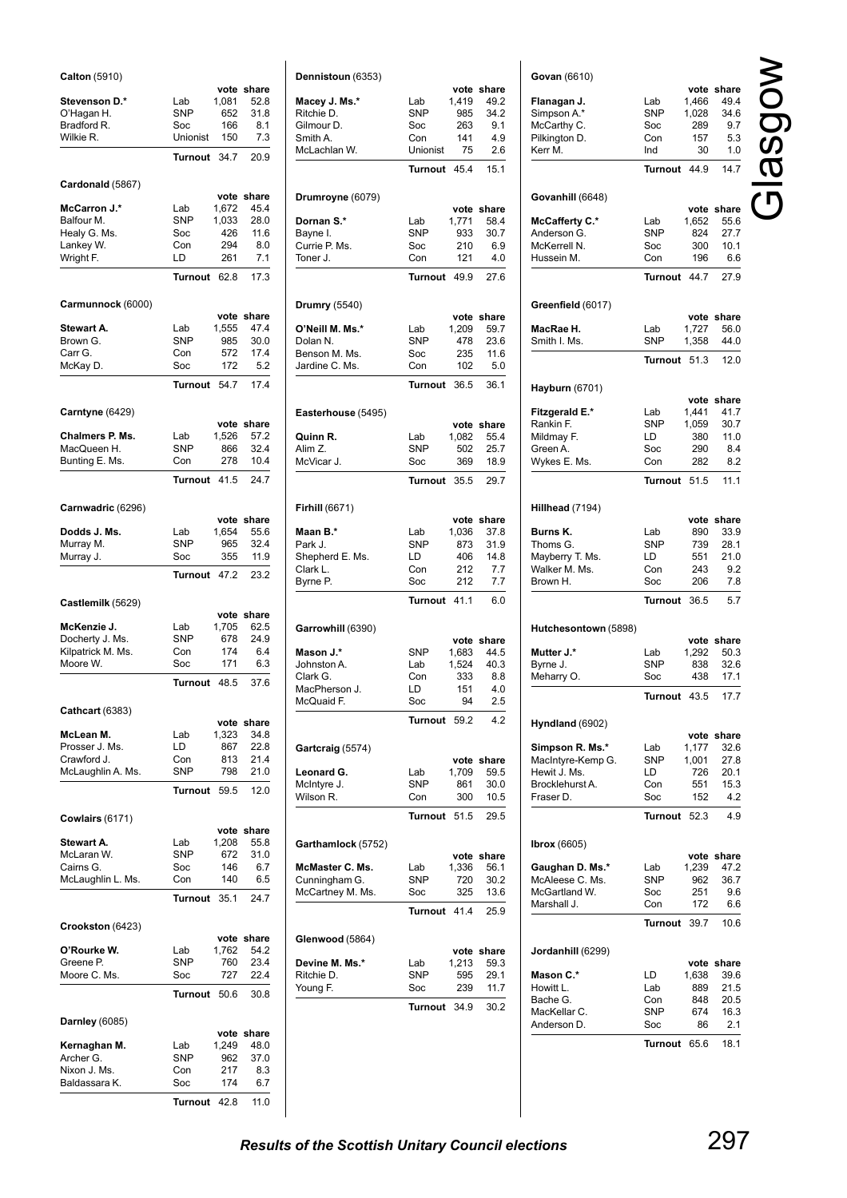# Glasgow

**Calton** (5910)

| | | vote | share |
|---|---|---|---|
| **Stevenson D.*** | Lab | 1,081 | 52.8 |
| O'Hagan H. | SNP | 652 | 31.8 |
| Bradford R. | Soc | 166 | 8.1 |
| Wilkie R. | Unionist | 150 | 7.3 |
| | **Turnout** | 34.7 | 20.9 |

**Cardonald** (5867)

| | | vote | share |
|---|---|---|---|
| **McCarron J.*** | Lab | 1,672 | 45.4 |
| Balfour M. | SNP | 1,033 | 28.0 |
| Healy G. Ms. | Soc | 426 | 11.6 |
| Lankey W. | Con | 294 | 8.0 |
| Wright F. | LD | 261 | 7.1 |
| | **Turnout** | 62.8 | 17.3 |

**Carmunnock** (6000)

| | | vote | share |
|---|---|---|---|
| **Stewart A.** | Lab | 1,555 | 47.4 |
| Brown G. | SNP | 985 | 30.0 |
| Carr G. | Con | 572 | 17.4 |
| McKay D. | Soc | 172 | 5.2 |
| | **Turnout** | 54.7 | 17.4 |

**Carntyne** (6429)

| | | vote | share |
|---|---|---|---|
| **Chalmers P. Ms.** | Lab | 1,526 | 57.2 |
| MacQueen H. | SNP | 866 | 32.4 |
| Bunting E. Ms. | Con | 278 | 10.4 |
| | **Turnout** | 41.5 | 24.7 |

**Carnwadric** (6296)

| | | vote | share |
|---|---|---|---|
| **Dodds J. Ms.** | Lab | 1,654 | 55.6 |
| Murray M. | SNP | 965 | 32.4 |
| Murray J. | Soc | 355 | 11.9 |
| | **Turnout** | 47.2 | 23.2 |

**Castlemilk** (5629)

| | | vote | share |
|---|---|---|---|
| **McKenzie J.** | Lab | 1,705 | 62.5 |
| Docherty J. Ms. | SNP | 678 | 24.9 |
| Kilpatrick M. Ms. | Con | 174 | 6.4 |
| Moore W. | Soc | 171 | 6.3 |
| | **Turnout** | 48.5 | 37.6 |

**Cathcart** (6383)

| | | vote | share |
|---|---|---|---|
| **McLean M.** | Lab | 1,323 | 34.8 |
| Prosser J. Ms. | LD | 867 | 22.8 |
| Crawford J. | Con | 813 | 21.4 |
| McLaughlin A. Ms. | SNP | 798 | 21.0 |
| | **Turnout** | 59.5 | 12.0 |

**Cowlairs** (6171)

| | | vote | share |
|---|---|---|---|
| **Stewart A.** | Lab | 1,208 | 55.8 |
| McLaran W. | SNP | 672 | 31.0 |
| Cairns G. | Soc | 146 | 6.7 |
| McLaughlin L. Ms. | Con | 140 | 6.5 |
| | **Turnout** | 35.1 | 24.7 |

**Crookston** (6423)

| | | vote | share |
|---|---|---|---|
| **O'Rourke W.** | Lab | 1,762 | 54.2 |
| Greene P. | SNP | 760 | 23.4 |
| Moore C. Ms. | Soc | 727 | 22.4 |
| | **Turnout** | 50.6 | 30.8 |

**Darnley** (6085)

| | | vote | share |
|---|---|---|---|
| **Kernaghan M.** | Lab | 1,249 | 48.0 |
| Archer G. | SNP | 962 | 37.0 |
| Nixon J. Ms. | Con | 217 | 8.3 |
| Baldassara K. | Soc | 174 | 6.7 |
| | **Turnout** | 42.8 | 11.0 |

**Dennistoun** (6353)

| | | vote | share |
|---|---|---|---|
| **Macey J. Ms.*** | Lab | 1,419 | 49.2 |
| Ritchie D. | SNP | 985 | 34.2 |
| Gilmour D. | Soc | 263 | 9.1 |
| Smith A. | Con | 141 | 4.9 |
| McLachlan W. | Unionist | 75 | 2.6 |
| | **Turnout** | 45.4 | 15.1 |

**Drumroyne** (6079)

| | | vote | share |
|---|---|---|---|
| **Dornan S.*** | Lab | 1,771 | 58.4 |
| Bayne I. | SNP | 933 | 30.7 |
| Currie P. Ms. | Soc | 210 | 6.9 |
| Toner J. | Con | 121 | 4.0 |
| | **Turnout** | 49.9 | 27.6 |

**Drumry** (5540)

| | | vote | share |
|---|---|---|---|
| **O'Neill M. Ms.*** | Lab | 1,209 | 59.7 |
| Dolan N. | SNP | 478 | 23.6 |
| Benson M. Ms. | Soc | 235 | 11.6 |
| Jardine C. Ms. | Con | 102 | 5.0 |
| | **Turnout** | 36.5 | 36.1 |

**Easterhouse** (5495)

| | | vote | share |
|---|---|---|---|
| **Quinn R.** | Lab | 1,082 | 55.4 |
| Alim Z. | SNP | 502 | 25.7 |
| McVicar J. | Soc | 369 | 18.9 |
| | **Turnout** | 35.5 | 29.7 |

**Firhill** (6671)

| | | vote | share |
|---|---|---|---|
| **Maan B.*** | Lab | 1,036 | 37.8 |
| Park J. | SNP | 873 | 31.9 |
| Shepherd E. Ms. | LD | 406 | 14.8 |
| Clark L. | Con | 212 | 7.7 |
| Byrne P. | Soc | 212 | 7.7 |
| | **Turnout** | 41.1 | 6.0 |

**Garrowhill** (6390)

| | | vote | share |
|---|---|---|---|
| **Mason J.*** | SNP | 1,683 | 44.5 |
| Johnston A. | Lab | 1,524 | 40.3 |
| Clark G. | Con | 333 | 8.8 |
| MacPherson J. | LD | 151 | 4.0 |
| McQuaid F. | Soc | 94 | 2.5 |
| | **Turnout** | 59.2 | 4.2 |

**Gartcraig** (5574)

| | | vote | share |
|---|---|---|---|
| **Leonard G.** | Lab | 1,709 | 59.5 |
| McIntyre J. | SNP | 861 | 30.0 |
| Wilson R. | Con | 300 | 10.5 |
| | **Turnout** | 51.5 | 29.5 |

**Garthamlock** (5752)

| | | vote | share |
|---|---|---|---|
| **McMaster C. Ms.** | Lab | 1,336 | 56.1 |
| Cunningham G. | SNP | 720 | 30.2 |
| McCartney M. Ms. | Soc | 325 | 13.6 |
| | **Turnout** | 41.4 | 25.9 |

**Glenwood** (5864)

| | | vote | share |
|---|---|---|---|
| **Devine M. Ms.*** | Lab | 1,213 | 59.3 |
| Ritchie D. | SNP | 595 | 29.1 |
| Young F. | Soc | 239 | 11.7 |
| | **Turnout** | 34.9 | 30.2 |

**Govan** (6610)

| | | vote | share |
|---|---|---|---|
| **Flanagan J.** | Lab | 1,466 | 49.4 |
| Simpson A.* | SNP | 1,028 | 34.6 |
| McCarthy C. | Soc | 289 | 9.7 |
| Pilkington D. | Con | 157 | 5.3 |
| Kerr M. | Ind | 30 | 1.0 |
| | **Turnout** | 44.9 | 14.7 |

**Govanhill** (6648)

| | | vote | share |
|---|---|---|---|
| **McCafferty C.*** | Lab | 1,652 | 55.6 |
| Anderson G. | SNP | 824 | 27.7 |
| McKerrell N. | Soc | 300 | 10.1 |
| Hussein M. | Con | 196 | 6.6 |
| | **Turnout** | 44.7 | 27.9 |

**Greenfield** (6017)

| | | vote | share |
|---|---|---|---|
| **MacRae H.** | Lab | 1,727 | 56.0 |
| Smith I. Ms. | SNP | 1,358 | 44.0 |
| | **Turnout** | 51.3 | 12.0 |

**Hayburn** (6701)

| | | vote | share |
|---|---|---|---|
| **Fitzgerald E.*** | Lab | 1,441 | 41.7 |
| Rankin F. | SNP | 1,059 | 30.7 |
| Mildmay F. | LD | 380 | 11.0 |
| Green A. | Soc | 290 | 8.4 |
| Wykes E. Ms. | Con | 282 | 8.2 |
| | **Turnout** | 51.5 | 11.1 |

**Hillhead** (7194)

| | | vote | share |
|---|---|---|---|
| **Burns K.** | Lab | 890 | 33.9 |
| Thoms G. | SNP | 739 | 28.1 |
| Mayberry T. Ms. | LD | 551 | 21.0 |
| Walker M. Ms. | Con | 243 | 9.2 |
| Brown H. | Soc | 206 | 7.8 |
| | **Turnout** | 36.5 | 5.7 |

**Hutchesontown** (5898)

| | | vote | share |
|---|---|---|---|
| **Mutter J.*** | Lab | 1,292 | 50.3 |
| Byrne J. | SNP | 838 | 32.6 |
| Meharry O. | Soc | 438 | 17.1 |
| | **Turnout** | 43.5 | 17.7 |

**Hyndland** (6902)

| | | vote | share |
|---|---|---|---|
| **Simpson R. Ms.*** | Lab | 1,177 | 32.6 |
| MacIntyre-Kemp G. | SNP | 1,001 | 27.8 |
| Hewit J. Ms. | LD | 726 | 20.1 |
| Brocklehurst A. | Con | 551 | 15.3 |
| Fraser D. | Soc | 152 | 4.2 |
| | **Turnout** | 52.3 | 4.9 |

**Ibrox** (6605)

| | | vote | share |
|---|---|---|---|
| **Gaughan D. Ms.*** | Lab | 1,239 | 47.2 |
| McAleese C. Ms. | SNP | 962 | 36.7 |
| McGartland W. | Soc | 251 | 9.6 |
| Marshall J. | Con | 172 | 6.6 |
| | **Turnout** | 39.7 | 10.6 |

**Jordanhill** (6299)

| | | vote | share |
|---|---|---|---|
| **Mason C.*** | LD | 1,638 | 39.6 |
| Howitt L. | Lab | 889 | 21.5 |
| Bache G. | Con | 848 | 20.5 |
| MacKellar C. | SNP | 674 | 16.3 |
| Anderson D. | Soc | 86 | 2.1 |
| | **Turnout** | 65.6 | 18.1 |

*Results of the Scottish Unitary Council elections*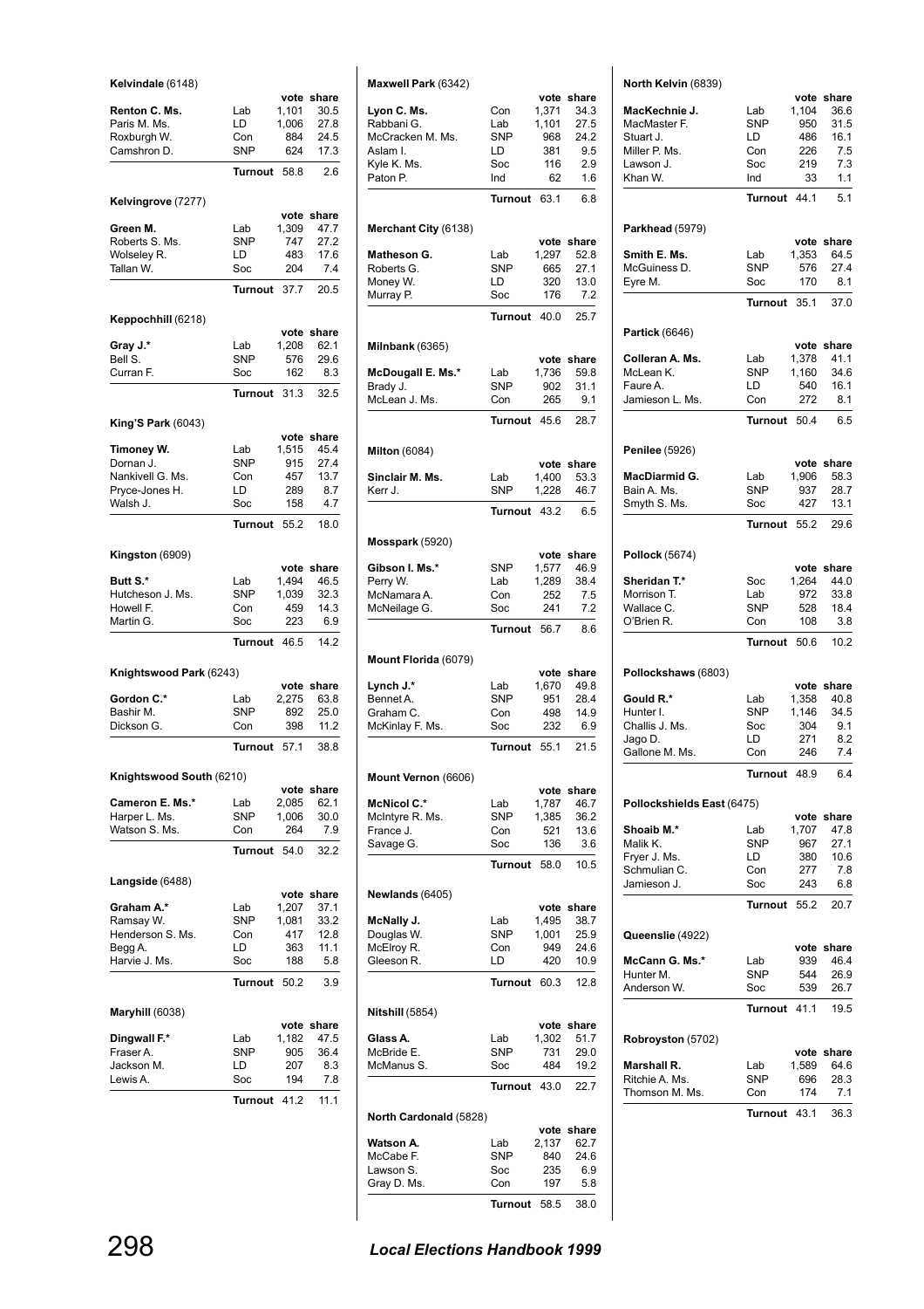**Kelvindale** (6148)

| | | vote | share |
|---|---|---|---|
| **Renton C. Ms.** | Lab | 1,101 | 30.5 |
| Paris M. Ms. | LD | 1,006 | 27.8 |
| Roxburgh W. | Con | 884 | 24.5 |
| Camshron D. | SNP | 624 | 17.3 |
| | **Turnout** | 58.8 | 2.6 |

**Kelvingrove** (7277)

| | | vote | share |
|---|---|---|---|
| **Green M.** | Lab | 1,309 | 47.7 |
| Roberts S. Ms. | SNP | 747 | 27.2 |
| Wolseley R. | LD | 483 | 17.6 |
| Tallan W. | Soc | 204 | 7.4 |
| | **Turnout** | 37.7 | 20.5 |

**Keppochhill** (6218)

| | | vote | share |
|---|---|---|---|
| **Gray J.*** | Lab | 1,208 | 62.1 |
| Bell S. | SNP | 576 | 29.6 |
| Curran F. | Soc | 162 | 8.3 |
| | **Turnout** | 31.3 | 32.5 |

**King'S Park** (6043)

| | | vote | share |
|---|---|---|---|
| **Timoney W.** | Lab | 1,515 | 45.4 |
| Dornan J. | SNP | 915 | 27.4 |
| Nankivell G. Ms. | Con | 457 | 13.7 |
| Pryce-Jones H. | LD | 289 | 8.7 |
| Walsh J. | Soc | 158 | 4.7 |
| | **Turnout** | 55.2 | 18.0 |

**Kingston** (6909)

| | | vote | share |
|---|---|---|---|
| **Butt S.*** | Lab | 1,494 | 46.5 |
| Hutcheson J. Ms. | SNP | 1,039 | 32.3 |
| Howell F. | Con | 459 | 14.3 |
| Martin G. | Soc | 223 | 6.9 |
| | **Turnout** | 46.5 | 14.2 |

**Knightswood Park** (6243)

| | | vote | share |
|---|---|---|---|
| **Gordon C.*** | Lab | 2,275 | 63.8 |
| Bashir M. | SNP | 892 | 25.0 |
| Dickson G. | Con | 398 | 11.2 |
| | **Turnout** | 57.1 | 38.8 |

**Knightswood South** (6210)

| | | vote | share |
|---|---|---|---|
| **Cameron E. Ms.*** | Lab | 2,085 | 62.1 |
| Harper L. Ms. | SNP | 1,006 | 30.0 |
| Watson S. Ms. | Con | 264 | 7.9 |
| | **Turnout** | 54.0 | 32.2 |

**Langside** (6488)

| | | vote | share |
|---|---|---|---|
| **Graham A.*** | Lab | 1,207 | 37.1 |
| Ramsay W. | SNP | 1,081 | 33.2 |
| Henderson S. Ms. | Con | 417 | 12.8 |
| Begg A. | LD | 363 | 11.1 |
| Harvie J. Ms. | Soc | 188 | 5.8 |
| | **Turnout** | 50.2 | 3.9 |

**Maryhill** (6038)

| | | vote | share |
|---|---|---|---|
| **Dingwall F.*** | Lab | 1,182 | 47.5 |
| Fraser A. | SNP | 905 | 36.4 |
| Jackson M. | LD | 207 | 8.3 |
| Lewis A. | Soc | 194 | 7.8 |
| | **Turnout** | 41.2 | 11.1 |

**Maxwell Park** (6342)

| | | vote | share |
|---|---|---|---|
| **Lyon C. Ms.** | Con | 1,371 | 34.3 |
| Rabbani G. | Lab | 1,101 | 27.5 |
| McCracken M. Ms. | SNP | 968 | 24.2 |
| Aslam I. | LD | 381 | 9.5 |
| Kyle K. Ms. | Soc | 116 | 2.9 |
| Paton P. | Ind | 62 | 1.6 |
| | **Turnout** | 63.1 | 6.8 |

**Merchant City** (6138)

| | | vote | share |
|---|---|---|---|
| **Matheson G.** | Lab | 1,297 | 52.8 |
| Roberts G. | SNP | 665 | 27.1 |
| Money W. | LD | 320 | 13.0 |
| Murray P. | Soc | 176 | 7.2 |
| | **Turnout** | 40.0 | 25.7 |

**Milnbank** (6365)

| | | vote | share |
|---|---|---|---|
| **McDougall E. Ms.*** | Lab | 1,736 | 59.8 |
| Brady J. | SNP | 902 | 31.1 |
| McLean J. Ms. | Con | 265 | 9.1 |
| | **Turnout** | 45.6 | 28.7 |

**Milton** (6084)

| | | vote | share |
|---|---|---|---|
| **Sinclair M. Ms.** | Lab | 1,400 | 53.3 |
| Kerr J. | SNP | 1,228 | 46.7 |
| | **Turnout** | 43.2 | 6.5 |

**Mosspark** (5920)

| | | vote | share |
|---|---|---|---|
| **Gibson I. Ms.*** | SNP | 1,577 | 46.9 |
| Perry W. | Lab | 1,289 | 38.4 |
| McNamara A. | Con | 252 | 7.5 |
| McNeilage G. | Soc | 241 | 7.2 |
| | **Turnout** | 56.7 | 8.6 |

**Mount Florida** (6079)

| | | vote | share |
|---|---|---|---|
| **Lynch J.*** | Lab | 1,670 | 49.8 |
| Bennet A. | SNP | 951 | 28.4 |
| Graham C. | Con | 498 | 14.9 |
| McKinlay F. Ms. | Soc | 232 | 6.9 |
| | **Turnout** | 55.1 | 21.5 |

**Mount Vernon** (6606)

| | | vote | share |
|---|---|---|---|
| **McNicol C.*** | Lab | 1,787 | 46.7 |
| McIntyre R. Ms. | SNP | 1,385 | 36.2 |
| France J. | Con | 521 | 13.6 |
| Savage G. | Soc | 136 | 3.6 |
| | **Turnout** | 58.0 | 10.5 |

**Newlands** (6405)

| | | vote | share |
|---|---|---|---|
| **McNally J.** | Lab | 1,495 | 38.7 |
| Douglas W. | SNP | 1,001 | 25.9 |
| McElroy R. | Con | 949 | 24.6 |
| Gleeson R. | LD | 420 | 10.9 |
| | **Turnout** | 60.3 | 12.8 |

**Nitshill** (5854)

| | | vote | share |
|---|---|---|---|
| **Glass A.** | Lab | 1,302 | 51.7 |
| McBride E. | SNP | 731 | 29.0 |
| McManus S. | Soc | 484 | 19.2 |
| | **Turnout** | 43.0 | 22.7 |

**North Cardonald** (5828)

| | | vote | share |
|---|---|---|---|
| **Watson A.** | Lab | 2,137 | 62.7 |
| McCabe F. | SNP | 840 | 24.6 |
| Lawson S. | Soc | 235 | 6.9 |
| Gray D. Ms. | Con | 197 | 5.8 |
| | **Turnout** | 58.5 | 38.0 |

**North Kelvin** (6839)

| | | vote | share |
|---|---|---|---|
| **MacKechnie J.** | Lab | 1,104 | 36.6 |
| MacMaster F. | SNP | 950 | 31.5 |
| Stuart J. | LD | 486 | 16.1 |
| Miller P. Ms. | Con | 226 | 7.5 |
| Lawson J. | Soc | 219 | 7.3 |
| Khan W. | Ind | 33 | 1.1 |
| | **Turnout** | 44.1 | 5.1 |

**Parkhead** (5979)

| | | vote | share |
|---|---|---|---|
| **Smith E. Ms.** | Lab | 1,353 | 64.5 |
| McGuiness D. | SNP | 576 | 27.4 |
| Eyre M. | Soc | 170 | 8.1 |
| | **Turnout** | 35.1 | 37.0 |

**Partick** (6646)

| | | vote | share |
|---|---|---|---|
| **Colleran A. Ms.** | Lab | 1,378 | 41.1 |
| McLean K. | SNP | 1,160 | 34.6 |
| Faure A. | LD | 540 | 16.1 |
| Jamieson L. Ms. | Con | 272 | 8.1 |
| | **Turnout** | 50.4 | 6.5 |

**Penilee** (5926)

| | | vote | share |
|---|---|---|---|
| **MacDiarmid G.** | Lab | 1,906 | 58.3 |
| Bain A. Ms. | SNP | 937 | 28.7 |
| Smyth S. Ms. | Soc | 427 | 13.1 |
| | **Turnout** | 55.2 | 29.6 |

**Pollock** (5674)

| | | vote | share |
|---|---|---|---|
| **Sheridan T.*** | Soc | 1,264 | 44.0 |
| Morrison T. | Lab | 972 | 33.8 |
| Wallace C. | SNP | 528 | 18.4 |
| O'Brien R. | Con | 108 | 3.8 |
| | **Turnout** | 50.6 | 10.2 |

**Pollockshaws** (6803)

| | | vote | share |
|---|---|---|---|
| **Gould R.*** | Lab | 1,358 | 40.8 |
| Hunter I. | SNP | 1,146 | 34.5 |
| Challis J. Ms. | Soc | 304 | 9.1 |
| Jago D. | LD | 271 | 8.2 |
| Gallone M. Ms. | Con | 246 | 7.4 |
| | **Turnout** | 48.9 | 6.4 |

**Pollockshields East** (6475)

| | | vote | share |
|---|---|---|---|
| **Shoaib M.*** | Lab | 1,707 | 47.8 |
| Malik K. | SNP | 967 | 27.1 |
| Fryer J. Ms. | LD | 380 | 10.6 |
| Schmulian C. | Con | 277 | 7.8 |
| Jamieson J. | Soc | 243 | 6.8 |
| | **Turnout** | 55.2 | 20.7 |

**Queenslie** (4922)

| | | vote | share |
|---|---|---|---|
| **McCann G. Ms.*** | Lab | 939 | 46.4 |
| Hunter M. | SNP | 544 | 26.9 |
| Anderson W. | Soc | 539 | 26.7 |
| | **Turnout** | 41.1 | 19.5 |

**Robroyston** (5702)

| | | vote | share |
|---|---|---|---|
| **Marshall R.** | Lab | 1,589 | 64.6 |
| Ritchie A. Ms. | SNP | 696 | 28.3 |
| Thomson M. Ms. | Con | 174 | 7.1 |
| | **Turnout** | 43.1 | 36.3 |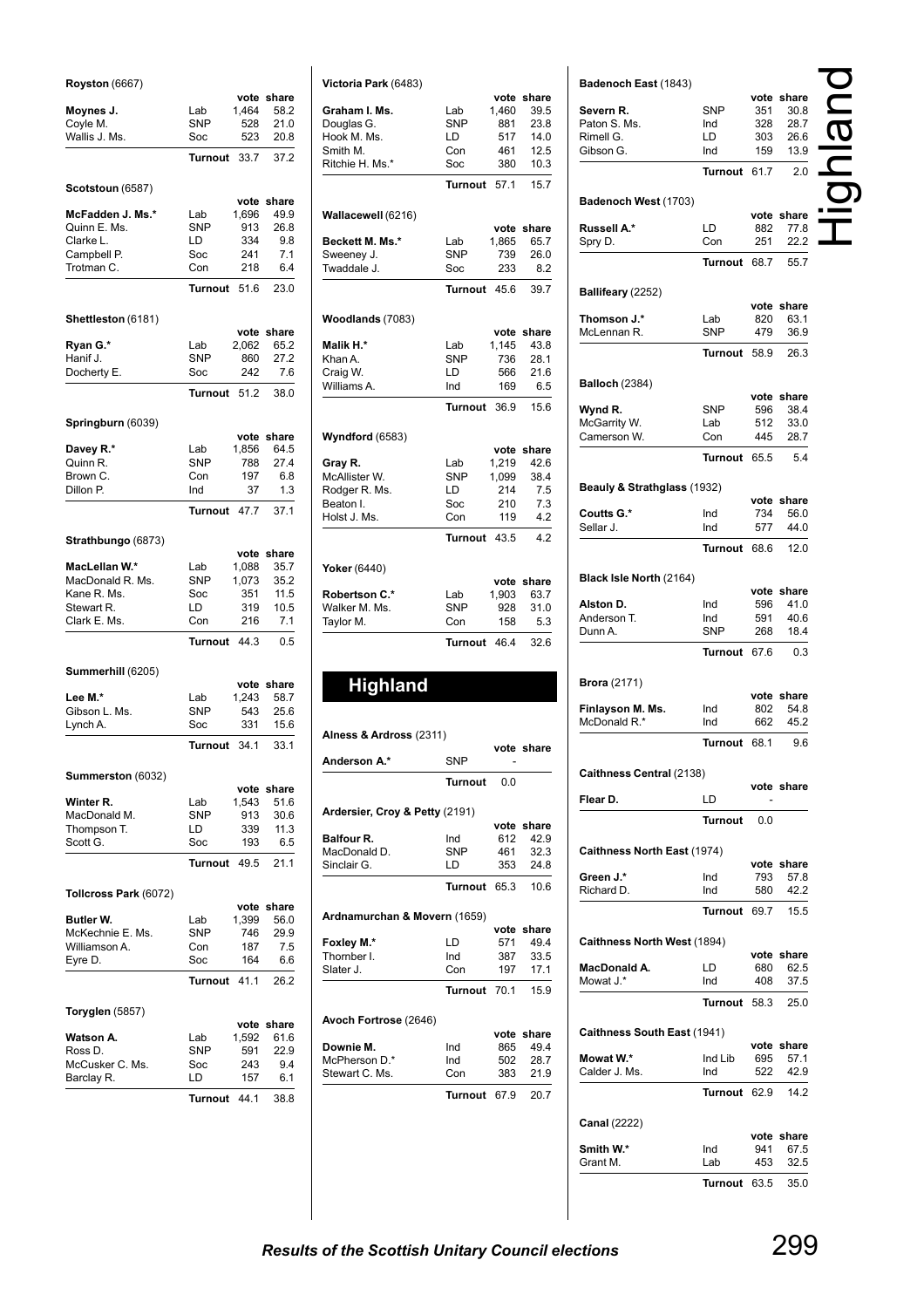**Royston** (6667)

| | | vote | share |
|---|---|---|---|
| **Moynes J.** | Lab | 1,464 | 58.2 |
| Coyle M. | SNP | 528 | 21.0 |
| Wallis J. Ms. | Soc | 523 | 20.8 |
| | **Turnout** | 33.7 | 37.2 |

**Scotstoun** (6587)

| | | vote | share |
|---|---|---|---|
| **McFadden J. Ms.*** | Lab | 1,696 | 49.9 |
| Quinn E. Ms. | SNP | 913 | 26.8 |
| Clarke L. | LD | 334 | 9.8 |
| Campbell P. | Soc | 241 | 7.1 |
| Trotman C. | Con | 218 | 6.4 |
| | **Turnout** | 51.6 | 23.0 |

**Shettleston** (6181)

| | | vote | share |
|---|---|---|---|
| **Ryan G.*** | Lab | 2,062 | 65.2 |
| Hanif J. | SNP | 860 | 27.2 |
| Docherty E. | Soc | 242 | 7.6 |
| | **Turnout** | 51.2 | 38.0 |

**Springburn** (6039)

| | | vote | share |
|---|---|---|---|
| **Davey R.*** | Lab | 1,856 | 64.5 |
| Quinn R. | SNP | 788 | 27.4 |
| Brown C. | Con | 197 | 6.8 |
| Dillon P. | Ind | 37 | 1.3 |
| | **Turnout** | 47.7 | 37.1 |

**Strathbungo** (6873)

| | | vote | share |
|---|---|---|---|
| **MacLellan W.*** | Lab | 1,088 | 35.7 |
| MacDonald R. Ms. | SNP | 1,073 | 35.2 |
| Kane R. Ms. | Soc | 351 | 11.5 |
| Stewart R. | LD | 319 | 10.5 |
| Clark E. Ms. | Con | 216 | 7.1 |
| | **Turnout** | 44.3 | 0.5 |

**Summerhill** (6205)

| | | vote | share |
|---|---|---|---|
| **Lee M.*** | Lab | 1,243 | 58.7 |
| Gibson L. Ms. | SNP | 543 | 25.6 |
| Lynch A. | Soc | 331 | 15.6 |
| | **Turnout** | 34.1 | 33.1 |

**Summerston** (6032)

| | | vote | share |
|---|---|---|---|
| **Winter R.** | Lab | 1,543 | 51.6 |
| MacDonald M. | SNP | 913 | 30.6 |
| Thompson T. | LD | 339 | 11.3 |
| Scott G. | Soc | 193 | 6.5 |
| | **Turnout** | 49.5 | 21.1 |

**Tollcross Park** (6072)

| | | vote | share |
|---|---|---|---|
| **Butler W.** | Lab | 1,399 | 56.0 |
| McKechnie E. Ms. | SNP | 746 | 29.9 |
| Williamson A. | Con | 187 | 7.5 |
| Eyre D. | Soc | 164 | 6.6 |
| | **Turnout** | 41.1 | 26.2 |

**Toryglen** (5857)

| | | vote | share |
|---|---|---|---|
| **Watson A.** | Lab | 1,592 | 61.6 |
| Ross D. | SNP | 591 | 22.9 |
| McCusker C. Ms. | Soc | 243 | 9.4 |
| Barclay R. | LD | 157 | 6.1 |
| | **Turnout** | 44.1 | 38.8 |

**Victoria Park** (6483)

| | | vote | share |
|---|---|---|---|
| **Graham I. Ms.** | Lab | 1,460 | 39.5 |
| Douglas G. | SNP | 881 | 23.8 |
| Hook M. Ms. | LD | 517 | 14.0 |
| Smith M. | Con | 461 | 12.5 |
| Ritchie H. Ms.* | Soc | 380 | 10.3 |
| | **Turnout** | 57.1 | 15.7 |

**Wallacewell** (6216)

| | | vote | share |
|---|---|---|---|
| **Beckett M. Ms.*** | Lab | 1,865 | 65.7 |
| Sweeney J. | SNP | 739 | 26.0 |
| Twaddale J. | Soc | 233 | 8.2 |
| | **Turnout** | 45.6 | 39.7 |

**Woodlands** (7083)

| | | vote | share |
|---|---|---|---|
| **Malik H.*** | Lab | 1,145 | 43.8 |
| Khan A. | SNP | 736 | 28.1 |
| Craig W. | LD | 566 | 21.6 |
| Williams A. | Ind | 169 | 6.5 |
| | **Turnout** | 36.9 | 15.6 |

**Wyndford** (6583)

| | | vote | share |
|---|---|---|---|
| **Gray R.** | Lab | 1,219 | 42.6 |
| McAllister W. | SNP | 1,099 | 38.4 |
| Rodger R. Ms. | LD | 214 | 7.5 |
| Beaton I. | Soc | 210 | 7.3 |
| Holst J. Ms. | Con | 119 | 4.2 |
| | **Turnout** | 43.5 | 4.2 |

**Yoker** (6440)

| | | vote | share |
|---|---|---|---|
| **Robertson C.*** | Lab | 1,903 | 63.7 |
| Walker M. Ms. | SNP | 928 | 31.0 |
| Taylor M. | Con | 158 | 5.3 |
| | **Turnout** | 46.4 | 32.6 |

# Highland

**Alness & Ardross** (2311)

| | | vote | share |
|---|---|---|---|
| **Anderson A.*** | SNP | - | |
| | **Turnout** | 0.0 | |

**Ardersier, Croy & Petty** (2191)

| | | vote | share |
|---|---|---|---|
| **Balfour R.** | Ind | 612 | 42.9 |
| MacDonald D. | SNP | 461 | 32.3 |
| Sinclair G. | LD | 353 | 24.8 |
| | **Turnout** | 65.3 | 10.6 |

**Ardnamurchan & Movern** (1659)

| | | vote | share |
|---|---|---|---|
| **Foxley M.*** | LD | 571 | 49.4 |
| Thornber I. | Ind | 387 | 33.5 |
| Slater J. | Con | 197 | 17.1 |
| | **Turnout** | 70.1 | 15.9 |

**Avoch Fortrose** (2646)

| | | vote | share |
|---|---|---|---|
| **Downie M.** | Ind | 865 | 49.4 |
| McPherson D.* | Ind | 502 | 28.7 |
| Stewart C. Ms. | Con | 383 | 21.9 |
| | **Turnout** | 67.9 | 20.7 |

**Badenoch East** (1843)

| | | vote | share |
|---|---|---|---|
| **Severn R.** | SNP | 351 | 30.8 |
| Paton S. Ms. | Ind | 328 | 28.7 |
| Rimell G. | LD | 303 | 26.6 |
| Gibson G. | Ind | 159 | 13.9 |
| | **Turnout** | 61.7 | 2.0 |

**Badenoch West** (1703)

| | | vote | share |
|---|---|---|---|
| **Russell A.*** | LD | 882 | 77.8 |
| Spry D. | Con | 251 | 22.2 |
| | **Turnout** | 68.7 | 55.7 |

**Ballifeary** (2252)

| | | vote | share |
|---|---|---|---|
| **Thomson J.*** | Lab | 820 | 63.1 |
| McLennan R. | SNP | 479 | 36.9 |
| | **Turnout** | 58.9 | 26.3 |

**Balloch** (2384)

| | | vote | share |
|---|---|---|---|
| **Wynd R.** | SNP | 596 | 38.4 |
| McGarrity W. | Lab | 512 | 33.0 |
| Camerson W. | Con | 445 | 28.7 |
| | **Turnout** | 65.5 | 5.4 |

**Beauly & Strathglass** (1932)

| | | vote | share |
|---|---|---|---|
| **Coutts G.*** | Ind | 734 | 56.0 |
| Sellar J. | Ind | 577 | 44.0 |
| | **Turnout** | 68.6 | 12.0 |

**Black Isle North** (2164)

| | | vote | share |
|---|---|---|---|
| **Alston D.** | Ind | 596 | 41.0 |
| Anderson T. | Ind | 591 | 40.6 |
| Dunn A. | SNP | 268 | 18.4 |
| | **Turnout** | 67.6 | 0.3 |

**Brora** (2171)

| | | vote | share |
|---|---|---|---|
| **Finlayson M. Ms.** | Ind | 802 | 54.8 |
| McDonald R.* | Ind | 662 | 45.2 |
| | **Turnout** | 68.1 | 9.6 |

**Caithness Central** (2138)

| | | vote | share |
|---|---|---|---|
| **Flear D.** | LD | - | |
| | **Turnout** | 0.0 | |

**Caithness North East** (1974)

| | | vote | share |
|---|---|---|---|
| **Green J.*** | Ind | 793 | 57.8 |
| Richard D. | Ind | 580 | 42.2 |
| | **Turnout** | 69.7 | 15.5 |

**Caithness North West** (1894)

| | | vote | share |
|---|---|---|---|
| **MacDonald A.** | LD | 680 | 62.5 |
| Mowat J.* | Ind | 408 | 37.5 |
| | **Turnout** | 58.3 | 25.0 |

**Caithness South East** (1941)

| | | vote | share |
|---|---|---|---|
| **Mowat W.*** | Ind Lib | 695 | 57.1 |
| Calder J. Ms. | Ind | 522 | 42.9 |
| | **Turnout** | 62.9 | 14.2 |

**Canal** (2222)

| | | vote | share |
|---|---|---|---|
| **Smith W.*** | Ind | 941 | 67.5 |
| Grant M. | Lab | 453 | 32.5 |
| | **Turnout** | 63.5 | 35.0 |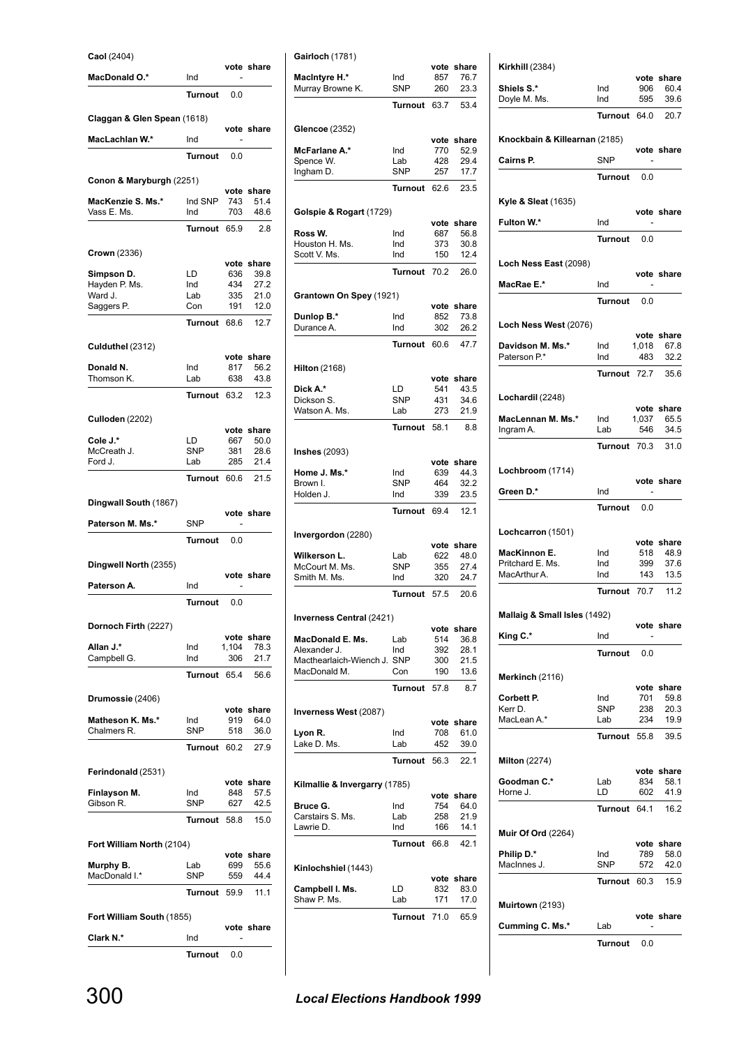**Caol** (2404)

| | | vote | share |
|---|---|---|---|
| **MacDonald O.*** | Ind | - | |
| | **Turnout** | 0.0 | |

**Claggan & Glen Spean** (1618)

| | | vote | share |
|---|---|---|---|
| **MacLachlan W.*** | Ind | - | |
| | **Turnout** | 0.0 | |

**Conon & Maryburgh** (2251)

| | | vote | share |
|---|---|---|---|
| **MacKenzie S. Ms.*** | Ind SNP | 743 | 51.4 |
| Vass E. Ms. | Ind | 703 | 48.6 |
| | **Turnout** | 65.9 | 2.8 |

**Crown** (2336)

| | | vote | share |
|---|---|---|---|
| **Simpson D.** | LD | 636 | 39.8 |
| Hayden P. Ms. | Ind | 434 | 27.2 |
| Ward J. | Lab | 335 | 21.0 |
| Saggers P. | Con | 191 | 12.0 |
| | **Turnout** | 68.6 | 12.7 |

**Culduthel** (2312)

| | | vote | share |
|---|---|---|---|
| **Donald N.** | Ind | 817 | 56.2 |
| Thomson K. | Lab | 638 | 43.8 |
| | **Turnout** | 63.2 | 12.3 |

**Culloden** (2202)

| | | vote | share |
|---|---|---|---|
| **Cole J.*** | LD | 667 | 50.0 |
| McCreath J. | SNP | 381 | 28.6 |
| Ford J. | Lab | 285 | 21.4 |
| | **Turnout** | 60.6 | 21.5 |

**Dingwall South** (1867)

| | | vote | share |
|---|---|---|---|
| **Paterson M. Ms.*** | SNP | - | |
| | **Turnout** | 0.0 | |

**Dingwall North** (2355)

| | | vote | share |
|---|---|---|---|
| **Paterson A.** | Ind | - | |
| | **Turnout** | 0.0 | |

**Dornoch Firth** (2227)

| | | vote | share |
|---|---|---|---|
| **Allan J.*** | Ind | 1,104 | 78.3 |
| Campbell G. | Ind | 306 | 21.7 |
| | **Turnout** | 65.4 | 56.6 |

**Drumossie** (2406)

| | | vote | share |
|---|---|---|---|
| **Matheson K. Ms.*** | Ind | 919 | 64.0 |
| Chalmers R. | SNP | 518 | 36.0 |
| | **Turnout** | 60.2 | 27.9 |

**Ferindonald** (2531)

| | | vote | share |
|---|---|---|---|
| **Finlayson M.** | Ind | 848 | 57.5 |
| Gibson R. | SNP | 627 | 42.5 |
| | **Turnout** | 58.8 | 15.0 |

**Fort William North** (2104)

| | | vote | share |
|---|---|---|---|
| **Murphy B.** | Lab | 699 | 55.6 |
| MacDonald I.* | SNP | 559 | 44.4 |
| | **Turnout** | 59.9 | 11.1 |

**Fort William South** (1855)

| | | vote | share |
|---|---|---|---|
| **Clark N.*** | Ind | - | |
| | **Turnout** | 0.0 | |

**Gairloch** (1781)

| | | vote | share |
|---|---|---|---|
| **MacIntyre H.*** | Ind | 857 | 76.7 |
| Murray Browne K. | SNP | 260 | 23.3 |
| | **Turnout** | 63.7 | 53.4 |

**Glencoe** (2352)

| | | vote | share |
|---|---|---|---|
| **McFarlane A.*** | Ind | 770 | 52.9 |
| Spence W. | Lab | 428 | 29.4 |
| Ingham D. | SNP | 257 | 17.7 |
| | **Turnout** | 62.6 | 23.5 |

**Golspie & Rogart** (1729)

| | | vote | share |
|---|---|---|---|
| **Ross W.** | Ind | 687 | 56.8 |
| Houston H. Ms. | Ind | 373 | 30.8 |
| Scott V. Ms. | Ind | 150 | 12.4 |
| | **Turnout** | 70.2 | 26.0 |

**Grantown On Spey** (1921)

| | | vote | share |
|---|---|---|---|
| **Dunlop B.*** | Ind | 852 | 73.8 |
| Durance A. | Ind | 302 | 26.2 |
| | **Turnout** | 60.6 | 47.7 |

**Hilton** (2168)

| | | vote | share |
|---|---|---|---|
| **Dick A.*** | LD | 541 | 43.5 |
| Dickson S. | SNP | 431 | 34.6 |
| Watson A. Ms. | Lab | 273 | 21.9 |
| | **Turnout** | 58.1 | 8.8 |

**Inshes** (2093)

| | | vote | share |
|---|---|---|---|
| **Home J. Ms.*** | Ind | 639 | 44.3 |
| Brown I. | SNP | 464 | 32.2 |
| Holden J. | Ind | 339 | 23.5 |
| | **Turnout** | 69.4 | 12.1 |

**Invergordon** (2280)

| | | vote | share |
|---|---|---|---|
| **Wilkerson L.** | Lab | 622 | 48.0 |
| McCourt M. Ms. | SNP | 355 | 27.4 |
| Smith M. Ms. | Ind | 320 | 24.7 |
| | **Turnout** | 57.5 | 20.6 |

**Inverness Central** (2421)

| | | vote | share |
|---|---|---|---|
| **MacDonald E. Ms.** | Lab | 514 | 36.8 |
| Alexander J. | Ind | 392 | 28.1 |
| Macthearlaich-Wiench J. | SNP | 300 | 21.5 |
| MacDonald M. | Con | 190 | 13.6 |
| | **Turnout** | 57.8 | 8.7 |

**Inverness West** (2087)

| | | vote | share |
|---|---|---|---|
| **Lyon R.** | Ind | 708 | 61.0 |
| Lake D. Ms. | Lab | 452 | 39.0 |
| | **Turnout** | 56.3 | 22.1 |

**Kilmallie & Invergarry** (1785)

| | | vote | share |
|---|---|---|---|
| **Bruce G.** | Ind | 754 | 64.0 |
| Carstairs S. Ms. | Lab | 258 | 21.9 |
| Lawrie D. | Ind | 166 | 14.1 |
| | **Turnout** | 66.8 | 42.1 |

**Kinlochshiel** (1443)

| | | vote | share |
|---|---|---|---|
| **Campbell I. Ms.** | LD | 832 | 83.0 |
| Shaw P. Ms. | Lab | 171 | 17.0 |
| | **Turnout** | 71.0 | 65.9 |

**Kirkhill** (2384)

| | | vote | share |
|---|---|---|---|
| **Shiels S.*** | Ind | 906 | 60.4 |
| Doyle M. Ms. | Ind | 595 | 39.6 |
| | **Turnout** | 64.0 | 20.7 |

**Knockbain & Killearnan** (2185)

| | | vote | share |
|---|---|---|---|
| **Cairns P.** | SNP | - | |
| | **Turnout** | 0.0 | |

**Kyle & Sleat** (1635)

| | | vote | share |
|---|---|---|---|
| **Fulton W.*** | Ind | - | |
| | **Turnout** | 0.0 | |

**Loch Ness East** (2098)

| | | vote | share |
|---|---|---|---|
| **MacRae E.*** | Ind | - | |
| | **Turnout** | 0.0 | |

**Loch Ness West** (2076)

| | | vote | share |
|---|---|---|---|
| **Davidson M. Ms.*** | Ind | 1,018 | 67.8 |
| Paterson P.* | Ind | 483 | 32.2 |
| | **Turnout** | 72.7 | 35.6 |

**Lochardil** (2248)

| | | vote | share |
|---|---|---|---|
| **MacLennan M. Ms.*** | Ind | 1,037 | 65.5 |
| Ingram A. | Lab | 546 | 34.5 |
| | **Turnout** | 70.3 | 31.0 |

**Lochbroom** (1714)

| | | vote | share |
|---|---|---|---|
| **Green D.*** | Ind | - | |
| | **Turnout** | 0.0 | |

**Lochcarron** (1501)

| | | vote | share |
|---|---|---|---|
| **MacKinnon E.** | Ind | 518 | 48.9 |
| Pritchard E. Ms. | Ind | 399 | 37.6 |
| MacArthur A. | Ind | 143 | 13.5 |
| | **Turnout** | 70.7 | 11.2 |

**Mallaig & Small Isles** (1492)

| | | vote | share |
|---|---|---|---|
| **King C.*** | Ind | - | |
| | **Turnout** | 0.0 | |

**Merkinch** (2116)

| | | vote | share |
|---|---|---|---|
| **Corbett P.** | Ind | 701 | 59.8 |
| Kerr D. | SNP | 238 | 20.3 |
| MacLean A.* | Lab | 234 | 19.9 |
| | **Turnout** | 55.8 | 39.5 |

**Milton** (2274)

| | | vote | share |
|---|---|---|---|
| **Goodman C.*** | Lab | 834 | 58.1 |
| Horne J. | LD | 602 | 41.9 |
| | **Turnout** | 64.1 | 16.2 |

**Muir Of Ord** (2264)

| | | vote | share |
|---|---|---|---|
| **Philip D.*** | Ind | 789 | 58.0 |
| MacInnes J. | SNP | 572 | 42.0 |
| | **Turnout** | 60.3 | 15.9 |

**Muirtown** (2193)

| | | vote | share |
|---|---|---|---|
| **Cumming C. Ms.*** | Lab | - | |
| | **Turnout** | 0.0 | |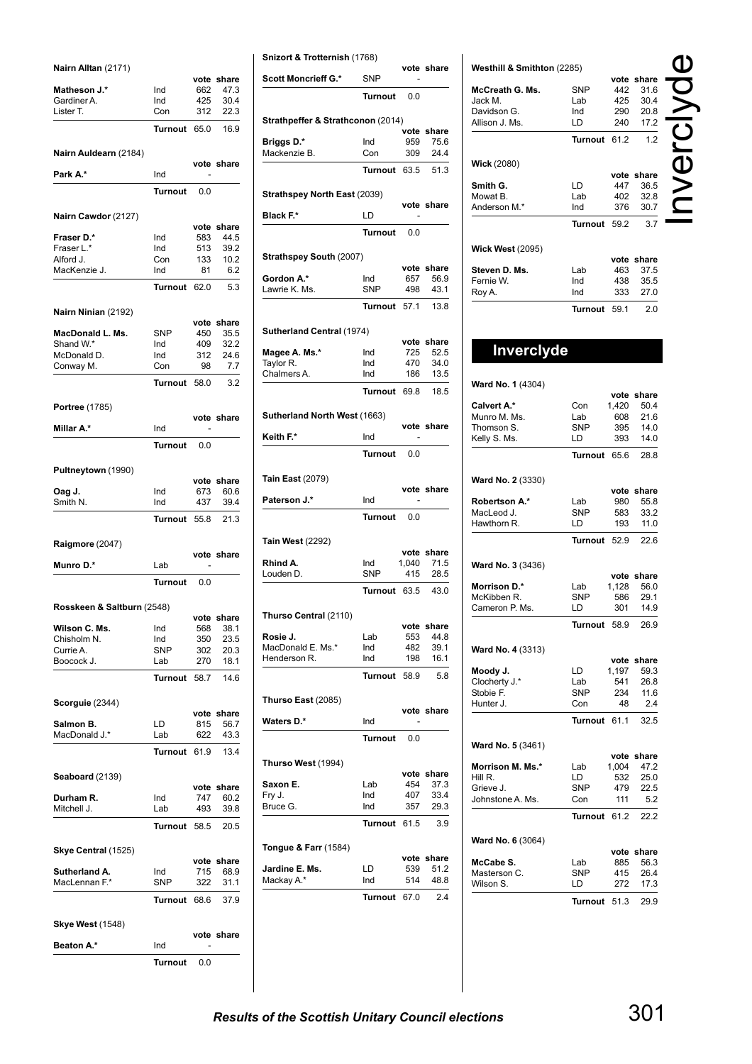**Nairn Alltan** (2171)

| | | vote | share |
|---|---|---|---|
| **Matheson J.*** | Ind | 662 | 47.3 |
| Gardiner A. | Ind | 425 | 30.4 |
| Lister T. | Con | 312 | 22.3 |
| | **Turnout** | 65.0 | 16.9 |

**Nairn Auldearn** (2184)

| | | vote | share |
|---|---|---|---|
| **Park A.*** | Ind | - | |
| | **Turnout** | 0.0 | |

**Nairn Cawdor** (2127)

| | | vote | share |
|---|---|---|---|
| **Fraser D.*** | Ind | 583 | 44.5 |
| Fraser L.* | Ind | 513 | 39.2 |
| Alford J. | Con | 133 | 10.2 |
| MacKenzie J. | Ind | 81 | 6.2 |
| | **Turnout** | 62.0 | 5.3 |

**Nairn Ninian** (2192)

| | | vote | share |
|---|---|---|---|
| **MacDonald L. Ms.** | SNP | 450 | 35.5 |
| Shand W.* | Ind | 409 | 32.2 |
| McDonald D. | Ind | 312 | 24.6 |
| Conway M. | Con | 98 | 7.7 |
| | **Turnout** | 58.0 | 3.2 |

**Portree** (1785)

| | | vote | share |
|---|---|---|---|
| **Millar A.*** | Ind | - | |
| | **Turnout** | 0.0 | |

**Pultneytown** (1990)

| | | vote | share |
|---|---|---|---|
| **Oag J.** | Ind | 673 | 60.6 |
| Smith N. | Ind | 437 | 39.4 |
| | **Turnout** | 55.8 | 21.3 |

**Raigmore** (2047)

| | | vote | share |
|---|---|---|---|
| **Munro D.*** | Lab | - | |
| | **Turnout** | 0.0 | |

**Rosskeen & Saltburn** (2548)

| | | vote | share |
|---|---|---|---|
| **Wilson C. Ms.** | Ind | 568 | 38.1 |
| Chisholm N. | Ind | 350 | 23.5 |
| Currie A. | SNP | 302 | 20.3 |
| Boocock J. | Lab | 270 | 18.1 |
| | **Turnout** | 58.7 | 14.6 |

**Scorguie** (2344)

| | | vote | share |
|---|---|---|---|
| **Salmon B.** | LD | 815 | 56.7 |
| MacDonald J.* | Lab | 622 | 43.3 |
| | **Turnout** | 61.9 | 13.4 |

**Seaboard** (2139)

| | | vote | share |
|---|---|---|---|
| **Durham R.** | Ind | 747 | 60.2 |
| Mitchell J. | Lab | 493 | 39.8 |
| | **Turnout** | 58.5 | 20.5 |

**Skye Central** (1525)

| | | vote | share |
|---|---|---|---|
| **Sutherland A.** | Ind | 715 | 68.9 |
| MacLennan F.* | SNP | 322 | 31.1 |
| | **Turnout** | 68.6 | 37.9 |

**Skye West** (1548)

| | | vote | share |
|---|---|---|---|
| **Beaton A.*** | Ind | - | |
| | **Turnout** | 0.0 | |

**Snizort & Trotternish** (1768)

| | | vote | share |
|---|---|---|---|
| **Scott Moncrieff G.*** | SNP | - | |
| | **Turnout** | 0.0 | |

**Strathpeffer & Strathconon** (2014)

| | | vote | share |
|---|---|---|---|
| **Briggs D.*** | Ind | 959 | 75.6 |
| Mackenzie B. | Con | 309 | 24.4 |
| | **Turnout** | 63.5 | 51.3 |

**Strathspey North East** (2039)

| | | vote | share |
|---|---|---|---|
| **Black F.*** | LD | - | |
| | **Turnout** | 0.0 | |

**Strathspey South** (2007)

| | | vote | share |
|---|---|---|---|
| **Gordon A.*** | Ind | 657 | 56.9 |
| Lawrie K. Ms. | SNP | 498 | 43.1 |
| | **Turnout** | 57.1 | 13.8 |

**Sutherland Central** (1974)

| | | vote | share |
|---|---|---|---|
| **Magee A. Ms.*** | Ind | 725 | 52.5 |
| Taylor R. | Ind | 470 | 34.0 |
| Chalmers A. | Ind | 186 | 13.5 |
| | **Turnout** | 69.8 | 18.5 |

**Sutherland North West** (1663)

| | | vote | share |
|---|---|---|---|
| **Keith F.*** | Ind | - | |
| | **Turnout** | 0.0 | |

**Tain East** (2079)

| | | vote | share |
|---|---|---|---|
| **Paterson J.*** | Ind | - | |
| | **Turnout** | 0.0 | |

**Tain West** (2292)

| | | vote | share |
|---|---|---|---|
| **Rhind A.** | Ind | 1,040 | 71.5 |
| Louden D. | SNP | 415 | 28.5 |
| | **Turnout** | 63.5 | 43.0 |

**Thurso Central** (2110)

| | | vote | share |
|---|---|---|---|
| **Rosie J.** | Lab | 553 | 44.8 |
| MacDonald E. Ms.* | Ind | 482 | 39.1 |
| Henderson R. | Ind | 198 | 16.1 |
| | **Turnout** | 58.9 | 5.8 |

**Thurso East** (2085)

| | | vote | share |
|---|---|---|---|
| **Waters D.*** | Ind | - | |
| | **Turnout** | 0.0 | |

**Thurso West** (1994)

| | | vote | share |
|---|---|---|---|
| **Saxon E.** | Lab | 454 | 37.3 |
| Fry J. | Ind | 407 | 33.4 |
| Bruce G. | Ind | 357 | 29.3 |
| | **Turnout** | 61.5 | 3.9 |

**Tongue & Farr** (1584)

| | | vote | share |
|---|---|---|---|
| **Jardine E. Ms.** | LD | 539 | 51.2 |
| Mackay A.* | Ind | 514 | 48.8 |
| | **Turnout** | 67.0 | 2.4 |

**Westhill & Smithton** (2285)

| | | vote | share |
|---|---|---|---|
| **McCreath G. Ms.** | SNP | 442 | 31.6 |
| Jack M. | Lab | 425 | 30.4 |
| Davidson G. | Ind | 290 | 20.8 |
| Allison J. Ms. | LD | 240 | 17.2 |
| | **Turnout** | 61.2 | 1.2 |

**Wick** (2080)

| | | vote | share |
|---|---|---|---|
| **Smith G.** | LD | 447 | 36.5 |
| Mowat B. | Lab | 402 | 32.8 |
| Anderson M.* | Ind | 376 | 30.7 |
| | **Turnout** | 59.2 | 3.7 |

**Wick West** (2095)

| | | vote | share |
|---|---|---|---|
| **Steven D. Ms.** | Lab | 463 | 37.5 |
| Fernie W. | Ind | 438 | 35.5 |
| Roy A. | Ind | 333 | 27.0 |
| | **Turnout** | 59.1 | 2.0 |

## Inverclyde

**Ward No. 1** (4304)

| | | vote | share |
|---|---|---|---|
| **Calvert A.*** | Con | 1,420 | 50.4 |
| Munro M. Ms. | Lab | 608 | 21.6 |
| Thomson S. | SNP | 395 | 14.0 |
| Kelly S. Ms. | LD | 393 | 14.0 |
| | **Turnout** | 65.6 | 28.8 |

**Ward No. 2** (3330)

| | | vote | share |
|---|---|---|---|
| **Robertson A.*** | Lab | 980 | 55.8 |
| MacLeod J. | SNP | 583 | 33.2 |
| Hawthorn R. | LD | 193 | 11.0 |
| | **Turnout** | 52.9 | 22.6 |

**Ward No. 3** (3436)

| | | vote | share |
|---|---|---|---|
| **Morrison D.*** | Lab | 1,128 | 56.0 |
| McKibben R. | SNP | 586 | 29.1 |
| Cameron P. Ms. | LD | 301 | 14.9 |
| | **Turnout** | 58.9 | 26.9 |

**Ward No. 4** (3313)

| | | vote | share |
|---|---|---|---|
| **Moody J.** | LD | 1,197 | 59.3 |
| Clocherty J.* | Lab | 541 | 26.8 |
| Stobie F. | SNP | 234 | 11.6 |
| Hunter J. | Con | 48 | 2.4 |
| | **Turnout** | 61.1 | 32.5 |

**Ward No. 5** (3461)

| | | vote | share |
|---|---|---|---|
| **Morrison M. Ms.*** | Lab | 1,004 | 47.2 |
| Hill R. | LD | 532 | 25.0 |
| Grieve J. | SNP | 479 | 22.5 |
| Johnstone A. Ms. | Con | 111 | 5.2 |
| | **Turnout** | 61.2 | 22.2 |

**Ward No. 6** (3064)

| | | vote | share |
|---|---|---|---|
| **McCabe S.** | Lab | 885 | 56.3 |
| Masterson C. | SNP | 415 | 26.4 |
| Wilson S. | LD | 272 | 17.3 |
| | **Turnout** | 51.3 | 29.9 |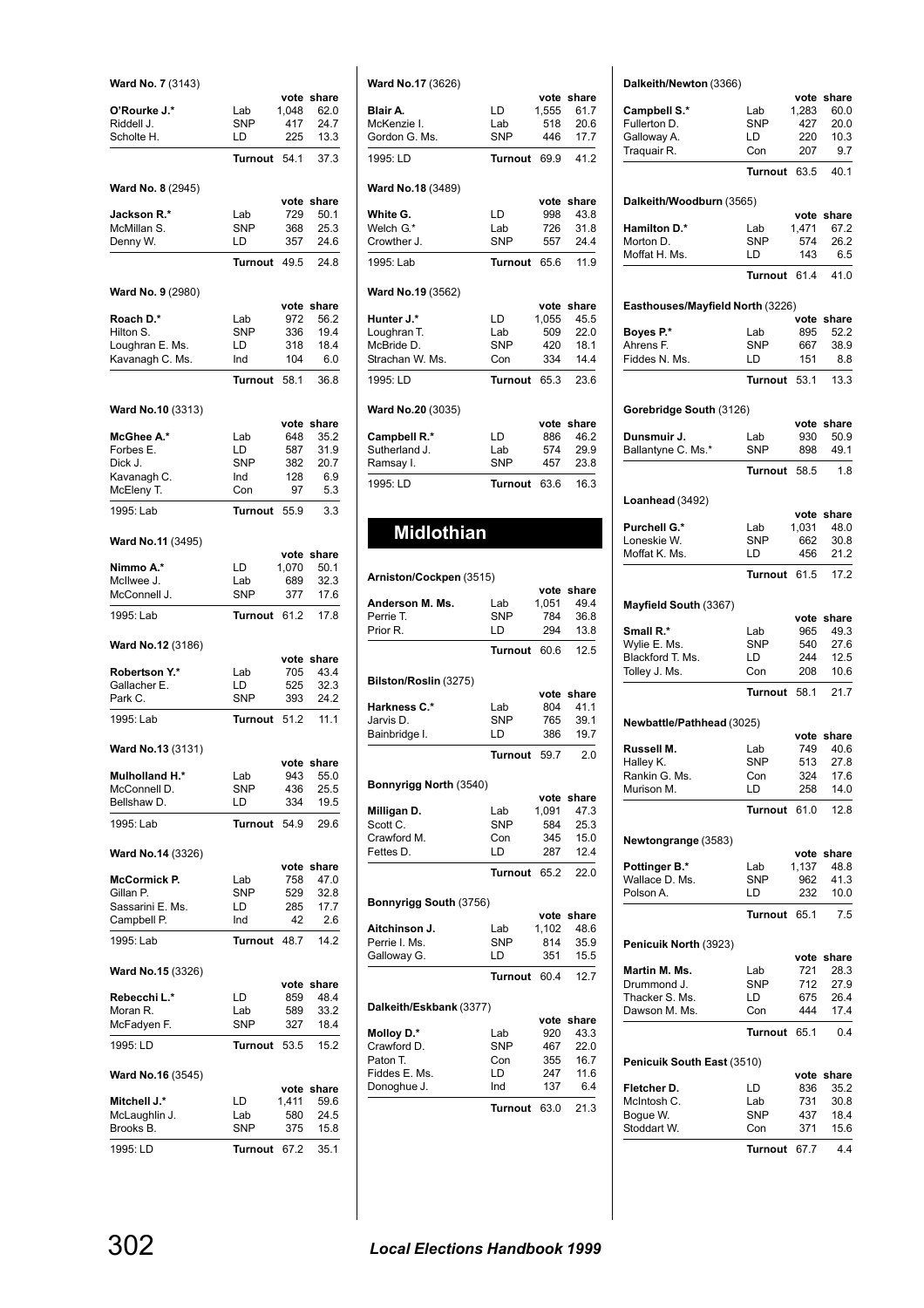**Ward No. 7** (3143)

| | | vote | share |
|---|---|---|---|
| **O'Rourke J.*** | Lab | 1,048 | 62.0 |
| Riddell J. | SNP | 417 | 24.7 |
| Scholte H. | LD | 225 | 13.3 |
| | **Turnout** | 54.1 | 37.3 |

**Ward No. 8** (2945)

| | | vote | share |
|---|---|---|---|
| **Jackson R.*** | Lab | 729 | 50.1 |
| McMillan S. | SNP | 368 | 25.3 |
| Denny W. | LD | 357 | 24.6 |
| | **Turnout** | 49.5 | 24.8 |

**Ward No. 9** (2980)

| | | vote | share |
|---|---|---|---|
| **Roach D.*** | Lab | 972 | 56.2 |
| Hilton S. | SNP | 336 | 19.4 |
| Loughran E. Ms. | LD | 318 | 18.4 |
| Kavanagh C. Ms. | Ind | 104 | 6.0 |
| | **Turnout** | 58.1 | 36.8 |

**Ward No.10** (3313)

| | | vote | share |
|---|---|---|---|
| **McGhee A.*** | Lab | 648 | 35.2 |
| Forbes E. | LD | 587 | 31.9 |
| Dick J. | SNP | 382 | 20.7 |
| Kavanagh C. | Ind | 128 | 6.9 |
| McEleny T. | Con | 97 | 5.3 |
| 1995: Lab | **Turnout** | 55.9 | 3.3 |

**Ward No.11** (3495)

| | | vote | share |
|---|---|---|---|
| **Nimmo A.*** | LD | 1,070 | 50.1 |
| McIlwee J. | Lab | 689 | 32.3 |
| McConnell J. | SNP | 377 | 17.6 |
| 1995: Lab | **Turnout** | 61.2 | 17.8 |

**Ward No.12** (3186)

| | | vote | share |
|---|---|---|---|
| **Robertson Y.*** | Lab | 705 | 43.4 |
| Gallacher E. | LD | 525 | 32.3 |
| Park C. | SNP | 393 | 24.2 |
| 1995: Lab | **Turnout** | 51.2 | 11.1 |

**Ward No.13** (3131)

| | | vote | share |
|---|---|---|---|
| **Mulholland H.*** | Lab | 943 | 55.0 |
| McConnell D. | SNP | 436 | 25.5 |
| Bellshaw D. | LD | 334 | 19.5 |
| 1995: Lab | **Turnout** | 54.9 | 29.6 |

**Ward No.14** (3326)

| | | vote | share |
|---|---|---|---|
| **McCormick P.** | Lab | 758 | 47.0 |
| Gillan P. | SNP | 529 | 32.8 |
| Sassarini E. Ms. | LD | 285 | 17.7 |
| Campbell P. | Ind | 42 | 2.6 |
| 1995: Lab | **Turnout** | 48.7 | 14.2 |

**Ward No.15** (3326)

| | | vote | share |
|---|---|---|---|
| **Rebecchi L.*** | LD | 859 | 48.4 |
| Moran R. | Lab | 589 | 33.2 |
| McFadyen F. | SNP | 327 | 18.4 |
| 1995: LD | **Turnout** | 53.5 | 15.2 |

**Ward No.16** (3545)

| | | vote | share |
|---|---|---|---|
| **Mitchell J.*** | LD | 1,411 | 59.6 |
| McLaughlin J. | Lab | 580 | 24.5 |
| Brooks B. | SNP | 375 | 15.8 |
| 1995: LD | **Turnout** | 67.2 | 35.1 |

**Ward No.17** (3626)

| | | vote | share |
|---|---|---|---|
| **Blair A.** | LD | 1,555 | 61.7 |
| McKenzie I. | Lab | 518 | 20.6 |
| Gordon G. Ms. | SNP | 446 | 17.7 |
| 1995: LD | **Turnout** | 69.9 | 41.2 |

**Ward No.18** (3489)

| | | vote | share |
|---|---|---|---|
| **White G.** | LD | 998 | 43.8 |
| Welch G.* | Lab | 726 | 31.8 |
| Crowther J. | SNP | 557 | 24.4 |
| 1995: Lab | **Turnout** | 65.6 | 11.9 |

**Ward No.19** (3562)

| | | vote | share |
|---|---|---|---|
| **Hunter J.*** | LD | 1,055 | 45.5 |
| Loughran T. | Lab | 509 | 22.0 |
| McBride D. | SNP | 420 | 18.1 |
| Strachan W. Ms. | Con | 334 | 14.4 |
| 1995: LD | **Turnout** | 65.3 | 23.6 |

**Ward No.20** (3035)

| | | vote | share |
|---|---|---|---|
| **Campbell R.*** | LD | 886 | 46.2 |
| Sutherland J. | Lab | 574 | 29.9 |
| Ramsay I. | SNP | 457 | 23.8 |
| 1995: LD | **Turnout** | 63.6 | 16.3 |

## Midlothian

**Arniston/Cockpen** (3515)

| | | vote | share |
|---|---|---|---|
| **Anderson M. Ms.** | Lab | 1,051 | 49.4 |
| Perrie T. | SNP | 784 | 36.8 |
| Prior R. | LD | 294 | 13.8 |
| | **Turnout** | 60.6 | 12.5 |

**Bilston/Roslin** (3275)

| | | vote | share |
|---|---|---|---|
| **Harkness C.*** | Lab | 804 | 41.1 |
| Jarvis D. | SNP | 765 | 39.1 |
| Bainbridge I. | LD | 386 | 19.7 |
| | **Turnout** | 59.7 | 2.0 |

**Bonnyrigg North** (3540)

| | | vote | share |
|---|---|---|---|
| **Milligan D.** | Lab | 1,091 | 47.3 |
| Scott C. | SNP | 584 | 25.3 |
| Crawford M. | Con | 345 | 15.0 |
| Fettes D. | LD | 287 | 12.4 |
| | **Turnout** | 65.2 | 22.0 |

**Bonnyrigg South** (3756)

| | | vote | share |
|---|---|---|---|
| **Aitchinson J.** | Lab | 1,102 | 48.6 |
| Perrie I. Ms. | SNP | 814 | 35.9 |
| Galloway G. | LD | 351 | 15.5 |
| | **Turnout** | 60.4 | 12.7 |

**Dalkeith/Eskbank** (3377)

| | | vote | share |
|---|---|---|---|
| **Molloy D.*** | Lab | 920 | 43.3 |
| Crawford D. | SNP | 467 | 22.0 |
| Paton T. | Con | 355 | 16.7 |
| Fiddes E. Ms. | LD | 247 | 11.6 |
| Donoghue J. | Ind | 137 | 6.4 |
| | **Turnout** | 63.0 | 21.3 |

**Dalkeith/Newton** (3366)

| | | vote | share |
|---|---|---|---|
| **Campbell S.*** | Lab | 1,283 | 60.0 |
| Fullerton D. | SNP | 427 | 20.0 |
| Galloway A. | LD | 220 | 10.3 |
| Traquair R. | Con | 207 | 9.7 |
| | **Turnout** | 63.5 | 40.1 |

**Dalkeith/Woodburn** (3565)

| | | vote | share |
|---|---|---|---|
| **Hamilton D.*** | Lab | 1,471 | 67.2 |
| Morton D. | SNP | 574 | 26.2 |
| Moffat H. Ms. | LD | 143 | 6.5 |
| | **Turnout** | 61.4 | 41.0 |

**Easthouses/Mayfield North** (3226)

| | | vote | share |
|---|---|---|---|
| **Boyes P.*** | Lab | 895 | 52.2 |
| Ahrens F. | SNP | 667 | 38.9 |
| Fiddes N. Ms. | LD | 151 | 8.8 |
| | **Turnout** | 53.1 | 13.3 |

**Gorebridge South** (3126)

| | | vote | share |
|---|---|---|---|
| **Dunsmuir J.** | Lab | 930 | 50.9 |
| Ballantyne C. Ms.* | SNP | 898 | 49.1 |
| | **Turnout** | 58.5 | 1.8 |

**Loanhead** (3492)

| | | vote | share |
|---|---|---|---|
| **Purchell G.*** | Lab | 1,031 | 48.0 |
| Loneskie W. | SNP | 662 | 30.8 |
| Moffat K. Ms. | LD | 456 | 21.2 |
| | **Turnout** | 61.5 | 17.2 |

**Mayfield South** (3367)

| | | vote | share |
|---|---|---|---|
| **Small R.*** | Lab | 965 | 49.3 |
| Wylie E. Ms. | SNP | 540 | 27.6 |
| Blackford T. Ms. | LD | 244 | 12.5 |
| Tolley J. Ms. | Con | 208 | 10.6 |
| | **Turnout** | 58.1 | 21.7 |

**Newbattle/Pathhead** (3025)

| | | vote | share |
|---|---|---|---|
| **Russell M.** | Lab | 749 | 40.6 |
| Halley K. | SNP | 513 | 27.8 |
| Rankin G. Ms. | Con | 324 | 17.6 |
| Murison M. | LD | 258 | 14.0 |
| | **Turnout** | 61.0 | 12.8 |

**Newtongrange** (3583)

| | | vote | share |
|---|---|---|---|
| **Pottinger B.*** | Lab | 1,137 | 48.8 |
| Wallace D. Ms. | SNP | 962 | 41.3 |
| Polson A. | LD | 232 | 10.0 |
| | **Turnout** | 65.1 | 7.5 |

**Penicuik North** (3923)

| | | vote | share |
|---|---|---|---|
| **Martin M. Ms.** | Lab | 721 | 28.3 |
| Drummond J. | SNP | 712 | 27.9 |
| Thacker S. Ms. | LD | 675 | 26.4 |
| Dawson M. Ms. | Con | 444 | 17.4 |
| | **Turnout** | 65.1 | 0.4 |

**Penicuik South East** (3510)

| | | vote | share |
|---|---|---|---|
| **Fletcher D.** | LD | 836 | 35.2 |
| McIntosh C. | Lab | 731 | 30.8 |
| Bogue W. | SNP | 437 | 18.4 |
| Stoddart W. | Con | 371 | 15.6 |
| | **Turnout** | 67.7 | 4.4 |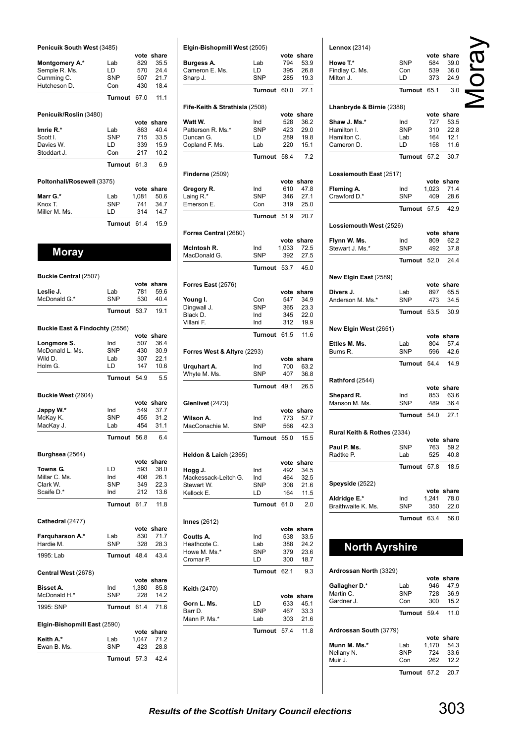**Penicuik South West** (3485)

| | | vote | share |
|---|---|---|---|
| **Montgomery A.*** | Lab | 829 | 35.5 |
| Semple R. Ms. | LD | 570 | 24.4 |
| Cumming C. | SNP | 507 | 21.7 |
| Hutcheson D. | Con | 430 | 18.4 |
| | **Turnout** | 67.0 | 11.1 |

**Penicuik/Roslin** (3480)

| | | vote | share |
|---|---|---|---|
| **Imrie R.*** | Lab | 863 | 40.4 |
| Scott I. | SNP | 715 | 33.5 |
| Davies W. | LD | 339 | 15.9 |
| Stoddart J. | Con | 217 | 10.2 |
| | **Turnout** | 61.3 | 6.9 |

**Poltonhall/Rosewell** (3375)

| | | vote | share |
|---|---|---|---|
| **Marr G.*** | Lab | 1,081 | 50.6 |
| Knox T. | SNP | 741 | 34.7 |
| Miller M. Ms. | LD | 314 | 14.7 |
| | **Turnout** | 61.4 | 15.9 |

## Moray

**Buckie Central** (2507)

| | | vote | share |
|---|---|---|---|
| **Leslie J.** | Lab | 781 | 59.6 |
| McDonald G.* | SNP | 530 | 40.4 |
| | **Turnout** | 53.7 | 19.1 |

**Buckie East & Findochty** (2556)

| | | vote | share |
|---|---|---|---|
| **Longmore S.** | Ind | 507 | 36.4 |
| McDonald L. Ms. | SNP | 430 | 30.9 |
| Wild D. | Lab | 307 | 22.1 |
| Holm G. | LD | 147 | 10.6 |
| | **Turnout** | 54.9 | 5.5 |

**Buckie West** (2604)

| | | vote | share |
|---|---|---|---|
| **Jappy W.*** | Ind | 549 | 37.7 |
| McKay K. | SNP | 455 | 31.2 |
| MacKay J. | Lab | 454 | 31.1 |
| | **Turnout** | 56.8 | 6.4 |

**Burghsea** (2564)

| | | vote | share |
|---|---|---|---|
| **Towns G.** | LD | 593 | 38.0 |
| Millar C. Ms. | Ind | 408 | 26.1 |
| Clark W. | SNP | 349 | 22.3 |
| Scaife D.* | Ind | 212 | 13.6 |
| | **Turnout** | 61.7 | 11.8 |

**Cathedral** (2477)

| | | vote | share |
|---|---|---|---|
| **Farquharson A.*** | Lab | 830 | 71.7 |
| Hardie M. | SNP | 328 | 28.3 |
| 1995: Lab | **Turnout** | 48.4 | 43.4 |

**Central West** (2678)

| | | vote | share |
|---|---|---|---|
| **Bisset A.** | Ind | 1,380 | 85.8 |
| McDonald H.* | SNP | 228 | 14.2 |
| 1995: SNP | **Turnout** | 61.4 | 71.6 |

**Elgin-Bishopmill East** (2590)

| | | vote | share |
|---|---|---|---|
| **Keith A.*** | Lab | 1,047 | 71.2 |
| Ewan B. Ms. | SNP | 423 | 28.8 |
| | **Turnout** | 57.3 | 42.4 |

**Elgin-Bishopmill West** (2505)

| | | vote | share |
|---|---|---|---|
| **Burgess A.** | Lab | 794 | 53.9 |
| Cameron E. Ms. | LD | 395 | 26.8 |
| Sharp J. | SNP | 285 | 19.3 |
| | **Turnout** | 60.0 | 27.1 |

**Fife-Keith & Strathisla** (2508)

| | | vote | share |
|---|---|---|---|
| **Watt W.** | Ind | 528 | 36.2 |
| Patterson R. Ms.* | SNP | 423 | 29.0 |
| Duncan G. | LD | 289 | 19.8 |
| Copland F. Ms. | Lab | 220 | 15.1 |
| | **Turnout** | 58.4 | 7.2 |

**Finderne** (2509)

| | | vote | share |
|---|---|---|---|
| **Gregory R.** | Ind | 610 | 47.8 |
| Laing R.* | SNP | 346 | 27.1 |
| Emerson E. | Con | 319 | 25.0 |
| | **Turnout** | 51.9 | 20.7 |

**Forres Central** (2680)

| | | vote | share |
|---|---|---|---|
| **McIntosh R.** | Ind | 1,033 | 72.5 |
| MacDonald G. | SNP | 392 | 27.5 |
| | **Turnout** | 53.7 | 45.0 |

**Forres East** (2576)

| | | vote | share |
|---|---|---|---|
| **Young I.** | Con | 547 | 34.9 |
| Dingwall J. | SNP | 365 | 23.3 |
| Black D. | Ind | 345 | 22.0 |
| Villani F. | Ind | 312 | 19.9 |
| | **Turnout** | 61.5 | 11.6 |

**Forres West & Altyre** (2293)

| | | vote | share |
|---|---|---|---|
| **Urquhart A.** | Ind | 700 | 63.2 |
| Whyte M. Ms. | SNP | 407 | 36.8 |
| | **Turnout** | 49.1 | 26.5 |

**Glenlivet** (2473)

| | | vote | share |
|---|---|---|---|
| **Wilson A.** | Ind | 773 | 57.7 |
| MacConachie M. | SNP | 566 | 42.3 |
| | **Turnout** | 55.0 | 15.5 |

**Heldon & Laich** (2365)

| | | vote | share |
|---|---|---|---|
| **Hogg J.** | Ind | 492 | 34.5 |
| Mackessack-Leitch G. | Ind | 464 | 32.5 |
| Stewart W. | SNP | 308 | 21.6 |
| Kellock E. | LD | 164 | 11.5 |
| | **Turnout** | 61.0 | 2.0 |

**Innes** (2612)

| | | vote | share |
|---|---|---|---|
| **Coutts A.** | Ind | 538 | 33.5 |
| Heathcote C. | Lab | 388 | 24.2 |
| Howe M. Ms.* | SNP | 379 | 23.6 |
| Cromar P. | LD | 300 | 18.7 |
| | **Turnout** | 62.1 | 9.3 |

**Keith** (2470)

| | | vote | share |
|---|---|---|---|
| **Gorn L. Ms.** | LD | 633 | 45.1 |
| Barr D. | SNP | 467 | 33.3 |
| Mann P. Ms.* | Lab | 303 | 21.6 |
| | **Turnout** | 57.4 | 11.8 |

**Lennox** (2314)

| | | vote | share |
|---|---|---|---|
| **Howe T.*** | SNP | 584 | 39.0 |
| Findlay C. Ms. | Con | 539 | 36.0 |
| Milton J. | LD | 373 | 24.9 |
| | **Turnout** | 65.1 | 3.0 |

**Lhanbryde & Birnie** (2388)

| | | vote | share |
|---|---|---|---|
| **Shaw J. Ms.*** | Ind | 727 | 53.5 |
| Hamilton I. | SNP | 310 | 22.8 |
| Hamilton C. | Lab | 164 | 12.1 |
| Cameron D. | LD | 158 | 11.6 |
| | **Turnout** | 57.2 | 30.7 |

**Lossiemouth East** (2517)

| | | vote | share |
|---|---|---|---|
| **Fleming A.** | Ind | 1,023 | 71.4 |
| Crawford D.* | SNP | 409 | 28.6 |
| | **Turnout** | 57.5 | 42.9 |

**Lossiemouth West** (2526)

| | | vote | share |
|---|---|---|---|
| **Flynn W. Ms.** | Ind | 809 | 62.2 |
| Stewart J. Ms.* | SNP | 492 | 37.8 |
| | **Turnout** | 52.0 | 24.4 |

**New Elgin East** (2589)

| | | vote | share |
|---|---|---|---|
| **Divers J.** | Lab | 897 | 65.5 |
| Anderson M. Ms.* | SNP | 473 | 34.5 |
| | **Turnout** | 53.5 | 30.9 |

**New Elgin West** (2651)

| | | vote | share |
|---|---|---|---|
| **Ettles M. Ms.** | Lab | 804 | 57.4 |
| Burns R. | SNP | 596 | 42.6 |
| | **Turnout** | 54.4 | 14.9 |

**Rathford** (2544)

| | | vote | share |
|---|---|---|---|
| **Shepard R.** | Ind | 853 | 63.6 |
| Manson M. Ms. | SNP | 489 | 36.4 |
| | **Turnout** | 54.0 | 27.1 |

**Rural Keith & Rothes** (2334)

| | | vote | share |
|---|---|---|---|
| **Paul P. Ms.** | SNP | 763 | 59.2 |
| Radtke P. | Lab | 525 | 40.8 |
| | **Turnout** | 57.8 | 18.5 |

**Speyside** (2522)

| | | vote | share |
|---|---|---|---|
| **Aldridge E.*** | Ind | 1,241 | 78.0 |
| Braithwaite K. Ms. | SNP | 350 | 22.0 |
| | **Turnout** | 63.4 | 56.0 |

## North Ayrshire

**Ardrossan North** (3329)

| | | vote | share |
|---|---|---|---|
| **Gallagher D.*** | Lab | 946 | 47.9 |
| Martin C. | SNP | 728 | 36.9 |
| Gardner J. | Con | 300 | 15.2 |
| | **Turnout** | 59.4 | 11.0 |

**Ardrossan South** (3779)

| | | vote | share |
|---|---|---|---|
| **Munn M. Ms.*** | Lab | 1,170 | 54.3 |
| Nellany N. | SNP | 724 | 33.6 |
| Muir J. | Con | 262 | 12.2 |
| | **Turnout** | 57.2 | 20.7 |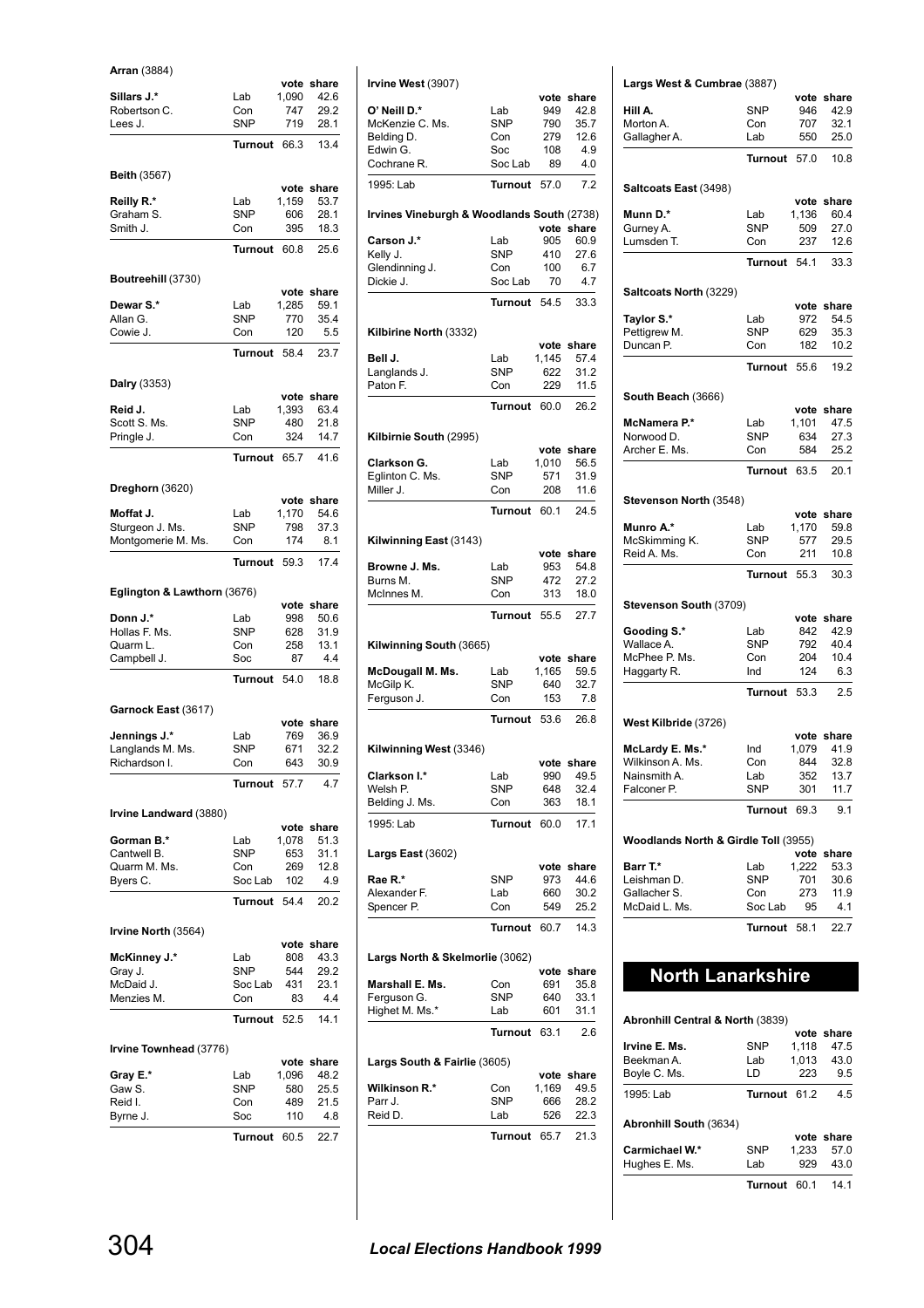**Arran** (3884)

| | | vote | share |
|---|---|---|---|
| **Sillars J.*** | Lab | 1,090 | 42.6 |
| Robertson C. | Con | 747 | 29.2 |
| Lees J. | SNP | 719 | 28.1 |
| | **Turnout** | 66.3 | 13.4 |

**Beith** (3567)

| | | vote | share |
|---|---|---|---|
| **Reilly R.*** | Lab | 1,159 | 53.7 |
| Graham S. | SNP | 606 | 28.1 |
| Smith J. | Con | 395 | 18.3 |
| | **Turnout** | 60.8 | 25.6 |

**Boutreehill** (3730)

| | | vote | share |
|---|---|---|---|
| **Dewar S.*** | Lab | 1,285 | 59.1 |
| Allan G. | SNP | 770 | 35.4 |
| Cowie J. | Con | 120 | 5.5 |
| | **Turnout** | 58.4 | 23.7 |

**Dalry** (3353)

| | | vote | share |
|---|---|---|---|
| **Reid J.** | Lab | 1,393 | 63.4 |
| Scott S. Ms. | SNP | 480 | 21.8 |
| Pringle J. | Con | 324 | 14.7 |
| | **Turnout** | 65.7 | 41.6 |

**Dreghorn** (3620)

| | | vote | share |
|---|---|---|---|
| **Moffat J.** | Lab | 1,170 | 54.6 |
| Sturgeon J. Ms. | SNP | 798 | 37.3 |
| Montgomerie M. Ms. | Con | 174 | 8.1 |
| | **Turnout** | 59.3 | 17.4 |

**Eglington & Lawthorn** (3676)

| | | vote | share |
|---|---|---|---|
| **Donn J.*** | Lab | 998 | 50.6 |
| Hollas F. Ms. | SNP | 628 | 31.9 |
| Quarm L. | Con | 258 | 13.1 |
| Campbell J. | Soc | 87 | 4.4 |
| | **Turnout** | 54.0 | 18.8 |

**Garnock East** (3617)

| | | vote | share |
|---|---|---|---|
| **Jennings J.*** | Lab | 769 | 36.9 |
| Langlands M. Ms. | SNP | 671 | 32.2 |
| Richardson I. | Con | 643 | 30.9 |
| | **Turnout** | 57.7 | 4.7 |

**Irvine Landward** (3880)

| | | vote | share |
|---|---|---|---|
| **Gorman B.*** | Lab | 1,078 | 51.3 |
| Cantwell B. | SNP | 653 | 31.1 |
| Quarm M. Ms. | Con | 269 | 12.8 |
| Byers C. | Soc Lab | 102 | 4.9 |
| | **Turnout** | 54.4 | 20.2 |

**Irvine North** (3564)

| | | vote | share |
|---|---|---|---|
| **McKinney J.*** | Lab | 808 | 43.3 |
| Gray J. | SNP | 544 | 29.2 |
| McDaid J. | Soc Lab | 431 | 23.1 |
| Menzies M. | Con | 83 | 4.4 |
| | **Turnout** | 52.5 | 14.1 |

**Irvine Townhead** (3776)

| | | vote | share |
|---|---|---|---|
| **Gray E.*** | Lab | 1,096 | 48.2 |
| Gaw S. | SNP | 580 | 25.5 |
| Reid I. | Con | 489 | 21.5 |
| Byrne J. | Soc | 110 | 4.8 |
| | **Turnout** | 60.5 | 22.7 |

**Irvine West** (3907)

| | | vote | share |
|---|---|---|---|
| **O' Neill D.*** | Lab | 949 | 42.8 |
| McKenzie C. Ms. | SNP | 790 | 35.7 |
| Belding D. | Con | 279 | 12.6 |
| Edwin G. | Soc | 108 | 4.9 |
| Cochrane R. | Soc Lab | 89 | 4.0 |
| 1995: Lab | **Turnout** | 57.0 | 7.2 |

**Irvines Vineburgh & Woodlands South** (2738)

| | | vote | share |
|---|---|---|---|
| **Carson J.*** | Lab | 905 | 60.9 |
| Kelly J. | SNP | 410 | 27.6 |
| Glendinning J. | Con | 100 | 6.7 |
| Dickie J. | Soc Lab | 70 | 4.7 |
| | **Turnout** | 54.5 | 33.3 |

**Kilbirine North** (3332)

| | | vote | share |
|---|---|---|---|
| **Bell J.** | Lab | 1,145 | 57.4 |
| Langlands J. | SNP | 622 | 31.2 |
| Paton F. | Con | 229 | 11.5 |
| | **Turnout** | 60.0 | 26.2 |

**Kilbirnie South** (2995)

| | | vote | share |
|---|---|---|---|
| **Clarkson G.** | Lab | 1,010 | 56.5 |
| Eglinton C. Ms. | SNP | 571 | 31.9 |
| Miller J. | Con | 208 | 11.6 |
| | **Turnout** | 60.1 | 24.5 |

**Kilwinning East** (3143)

| | | vote | share |
|---|---|---|---|
| **Browne J. Ms.** | Lab | 953 | 54.8 |
| Burns M. | SNP | 472 | 27.2 |
| McInnes M. | Con | 313 | 18.0 |
| | **Turnout** | 55.5 | 27.7 |

**Kilwinning South** (3665)

| | | vote | share |
|---|---|---|---|
| **McDougall M. Ms.** | Lab | 1,165 | 59.5 |
| McGilp K. | SNP | 640 | 32.7 |
| Ferguson J. | Con | 153 | 7.8 |
| | **Turnout** | 53.6 | 26.8 |

**Kilwinning West** (3346)

| | | vote | share |
|---|---|---|---|
| **Clarkson I.*** | Lab | 990 | 49.5 |
| Welsh P. | SNP | 648 | 32.4 |
| Belding J. Ms. | Con | 363 | 18.1 |
| 1995: Lab | **Turnout** | 60.0 | 17.1 |

**Largs East** (3602)

| | | vote | share |
|---|---|---|---|
| **Rae R.*** | SNP | 973 | 44.6 |
| Alexander F. | Lab | 660 | 30.2 |
| Spencer P. | Con | 549 | 25.2 |
| | **Turnout** | 60.7 | 14.3 |

**Largs North & Skelmorlie** (3062)

| | | vote | share |
|---|---|---|---|
| **Marshall E. Ms.** | Con | 691 | 35.8 |
| Ferguson G. | SNP | 640 | 33.1 |
| Highet M. Ms.* | Lab | 601 | 31.1 |
| | **Turnout** | 63.1 | 2.6 |

**Largs South & Fairlie** (3605)

| | | vote | share |
|---|---|---|---|
| **Wilkinson R.*** | Con | 1,169 | 49.5 |
| Parr J. | SNP | 666 | 28.2 |
| Reid D. | Lab | 526 | 22.3 |
| | **Turnout** | 65.7 | 21.3 |

**Largs West & Cumbrae** (3887)

| | | vote | share |
|---|---|---|---|
| **Hill A.** | SNP | 946 | 42.9 |
| Morton A. | Con | 707 | 32.1 |
| Gallagher A. | Lab | 550 | 25.0 |
| | **Turnout** | 57.0 | 10.8 |

**Saltcoats East** (3498)

| | | vote | share |
|---|---|---|---|
| **Munn D.*** | Lab | 1,136 | 60.4 |
| Gurney A. | SNP | 509 | 27.0 |
| Lumsden T. | Con | 237 | 12.6 |
| | **Turnout** | 54.1 | 33.3 |

**Saltcoats North** (3229)

| | | vote | share |
|---|---|---|---|
| **Taylor S.*** | Lab | 972 | 54.5 |
| Pettigrew M. | SNP | 629 | 35.3 |
| Duncan P. | Con | 182 | 10.2 |
| | **Turnout** | 55.6 | 19.2 |

**South Beach** (3666)

| | | vote | share |
|---|---|---|---|
| **McNamera P.*** | Lab | 1,101 | 47.5 |
| Norwood D. | SNP | 634 | 27.3 |
| Archer E. Ms. | Con | 584 | 25.2 |
| | **Turnout** | 63.5 | 20.1 |

**Stevenson North** (3548)

| | | vote | share |
|---|---|---|---|
| **Munro A.*** | Lab | 1,170 | 59.8 |
| McSkimming K. | SNP | 577 | 29.5 |
| Reid A. Ms. | Con | 211 | 10.8 |
| | **Turnout** | 55.3 | 30.3 |

**Stevenson South** (3709)

| | | vote | share |
|---|---|---|---|
| **Gooding S.*** | Lab | 842 | 42.9 |
| Wallace A. | SNP | 792 | 40.4 |
| McPhee P. Ms. | Con | 204 | 10.4 |
| Haggarty R. | Ind | 124 | 6.3 |
| | **Turnout** | 53.3 | 2.5 |

**West Kilbride** (3726)

| | | vote | share |
|---|---|---|---|
| **McLardy E. Ms.*** | Ind | 1,079 | 41.9 |
| Wilkinson A. Ms. | Con | 844 | 32.8 |
| Nainsmith A. | Lab | 352 | 13.7 |
| Falconer P. | SNP | 301 | 11.7 |
| | **Turnout** | 69.3 | 9.1 |

**Woodlands North & Girdle Toll** (3955)

| | | vote | share |
|---|---|---|---|
| **Barr T.*** | Lab | 1,222 | 53.3 |
| Leishman D. | SNP | 701 | 30.6 |
| Gallacher S. | Con | 273 | 11.9 |
| McDaid L. Ms. | Soc Lab | 95 | 4.1 |
| | **Turnout** | 58.1 | 22.7 |

## North Lanarkshire

**Abronhill Central & North** (3839)

| | | vote | share |
|---|---|---|---|
| **Irvine E. Ms.** | SNP | 1,118 | 47.5 |
| Beekman A. | Lab | 1,013 | 43.0 |
| Boyle C. Ms. | LD | 223 | 9.5 |
| 1995: Lab | **Turnout** | 61.2 | 4.5 |

**Abronhill South** (3634)

| | | vote | share |
|---|---|---|---|
| **Carmichael W.*** | SNP | 1,233 | 57.0 |
| Hughes E. Ms. | Lab | 929 | 43.0 |
| | **Turnout** | 60.1 | 14.1 |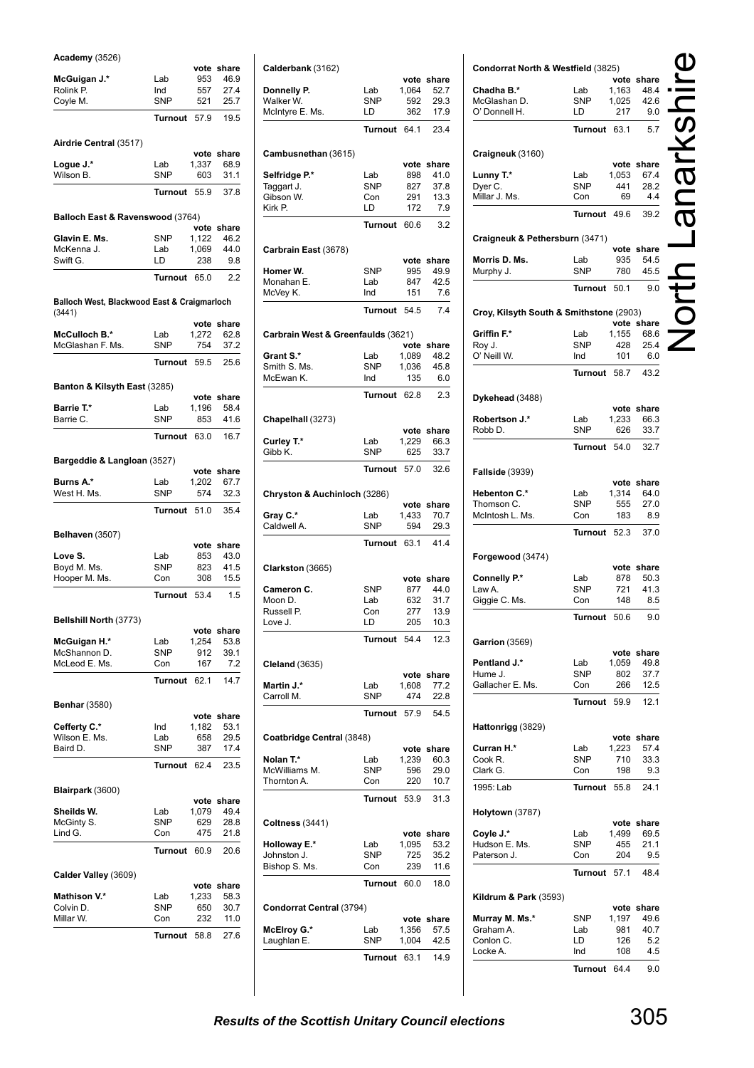# North Lanarkshire

### Academy (3526)

| | | vote | share |
|---|---|---|---|
| **McGuigan J.*** | Lab | 953 | 46.9 |
| Rolink P. | Ind | 557 | 27.4 |
| Coyle M. | SNP | 521 | 25.7 |
| | **Turnout** | 57.9 | 19.5 |

### Airdrie Central (3517)

| | | vote | share |
|---|---|---|---|
| **Logue J.*** | Lab | 1,337 | 68.9 |
| Wilson B. | SNP | 603 | 31.1 |
| | **Turnout** | 55.9 | 37.8 |

### Balloch East & Ravenswood (3764)

| | | vote | share |
|---|---|---|---|
| **Glavin E. Ms.** | SNP | 1,122 | 46.2 |
| McKenna J. | Lab | 1,069 | 44.0 |
| Swift G. | LD | 238 | 9.8 |
| | **Turnout** | 65.0 | 2.2 |

### Balloch West, Blackwood East & Craigmarloch (3441)

| | | vote | share |
|---|---|---|---|
| **McCulloch B.*** | Lab | 1,272 | 62.8 |
| McGlashan F. Ms. | SNP | 754 | 37.2 |
| | **Turnout** | 59.5 | 25.6 |

### Banton & Kilsyth East (3285)

| | | vote | share |
|---|---|---|---|
| **Barrie T.*** | Lab | 1,196 | 58.4 |
| Barrie C. | SNP | 853 | 41.6 |
| | **Turnout** | 63.0 | 16.7 |

### Bargeddie & Langloan (3527)

| | | vote | share |
|---|---|---|---|
| **Burns A.*** | Lab | 1,202 | 67.7 |
| West H. Ms. | SNP | 574 | 32.3 |
| | **Turnout** | 51.0 | 35.4 |

### Belhaven (3507)

| | | vote | share |
|---|---|---|---|
| **Love S.** | Lab | 853 | 43.0 |
| Boyd M. Ms. | SNP | 823 | 41.5 |
| Hooper M. Ms. | Con | 308 | 15.5 |
| | **Turnout** | 53.4 | 1.5 |

### Bellshill North (3773)

| | | vote | share |
|---|---|---|---|
| **McGuigan H.*** | Lab | 1,254 | 53.8 |
| McShannon D. | SNP | 912 | 39.1 |
| McLeod E. Ms. | Con | 167 | 7.2 |
| | **Turnout** | 62.1 | 14.7 |

### Benhar (3580)

| | | vote | share |
|---|---|---|---|
| **Cefferty C.*** | Ind | 1,182 | 53.1 |
| Wilson E. Ms. | Lab | 658 | 29.5 |
| Baird D. | SNP | 387 | 17.4 |
| | **Turnout** | 62.4 | 23.5 |

### Blairpark (3600)

| | | vote | share |
|---|---|---|---|
| **Sheilds W.** | Lab | 1,079 | 49.4 |
| McGinty S. | SNP | 629 | 28.8 |
| Lind G. | Con | 475 | 21.8 |
| | **Turnout** | 60.9 | 20.6 |

### Calder Valley (3609)

| | | vote | share |
|---|---|---|---|
| **Mathison V.*** | Lab | 1,233 | 58.3 |
| Colvin D. | SNP | 650 | 30.7 |
| Millar W. | Con | 232 | 11.0 |
| | **Turnout** | 58.8 | 27.6 |

### Calderbank (3162)

| | | vote | share |
|---|---|---|---|
| **Donnelly P.** | Lab | 1,064 | 52.7 |
| Walker W. | SNP | 592 | 29.3 |
| McIntyre E. Ms. | LD | 362 | 17.9 |
| | **Turnout** | 64.1 | 23.4 |

### Cambusnethan (3615)

| | | vote | share |
|---|---|---|---|
| **Selfridge P.*** | Lab | 898 | 41.0 |
| Taggart J. | SNP | 827 | 37.8 |
| Gibson W. | Con | 291 | 13.3 |
| Kirk P. | LD | 172 | 7.9 |
| | **Turnout** | 60.6 | 3.2 |

### Carbrain East (3678)

| | | vote | share |
|---|---|---|---|
| **Homer W.** | SNP | 995 | 49.9 |
| Monahan E. | Lab | 847 | 42.5 |
| McVey K. | Ind | 151 | 7.6 |
| | **Turnout** | 54.5 | 7.4 |

### Carbrain West & Greenfaulds (3621)

| | | vote | share |
|---|---|---|---|
| **Grant S.*** | Lab | 1,089 | 48.2 |
| Smith S. Ms. | SNP | 1,036 | 45.8 |
| McEwan K. | Ind | 135 | 6.0 |
| | **Turnout** | 62.8 | 2.3 |

### Chapelhall (3273)

| | | vote | share |
|---|---|---|---|
| **Curley T.*** | Lab | 1,229 | 66.3 |
| Gibb K. | SNP | 625 | 33.7 |
| | **Turnout** | 57.0 | 32.6 |

### Chryston & Auchinloch (3286)

| | | vote | share |
|---|---|---|---|
| **Gray C.*** | Lab | 1,433 | 70.7 |
| Caldwell A. | SNP | 594 | 29.3 |
| | **Turnout** | 63.1 | 41.4 |

### Clarkston (3665)

| | | vote | share |
|---|---|---|---|
| **Cameron C.** | SNP | 877 | 44.0 |
| Moon D. | Lab | 632 | 31.7 |
| Russell P. | Con | 277 | 13.9 |
| Love J. | LD | 205 | 10.3 |
| | **Turnout** | 54.4 | 12.3 |

### Cleland (3635)

| | | vote | share |
|---|---|---|---|
| **Martin J.*** | Lab | 1,608 | 77.2 |
| Carroll M. | SNP | 474 | 22.8 |
| | **Turnout** | 57.9 | 54.5 |

### Coatbridge Central (3848)

| | | vote | share |
|---|---|---|---|
| **Nolan T.*** | Lab | 1,239 | 60.3 |
| McWilliams M. | SNP | 596 | 29.0 |
| Thornton A. | Con | 220 | 10.7 |
| | **Turnout** | 53.9 | 31.3 |

### Coltness (3441)

| | | vote | share |
|---|---|---|---|
| **Holloway E.*** | Lab | 1,095 | 53.2 |
| Johnston J. | SNP | 725 | 35.2 |
| Bishop S. Ms. | Con | 239 | 11.6 |
| | **Turnout** | 60.0 | 18.0 |

### Condorrat Central (3794)

| | | vote | share |
|---|---|---|---|
| **McElroy G.*** | Lab | 1,356 | 57.5 |
| Laughlan E. | SNP | 1,004 | 42.5 |
| | **Turnout** | 63.1 | 14.9 |

### Condorrat North & Westfield (3825)

| | | vote | share |
|---|---|---|---|
| **Chadha B.*** | Lab | 1,163 | 48.4 |
| McGlashan D. | SNP | 1,025 | 42.6 |
| O' Donnell H. | LD | 217 | 9.0 |
| | **Turnout** | 63.1 | 5.7 |

### Craigneuk (3160)

| | | vote | share |
|---|---|---|---|
| **Lunny T.*** | Lab | 1,053 | 67.4 |
| Dyer C. | SNP | 441 | 28.2 |
| Millar J. Ms. | Con | 69 | 4.4 |
| | **Turnout** | 49.6 | 39.2 |

### Craigneuk & Pethersburn (3471)

| | | vote | share |
|---|---|---|---|
| **Morris D. Ms.** | Lab | 935 | 54.5 |
| Murphy J. | SNP | 780 | 45.5 |
| | **Turnout** | 50.1 | 9.0 |

### Croy, Kilsyth South & Smithstone (2903)

| | | vote | share |
|---|---|---|---|
| **Griffin F.*** | Lab | 1,155 | 68.6 |
| Roy J. | SNP | 428 | 25.4 |
| O' Neill W. | Ind | 101 | 6.0 |
| | **Turnout** | 58.7 | 43.2 |

### Dykehead (3488)

| | | vote | share |
|---|---|---|---|
| **Robertson J.*** | Lab | 1,233 | 66.3 |
| Robb D. | SNP | 626 | 33.7 |
| | **Turnout** | 54.0 | 32.7 |

### Fallside (3939)

| | | vote | share |
|---|---|---|---|
| **Hebenton C.*** | Lab | 1,314 | 64.0 |
| Thomson C. | SNP | 555 | 27.0 |
| McIntosh L. Ms. | Con | 183 | 8.9 |
| | **Turnout** | 52.3 | 37.0 |

### Forgewood (3474)

| | | vote | share |
|---|---|---|---|
| **Connelly P.*** | Lab | 878 | 50.3 |
| Law A. | SNP | 721 | 41.3 |
| Giggie C. Ms. | Con | 148 | 8.5 |
| | **Turnout** | 50.6 | 9.0 |

### Garrion (3569)

| | | vote | share |
|---|---|---|---|
| **Pentland J.*** | Lab | 1,059 | 49.8 |
| Hume J. | SNP | 802 | 37.7 |
| Gallacher E. Ms. | Con | 266 | 12.5 |
| | **Turnout** | 59.9 | 12.1 |

### Hattonrigg (3829)

| | | vote | share |
|---|---|---|---|
| **Curran H.*** | Lab | 1,223 | 57.4 |
| Cook R. | SNP | 710 | 33.3 |
| Clark G. | Con | 198 | 9.3 |
| 1995: Lab | **Turnout** | 55.8 | 24.1 |

### Holytown (3787)

| | | vote | share |
|---|---|---|---|
| **Coyle J.*** | Lab | 1,499 | 69.5 |
| Hudson E. Ms. | SNP | 455 | 21.1 |
| Paterson J. | Con | 204 | 9.5 |
| | **Turnout** | 57.1 | 48.4 |

### Kildrum & Park (3593)

| | | vote | share |
|---|---|---|---|
| **Murray M. Ms.*** | SNP | 1,197 | 49.6 |
| Graham A. | Lab | 981 | 40.7 |
| Conlon C. | LD | 126 | 5.2 |
| Locke A. | Ind | 108 | 4.5 |
| | **Turnout** | 64.4 | 9.0 |

***Results of the Scottish Unitary Council elections***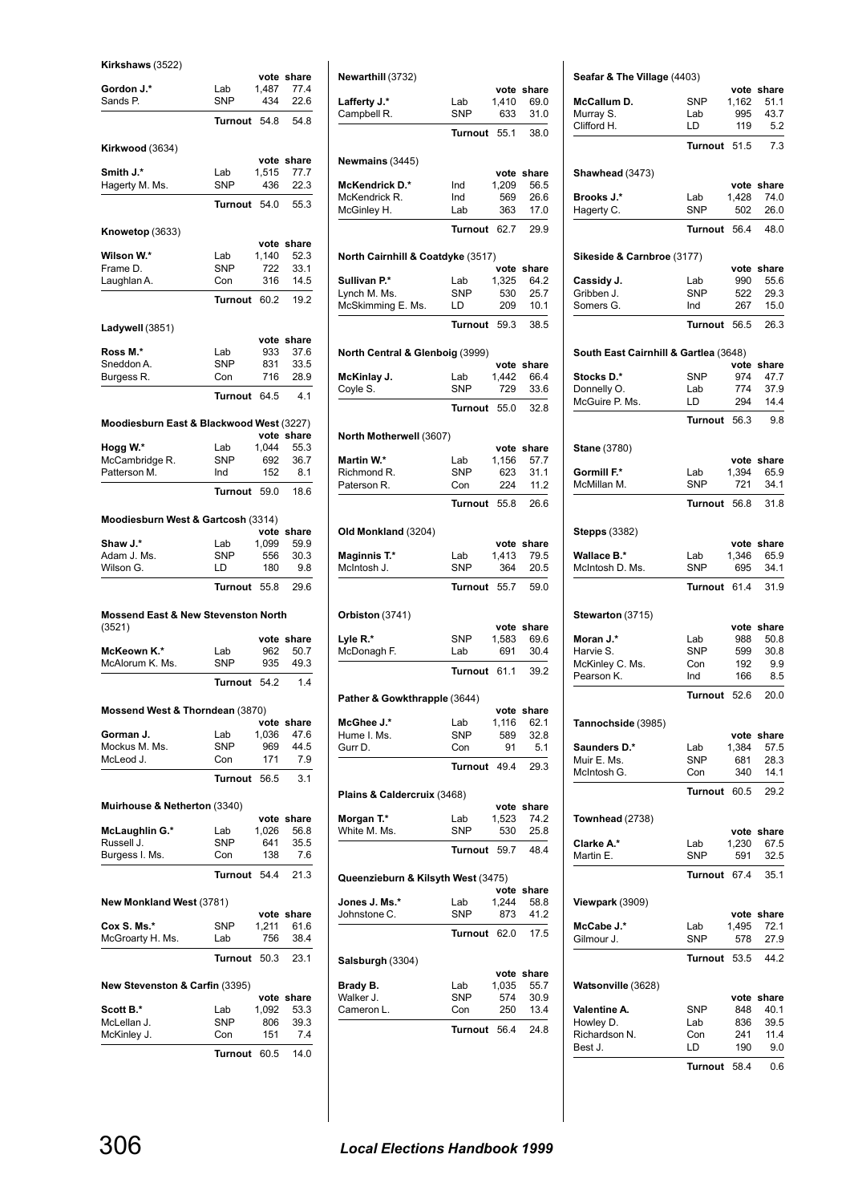### Kirkshaws (3522)

| | | vote | share |
|---|---|---|---|
| **Gordon J.*** | Lab | 1,487 | 77.4 |
| Sands P. | SNP | 434 | 22.6 |
| | **Turnout** | 54.8 | 54.8 |

### Kirkwood (3634)

| | | vote | share |
|---|---|---|---|
| **Smith J.*** | Lab | 1,515 | 77.7 |
| Hagerty M. Ms. | SNP | 436 | 22.3 |
| | **Turnout** | 54.0 | 55.3 |

### Knowetop (3633)

| | | vote | share |
|---|---|---|---|
| **Wilson W.*** | Lab | 1,140 | 52.3 |
| Frame D. | SNP | 722 | 33.1 |
| Laughlan A. | Con | 316 | 14.5 |
| | **Turnout** | 60.2 | 19.2 |

### Ladywell (3851)

| | | vote | share |
|---|---|---|---|
| **Ross M.*** | Lab | 933 | 37.6 |
| Sneddon A. | SNP | 831 | 33.5 |
| Burgess R. | Con | 716 | 28.9 |
| | **Turnout** | 64.5 | 4.1 |

### Moodiesburn East & Blackwood West (3227)

| | | vote | share |
|---|---|---|---|
| **Hogg W.*** | Lab | 1,044 | 55.3 |
| McCambridge R. | SNP | 692 | 36.7 |
| Patterson M. | Ind | 152 | 8.1 |
| | **Turnout** | 59.0 | 18.6 |

### Moodiesburn West & Gartcosh (3314)

| | | vote | share |
|---|---|---|---|
| **Shaw J.*** | Lab | 1,099 | 59.9 |
| Adam J. Ms. | SNP | 556 | 30.3 |
| Wilson G. | LD | 180 | 9.8 |
| | **Turnout** | 55.8 | 29.6 |

### Mossend East & New Stevenston North (3521)

| | | vote | share |
|---|---|---|---|
| **McKeown K.*** | Lab | 962 | 50.7 |
| McAlorum K. Ms. | SNP | 935 | 49.3 |
| | **Turnout** | 54.2 | 1.4 |

### Mossend West & Thorndean (3870)

| | | vote | share |
|---|---|---|---|
| **Gorman J.** | Lab | 1,036 | 47.6 |
| Mockus M. Ms. | SNP | 969 | 44.5 |
| McLeod J. | Con | 171 | 7.9 |
| | **Turnout** | 56.5 | 3.1 |

### Muirhouse & Netherton (3340)

| | | vote | share |
|---|---|---|---|
| **McLaughlin G.*** | Lab | 1,026 | 56.8 |
| Russell J. | SNP | 641 | 35.5 |
| Burgess I. Ms. | Con | 138 | 7.6 |
| | **Turnout** | 54.4 | 21.3 |

### New Monkland West (3781)

| | | vote | share |
|---|---|---|---|
| **Cox S. Ms.*** | SNP | 1,211 | 61.6 |
| McGroarty H. Ms. | Lab | 756 | 38.4 |
| | **Turnout** | 50.3 | 23.1 |

### New Stevenston & Carfin (3395)

| | | vote | share |
|---|---|---|---|
| **Scott B.*** | Lab | 1,092 | 53.3 |
| McLellan J. | SNP | 806 | 39.3 |
| McKinley J. | Con | 151 | 7.4 |
| | **Turnout** | 60.5 | 14.0 |

### Newarthill (3732)

| | | vote | share |
|---|---|---|---|
| **Lafferty J.*** | Lab | 1,410 | 69.0 |
| Campbell R. | SNP | 633 | 31.0 |
| | **Turnout** | 55.1 | 38.0 |

### Newmains (3445)

| | | vote | share |
|---|---|---|---|
| **McKendrick D.*** | Ind | 1,209 | 56.5 |
| McKendrick R. | Ind | 569 | 26.6 |
| McGinley H. | Lab | 363 | 17.0 |
| | **Turnout** | 62.7 | 29.9 |

### North Cairnhill & Coatdyke (3517)

| | | vote | share |
|---|---|---|---|
| **Sullivan P.*** | Lab | 1,325 | 64.2 |
| Lynch M. Ms. | SNP | 530 | 25.7 |
| McSkimming E. Ms. | LD | 209 | 10.1 |
| | **Turnout** | 59.3 | 38.5 |

### North Central & Glenboig (3999)

| | | vote | share |
|---|---|---|---|
| **McKinlay J.** | Lab | 1,442 | 66.4 |
| Coyle S. | SNP | 729 | 33.6 |
| | **Turnout** | 55.0 | 32.8 |

### North Motherwell (3607)

| | | vote | share |
|---|---|---|---|
| **Martin W.*** | Lab | 1,156 | 57.7 |
| Richmond R. | SNP | 623 | 31.1 |
| Paterson R. | Con | 224 | 11.2 |
| | **Turnout** | 55.8 | 26.6 |

### Old Monkland (3204)

| | | vote | share |
|---|---|---|---|
| **Maginnis T.*** | Lab | 1,413 | 79.5 |
| McIntosh J. | SNP | 364 | 20.5 |
| | **Turnout** | 55.7 | 59.0 |

### Orbiston (3741)

| | | vote | share |
|---|---|---|---|
| **Lyle R.*** | SNP | 1,583 | 69.6 |
| McDonagh F. | Lab | 691 | 30.4 |
| | **Turnout** | 61.1 | 39.2 |

### Pather & Gowkthrapple (3644)

| | | vote | share |
|---|---|---|---|
| **McGhee J.*** | Lab | 1,116 | 62.1 |
| Hume I. Ms. | SNP | 589 | 32.8 |
| Gurr D. | Con | 91 | 5.1 |
| | **Turnout** | 49.4 | 29.3 |

### Plains & Caldercruix (3468)

| | | vote | share |
|---|---|---|---|
| **Morgan T.*** | Lab | 1,523 | 74.2 |
| White M. Ms. | SNP | 530 | 25.8 |
| | **Turnout** | 59.7 | 48.4 |

### Queenzieburn & Kilsyth West (3475)

| | | vote | share |
|---|---|---|---|
| **Jones J. Ms.*** | Lab | 1,244 | 58.8 |
| Johnstone C. | SNP | 873 | 41.2 |
| | **Turnout** | 62.0 | 17.5 |

### Salsburgh (3304)

| | | vote | share |
|---|---|---|---|
| **Brady B.** | Lab | 1,035 | 55.7 |
| Walker J. | SNP | 574 | 30.9 |
| Cameron L. | Con | 250 | 13.4 |
| | **Turnout** | 56.4 | 24.8 |

### Seafar & The Village (4403)

| | | vote | share |
|---|---|---|---|
| **McCallum D.** | SNP | 1,162 | 51.1 |
| Murray S. | Lab | 995 | 43.7 |
| Clifford H. | LD | 119 | 5.2 |
| | **Turnout** | 51.5 | 7.3 |

### Shawhead (3473)

| | | vote | share |
|---|---|---|---|
| **Brooks J.*** | Lab | 1,428 | 74.0 |
| Hagerty C. | SNP | 502 | 26.0 |
| | **Turnout** | 56.4 | 48.0 |

### Sikeside & Carnbroe (3177)

| | | vote | share |
|---|---|---|---|
| **Cassidy J.** | Lab | 990 | 55.6 |
| Gribben J. | SNP | 522 | 29.3 |
| Somers G. | Ind | 267 | 15.0 |
| | **Turnout** | 56.5 | 26.3 |

### South East Cairnhill & Gartlea (3648)

| | | vote | share |
|---|---|---|---|
| **Stocks D.*** | SNP | 974 | 47.7 |
| Donnelly O. | Lab | 774 | 37.9 |
| McGuire P. Ms. | LD | 294 | 14.4 |
| | **Turnout** | 56.3 | 9.8 |

### Stane (3780)

| | | vote | share |
|---|---|---|---|
| **Gormill F.*** | Lab | 1,394 | 65.9 |
| McMillan M. | SNP | 721 | 34.1 |
| | **Turnout** | 56.8 | 31.8 |

### Stepps (3382)

| | | vote | share |
|---|---|---|---|
| **Wallace B.*** | Lab | 1,346 | 65.9 |
| McIntosh D. Ms. | SNP | 695 | 34.1 |
| | **Turnout** | 61.4 | 31.9 |

### Stewarton (3715)

| | | vote | share |
|---|---|---|---|
| **Moran J.*** | Lab | 988 | 50.8 |
| Harvie S. | SNP | 599 | 30.8 |
| McKinley C. Ms. | Con | 192 | 9.9 |
| Pearson K. | Ind | 166 | 8.5 |
| | **Turnout** | 52.6 | 20.0 |

### Tannochside (3985)

| | | vote | share |
|---|---|---|---|
| **Saunders D.*** | Lab | 1,384 | 57.5 |
| Muir E. Ms. | SNP | 681 | 28.3 |
| McIntosh G. | Con | 340 | 14.1 |
| | **Turnout** | 60.5 | 29.2 |

### Townhead (2738)

| | | vote | share |
|---|---|---|---|
| **Clarke A.*** | Lab | 1,230 | 67.5 |
| Martin E. | SNP | 591 | 32.5 |
| | **Turnout** | 67.4 | 35.1 |

### Viewpark (3909)

| | | vote | share |
|---|---|---|---|
| **McCabe J.*** | Lab | 1,495 | 72.1 |
| Gilmour J. | SNP | 578 | 27.9 |
| | **Turnout** | 53.5 | 44.2 |

### Watsonville (3628)

| | | vote | share |
|---|---|---|---|
| **Valentine A.** | SNP | 848 | 40.1 |
| Howley D. | Lab | 836 | 39.5 |
| Richardson N. | Con | 241 | 11.4 |
| Best J. | LD | 190 | 9.0 |
| | **Turnout** | 58.4 | 0.6 |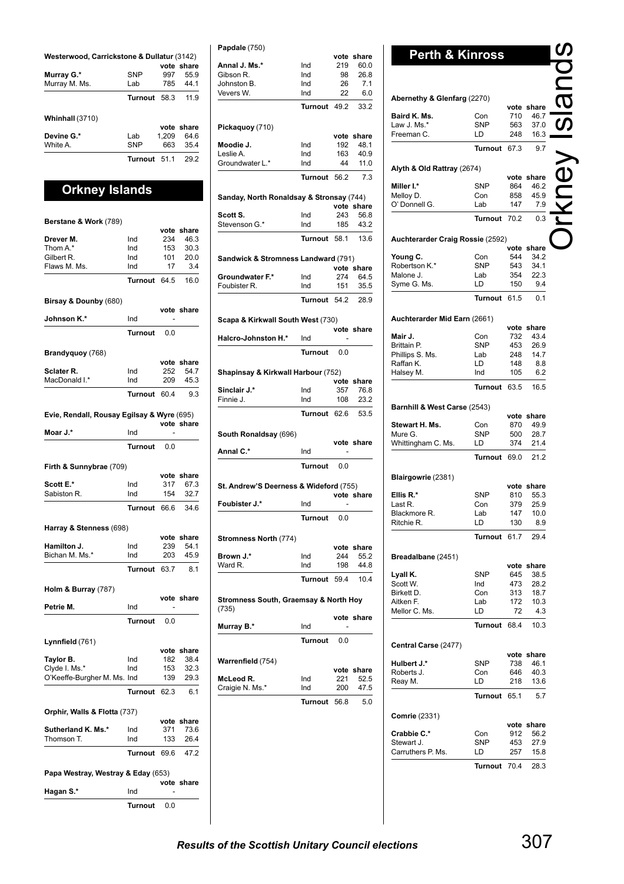### Westerwood, Carrickstone & Dullatur (3142)

| | | vote | share |
|---|---|---|---|
| **Murray G.*** | SNP | 997 | 55.9 |
| Murray M. Ms. | Lab | 785 | 44.1 |
| | **Turnout** | 58.3 | 11.9 |

### Whinhall (3710)

| | | vote | share |
|---|---|---|---|
| **Devine G.*** | Lab | 1,209 | 64.6 |
| White A. | SNP | 663 | 35.4 |
| | **Turnout** | 51.1 | 29.2 |

## Orkney Islands

### Berstane & Work (789)

| | | vote | share |
|---|---|---|---|
| **Drever M.** | Ind | 234 | 46.3 |
| Thom A.* | Ind | 153 | 30.3 |
| Gilbert R. | Ind | 101 | 20.0 |
| Flaws M. Ms. | Ind | 17 | 3.4 |
| | **Turnout** | 64.5 | 16.0 |

### Birsay & Dounby (680)

| | | vote | share |
|---|---|---|---|
| **Johnson K.*** | Ind | - | |
| | **Turnout** | 0.0 | |

### Brandyquoy (768)

| | | vote | share |
|---|---|---|---|
| **Sclater R.** | Ind | 252 | 54.7 |
| MacDonald I.* | Ind | 209 | 45.3 |
| | **Turnout** | 60.4 | 9.3 |

### Evie, Rendall, Rousay Egilsay & Wyre (695)

| | | vote | share |
|---|---|---|---|
| **Moar J.*** | Ind | - | |
| | **Turnout** | 0.0 | |

### Firth & Sunnybrae (709)

| | | vote | share |
|---|---|---|---|
| **Scott E.*** | Ind | 317 | 67.3 |
| Sabiston R. | Ind | 154 | 32.7 |
| | **Turnout** | 66.6 | 34.6 |

### Harray & Stenness (698)

| | | vote | share |
|---|---|---|---|
| **Hamilton J.** | Ind | 239 | 54.1 |
| Bichan M. Ms.* | Ind | 203 | 45.9 |
| | **Turnout** | 63.7 | 8.1 |

### Holm & Burray (787)

| | | vote | share |
|---|---|---|---|
| **Petrie M.** | Ind | - | |
| | **Turnout** | 0.0 | |

### Lynnfield (761)

| | | vote | share |
|---|---|---|---|
| **Taylor B.** | Ind | 182 | 38.4 |
| Clyde I. Ms.* | Ind | 153 | 32.3 |
| O'Keeffe-Burgher M. Ms. | Ind | 139 | 29.3 |
| | **Turnout** | 62.3 | 6.1 |

### Orphir, Walls & Flotta (737)

| | | vote | share |
|---|---|---|---|
| **Sutherland K. Ms.*** | Ind | 371 | 73.6 |
| Thomson T. | Ind | 133 | 26.4 |
| | **Turnout** | 69.6 | 47.2 |

### Papa Westray, Westray & Eday (653)

| | | vote | share |
|---|---|---|---|
| **Hagan S.*** | Ind | - | |
| | **Turnout** | 0.0 | |

### Papdale (750)

| | | vote | share |
|---|---|---|---|
| **Annal J. Ms.*** | Ind | 219 | 60.0 |
| Gibson R. | Ind | 98 | 26.8 |
| Johnston B. | Ind | 26 | 7.1 |
| Vevers W. | Ind | 22 | 6.0 |
| | **Turnout** | 49.2 | 33.2 |

### Pickaquoy (710)

| | | vote | share |
|---|---|---|---|
| **Moodie J.** | Ind | 192 | 48.1 |
| Leslie A. | Ind | 163 | 40.9 |
| Groundwater L.* | Ind | 44 | 11.0 |
| | **Turnout** | 56.2 | 7.3 |

### Sanday, North Ronaldsay & Stronsay (744)

| | | vote | share |
|---|---|---|---|
| **Scott S.** | Ind | 243 | 56.8 |
| Stevenson G.* | Ind | 185 | 43.2 |
| | **Turnout** | 58.1 | 13.6 |

### Sandwick & Stromness Landward (791)

| | | vote | share |
|---|---|---|---|
| **Groundwater F.*** | Ind | 274 | 64.5 |
| Foubister R. | Ind | 151 | 35.5 |
| | **Turnout** | 54.2 | 28.9 |

### Scapa & Kirkwall South West (730)

| | | vote | share |
|---|---|---|---|
| **Halcro-Johnston H.*** | Ind | - | |
| | **Turnout** | 0.0 | |

### Shapinsay & Kirkwall Harbour (752)

| | | vote | share |
|---|---|---|---|
| **Sinclair J.*** | Ind | 357 | 76.8 |
| Finnie J. | Ind | 108 | 23.2 |
| | **Turnout** | 62.6 | 53.5 |

### South Ronaldsay (696)

| | | vote | share |
|---|---|---|---|
| **Annal C.*** | Ind | - | |
| | **Turnout** | 0.0 | |

### St. Andrew'S Deerness & Wideford (755)

| | | vote | share |
|---|---|---|---|
| **Foubister J.*** | Ind | - | |
| | **Turnout** | 0.0 | |

### Stromness North (774)

| | | vote | share |
|---|---|---|---|
| **Brown J.*** | Ind | 244 | 55.2 |
| Ward R. | Ind | 198 | 44.8 |
| | **Turnout** | 59.4 | 10.4 |

### Stromness South, Graemsay & North Hoy (735)

| | | vote | share |
|---|---|---|---|
| **Murray B.*** | Ind | - | |
| | **Turnout** | 0.0 | |

### Warrenfield (754)

| | | vote | share |
|---|---|---|---|
| **McLeod R.** | Ind | 221 | 52.5 |
| Craigie N. Ms.* | Ind | 200 | 47.5 |
| | **Turnout** | 56.8 | 5.0 |

## Perth & Kinross

### Abernethy & Glenfarg (2270)

| | | vote | share |
|---|---|---|---|
| **Baird K. Ms.** | Con | 710 | 46.7 |
| Law J. Ms.* | SNP | 563 | 37.0 |
| Freeman C. | LD | 248 | 16.3 |
| | **Turnout** | 67.3 | 9.7 |

### Alyth & Old Rattray (2674)

| | | vote | share |
|---|---|---|---|
| **Miller I.*** | SNP | 864 | 46.2 |
| Melloy D. | Con | 858 | 45.9 |
| O' Donnell G. | Lab | 147 | 7.9 |
| | **Turnout** | 70.2 | 0.3 |

### Auchterarder Craig Rossie (2592)

| | | vote | share |
|---|---|---|---|
| **Young C.** | Con | 544 | 34.2 |
| Robertson K.* | SNP | 543 | 34.1 |
| Malone J. | Lab | 354 | 22.3 |
| Syme G. Ms. | LD | 150 | 9.4 |
| | **Turnout** | 61.5 | 0.1 |

### Auchterarder Mid Earn (2661)

| | | vote | share |
|---|---|---|---|
| **Mair J.** | Con | 732 | 43.4 |
| Brittain P. | SNP | 453 | 26.9 |
| Phillips S. Ms. | Lab | 248 | 14.7 |
| Raffan K. | LD | 148 | 8.8 |
| Halsey M. | Ind | 105 | 6.2 |
| | **Turnout** | 63.5 | 16.5 |

### Barnhill & West Carse (2543)

| | | vote | share |
|---|---|---|---|
| **Stewart H. Ms.** | Con | 870 | 49.9 |
| Mure G. | SNP | 500 | 28.7 |
| Whittingham C. Ms. | LD | 374 | 21.4 |
| | **Turnout** | 69.0 | 21.2 |

### Blairgowrie (2381)

| | | vote | share |
|---|---|---|---|
| **Ellis R.*** | SNP | 810 | 55.3 |
| Last R. | Con | 379 | 25.9 |
| Blackmore R. | Lab | 147 | 10.0 |
| Ritchie R. | LD | 130 | 8.9 |
| | **Turnout** | 61.7 | 29.4 |

### Breadalbane (2451)

| | | vote | share |
|---|---|---|---|
| **Lyall K.** | SNP | 645 | 38.5 |
| Scott W. | Ind | 473 | 28.2 |
| Birkett D. | Con | 313 | 18.7 |
| Aitken F. | Lab | 172 | 10.3 |
| Mellor C. Ms. | LD | 72 | 4.3 |
| | **Turnout** | 68.4 | 10.3 |

### Central Carse (2477)

| | | vote | share |
|---|---|---|---|
| **Hulbert J.*** | SNP | 738 | 46.1 |
| Roberts J. | Con | 646 | 40.3 |
| Reay M. | LD | 218 | 13.6 |
| | **Turnout** | 65.1 | 5.7 |

### Comrie (2331)

| | | vote | share |
|---|---|---|---|
| **Crabbie C.*** | Con | 912 | 56.2 |
| Stewart J. | SNP | 453 | 27.9 |
| Carruthers P. Ms. | LD | 257 | 15.8 |
| | **Turnout** | 70.4 | 28.3 |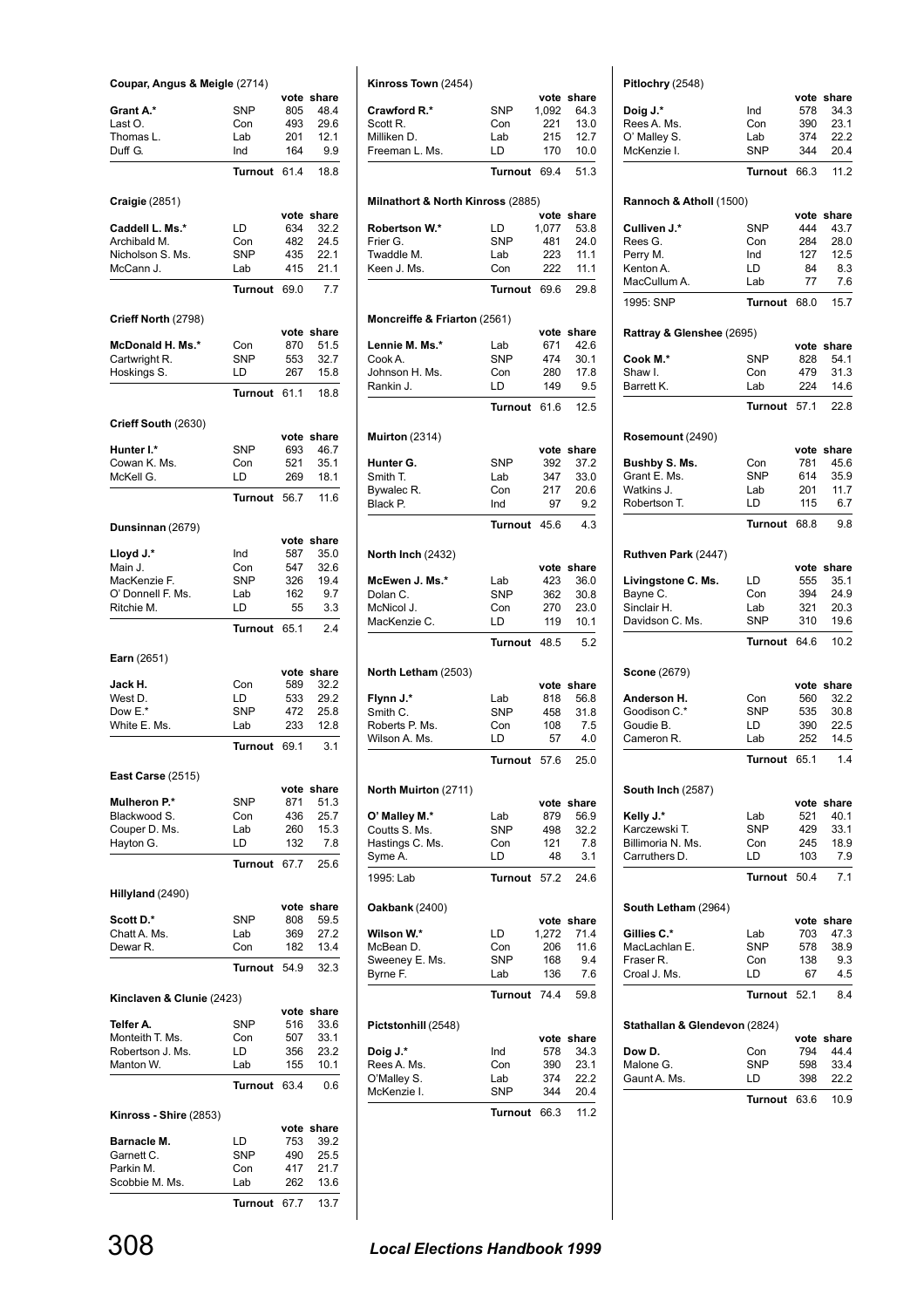**Coupar, Angus & Meigle** (2714)

| | | vote | share |
|---|---|---|---|
| **Grant A.*** | SNP | 805 | 48.4 |
| Last O. | Con | 493 | 29.6 |
| Thomas L. | Lab | 201 | 12.1 |
| Duff G. | Ind | 164 | 9.9 |
| | **Turnout** | 61.4 | 18.8 |

**Craigie** (2851)

| | | vote | share |
|---|---|---|---|
| **Caddell L. Ms.*** | LD | 634 | 32.2 |
| Archibald M. | Con | 482 | 24.5 |
| Nicholson S. Ms. | SNP | 435 | 22.1 |
| McCann J. | Lab | 415 | 21.1 |
| | **Turnout** | 69.0 | 7.7 |

**Crieff North** (2798)

| | | vote | share |
|---|---|---|---|
| **McDonald H. Ms.*** | Con | 870 | 51.5 |
| Cartwright R. | SNP | 553 | 32.7 |
| Hoskings S. | LD | 267 | 15.8 |
| | **Turnout** | 61.1 | 18.8 |

**Crieff South** (2630)

| | | vote | share |
|---|---|---|---|
| **Hunter I.*** | SNP | 693 | 46.7 |
| Cowan K. Ms. | Con | 521 | 35.1 |
| McKell G. | LD | 269 | 18.1 |
| | **Turnout** | 56.7 | 11.6 |

**Dunsinnan** (2679)

| | | vote | share |
|---|---|---|---|
| **Lloyd J.*** | Ind | 587 | 35.0 |
| Main J. | Con | 547 | 32.6 |
| MacKenzie F. | SNP | 326 | 19.4 |
| O' Donnell F. Ms. | Lab | 162 | 9.7 |
| Ritchie M. | LD | 55 | 3.3 |
| | **Turnout** | 65.1 | 2.4 |

**Earn** (2651)

| | | vote | share |
|---|---|---|---|
| **Jack H.** | Con | 589 | 32.2 |
| West D. | LD | 533 | 29.2 |
| Dow E.* | SNP | 472 | 25.8 |
| White E. Ms. | Lab | 233 | 12.8 |
| | **Turnout** | 69.1 | 3.1 |

**East Carse** (2515)

| | | vote | share |
|---|---|---|---|
| **Mulheron P.*** | SNP | 871 | 51.3 |
| Blackwood S. | Con | 436 | 25.7 |
| Couper D. Ms. | Lab | 260 | 15.3 |
| Hayton G. | LD | 132 | 7.8 |
| | **Turnout** | 67.7 | 25.6 |

**Hillyland** (2490)

| | | vote | share |
|---|---|---|---|
| **Scott D.*** | SNP | 808 | 59.5 |
| Chatt A. Ms. | Lab | 369 | 27.2 |
| Dewar R. | Con | 182 | 13.4 |
| | **Turnout** | 54.9 | 32.3 |

**Kinclaven & Clunie** (2423)

| | | vote | share |
|---|---|---|---|
| **Telfer A.** | SNP | 516 | 33.6 |
| Monteith T. Ms. | Con | 507 | 33.1 |
| Robertson J. Ms. | LD | 356 | 23.2 |
| Manton W. | Lab | 155 | 10.1 |
| | **Turnout** | 63.4 | 0.6 |

**Kinross - Shire** (2853)

| | | vote | share |
|---|---|---|---|
| **Barnacle M.** | LD | 753 | 39.2 |
| Garnett C. | SNP | 490 | 25.5 |
| Parkin M. | Con | 417 | 21.7 |
| Scobbie M. Ms. | Lab | 262 | 13.6 |
| | **Turnout** | 67.7 | 13.7 |

**Kinross Town** (2454)

| | | vote | share |
|---|---|---|---|
| **Crawford R.*** | SNP | 1,092 | 64.3 |
| Scott R. | Con | 221 | 13.0 |
| Milliken D. | Lab | 215 | 12.7 |
| Freeman L. Ms. | LD | 170 | 10.0 |
| | **Turnout** | 69.4 | 51.3 |

**Milnathort & North Kinross** (2885)

| | | vote | share |
|---|---|---|---|
| **Robertson W.*** | LD | 1,077 | 53.8 |
| Frier G. | SNP | 481 | 24.0 |
| Twaddle M. | Lab | 223 | 11.1 |
| Keen J. Ms. | Con | 222 | 11.1 |
| | **Turnout** | 69.6 | 29.8 |

**Moncreiffe & Friarton** (2561)

| | | vote | share |
|---|---|---|---|
| **Lennie M. Ms.*** | Lab | 671 | 42.6 |
| Cook A. | SNP | 474 | 30.1 |
| Johnson H. Ms. | Con | 280 | 17.8 |
| Rankin J. | LD | 149 | 9.5 |
| | **Turnout** | 61.6 | 12.5 |

**Muirton** (2314)

| | | vote | share |
|---|---|---|---|
| **Hunter G.** | SNP | 392 | 37.2 |
| Smith T. | Lab | 347 | 33.0 |
| Bywalec R. | Con | 217 | 20.6 |
| Black P. | Ind | 97 | 9.2 |
| | **Turnout** | 45.6 | 4.3 |

**North Inch** (2432)

| | | vote | share |
|---|---|---|---|
| **McEwen J. Ms.*** | Lab | 423 | 36.0 |
| Dolan C. | SNP | 362 | 30.8 |
| McNicol J. | Con | 270 | 23.0 |
| MacKenzie C. | LD | 119 | 10.1 |
| | **Turnout** | 48.5 | 5.2 |

**North Letham** (2503)

| | | vote | share |
|---|---|---|---|
| **Flynn J.*** | Lab | 818 | 56.8 |
| Smith C. | SNP | 458 | 31.8 |
| Roberts P. Ms. | Con | 108 | 7.5 |
| Wilson A. Ms. | LD | 57 | 4.0 |
| | **Turnout** | 57.6 | 25.0 |

**North Muirton** (2711)

| | | vote | share |
|---|---|---|---|
| **O' Malley M.*** | Lab | 879 | 56.9 |
| Coutts S. Ms. | SNP | 498 | 32.2 |
| Hastings C. Ms. | Con | 121 | 7.8 |
| Syme A. | LD | 48 | 3.1 |
| 1995: Lab | **Turnout** | 57.2 | 24.6 |

**Oakbank** (2400)

| | | vote | share |
|---|---|---|---|
| **Wilson W.*** | LD | 1,272 | 71.4 |
| McBean D. | Con | 206 | 11.6 |
| Sweeney E. Ms. | SNP | 168 | 9.4 |
| Byrne F. | Lab | 136 | 7.6 |
| | **Turnout** | 74.4 | 59.8 |

**Pictstonhill** (2548)

| | | vote | share |
|---|---|---|---|
| **Doig J.*** | Ind | 578 | 34.3 |
| Rees A. Ms. | Con | 390 | 23.1 |
| O'Malley S. | Lab | 374 | 22.2 |
| McKenzie I. | SNP | 344 | 20.4 |
| | **Turnout** | 66.3 | 11.2 |

**Pitlochry** (2548)

| | | vote | share |
|---|---|---|---|
| **Doig J.*** | Ind | 578 | 34.3 |
| Rees A. Ms. | Con | 390 | 23.1 |
| O' Malley S. | Lab | 374 | 22.2 |
| McKenzie I. | SNP | 344 | 20.4 |
| | **Turnout** | 66.3 | 11.2 |

**Rannoch & Atholl** (1500)

| | | vote | share |
|---|---|---|---|
| **Culliven J.*** | SNP | 444 | 43.7 |
| Rees G. | Con | 284 | 28.0 |
| Perry M. | Ind | 127 | 12.5 |
| Kenton A. | LD | 84 | 8.3 |
| MacCullum A. | Lab | 77 | 7.6 |
| 1995: SNP | **Turnout** | 68.0 | 15.7 |

**Rattray & Glenshee** (2695)

| | | vote | share |
|---|---|---|---|
| **Cook M.*** | SNP | 828 | 54.1 |
| Shaw I. | Con | 479 | 31.3 |
| Barrett K. | Lab | 224 | 14.6 |
| | **Turnout** | 57.1 | 22.8 |

**Rosemount** (2490)

| | | vote | share |
|---|---|---|---|
| **Bushby S. Ms.** | Con | 781 | 45.6 |
| Grant E. Ms. | SNP | 614 | 35.9 |
| Watkins J. | Lab | 201 | 11.7 |
| Robertson T. | LD | 115 | 6.7 |
| | **Turnout** | 68.8 | 9.8 |

**Ruthven Park** (2447)

| | | vote | share |
|---|---|---|---|
| **Livingstone C. Ms.** | LD | 555 | 35.1 |
| Bayne C. | Con | 394 | 24.9 |
| Sinclair H. | Lab | 321 | 20.3 |
| Davidson C. Ms. | SNP | 310 | 19.6 |
| | **Turnout** | 64.6 | 10.2 |

**Scone** (2679)

| | | vote | share |
|---|---|---|---|
| **Anderson H.** | Con | 560 | 32.2 |
| Goodison C.* | SNP | 535 | 30.8 |
| Goudie B. | LD | 390 | 22.5 |
| Cameron R. | Lab | 252 | 14.5 |
| | **Turnout** | 65.1 | 1.4 |

**South Inch** (2587)

| | | vote | share |
|---|---|---|---|
| **Kelly J.*** | Lab | 521 | 40.1 |
| Karczewski T. | SNP | 429 | 33.1 |
| Billimoria N. Ms. | Con | 245 | 18.9 |
| Carruthers D. | LD | 103 | 7.9 |
| | **Turnout** | 50.4 | 7.1 |

**South Letham** (2964)

| | | vote | share |
|---|---|---|---|
| **Gillies C.*** | Lab | 703 | 47.3 |
| MacLachlan E. | SNP | 578 | 38.9 |
| Fraser R. | Con | 138 | 9.3 |
| Croal J. Ms. | LD | 67 | 4.5 |
| | **Turnout** | 52.1 | 8.4 |

**Stathallan & Glendevon** (2824)

| | | vote | share |
|---|---|---|---|
| **Dow D.** | Con | 794 | 44.4 |
| Malone G. | SNP | 598 | 33.4 |
| Gaunt A. Ms. | LD | 398 | 22.2 |
| | **Turnout** | 63.6 | 10.9 |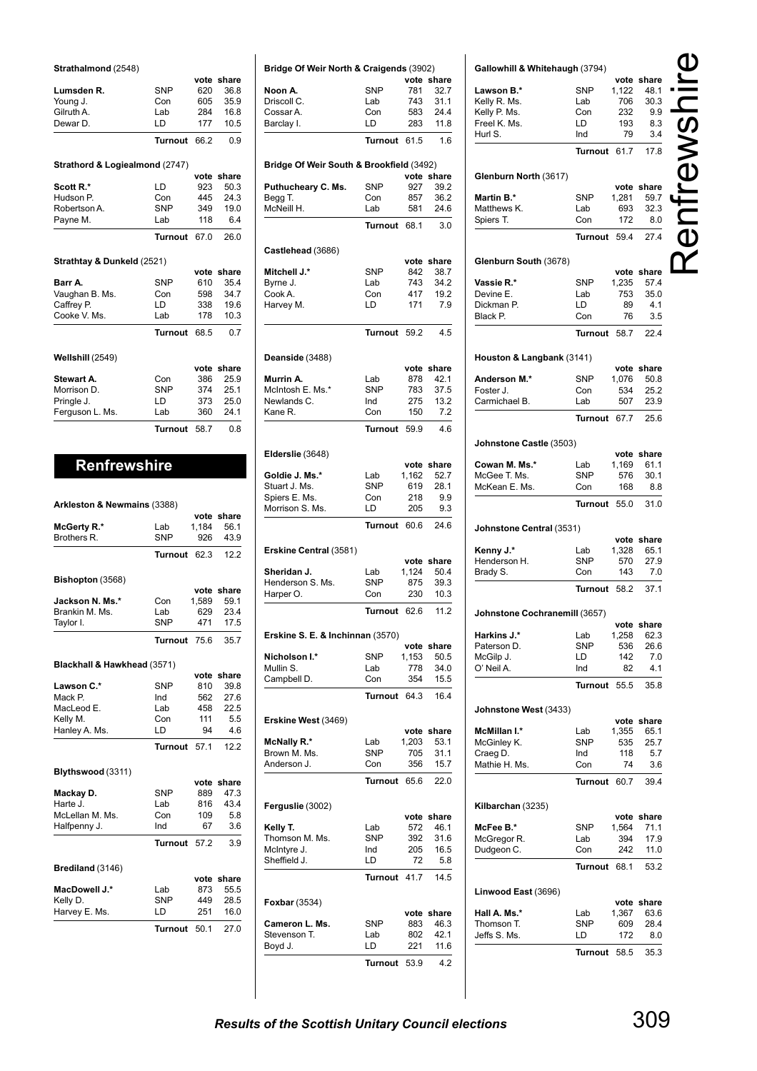**Strathalmond** (2548)

| | | vote | share |
|---|---|---|---|
| **Lumsden R.** | SNP | 620 | 36.8 |
| Young J. | Con | 605 | 35.9 |
| Gilruth A. | Lab | 284 | 16.8 |
| Dewar D. | LD | 177 | 10.5 |
| | **Turnout** | 66.2 | 0.9 |

**Strathord & Logiealmond** (2747)

| | | vote | share |
|---|---|---|---|
| **Scott R.*** | LD | 923 | 50.3 |
| Hudson P. | Con | 445 | 24.3 |
| Robertson A. | SNP | 349 | 19.0 |
| Payne M. | Lab | 118 | 6.4 |
| | **Turnout** | 67.0 | 26.0 |

**Strathtay & Dunkeld** (2521)

| | | vote | share |
|---|---|---|---|
| **Barr A.** | SNP | 610 | 35.4 |
| Vaughan B. Ms. | Con | 598 | 34.7 |
| Caffrey P. | LD | 338 | 19.6 |
| Cooke V. Ms. | Lab | 178 | 10.3 |
| | **Turnout** | 68.5 | 0.7 |

**Wellshill** (2549)

| | | vote | share |
|---|---|---|---|
| **Stewart A.** | Con | 386 | 25.9 |
| Morrison D. | SNP | 374 | 25.1 |
| Pringle J. | LD | 373 | 25.0 |
| Ferguson L. Ms. | Lab | 360 | 24.1 |
| | **Turnout** | 58.7 | 0.8 |

## Renfrewshire

**Arkleston & Newmains** (3388)

| | | vote | share |
|---|---|---|---|
| **McGerty R.*** | Lab | 1,184 | 56.1 |
| Brothers R. | SNP | 926 | 43.9 |
| | **Turnout** | 62.3 | 12.2 |

**Bishopton** (3568)

| | | vote | share |
|---|---|---|---|
| **Jackson N. Ms.*** | Con | 1,589 | 59.1 |
| Brankin M. Ms. | Lab | 629 | 23.4 |
| Taylor I. | SNP | 471 | 17.5 |
| | **Turnout** | 75.6 | 35.7 |

**Blackhall & Hawkhead** (3571)

| | | vote | share |
|---|---|---|---|
| **Lawson C.*** | SNP | 810 | 39.8 |
| Mack P. | Ind | 562 | 27.6 |
| MacLeod E. | Lab | 458 | 22.5 |
| Kelly M. | Con | 111 | 5.5 |
| Hanley A. Ms. | LD | 94 | 4.6 |
| | **Turnout** | 57.1 | 12.2 |

**Blythswood** (3311)

| | | vote | share |
|---|---|---|---|
| **Mackay D.** | SNP | 889 | 47.3 |
| Harte J. | Lab | 816 | 43.4 |
| McLellan M. Ms. | Con | 109 | 5.8 |
| Halfpenny J. | Ind | 67 | 3.6 |
| | **Turnout** | 57.2 | 3.9 |

**Brediland** (3146)

| | | vote | share |
|---|---|---|---|
| **MacDowell J.*** | Lab | 873 | 55.5 |
| Kelly D. | SNP | 449 | 28.5 |
| Harvey E. Ms. | LD | 251 | 16.0 |
| | **Turnout** | 50.1 | 27.0 |

**Bridge Of Weir North & Craigends** (3902)

| | | vote | share |
|---|---|---|---|
| **Noon A.** | SNP | 781 | 32.7 |
| Driscoll C. | Lab | 743 | 31.1 |
| Cossar A. | Con | 583 | 24.4 |
| Barclay I. | LD | 283 | 11.8 |
| | **Turnout** | 61.5 | 1.6 |

**Bridge Of Weir South & Brookfield** (3492)

| | | vote | share |
|---|---|---|---|
| **Puthucheary C. Ms.** | SNP | 927 | 39.2 |
| Begg T. | Con | 857 | 36.2 |
| McNeill H. | Lab | 581 | 24.6 |
| | **Turnout** | 68.1 | 3.0 |

**Castlehead** (3686)

| | | vote | share |
|---|---|---|---|
| **Mitchell J.*** | SNP | 842 | 38.7 |
| Byrne J. | Lab | 743 | 34.2 |
| Cook A. | Con | 417 | 19.2 |
| Harvey M. | LD | 171 | 7.9 |
| | **Turnout** | 59.2 | 4.5 |

**Deanside** (3488)

| | | vote | share |
|---|---|---|---|
| **Murrin A.** | Lab | 878 | 42.1 |
| McIntosh E. Ms.* | SNP | 783 | 37.5 |
| Newlands C. | Ind | 275 | 13.2 |
| Kane R. | Con | 150 | 7.2 |
| | **Turnout** | 59.9 | 4.6 |

**Elderslie** (3648)

| | | vote | share |
|---|---|---|---|
| **Goldie J. Ms.*** | Lab | 1,162 | 52.7 |
| Stuart J. Ms. | SNP | 619 | 28.1 |
| Spiers E. Ms. | Con | 218 | 9.9 |
| Morrison S. Ms. | LD | 205 | 9.3 |
| | **Turnout** | 60.6 | 24.6 |

**Erskine Central** (3581)

| | | vote | share |
|---|---|---|---|
| **Sheridan J.** | Lab | 1,124 | 50.4 |
| Henderson S. Ms. | SNP | 875 | 39.3 |
| Harper O. | Con | 230 | 10.3 |
| | **Turnout** | 62.6 | 11.2 |

**Erskine S. E. & Inchinnan** (3570)

| | | vote | share |
|---|---|---|---|
| **Nicholson I.*** | SNP | 1,153 | 50.5 |
| Mullin S. | Lab | 778 | 34.0 |
| Campbell D. | Con | 354 | 15.5 |
| | **Turnout** | 64.3 | 16.4 |

**Erskine West** (3469)

| | | vote | share |
|---|---|---|---|
| **McNally R.*** | Lab | 1,203 | 53.1 |
| Brown M. Ms. | SNP | 705 | 31.1 |
| Anderson J. | Con | 356 | 15.7 |
| | **Turnout** | 65.6 | 22.0 |

**Ferguslie** (3002)

| | | vote | share |
|---|---|---|---|
| **Kelly T.** | Lab | 572 | 46.1 |
| Thomson M. Ms. | SNP | 392 | 31.6 |
| McIntyre J. | Ind | 205 | 16.5 |
| Sheffield J. | LD | 72 | 5.8 |
| | **Turnout** | 41.7 | 14.5 |

**Foxbar** (3534)

| | | vote | share |
|---|---|---|---|
| **Cameron L. Ms.** | SNP | 883 | 46.3 |
| Stevenson T. | Lab | 802 | 42.1 |
| Boyd J. | LD | 221 | 11.6 |
| | **Turnout** | 53.9 | 4.2 |

**Gallowhill & Whitehaugh** (3794)

| | | vote | share |
|---|---|---|---|
| **Lawson B.*** | SNP | 1,122 | 48.1 |
| Kelly R. Ms. | Lab | 706 | 30.3 |
| Kelly P. Ms. | Con | 232 | 9.9 |
| Freel K. Ms. | LD | 193 | 8.3 |
| Hurl S. | Ind | 79 | 3.4 |
| | **Turnout** | 61.7 | 17.8 |

**Glenburn North** (3617)

| | | vote | share |
|---|---|---|---|
| **Martin B.*** | SNP | 1,281 | 59.7 |
| Matthews K. | Lab | 693 | 32.3 |
| Spiers T. | Con | 172 | 8.0 |
| | **Turnout** | 59.4 | 27.4 |

**Glenburn South** (3678)

| | | vote | share |
|---|---|---|---|
| **Vassie R.*** | SNP | 1,235 | 57.4 |
| Devine E. | Lab | 753 | 35.0 |
| Dickman P. | LD | 89 | 4.1 |
| Black P. | Con | 76 | 3.5 |
| | **Turnout** | 58.7 | 22.4 |

**Houston & Langbank** (3141)

| | | vote | share |
|---|---|---|---|
| **Anderson M.*** | SNP | 1,076 | 50.8 |
| Foster J. | Con | 534 | 25.2 |
| Carmichael B. | Lab | 507 | 23.9 |
| | **Turnout** | 67.7 | 25.6 |

**Johnstone Castle** (3503)

| | | vote | share |
|---|---|---|---|
| **Cowan M. Ms.*** | Lab | 1,169 | 61.1 |
| McGee T. Ms. | SNP | 576 | 30.1 |
| McKean E. Ms. | Con | 168 | 8.8 |
| | **Turnout** | 55.0 | 31.0 |

**Johnstone Central** (3531)

| | | vote | share |
|---|---|---|---|
| **Kenny J.*** | Lab | 1,328 | 65.1 |
| Henderson H. | SNP | 570 | 27.9 |
| Brady S. | Con | 143 | 7.0 |
| | **Turnout** | 58.2 | 37.1 |

**Johnstone Cochranemill** (3657)

| | | vote | share |
|---|---|---|---|
| **Harkins J.*** | Lab | 1,258 | 62.3 |
| Paterson D. | SNP | 536 | 26.6 |
| McGilp J. | LD | 142 | 7.0 |
| O' Neil A. | Ind | 82 | 4.1 |
| | **Turnout** | 55.5 | 35.8 |

**Johnstone West** (3433)

| | | vote | share |
|---|---|---|---|
| **McMillan I.*** | Lab | 1,355 | 65.1 |
| McGinley K. | SNP | 535 | 25.7 |
| Craeg D. | Ind | 118 | 5.7 |
| Mathie H. Ms. | Con | 74 | 3.6 |
| | **Turnout** | 60.7 | 39.4 |

**Kilbarchan** (3235)

| | | vote | share |
|---|---|---|---|
| **McFee B.*** | SNP | 1,564 | 71.1 |
| McGregor R. | Lab | 394 | 17.9 |
| Dudgeon C. | Con | 242 | 11.0 |
| | **Turnout** | 68.1 | 53.2 |

**Linwood East** (3696)

| | | vote | share |
|---|---|---|---|
| **Hall A. Ms.*** | Lab | 1,367 | 63.6 |
| Thomson T. | SNP | 609 | 28.4 |
| Jeffs S. Ms. | LD | 172 | 8.0 |
| | **Turnout** | 58.5 | 35.3 |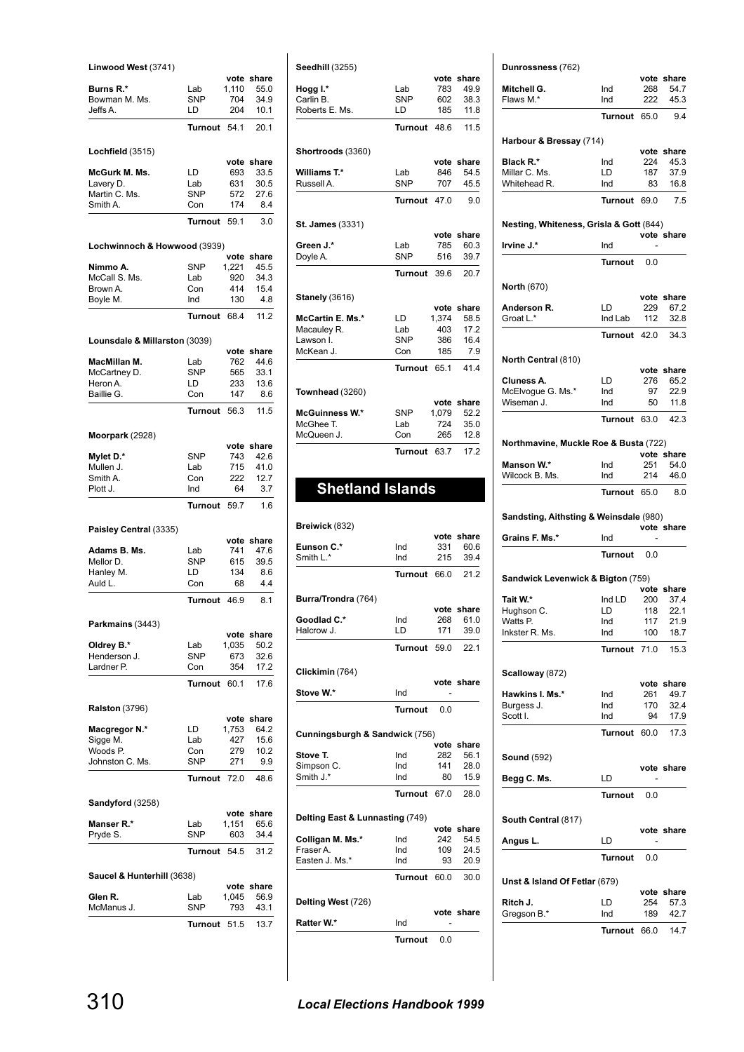**Linwood West** (3741)

| | | vote | share |
|---|---|---|---|
| **Burns R.*** | Lab | 1,110 | 55.0 |
| Bowman M. Ms. | SNP | 704 | 34.9 |
| Jeffs A. | LD | 204 | 10.1 |
| | **Turnout** | 54.1 | 20.1 |

**Lochfield** (3515)

| | | vote | share |
|---|---|---|---|
| **McGurk M. Ms.** | LD | 693 | 33.5 |
| Lavery D. | Lab | 631 | 30.5 |
| Martin C. Ms. | SNP | 572 | 27.6 |
| Smith A. | Con | 174 | 8.4 |
| | **Turnout** | 59.1 | 3.0 |

**Lochwinnoch & Howwood** (3939)

| | | vote | share |
|---|---|---|---|
| **Nimmo A.** | SNP | 1,221 | 45.5 |
| McCall S. Ms. | Lab | 920 | 34.3 |
| Brown A. | Con | 414 | 15.4 |
| Boyle M. | Ind | 130 | 4.8 |
| | **Turnout** | 68.4 | 11.2 |

**Lounsdale & Millarston** (3039)

| | | vote | share |
|---|---|---|---|
| **MacMillan M.** | Lab | 762 | 44.6 |
| McCartney D. | SNP | 565 | 33.1 |
| Heron A. | LD | 233 | 13.6 |
| Baillie G. | Con | 147 | 8.6 |
| | **Turnout** | 56.3 | 11.5 |

**Moorpark** (2928)

| | | vote | share |
|---|---|---|---|
| **Mylet D.*** | SNP | 743 | 42.6 |
| Mullen J. | Lab | 715 | 41.0 |
| Smith A. | Con | 222 | 12.7 |
| Plott J. | Ind | 64 | 3.7 |
| | **Turnout** | 59.7 | 1.6 |

**Paisley Central** (3335)

| | | vote | share |
|---|---|---|---|
| **Adams B. Ms.** | Lab | 741 | 47.6 |
| Mellor D. | SNP | 615 | 39.5 |
| Hanley M. | LD | 134 | 8.6 |
| Auld L. | Con | 68 | 4.4 |
| | **Turnout** | 46.9 | 8.1 |

**Parkmains** (3443)

| | | vote | share |
|---|---|---|---|
| **Oldrey B.*** | Lab | 1,035 | 50.2 |
| Henderson J. | SNP | 673 | 32.6 |
| Lardner P. | Con | 354 | 17.2 |
| | **Turnout** | 60.1 | 17.6 |

**Ralston** (3796)

| | | vote | share |
|---|---|---|---|
| **Macgregor N.*** | LD | 1,753 | 64.2 |
| Sigge M. | Lab | 427 | 15.6 |
| Woods P. | Con | 279 | 10.2 |
| Johnston C. Ms. | SNP | 271 | 9.9 |
| | **Turnout** | 72.0 | 48.6 |

**Sandyford** (3258)

| | | vote | share |
|---|---|---|---|
| **Manser R.*** | Lab | 1,151 | 65.6 |
| Pryde S. | SNP | 603 | 34.4 |
| | **Turnout** | 54.5 | 31.2 |

**Saucel & Hunterhill** (3638)

| | | vote | share |
|---|---|---|---|
| **Glen R.** | Lab | 1,045 | 56.9 |
| McManus J. | SNP | 793 | 43.1 |
| | **Turnout** | 51.5 | 13.7 |

**Seedhill** (3255)

| | | vote | share |
|---|---|---|---|
| **Hogg I.*** | Lab | 783 | 49.9 |
| Carlin B. | SNP | 602 | 38.3 |
| Roberts E. Ms. | LD | 185 | 11.8 |
| | **Turnout** | 48.6 | 11.5 |

**Shortroods** (3360)

| | | vote | share |
|---|---|---|---|
| **Williams T.*** | Lab | 846 | 54.5 |
| Russell A. | SNP | 707 | 45.5 |
| | **Turnout** | 47.0 | 9.0 |

**St. James** (3331)

| | | vote | share |
|---|---|---|---|
| **Green J.*** | Lab | 785 | 60.3 |
| Doyle A. | SNP | 516 | 39.7 |
| | **Turnout** | 39.6 | 20.7 |

**Stanely** (3616)

| | | vote | share |
|---|---|---|---|
| **McCartin E. Ms.*** | LD | 1,374 | 58.5 |
| Macauley R. | Lab | 403 | 17.2 |
| Lawson I. | SNP | 386 | 16.4 |
| McKean J. | Con | 185 | 7.9 |
| | **Turnout** | 65.1 | 41.4 |

**Townhead** (3260)

| | | vote | share |
|---|---|---|---|
| **McGuinness W.*** | SNP | 1,079 | 52.2 |
| McGhee T. | Lab | 724 | 35.0 |
| McQueen J. | Con | 265 | 12.8 |
| | **Turnout** | 63.7 | 17.2 |

# Shetland Islands

**Breiwick** (832)

| | | vote | share |
|---|---|---|---|
| **Eunson C.*** | Ind | 331 | 60.6 |
| Smith L.* | Ind | 215 | 39.4 |
| | **Turnout** | 66.0 | 21.2 |

**Burra/Trondra** (764)

| | | vote | share |
|---|---|---|---|
| **Goodlad C.*** | Ind | 268 | 61.0 |
| Halcrow J. | LD | 171 | 39.0 |
| | **Turnout** | 59.0 | 22.1 |

**Clickimin** (764)

| | | vote | share |
|---|---|---|---|
| **Stove W.*** | Ind | - | |
| | **Turnout** | 0.0 | |

**Cunningsburgh & Sandwick** (756)

| | | vote | share |
|---|---|---|---|
| **Stove T.** | Ind | 282 | 56.1 |
| Simpson C. | Ind | 141 | 28.0 |
| Smith J.* | Ind | 80 | 15.9 |
| | **Turnout** | 67.0 | 28.0 |

**Delting East & Lunnasting** (749)

| | | vote | share |
|---|---|---|---|
| **Colligan M. Ms.*** | Ind | 242 | 54.5 |
| Fraser A. | Ind | 109 | 24.5 |
| Easten J. Ms.* | Ind | 93 | 20.9 |
| | **Turnout** | 60.0 | 30.0 |

**Delting West** (726)

| | | vote | share |
|---|---|---|---|
| **Ratter W.*** | Ind | - | |
| | **Turnout** | 0.0 | |

**Dunrossness** (762)

| | | vote | share |
|---|---|---|---|
| **Mitchell G.** | Ind | 268 | 54.7 |
| Flaws M.* | Ind | 222 | 45.3 |
| | **Turnout** | 65.0 | 9.4 |

**Harbour & Bressay** (714)

| | | vote | share |
|---|---|---|---|
| **Black R.*** | Ind | 224 | 45.3 |
| Millar C. Ms. | LD | 187 | 37.9 |
| Whitehead R. | Ind | 83 | 16.8 |
| | **Turnout** | 69.0 | 7.5 |

**Nesting, Whiteness, Grisla & Gott** (844)

| | | vote | share |
|---|---|---|---|
| **Irvine J.*** | Ind | - | |
| | **Turnout** | 0.0 | |

**North** (670)

| | | vote | share |
|---|---|---|---|
| **Anderson R.** | LD | 229 | 67.2 |
| Groat L.* | Ind Lab | 112 | 32.8 |
| | **Turnout** | 42.0 | 34.3 |

**North Central** (810)

| | | vote | share |
|---|---|---|---|
| **Cluness A.** | LD | 276 | 65.2 |
| McElvogue G. Ms.* | Ind | 97 | 22.9 |
| Wiseman J. | Ind | 50 | 11.8 |
| | **Turnout** | 63.0 | 42.3 |

**Northmavine, Muckle Roe & Busta** (722)

| | | vote | share |
|---|---|---|---|
| **Manson W.*** | Ind | 251 | 54.0 |
| Wilcock B. Ms. | Ind | 214 | 46.0 |
| | **Turnout** | 65.0 | 8.0 |

**Sandsting, Aithsting & Weinsdale** (980)

| | | vote | share |
|---|---|---|---|
| **Grains F. Ms.*** | Ind | - | |
| | **Turnout** | 0.0 | |

**Sandwick Levenwick & Bigton** (759)

| | | vote | share |
|---|---|---|---|
| **Tait W.*** | Ind LD | 200 | 37.4 |
| Hughson C. | LD | 118 | 22.1 |
| Watts P. | Ind | 117 | 21.9 |
| Inkster R. Ms. | Ind | 100 | 18.7 |
| | **Turnout** | 71.0 | 15.3 |

**Scalloway** (872)

| | | vote | share |
|---|---|---|---|
| **Hawkins I. Ms.*** | Ind | 261 | 49.7 |
| Burgess J. | Ind | 170 | 32.4 |
| Scott I. | Ind | 94 | 17.9 |
| | **Turnout** | 60.0 | 17.3 |

**Sound** (592)

| | | vote | share |
|---|---|---|---|
| **Begg C. Ms.** | LD | - | |
| | **Turnout** | 0.0 | |

**South Central** (817)

| | | vote | share |
|---|---|---|---|
| **Angus L.** | LD | - | |
| | **Turnout** | 0.0 | |

**Unst & Island Of Fetlar** (679)

| | | vote | share |
|---|---|---|---|
| **Ritch J.** | LD | 254 | 57.3 |
| Gregson B.* | Ind | 189 | 42.7 |
| | **Turnout** | 66.0 | 14.7 |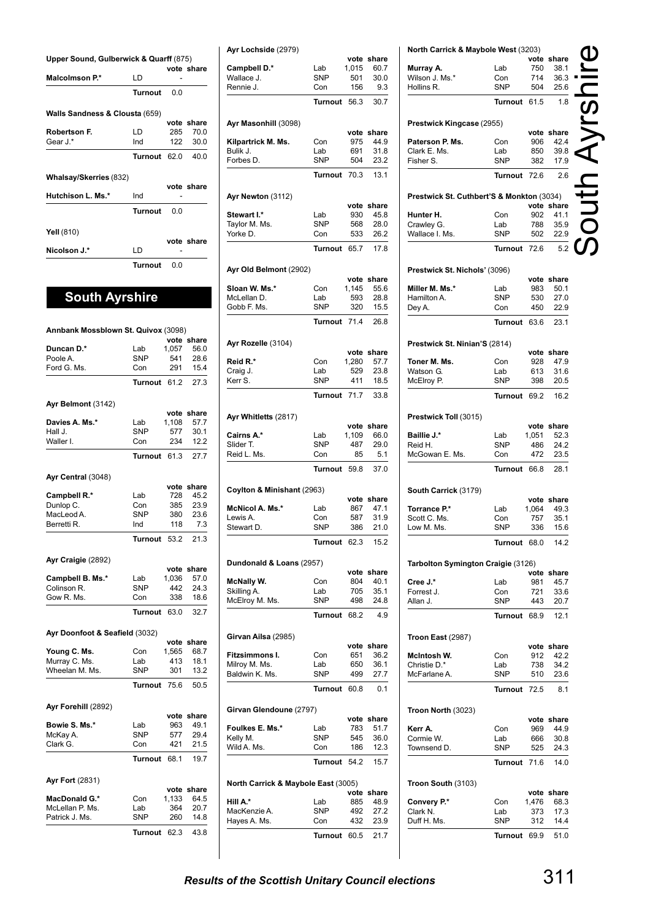**Upper Sound, Gulberwick & Quarff** (875)

| | | vote | share |
|---|---|---|---|
| **Malcolmson P.*** | LD | - | |
| | **Turnout** | 0.0 | |

**Walls Sandness & Clousta** (659)

| | | vote | share |
|---|---|---|---|
| **Robertson F.** | LD | 285 | 70.0 |
| Gear J.* | Ind | 122 | 30.0 |
| | **Turnout** | 62.0 | 40.0 |

**Whalsay/Skerries** (832)

| | | vote | share |
|---|---|---|---|
| **Hutchison L. Ms.*** | Ind | - | |
| | **Turnout** | 0.0 | |

**Yell** (810)

| | | vote | share |
|---|---|---|---|
| **Nicolson J.*** | LD | - | |
| | **Turnout** | 0.0 | |

## South Ayrshire

**Annbank Mossblown St. Quivox** (3098)

| | | vote | share |
|---|---|---|---|
| **Duncan D.*** | Lab | 1,057 | 56.0 |
| Poole A. | SNP | 541 | 28.6 |
| Ford G. Ms. | Con | 291 | 15.4 |
| | **Turnout** | 61.2 | 27.3 |

**Ayr Belmont** (3142)

| | | vote | share |
|---|---|---|---|
| **Davies A. Ms.*** | Lab | 1,108 | 57.7 |
| Hall J. | SNP | 577 | 30.1 |
| Waller I. | Con | 234 | 12.2 |
| | **Turnout** | 61.3 | 27.7 |

**Ayr Central** (3048)

| | | vote | share |
|---|---|---|---|
| **Campbell R.*** | Lab | 728 | 45.2 |
| Dunlop C. | Con | 385 | 23.9 |
| MacLeod A. | SNP | 380 | 23.6 |
| Berretti R. | Ind | 118 | 7.3 |
| | **Turnout** | 53.2 | 21.3 |

**Ayr Craigie** (2892)

| | | vote | share |
|---|---|---|---|
| **Campbell B. Ms.*** | Lab | 1,036 | 57.0 |
| Colinson R. | SNP | 442 | 24.3 |
| Gow R. Ms. | Con | 338 | 18.6 |
| | **Turnout** | 63.0 | 32.7 |

**Ayr Doonfoot & Seafield** (3032)

| | | vote | share |
|---|---|---|---|
| **Young C. Ms.** | Con | 1,565 | 68.7 |
| Murray C. Ms. | Lab | 413 | 18.1 |
| Wheelan M. Ms. | SNP | 301 | 13.2 |
| | **Turnout** | 75.6 | 50.5 |

**Ayr Forehill** (2892)

| | | vote | share |
|---|---|---|---|
| **Bowie S. Ms.*** | Lab | 963 | 49.1 |
| McKay A. | SNP | 577 | 29.4 |
| Clark G. | Con | 421 | 21.5 |
| | **Turnout** | 68.1 | 19.7 |

**Ayr Fort** (2831)

| | | vote | share |
|---|---|---|---|
| **MacDonald G.*** | Con | 1,133 | 64.5 |
| McLellan P. Ms. | Lab | 364 | 20.7 |
| Patrick J. Ms. | SNP | 260 | 14.8 |
| | **Turnout** | 62.3 | 43.8 |

**Ayr Lochside** (2979)

| | | vote | share |
|---|---|---|---|
| **Campbell D.*** | Lab | 1,015 | 60.7 |
| Wallace J. | SNP | 501 | 30.0 |
| Rennie J. | Con | 156 | 9.3 |
| | **Turnout** | 56.3 | 30.7 |

**Ayr Masonhill** (3098)

| | | vote | share |
|---|---|---|---|
| **Kilpartrick M. Ms.** | Con | 975 | 44.9 |
| Bulik J. | Lab | 691 | 31.8 |
| Forbes D. | SNP | 504 | 23.2 |
| | **Turnout** | 70.3 | 13.1 |

**Ayr Newton** (3112)

| | | vote | share |
|---|---|---|---|
| **Stewart I.*** | Lab | 930 | 45.8 |
| Taylor M. Ms. | SNP | 568 | 28.0 |
| Yorke D. | Con | 533 | 26.2 |
| | **Turnout** | 65.7 | 17.8 |

**Ayr Old Belmont** (2902)

| | | vote | share |
|---|---|---|---|
| **Sloan W. Ms.*** | Con | 1,145 | 55.6 |
| McLellan D. | Lab | 593 | 28.8 |
| Gobb F. Ms. | SNP | 320 | 15.5 |
| | **Turnout** | 71.4 | 26.8 |

**Ayr Rozelle** (3104)

| | | vote | share |
|---|---|---|---|
| **Reid R.*** | Con | 1,280 | 57.7 |
| Craig J. | Lab | 529 | 23.8 |
| Kerr S. | SNP | 411 | 18.5 |
| | **Turnout** | 71.7 | 33.8 |

**Ayr Whitletts** (2817)

| | | vote | share |
|---|---|---|---|
| **Cairns A.*** | Lab | 1,109 | 66.0 |
| Slider T. | SNP | 487 | 29.0 |
| Reid L. Ms. | Con | 85 | 5.1 |
| | **Turnout** | 59.8 | 37.0 |

**Coylton & Minishant** (2963)

| | | vote | share |
|---|---|---|---|
| **McNicol A. Ms.*** | Lab | 867 | 47.1 |
| Lewis A. | Con | 587 | 31.9 |
| Stewart D. | SNP | 386 | 21.0 |
| | **Turnout** | 62.3 | 15.2 |

**Dundonald & Loans** (2957)

| | | vote | share |
|---|---|---|---|
| **McNally W.** | Con | 804 | 40.1 |
| Skilling A. | Lab | 705 | 35.1 |
| McElroy M. Ms. | SNP | 498 | 24.8 |
| | **Turnout** | 68.2 | 4.9 |

**Girvan Ailsa** (2985)

| | | vote | share |
|---|---|---|---|
| **Fitzsimmons I.** | Con | 651 | 36.2 |
| Milroy M. Ms. | Lab | 650 | 36.1 |
| Baldwin K. Ms. | SNP | 499 | 27.7 |
| | **Turnout** | 60.8 | 0.1 |

**Girvan Glendoune** (2797)

| | | vote | share |
|---|---|---|---|
| **Foulkes E. Ms.*** | Lab | 783 | 51.7 |
| Kelly M. | SNP | 545 | 36.0 |
| Wild A. Ms. | Con | 186 | 12.3 |
| | **Turnout** | 54.2 | 15.7 |

**North Carrick & Maybole East** (3005)

| | | vote | share |
|---|---|---|---|
| **Hill A.*** | Lab | 885 | 48.9 |
| MacKenzie A. | SNP | 492 | 27.2 |
| Hayes A. Ms. | Con | 432 | 23.9 |
| | **Turnout** | 60.5 | 21.7 |

**North Carrick & Maybole West** (3203)

| | | vote | share |
|---|---|---|---|
| **Murray A.** | Lab | 750 | 38.1 |
| Wilson J. Ms.* | Con | 714 | 36.3 |
| Hollins R. | SNP | 504 | 25.6 |
| | **Turnout** | 61.5 | 1.8 |

**Prestwick Kingcase** (2955)

| | | vote | share |
|---|---|---|---|
| **Paterson P. Ms.** | Con | 906 | 42.4 |
| Clark E. Ms. | Lab | 850 | 39.8 |
| Fisher S. | SNP | 382 | 17.9 |
| | **Turnout** | 72.6 | 2.6 |

**Prestwick St. Cuthbert'S & Monkton** (3034)

| | | vote | share |
|---|---|---|---|
| **Hunter H.** | Con | 902 | 41.1 |
| Crawley G. | Lab | 788 | 35.9 |
| Wallace I. Ms. | SNP | 502 | 22.9 |
| | **Turnout** | 72.6 | 5.2 |

**Prestwick St. Nichols'** (3096)

| | | vote | share |
|---|---|---|---|
| **Miller M. Ms.*** | Lab | 983 | 50.1 |
| Hamilton A. | SNP | 530 | 27.0 |
| Dey A. | Con | 450 | 22.9 |
| | **Turnout** | 63.6 | 23.1 |

**Prestwick St. Ninian'S** (2814)

| | | vote | share |
|---|---|---|---|
| **Toner M. Ms.** | Con | 928 | 47.9 |
| Watson G. | Lab | 613 | 31.6 |
| McElroy P. | SNP | 398 | 20.5 |
| | **Turnout** | 69.2 | 16.2 |

**Prestwick Toll** (3015)

| | | vote | share |
|---|---|---|---|
| **Baillie J.*** | Lab | 1,051 | 52.3 |
| Reid H. | SNP | 486 | 24.2 |
| McGowan E. Ms. | Con | 472 | 23.5 |
| | **Turnout** | 66.8 | 28.1 |

**South Carrick** (3179)

| | | vote | share |
|---|---|---|---|
| **Torrance P.*** | Lab | 1,064 | 49.3 |
| Scott C. Ms. | Con | 757 | 35.1 |
| Low M. Ms. | SNP | 336 | 15.6 |
| | **Turnout** | 68.0 | 14.2 |

**Tarbolton Symington Craigie** (3126)

| | | vote | share |
|---|---|---|---|
| **Cree J.*** | Lab | 981 | 45.7 |
| Forrest J. | Con | 721 | 33.6 |
| Allan J. | SNP | 443 | 20.7 |
| | **Turnout** | 68.9 | 12.1 |

**Troon East** (2987)

| | | vote | share |
|---|---|---|---|
| **McIntosh W.** | Con | 912 | 42.2 |
| Christie D.* | Lab | 738 | 34.2 |
| McFarlane A. | SNP | 510 | 23.6 |
| | **Turnout** | 72.5 | 8.1 |

**Troon North** (3023)

| | | vote | share |
|---|---|---|---|
| **Kerr A.** | Con | 969 | 44.9 |
| Cormie W. | Lab | 666 | 30.8 |
| Townsend D. | SNP | 525 | 24.3 |
| | **Turnout** | 71.6 | 14.0 |

**Troon South** (3103)

| | | vote | share |
|---|---|---|---|
| **Convery P.*** | Con | 1,476 | 68.3 |
| Clark N. | Lab | 373 | 17.3 |
| Duff H. Ms. | SNP | 312 | 14.4 |
| | **Turnout** | 69.9 | 51.0 |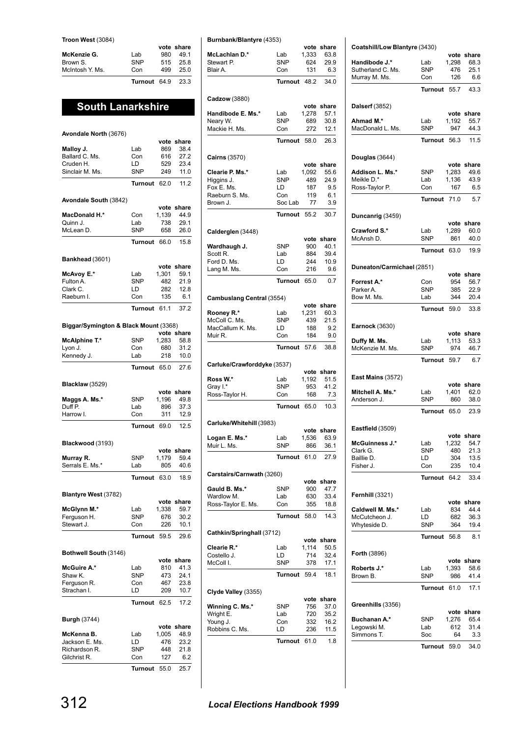**Troon West** (3084)

| | | vote | share |
|---|---|---|---|
| **McKenzie G.** | Lab | 980 | 49.1 |
| Brown S. | SNP | 515 | 25.8 |
| McIntosh Y. Ms. | Con | 499 | 25.0 |
| | **Turnout** | 64.9 | 23.3 |

## South Lanarkshire

**Avondale North** (3676)

| | | vote | share |
|---|---|---|---|
| **Malloy J.** | Lab | 869 | 38.4 |
| Ballard C. Ms. | Con | 616 | 27.2 |
| Cruden H. | LD | 529 | 23.4 |
| Sinclair M. Ms. | SNP | 249 | 11.0 |
| | **Turnout** | 62.0 | 11.2 |

**Avondale South** (3842)

| | | vote | share |
|---|---|---|---|
| **MacDonald H.*** | Con | 1,139 | 44.9 |
| Quinn J. | Lab | 738 | 29.1 |
| McLean D. | SNP | 658 | 26.0 |
| | **Turnout** | 66.0 | 15.8 |

**Bankhead** (3601)

| | | vote | share |
|---|---|---|---|
| **McAvoy E.*** | Lab | 1,301 | 59.1 |
| Fulton A. | SNP | 482 | 21.9 |
| Clark C. | LD | 282 | 12.8 |
| Raeburn I. | Con | 135 | 6.1 |
| | **Turnout** | 61.1 | 37.2 |

**Biggar/Symington & Black Mount** (3368)

| | | vote | share |
|---|---|---|---|
| **McAlphine T.*** | SNP | 1,283 | 58.8 |
| Lyon J. | Con | 680 | 31.2 |
| Kennedy J. | Lab | 218 | 10.0 |
| | **Turnout** | 65.0 | 27.6 |

**Blacklaw** (3529)

| | | vote | share |
|---|---|---|---|
| **Maggs A. Ms.*** | SNP | 1,196 | 49.8 |
| Duff P. | Lab | 896 | 37.3 |
| Harrow I. | Con | 311 | 12.9 |
| | **Turnout** | 69.0 | 12.5 |

**Blackwood** (3193)

| | | vote | share |
|---|---|---|---|
| **Murray R.** | SNP | 1,179 | 59.4 |
| Serrals E. Ms.* | Lab | 805 | 40.6 |
| | **Turnout** | 63.0 | 18.9 |

**Blantyre West** (3782)

| | | vote | share |
|---|---|---|---|
| **McGlynn M.*** | Lab | 1,338 | 59.7 |
| Ferguson H. | SNP | 676 | 30.2 |
| Stewart J. | Con | 226 | 10.1 |
| | **Turnout** | 59.5 | 29.6 |

**Bothwell South** (3146)

| | | vote | share |
|---|---|---|---|
| **McGuire A.*** | Lab | 810 | 41.3 |
| Shaw K. | SNP | 473 | 24.1 |
| Ferguson R. | Con | 467 | 23.8 |
| Strachan I. | LD | 209 | 10.7 |
| | **Turnout** | 62.5 | 17.2 |

**Burgh** (3744)

| | | vote | share |
|---|---|---|---|
| **McKenna B.** | Lab | 1,005 | 48.9 |
| Jackson E. Ms. | LD | 476 | 23.2 |
| Richardson R. | SNP | 448 | 21.8 |
| Gilchrist R. | Con | 127 | 6.2 |
| | **Turnout** | 55.0 | 25.7 |

**Burnbank/Blantyre** (4353)

| | | vote | share |
|---|---|---|---|
| **McLachlan D.*** | Lab | 1,333 | 63.8 |
| Stewart P. | SNP | 624 | 29.9 |
| Blair A. | Con | 131 | 6.3 |
| | **Turnout** | 48.2 | 34.0 |

**Cadzow** (3880)

| | | vote | share |
|---|---|---|---|
| **Handibode E. Ms.*** | Lab | 1,278 | 57.1 |
| Neary W. | SNP | 689 | 30.8 |
| Mackie H. Ms. | Con | 272 | 12.1 |
| | **Turnout** | 58.0 | 26.3 |

**Cairns** (3570)

| | | vote | share |
|---|---|---|---|
| **Clearie P. Ms.*** | Lab | 1,092 | 55.6 |
| Higgins J. | SNP | 489 | 24.9 |
| Fox E. Ms. | LD | 187 | 9.5 |
| Raeburn S. Ms. | Con | 119 | 6.1 |
| Brown J. | Soc Lab | 77 | 3.9 |
| | **Turnout** | 55.2 | 30.7 |

**Calderglen** (3448)

| | | vote | share |
|---|---|---|---|
| **Wardhaugh J.** | SNP | 900 | 40.1 |
| Scott R. | Lab | 884 | 39.4 |
| Ford D. Ms. | LD | 244 | 10.9 |
| Lang M. Ms. | Con | 216 | 9.6 |
| | **Turnout** | 65.0 | 0.7 |

**Cambuslang Central** (3554)

| | | vote | share |
|---|---|---|---|
| **Rooney R.*** | Lab | 1,231 | 60.3 |
| McColl C. Ms. | SNP | 439 | 21.5 |
| MacCallum K. Ms. | LD | 188 | 9.2 |
| Muir R. | Con | 184 | 9.0 |
| | **Turnout** | 57.6 | 38.8 |

**Carluke/Crawforddyke** (3537)

| | | vote | share |
|---|---|---|---|
| **Ross W.*** | Lab | 1,192 | 51.5 |
| Gray I.* | SNP | 953 | 41.2 |
| Ross-Taylor H. | Con | 168 | 7.3 |
| | **Turnout** | 65.0 | 10.3 |

**Carluke/Whitehill** (3983)

| | | vote | share |
|---|---|---|---|
| **Logan E. Ms.*** | Lab | 1,536 | 63.9 |
| Muir L. Ms. | SNP | 866 | 36.1 |
| | **Turnout** | 61.0 | 27.9 |

**Carstairs/Carnwath** (3260)

| | | vote | share |
|---|---|---|---|
| **Gauld B. Ms.*** | SNP | 900 | 47.7 |
| Wardlow M. | Lab | 630 | 33.4 |
| Ross-Taylor E. Ms. | Con | 355 | 18.8 |
| | **Turnout** | 58.0 | 14.3 |

**Cathkin/Springhall** (3712)

| | | vote | share |
|---|---|---|---|
| **Clearie R.*** | Lab | 1,114 | 50.5 |
| Costello J. | LD | 714 | 32.4 |
| McColl I. | SNP | 378 | 17.1 |
| | **Turnout** | 59.4 | 18.1 |

**Clyde Valley** (3355)

| | | vote | share |
|---|---|---|---|
| **Winning C. Ms.*** | SNP | 756 | 37.0 |
| Wright E. | Lab | 720 | 35.2 |
| Young J. | Con | 332 | 16.2 |
| Robbins C. Ms. | LD | 236 | 11.5 |
| | **Turnout** | 61.0 | 1.8 |

**Coatshill/Low Blantyre** (3430)

| | | vote | share |
|---|---|---|---|
| **Handibode J.*** | Lab | 1,298 | 68.3 |
| Sutherland C. Ms. | SNP | 476 | 25.1 |
| Murray M. Ms. | Con | 126 | 6.6 |
| | **Turnout** | 55.7 | 43.3 |

**Dalserf** (3852)

| | | vote | share |
|---|---|---|---|
| **Ahmad M.*** | Lab | 1,192 | 55.7 |
| MacDonald L. Ms. | SNP | 947 | 44.3 |
| | **Turnout** | 56.3 | 11.5 |

**Douglas** (3644)

| | | vote | share |
|---|---|---|---|
| **Addison L. Ms.*** | SNP | 1,283 | 49.6 |
| Meikle D.* | Lab | 1,136 | 43.9 |
| Ross-Taylor P. | Con | 167 | 6.5 |
| | **Turnout** | 71.0 | 5.7 |

**Duncanrig** (3459)

| | | vote | share |
|---|---|---|---|
| **Crawford S.*** | Lab | 1,289 | 60.0 |
| McAnsh D. | SNP | 861 | 40.0 |
| | **Turnout** | 63.0 | 19.9 |

**Duneaton/Carmichael** (2851)

| | | vote | share |
|---|---|---|---|
| **Forrest A.*** | Con | 954 | 56.7 |
| Parker A. | SNP | 385 | 22.9 |
| Bow M. Ms. | Lab | 344 | 20.4 |
| | **Turnout** | 59.0 | 33.8 |

**Earnock** (3630)

| | | vote | share |
|---|---|---|---|
| **Duffy M. Ms.** | Lab | 1,113 | 53.3 |
| McKenzie M. Ms. | SNP | 974 | 46.7 |
| | **Turnout** | 59.7 | 6.7 |

**East Mains** (3572)

| | | vote | share |
|---|---|---|---|
| **Mitchell A. Ms.*** | Lab | 1,401 | 62.0 |
| Anderson J. | SNP | 860 | 38.0 |
| | **Turnout** | 65.0 | 23.9 |

**Eastfield** (3509)

| | | vote | share |
|---|---|---|---|
| **McGuinness J.*** | Lab | 1,232 | 54.7 |
| Clark G. | SNP | 480 | 21.3 |
| Baillie D. | LD | 304 | 13.5 |
| Fisher J. | Con | 235 | 10.4 |
| | **Turnout** | 64.2 | 33.4 |

**Fernhill** (3321)

| | | vote | share |
|---|---|---|---|
| **Caldwell M. Ms.*** | Lab | 834 | 44.4 |
| McCutcheon J. | LD | 682 | 36.3 |
| Whyteside D. | SNP | 364 | 19.4 |
| | **Turnout** | 56.8 | 8.1 |

**Forth** (3896)

| | | vote | share |
|---|---|---|---|
| **Roberts J.*** | Lab | 1,393 | 58.6 |
| Brown B. | SNP | 986 | 41.4 |
| | **Turnout** | 61.0 | 17.1 |

**Greenhills** (3356)

| | | vote | share |
|---|---|---|---|
| **Buchanan A.*** | SNP | 1,276 | 65.4 |
| Legowski M. | Lab | 612 | 31.4 |
| Simmons T. | Soc | 64 | 3.3 |
| | **Turnout** | 59.0 | 34.0 |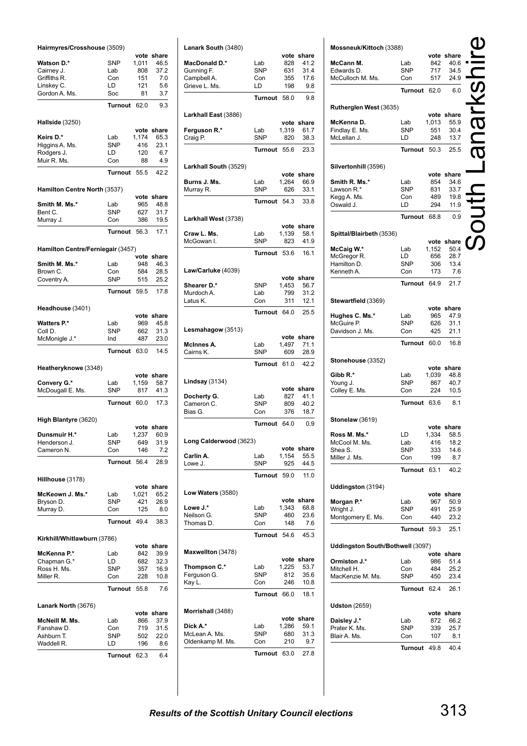## South Lanarkshire

### Hairmyres/Crosshouse (3509)

| | | vote | share |
|---|---|---|---|
| **Watson D.*** | SNP | 1,011 | 46.5 |
| Cairney J. | Lab | 808 | 37.2 |
| Griffiths R. | Con | 151 | 7.0 |
| Linskey C. | LD | 121 | 5.6 |
| Gordon A. Ms. | Soc | 81 | 3.7 |
| | **Turnout** | 62.0 | 9.3 |

### Hallside (3250)

| | | vote | share |
|---|---|---|---|
| **Keirs D.*** | Lab | 1,174 | 65.3 |
| Higgins A. Ms. | SNP | 416 | 23.1 |
| Rodgers J. | LD | 120 | 6.7 |
| Muir R. Ms. | Con | 88 | 4.9 |
| | **Turnout** | 55.5 | 42.2 |

### Hamilton Centre North (3537)

| | | vote | share |
|---|---|---|---|
| **Smith M. Ms.*** | Lab | 965 | 48.8 |
| Bent C. | SNP | 627 | 31.7 |
| Murray J. | Con | 386 | 19.5 |
| | **Turnout** | 56.3 | 17.1 |

### Hamilton Centre/Ferniegair (3457)

| | | vote | share |
|---|---|---|---|
| **Smith M. Ms.*** | Lab | 948 | 46.3 |
| Brown C. | Con | 584 | 28.5 |
| Coventry A. | SNP | 515 | 25.2 |
| | **Turnout** | 59.5 | 17.8 |

### Headhouse (3401)

| | | vote | share |
|---|---|---|---|
| **Watters P.*** | Lab | 969 | 45.8 |
| Coll D. | SNP | 662 | 31.3 |
| McMonigle J.* | Ind | 487 | 23.0 |
| | **Turnout** | 63.0 | 14.5 |

### Heatheryknowe (3348)

| | | vote | share |
|---|---|---|---|
| **Convery G.*** | Lab | 1,159 | 58.7 |
| McDougall E. Ms. | SNP | 817 | 41.3 |
| | **Turnout** | 60.0 | 17.3 |

### High Blantyre (3620)

| | | vote | share |
|---|---|---|---|
| **Dunsmuir H.*** | Lab | 1,237 | 60.9 |
| Henderson J. | SNP | 649 | 31.9 |
| Cameron N. | Con | 146 | 7.2 |
| | **Turnout** | 56.4 | 28.9 |

### Hillhouse (3178)

| | | vote | share |
|---|---|---|---|
| **McKeown J. Ms.*** | Lab | 1,021 | 65.2 |
| Bryson D. | SNP | 421 | 26.9 |
| Murray D. | Con | 125 | 8.0 |
| | **Turnout** | 49.4 | 38.3 |

### Kirkhill/Whitlawburn (3786)

| | | vote | share |
|---|---|---|---|
| **McKenna P.*** | Lab | 842 | 39.9 |
| Chapman G.* | LD | 682 | 32.3 |
| Ross H. Ms. | SNP | 357 | 16.9 |
| Miller R. | Con | 228 | 10.8 |
| | **Turnout** | 55.8 | 7.6 |

### Lanark North (3676)

| | | vote | share |
|---|---|---|---|
| **McNeill M. Ms.** | Lab | 866 | 37.9 |
| Fanshaw D. | Con | 719 | 31.5 |
| Ashburn T. | SNP | 502 | 22.0 |
| Waddell R. | LD | 196 | 8.6 |
| | **Turnout** | 62.3 | 6.4 |

### Lanark South (3480)

| | | vote | share |
|---|---|---|---|
| **MacDonald D.*** | Lab | 828 | 41.2 |
| Gunning F. | SNP | 631 | 31.4 |
| Campbell A. | Con | 355 | 17.6 |
| Grieve L. Ms. | LD | 198 | 9.8 |
| | **Turnout** | 58.0 | 9.8 |

### Larkhall East (3886)

| | | vote | share |
|---|---|---|---|
| **Ferguson R.*** | Lab | 1,319 | 61.7 |
| Craig P. | SNP | 820 | 38.3 |
| | **Turnout** | 55.6 | 23.3 |

### Larkhall South (3529)

| | | vote | share |
|---|---|---|---|
| **Burns J. Ms.** | Lab | 1,264 | 66.9 |
| Murray R. | SNP | 626 | 33.1 |
| | **Turnout** | 54.3 | 33.8 |

### Larkhall West (3738)

| | | vote | share |
|---|---|---|---|
| **Craw L. Ms.** | Lab | 1,139 | 58.1 |
| McGowan I. | SNP | 823 | 41.9 |
| | **Turnout** | 53.6 | 16.1 |

### Law/Carluke (4039)

| | | vote | share |
|---|---|---|---|
| **Shearer D.*** | SNP | 1,453 | 56.7 |
| Murdoch A. | Lab | 799 | 31.2 |
| Latus K. | Con | 311 | 12.1 |
| | **Turnout** | 64.0 | 25.5 |

### Lesmahagow (3513)

| | | vote | share |
|---|---|---|---|
| **McInnes A.** | Lab | 1,497 | 71.1 |
| Cairns K. | SNP | 609 | 28.9 |
| | **Turnout** | 61.0 | 42.2 |

### Lindsay (3134)

| | | vote | share |
|---|---|---|---|
| **Docherty G.** | Lab | 827 | 41.1 |
| Cameron C. | SNP | 809 | 40.2 |
| Bias G. | Con | 376 | 18.7 |
| | **Turnout** | 64.0 | 0.9 |

### Long Calderwood (3623)

| | | vote | share |
|---|---|---|---|
| **Carlin A.** | Lab | 1,154 | 55.5 |
| Lowe J. | SNP | 925 | 44.5 |
| | **Turnout** | 59.0 | 11.0 |

### Low Waters (3580)

| | | vote | share |
|---|---|---|---|
| **Lowe J.*** | Lab | 1,343 | 68.8 |
| Neilson G. | SNP | 460 | 23.6 |
| Thomas D. | Con | 148 | 7.6 |
| | **Turnout** | 54.6 | 45.3 |

### Maxwellton (3478)

| | | vote | share |
|---|---|---|---|
| **Thompson C.*** | Lab | 1,225 | 53.7 |
| Ferguson G. | SNP | 812 | 35.6 |
| Kay L. | Con | 246 | 10.8 |
| | **Turnout** | 66.0 | 18.1 |

### Morrishall (3488)

| | | vote | share |
|---|---|---|---|
| **Dick A.*** | Lab | 1,286 | 59.1 |
| McLean A. Ms. | SNP | 680 | 31.3 |
| Oldenkamp M. Ms. | Con | 210 | 9.7 |
| | **Turnout** | 63.0 | 27.8 |

### Mossneuk/Kittoch (3388)

| | | vote | share |
|---|---|---|---|
| **McCann M.** | Lab | 842 | 40.6 |
| Edwards D. | SNP | 717 | 34.5 |
| McCulloch M. Ms. | Con | 517 | 24.9 |
| | **Turnout** | 62.0 | 6.0 |

### Rutherglen West (3635)

| | | vote | share |
|---|---|---|---|
| **McKenna D.** | Lab | 1,013 | 55.9 |
| Findlay E. Ms. | SNP | 551 | 30.4 |
| McLellan J. | LD | 248 | 13.7 |
| | **Turnout** | 50.3 | 25.5 |

### Silvertonhill (3596)

| | | vote | share |
|---|---|---|---|
| **Smith R. Ms.*** | Lab | 854 | 34.6 |
| Lawson R.* | SNP | 831 | 33.7 |
| Kegg A. Ms. | Con | 489 | 19.8 |
| Oswald J. | LD | 294 | 11.9 |
| | **Turnout** | 68.8 | 0.9 |

### Spittal/Blairbeth (3536)

| | | vote | share |
|---|---|---|---|
| **McCaig W.*** | Lab | 1,152 | 50.4 |
| McGregor R. | LD | 656 | 28.7 |
| Hamilton D. | SNP | 306 | 13.4 |
| Kenneth A. | Con | 173 | 7.6 |
| | **Turnout** | 64.9 | 21.7 |

### Stewartfield (3369)

| | | vote | share |
|---|---|---|---|
| **Hughes C. Ms.*** | Lab | 965 | 47.9 |
| McGuire P. | SNP | 626 | 31.1 |
| Davidson J. Ms. | Con | 425 | 21.1 |
| | **Turnout** | 60.0 | 16.8 |

### Stonehouse (3352)

| | | vote | share |
|---|---|---|---|
| **Gibb R.*** | Lab | 1,039 | 48.8 |
| Young J. | SNP | 867 | 40.7 |
| Colley E. Ms. | Con | 224 | 10.5 |
| | **Turnout** | 63.6 | 8.1 |

### Stonelaw (3619)

| | | vote | share |
|---|---|---|---|
| **Ross M. Ms.*** | LD | 1,334 | 58.5 |
| McCool M. Ms. | Lab | 416 | 18.2 |
| Shea S. | SNP | 333 | 14.6 |
| Miller J. Ms. | Con | 199 | 8.7 |
| | **Turnout** | 63.1 | 40.2 |

### Uddingston (3194)

| | | vote | share |
|---|---|---|---|
| **Morgan P.*** | Lab | 967 | 50.9 |
| Wright J. | SNP | 491 | 25.9 |
| Montgomery E. Ms. | Con | 440 | 23.2 |
| | **Turnout** | 59.3 | 25.1 |

### Uddingston South/Bothwell (3097)

| | | vote | share |
|---|---|---|---|
| **Ormiston J.*** | Lab | 986 | 51.4 |
| Mitchell H. | Con | 484 | 25.2 |
| MacKenzie M. Ms. | SNP | 450 | 23.4 |
| | **Turnout** | 62.4 | 26.1 |

### Udston (2659)

| | | vote | share |
|---|---|---|---|
| **Daisley J.*** | Lab | 872 | 66.2 |
| Prater K. Ms. | SNP | 339 | 25.7 |
| Blair A. Ms. | Con | 107 | 8.1 |
| | **Turnout** | 49.8 | 40.4 |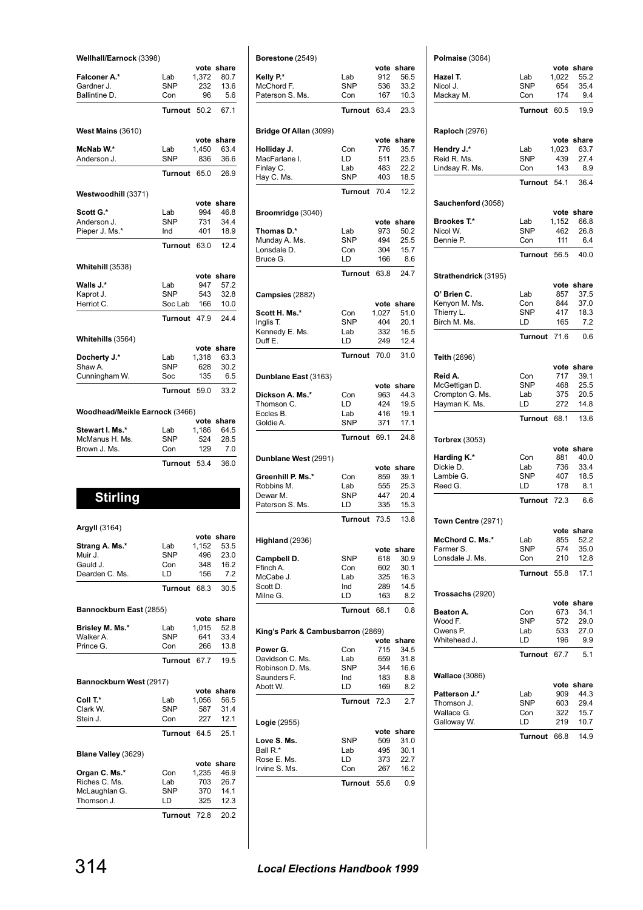**Wellhall/Earnock** (3398)

| | | vote | share |
|---|---|---|---|
| **Falconer A.*** | Lab | 1,372 | 80.7 |
| Gardner J. | SNP | 232 | 13.6 |
| Ballintine D. | Con | 96 | 5.6 |
| | **Turnout** | 50.2 | 67.1 |

**West Mains** (3610)

| | | vote | share |
|---|---|---|---|
| **McNab W.*** | Lab | 1,450 | 63.4 |
| Anderson J. | SNP | 836 | 36.6 |
| | **Turnout** | 65.0 | 26.9 |

**Westwoodhill** (3371)

| | | vote | share |
|---|---|---|---|
| **Scott G.*** | Lab | 994 | 46.8 |
| Anderson J. | SNP | 731 | 34.4 |
| Pieper J. Ms.* | Ind | 401 | 18.9 |
| | **Turnout** | 63.0 | 12.4 |

**Whitehill** (3538)

| | | vote | share |
|---|---|---|---|
| **Walls J.*** | Lab | 947 | 57.2 |
| Kaprot J. | SNP | 543 | 32.8 |
| Herriot C. | Soc Lab | 166 | 10.0 |
| | **Turnout** | 47.9 | 24.4 |

**Whitehills** (3564)

| | | vote | share |
|---|---|---|---|
| **Docherty J.*** | Lab | 1,318 | 63.3 |
| Shaw A. | SNP | 628 | 30.2 |
| Cunningham W. | Soc | 135 | 6.5 |
| | **Turnout** | 59.0 | 33.2 |

**Woodhead/Meikle Earnock** (3466)

| | | vote | share |
|---|---|---|---|
| **Stewart I. Ms.*** | Lab | 1,186 | 64.5 |
| McManus H. Ms. | SNP | 524 | 28.5 |
| Brown J. Ms. | Con | 129 | 7.0 |
| | **Turnout** | 53.4 | 36.0 |

# Stirling

**Argyll** (3164)

| | | vote | share |
|---|---|---|---|
| **Strang A. Ms.*** | Lab | 1,152 | 53.5 |
| Muir J. | SNP | 496 | 23.0 |
| Gauld J. | Con | 348 | 16.2 |
| Dearden C. Ms. | LD | 156 | 7.2 |
| | **Turnout** | 68.3 | 30.5 |

**Bannockburn East** (2855)

| | | vote | share |
|---|---|---|---|
| **Brisley M. Ms.*** | Lab | 1,015 | 52.8 |
| Walker A. | SNP | 641 | 33.4 |
| Prince G. | Con | 266 | 13.8 |
| | **Turnout** | 67.7 | 19.5 |

**Bannockburn West** (2917)

| | | vote | share |
|---|---|---|---|
| **Coll T.*** | Lab | 1,056 | 56.5 |
| Clark W. | SNP | 587 | 31.4 |
| Stein J. | Con | 227 | 12.1 |
| | **Turnout** | 64.5 | 25.1 |

**Blane Valley** (3629)

| | | vote | share |
|---|---|---|---|
| **Organ C. Ms.*** | Con | 1,235 | 46.9 |
| Riches C. Ms. | Lab | 703 | 26.7 |
| McLaughlan G. | SNP | 370 | 14.1 |
| Thomson J. | LD | 325 | 12.3 |
| | **Turnout** | 72.8 | 20.2 |

**Borestone** (2549)

| | | vote | share |
|---|---|---|---|
| **Kelly P.*** | Lab | 912 | 56.5 |
| McChord F. | SNP | 536 | 33.2 |
| Paterson S. Ms. | Con | 167 | 10.3 |
| | **Turnout** | 63.4 | 23.3 |

**Bridge Of Allan** (3099)

| | | vote | share |
|---|---|---|---|
| **Holliday J.** | Con | 776 | 35.7 |
| MacFarlane I. | LD | 511 | 23.5 |
| Finlay C. | Lab | 483 | 22.2 |
| Hay C. Ms. | SNP | 403 | 18.5 |
| | **Turnout** | 70.4 | 12.2 |

**Broomridge** (3040)

| | | vote | share |
|---|---|---|---|
| **Thomas D.*** | Lab | 973 | 50.2 |
| Munday A. Ms. | SNP | 494 | 25.5 |
| Lonsdale D. | Con | 304 | 15.7 |
| Bruce G. | LD | 166 | 8.6 |
| | **Turnout** | 63.8 | 24.7 |

**Campsies** (2882)

| | | vote | share |
|---|---|---|---|
| **Scott H. Ms.*** | Con | 1,027 | 51.0 |
| Inglis T. | SNP | 404 | 20.1 |
| Kennedy E. Ms. | Lab | 332 | 16.5 |
| Duff E. | LD | 249 | 12.4 |
| | **Turnout** | 70.0 | 31.0 |

**Dunblane East** (3163)

| | | vote | share |
|---|---|---|---|
| **Dickson A. Ms.*** | Con | 963 | 44.3 |
| Thomson C. | LD | 424 | 19.5 |
| Eccles B. | Lab | 416 | 19.1 |
| Goldie A. | SNP | 371 | 17.1 |
| | **Turnout** | 69.1 | 24.8 |

**Dunblane West** (2991)

| | | vote | share |
|---|---|---|---|
| **Greenhill P. Ms.*** | Con | 859 | 39.1 |
| Robbins M. | Lab | 555 | 25.3 |
| Dewar M. | SNP | 447 | 20.4 |
| Paterson S. Ms. | LD | 335 | 15.3 |
| | **Turnout** | 73.5 | 13.8 |

**Highland** (2936)

| | | vote | share |
|---|---|---|---|
| **Campbell D.** | SNP | 618 | 30.9 |
| Ffinch A. | Con | 602 | 30.1 |
| McCabe J. | Lab | 325 | 16.3 |
| Scott D. | Ind | 289 | 14.5 |
| Milne G. | LD | 163 | 8.2 |
| | **Turnout** | 68.1 | 0.8 |

**King's Park & Cambusbarron** (2869)

| | | vote | share |
|---|---|---|---|
| **Power G.** | Con | 715 | 34.5 |
| Davidson C. Ms. | Lab | 659 | 31.8 |
| Robinson D. Ms. | SNP | 344 | 16.6 |
| Saunders F. | Ind | 183 | 8.8 |
| Abott W. | LD | 169 | 8.2 |
| | **Turnout** | 72.3 | 2.7 |

**Logie** (2955)

| | | vote | share |
|---|---|---|---|
| **Love S. Ms.** | SNP | 509 | 31.0 |
| Ball R.* | Lab | 495 | 30.1 |
| Rose E. Ms. | LD | 373 | 22.7 |
| Irvine S. Ms. | Con | 267 | 16.2 |
| | **Turnout** | 55.6 | 0.9 |

**Polmaise** (3064)

| | | vote | share |
|---|---|---|---|
| **Hazel T.** | Lab | 1,022 | 55.2 |
| Nicol J. | SNP | 654 | 35.4 |
| Mackay M. | Con | 174 | 9.4 |
| | **Turnout** | 60.5 | 19.9 |

**Raploch** (2976)

| | | vote | share |
|---|---|---|---|
| **Hendry J.*** | Lab | 1,023 | 63.7 |
| Reid R. Ms. | SNP | 439 | 27.4 |
| Lindsay R. Ms. | Con | 143 | 8.9 |
| | **Turnout** | 54.1 | 36.4 |

**Sauchenford** (3058)

| | | vote | share |
|---|---|---|---|
| **Brookes T.*** | Lab | 1,152 | 66.8 |
| Nicol W. | SNP | 462 | 26.8 |
| Bennie P. | Con | 111 | 6.4 |
| | **Turnout** | 56.5 | 40.0 |

**Strathendrick** (3195)

| | | vote | share |
|---|---|---|---|
| **O' Brien C.** | Lab | 857 | 37.5 |
| Kenyon M. Ms. | Con | 844 | 37.0 |
| Thierry L. | SNP | 417 | 18.3 |
| Birch M. Ms. | LD | 165 | 7.2 |
| | **Turnout** | 71.6 | 0.6 |

**Teith** (2696)

| | | vote | share |
|---|---|---|---|
| **Reid A.** | Con | 717 | 39.1 |
| McGettigan D. | SNP | 468 | 25.5 |
| Crompton G. Ms. | Lab | 375 | 20.5 |
| Hayman K. Ms. | LD | 272 | 14.8 |
| | **Turnout** | 68.1 | 13.6 |

**Torbrex** (3053)

| | | vote | share |
|---|---|---|---|
| **Harding K.*** | Con | 881 | 40.0 |
| Dickie D. | Lab | 736 | 33.4 |
| Lambie G. | SNP | 407 | 18.5 |
| Reed G. | LD | 178 | 8.1 |
| | **Turnout** | 72.3 | 6.6 |

**Town Centre** (2971)

| | | vote | share |
|---|---|---|---|
| **McChord C. Ms.*** | Lab | 855 | 52.2 |
| Farmer S. | SNP | 574 | 35.0 |
| Lonsdale J. Ms. | Con | 210 | 12.8 |
| | **Turnout** | 55.8 | 17.1 |

**Trossachs** (2920)

| | | vote | share |
|---|---|---|---|
| **Beaton A.** | Con | 673 | 34.1 |
| Wood F. | SNP | 572 | 29.0 |
| Owens P. | Lab | 533 | 27.0 |
| Whitehead J. | LD | 196 | 9.9 |
| | **Turnout** | 67.7 | 5.1 |

**Wallace** (3086)

| | | vote | share |
|---|---|---|---|
| **Patterson J.*** | Lab | 909 | 44.3 |
| Thomson J. | SNP | 603 | 29.4 |
| Wallace G. | Con | 322 | 15.7 |
| Galloway W. | LD | 219 | 10.7 |
| | **Turnout** | 66.8 | 14.9 |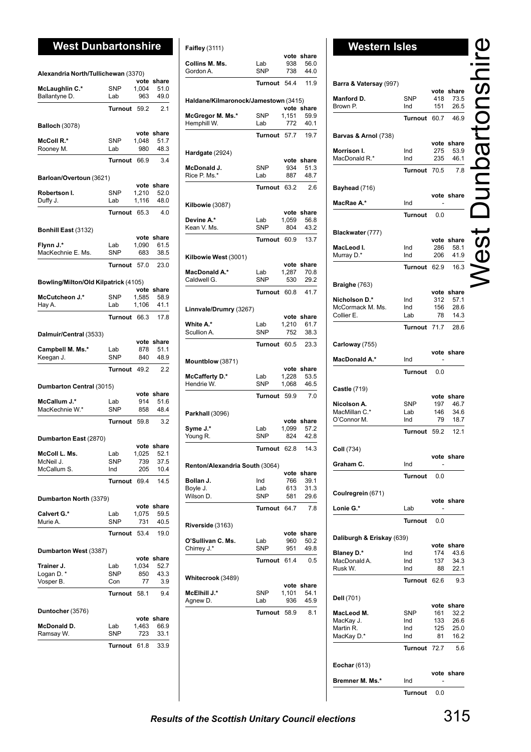## West Dunbartonshire

### Alexandria North/Tullichewan (3370)

| | | vote | share |
|---|---|---|---|
| **McLaughlin C.*** | SNP | 1,004 | 51.0 |
| Ballantyne D. | Lab | 963 | 49.0 |
| | **Turnout** | 59.2 | 2.1 |

### Balloch (3078)

| | | vote | share |
|---|---|---|---|
| **McColl R.*** | SNP | 1,048 | 51.7 |
| Rooney M. | Lab | 980 | 48.3 |
| | **Turnout** | 66.9 | 3.4 |

### Barloan/Overtoun (3621)

| | | vote | share |
|---|---|---|---|
| **Robertson I.** | SNP | 1,210 | 52.0 |
| Duffy J. | Lab | 1,116 | 48.0 |
| | **Turnout** | 65.3 | 4.0 |

### Bonhill East (3132)

| | | vote | share |
|---|---|---|---|
| **Flynn J.*** | Lab | 1,090 | 61.5 |
| MacKechnie E. Ms. | SNP | 683 | 38.5 |
| | **Turnout** | 57.0 | 23.0 |

### Bowling/Milton/Old Kilpatrick (4105)

| | | vote | share |
|---|---|---|---|
| **McCutcheon J.*** | SNP | 1,585 | 58.9 |
| Hay A. | Lab | 1,106 | 41.1 |
| | **Turnout** | 66.3 | 17.8 |

### Dalmuir/Central (3533)

| | | vote | share |
|---|---|---|---|
| **Campbell M. Ms.*** | Lab | 878 | 51.1 |
| Keegan J. | SNP | 840 | 48.9 |
| | **Turnout** | 49.2 | 2.2 |

### Dumbarton Central (3015)

| | | vote | share |
|---|---|---|---|
| **McCallum J.*** | Lab | 914 | 51.6 |
| MacKechnie W.* | SNP | 858 | 48.4 |
| | **Turnout** | 59.8 | 3.2 |

### Dumbarton East (2870)

| | | vote | share |
|---|---|---|---|
| **McColl L. Ms.** | Lab | 1,025 | 52.1 |
| McNeil J. | SNP | 739 | 37.5 |
| McCallum S. | Ind | 205 | 10.4 |
| | **Turnout** | 69.4 | 14.5 |

### Dumbarton North (3379)

| | | vote | share |
|---|---|---|---|
| **Calvert G.*** | Lab | 1,075 | 59.5 |
| Murie A. | SNP | 731 | 40.5 |
| | **Turnout** | 53.4 | 19.0 |

### Dumbarton West (3387)

| | | vote | share |
|---|---|---|---|
| **Trainer J.** | Lab | 1,034 | 52.7 |
| Logan D. * | SNP | 850 | 43.3 |
| Vosper B. | Con | 77 | 3.9 |
| | **Turnout** | 58.1 | 9.4 |

### Duntocher (3576)

| | | vote | share |
|---|---|---|---|
| **McDonald D.** | Lab | 1,463 | 66.9 |
| Ramsay W. | SNP | 723 | 33.1 |
| | **Turnout** | 61.8 | 33.9 |

### Faifley (3111)

| | | vote | share |
|---|---|---|---|
| **Collins M. Ms.** | Lab | 938 | 56.0 |
| Gordon A. | SNP | 738 | 44.0 |
| | **Turnout** | 54.4 | 11.9 |

### Haldane/Kilmaronock/Jamestown (3415)

| | | vote | share |
|---|---|---|---|
| **McGregor M. Ms.*** | SNP | 1,151 | 59.9 |
| Hemphill W. | Lab | 772 | 40.1 |
| | **Turnout** | 57.7 | 19.7 |

### Hardgate (2924)

| | | vote | share |
|---|---|---|---|
| **McDonald J.** | SNP | 934 | 51.3 |
| Rice P. Ms.* | Lab | 887 | 48.7 |
| | **Turnout** | 63.2 | 2.6 |

### Kilbowie (3087)

| | | vote | share |
|---|---|---|---|
| **Devine A.*** | Lab | 1,059 | 56.8 |
| Kean V. Ms. | SNP | 804 | 43.2 |
| | **Turnout** | 60.9 | 13.7 |

### Kilbowie West (3001)

| | | vote | share |
|---|---|---|---|
| **MacDonald A.*** | Lab | 1,287 | 70.8 |
| Caldwell G. | SNP | 530 | 29.2 |
| | **Turnout** | 60.8 | 41.7 |

### Linnvale/Drumry (3267)

| | | vote | share |
|---|---|---|---|
| **White A.*** | Lab | 1,210 | 61.7 |
| Scullion A. | SNP | 752 | 38.3 |
| | **Turnout** | 60.5 | 23.3 |

### Mountblow (3871)

| | | vote | share |
|---|---|---|---|
| **McCafferty D.*** | Lab | 1,228 | 53.5 |
| Hendrie W. | SNP | 1,068 | 46.5 |
| | **Turnout** | 59.9 | 7.0 |

### Parkhall (3096)

| | | vote | share |
|---|---|---|---|
| **Syme J.*** | Lab | 1,099 | 57.2 |
| Young R. | SNP | 824 | 42.8 |
| | **Turnout** | 62.8 | 14.3 |

### Renton/Alexandria South (3064)

| | | vote | share |
|---|---|---|---|
| **Bollan J.** | Ind | 766 | 39.1 |
| Boyle J. | Lab | 613 | 31.3 |
| Wilson D. | SNP | 581 | 29.6 |
| | **Turnout** | 64.7 | 7.8 |

### Riverside (3163)

| | | vote | share |
|---|---|---|---|
| **O'Sullivan C. Ms.** | Lab | 960 | 50.2 |
| Chirrey J.* | SNP | 951 | 49.8 |
| | **Turnout** | 61.4 | 0.5 |

### Whitecrook (3489)

| | | vote | share |
|---|---|---|---|
| **McElhill J.*** | SNP | 1,101 | 54.1 |
| Agnew D. | Lab | 936 | 45.9 |
| | **Turnout** | 58.9 | 8.1 |

## Western Isles

### Barra & Vatersay (997)

| | | vote | share |
|---|---|---|---|
| **Manford D.** | SNP | 418 | 73.5 |
| Brown P. | Ind | 151 | 26.5 |
| | **Turnout** | 60.7 | 46.9 |

### Barvas & Arnol (738)

| | | vote | share |
|---|---|---|---|
| **Morrison I.** | Ind | 275 | 53.9 |
| MacDonald R.* | Ind | 235 | 46.1 |
| | **Turnout** | 70.5 | 7.8 |

### Bayhead (716)

| | | vote | share |
|---|---|---|---|
| **MacRae A.*** | Ind | - | |
| | **Turnout** | 0.0 | |

### Blackwater (777)

| | | vote | share |
|---|---|---|---|
| **MacLeod I.** | Ind | 286 | 58.1 |
| Murray D.* | Ind | 206 | 41.9 |
| | **Turnout** | 62.9 | 16.3 |

### Braighe (763)

| | | vote | share |
|---|---|---|---|
| **Nicholson D.*** | Ind | 312 | 57.1 |
| McCormack M. Ms. | Ind | 156 | 28.6 |
| Collier E. | Lab | 78 | 14.3 |
| | **Turnout** | 71.7 | 28.6 |

### Carloway (755)

| | | vote | share |
|---|---|---|---|
| **MacDonald A.*** | Ind | - | |
| | **Turnout** | 0.0 | |

### Castle (719)

| | | vote | share |
|---|---|---|---|
| **Nicolson A.** | SNP | 197 | 46.7 |
| MacMillan C.* | Lab | 146 | 34.6 |
| O'Connor M. | Ind | 79 | 18.7 |
| | **Turnout** | 59.2 | 12.1 |

### Coll (734)

| | | vote | share |
|---|---|---|---|
| **Graham C.** | Ind | - | |
| | **Turnout** | 0.0 | |

### Coulregrein (671)

| | | vote | share |
|---|---|---|---|
| **Lonie G.*** | Lab | - | |
| | **Turnout** | 0.0 | |

### Daliburgh & Eriskay (639)

| | | vote | share |
|---|---|---|---|
| **Blaney D.*** | Ind | 174 | 43.6 |
| MacDonald A. | Ind | 137 | 34.3 |
| Rusk W. | Ind | 88 | 22.1 |
| | **Turnout** | 62.6 | 9.3 |

### Dell (701)

| | | vote | share |
|---|---|---|---|
| **MacLeod M.** | SNP | 161 | 32.2 |
| MacKay J. | Ind | 133 | 26.6 |
| Martin R. | Ind | 125 | 25.0 |
| MacKay D.* | Ind | 81 | 16.2 |
| | **Turnout** | 72.7 | 5.6 |

### Eochar (613)

| | | vote | share |
|---|---|---|---|
| **Bremner M. Ms.*** | Ind | - | |
| | **Turnout** | 0.0 | |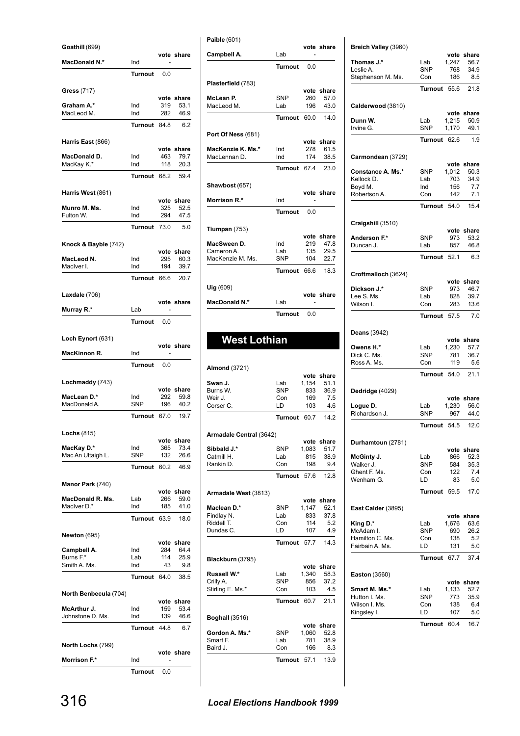### Goathill (699)

| | | vote | share |
|---|---|---|---|
| **MacDonald N.*** | Ind | - | |
| | **Turnout** | 0.0 | |

### Gress (717)

| | | vote | share |
|---|---|---|---|
| **Graham A.*** | Ind | 319 | 53.1 |
| MacLeod M. | Ind | 282 | 46.9 |
| | **Turnout** | 84.8 | 6.2 |

### Harris East (866)

| | | vote | share |
|---|---|---|---|
| **MacDonald D.** | Ind | 463 | 79.7 |
| MacKay K.* | Ind | 118 | 20.3 |
| | **Turnout** | 68.2 | 59.4 |

### Harris West (861)

| | | vote | share |
|---|---|---|---|
| **Munro M. Ms.** | Ind | 325 | 52.5 |
| Fulton W. | Ind | 294 | 47.5 |
| | **Turnout** | 73.0 | 5.0 |

### Knock & Bayble (742)

| | | vote | share |
|---|---|---|---|
| **MacLeod N.** | Ind | 295 | 60.3 |
| MacIver I. | Ind | 194 | 39.7 |
| | **Turnout** | 66.6 | 20.7 |

### Laxdale (706)

| | | vote | share |
|---|---|---|---|
| **Murray R.*** | Lab | - | |
| | **Turnout** | 0.0 | |

### Loch Eynort (631)

| | | vote | share |
|---|---|---|---|
| **MacKinnon R.** | Ind | - | |
| | **Turnout** | 0.0 | |

### Lochmaddy (743)

| | | vote | share |
|---|---|---|---|
| **MacLean D.*** | Ind | 292 | 59.8 |
| MacDonald A. | SNP | 196 | 40.2 |
| | **Turnout** | 67.0 | 19.7 |

### Lochs (815)

| | | vote | share |
|---|---|---|---|
| **MacKay D.*** | Ind | 365 | 73.4 |
| Mac An Ultaigh L. | SNP | 132 | 26.6 |
| | **Turnout** | 60.2 | 46.9 |

### Manor Park (740)

| | | vote | share |
|---|---|---|---|
| **MacDonald R. Ms.** | Lab | 266 | 59.0 |
| MacIver D.* | Ind | 185 | 41.0 |
| | **Turnout** | 63.9 | 18.0 |

### Newton (695)

| | | vote | share |
|---|---|---|---|
| **Campbell A.** | Ind | 284 | 64.4 |
| Burns F.* | Lab | 114 | 25.9 |
| Smith A. Ms. | Ind | 43 | 9.8 |
| | **Turnout** | 64.0 | 38.5 |

### North Benbecula (704)

| | | vote | share |
|---|---|---|---|
| **McArthur J.** | Ind | 159 | 53.4 |
| Johnstone D. Ms. | Ind | 139 | 46.6 |
| | **Turnout** | 44.8 | 6.7 |

### North Lochs (799)

| | | vote | share |
|---|---|---|---|
| **Morrison F.*** | Ind | - | |
| | **Turnout** | 0.0 | |

### Paible (601)

| | | vote | share |
|---|---|---|---|
| **Campbell A.** | Lab | - | |
| | **Turnout** | 0.0 | |

### Plasterfield (783)

| | | vote | share |
|---|---|---|---|
| **McLean P.** | SNP | 260 | 57.0 |
| MacLeod M. | Lab | 196 | 43.0 |
| | **Turnout** | 60.0 | 14.0 |

### Port Of Ness (681)

| | | vote | share |
|---|---|---|---|
| **MacKenzie K. Ms.*** | Ind | 278 | 61.5 |
| MacLennan D. | Ind | 174 | 38.5 |
| | **Turnout** | 67.4 | 23.0 |

### Shawbost (657)

| | | vote | share |
|---|---|---|---|
| **Morrison R.*** | Ind | - | |
| | **Turnout** | 0.0 | |

### Tiumpan (753)

| | | vote | share |
|---|---|---|---|
| **MacSween D.** | Ind | 219 | 47.8 |
| Cameron A. | Lab | 135 | 29.5 |
| MacKenzie M. Ms. | SNP | 104 | 22.7 |
| | **Turnout** | 66.6 | 18.3 |

### Uig (609)

| | | vote | share |
|---|---|---|---|
| **MacDonald N.*** | Lab | - | |
| | **Turnout** | 0.0 | |

## West Lothian

### Almond (3721)

| | | vote | share |
|---|---|---|---|
| **Swan J.** | Lab | 1,154 | 51.1 |
| Burns W. | SNP | 833 | 36.9 |
| Weir J. | Con | 169 | 7.5 |
| Corser C. | LD | 103 | 4.6 |
| | **Turnout** | 60.7 | 14.2 |

### Armadale Central (3642)

| | | vote | share |
|---|---|---|---|
| **Sibbald J.*** | SNP | 1,083 | 51.7 |
| Catmill H. | Lab | 815 | 38.9 |
| Rankin D. | Con | 198 | 9.4 |
| | **Turnout** | 57.6 | 12.8 |

### Armadale West (3813)

| | | vote | share |
|---|---|---|---|
| **Maclean D.*** | SNP | 1,147 | 52.1 |
| Findlay N. | Lab | 833 | 37.8 |
| Riddell T. | Con | 114 | 5.2 |
| Dundas C. | LD | 107 | 4.9 |
| | **Turnout** | 57.7 | 14.3 |

### Blackburn (3795)

| | | vote | share |
|---|---|---|---|
| **Russell W.*** | Lab | 1,340 | 58.3 |
| Crilly A. | SNP | 856 | 37.2 |
| Stirling E. Ms.* | Con | 103 | 4.5 |
| | **Turnout** | 60.7 | 21.1 |

### Boghall (3516)

| | | vote | share |
|---|---|---|---|
| **Gordon A. Ms.*** | SNP | 1,060 | 52.8 |
| Smart F. | Lab | 781 | 38.9 |
| Baird J. | Con | 166 | 8.3 |
| | **Turnout** | 57.1 | 13.9 |

### Breich Valley (3960)

| | | vote | share |
|---|---|---|---|
| **Thomas J.*** | Lab | 1,247 | 56.7 |
| Leslie A. | SNP | 768 | 34.9 |
| Stephenson M. Ms. | Con | 186 | 8.5 |
| | **Turnout** | 55.6 | 21.8 |

### Calderwood (3810)

| | | vote | share |
|---|---|---|---|
| **Dunn W.** | Lab | 1,215 | 50.9 |
| Irvine G. | SNP | 1,170 | 49.1 |
| | **Turnout** | 62.6 | 1.9 |

### Carmondean (3729)

| | | vote | share |
|---|---|---|---|
| **Constance A. Ms.*** | SNP | 1,012 | 50.3 |
| Kellock D. | Lab | 703 | 34.9 |
| Boyd M. | Ind | 156 | 7.7 |
| Robertson A. | Con | 142 | 7.1 |
| | **Turnout** | 54.0 | 15.4 |

### Craigshill (3510)

| | | vote | share |
|---|---|---|---|
| **Anderson F.*** | SNP | 973 | 53.2 |
| Duncan J. | Lab | 857 | 46.8 |
| | **Turnout** | 52.1 | 6.3 |

### Croftmalloch (3624)

| | | vote | share |
|---|---|---|---|
| **Dickson J.*** | SNP | 973 | 46.7 |
| Lee S. Ms. | Lab | 828 | 39.7 |
| Wilson I. | Con | 283 | 13.6 |
| | **Turnout** | 57.5 | 7.0 |

### Deans (3942)

| | | vote | share |
|---|---|---|---|
| **Owens H.*** | Lab | 1,230 | 57.7 |
| Dick C. Ms. | SNP | 781 | 36.7 |
| Ross A. Ms. | Con | 119 | 5.6 |
| | **Turnout** | 54.0 | 21.1 |

### Dedridge (4029)

| | | vote | share |
|---|---|---|---|
| **Logue D.** | Lab | 1,230 | 56.0 |
| Richardson J. | SNP | 967 | 44.0 |
| | **Turnout** | 54.5 | 12.0 |

### Durhamtoun (2781)

| | | vote | share |
|---|---|---|---|
| **McGinty J.** | Lab | 866 | 52.3 |
| Walker J. | SNP | 584 | 35.3 |
| Ghent F. Ms. | Con | 122 | 7.4 |
| Wenham G. | LD | 83 | 5.0 |
| | **Turnout** | 59.5 | 17.0 |

### East Calder (3895)

| | | vote | share |
|---|---|---|---|
| **King D.*** | Lab | 1,676 | 63.6 |
| McAdam I. | SNP | 690 | 26.2 |
| Hamilton C. Ms. | Con | 138 | 5.2 |
| Fairbain A. Ms. | LD | 131 | 5.0 |
| | **Turnout** | 67.7 | 37.4 |

### Easton (3560)

| | | vote | share |
|---|---|---|---|
| **Smart M. Ms.*** | Lab | 1,133 | 52.7 |
| Hutton I. Ms. | SNP | 773 | 35.9 |
| Wilson I. Ms. | Con | 138 | 6.4 |
| Kingsley I. | LD | 107 | 5.0 |
| | **Turnout** | 60.4 | 16.7 |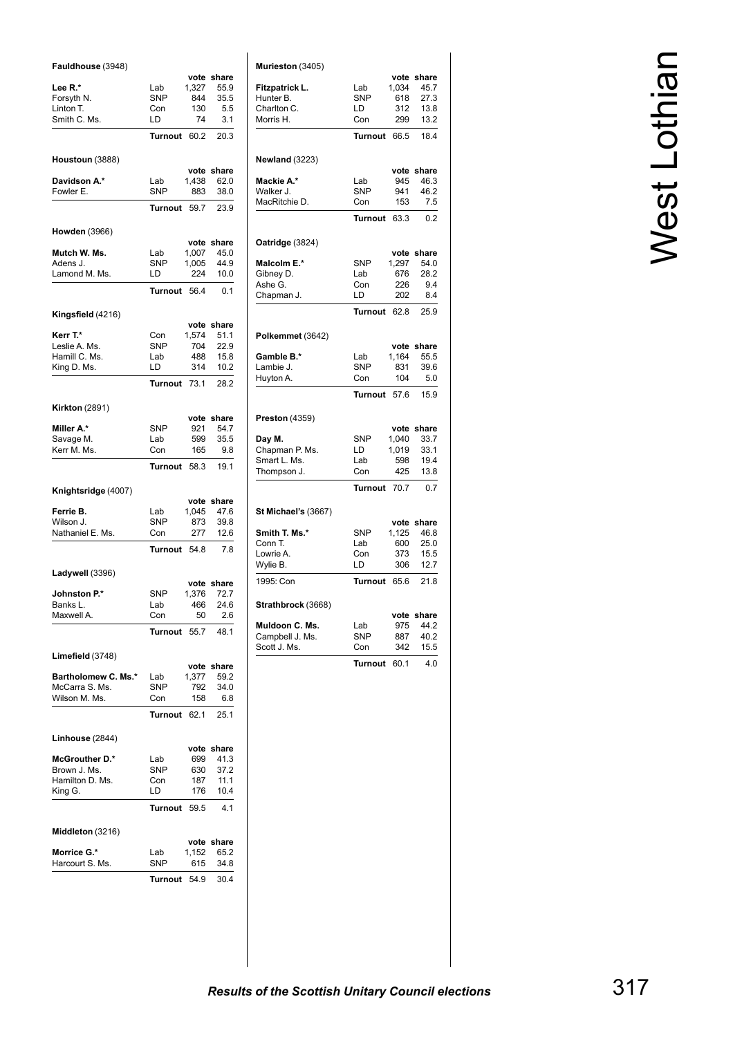# West Lothian

**Fauldhouse** (3948)

| | | vote | share |
|---|---|---|---|
| **Lee R.*** | Lab | 1,327 | 55.9 |
| Forsyth N. | SNP | 844 | 35.5 |
| Linton T. | Con | 130 | 5.5 |
| Smith C. Ms. | LD | 74 | 3.1 |
| | **Turnout** | 60.2 | 20.3 |

**Houstoun** (3888)

| | | vote | share |
|---|---|---|---|
| **Davidson A.*** | Lab | 1,438 | 62.0 |
| Fowler E. | SNP | 883 | 38.0 |
| | **Turnout** | 59.7 | 23.9 |

**Howden** (3966)

| | | vote | share |
|---|---|---|---|
| **Mutch W. Ms.** | Lab | 1,007 | 45.0 |
| Adens J. | SNP | 1,005 | 44.9 |
| Lamond M. Ms. | LD | 224 | 10.0 |
| | **Turnout** | 56.4 | 0.1 |

**Kingsfield** (4216)

| | | vote | share |
|---|---|---|---|
| **Kerr T.*** | Con | 1,574 | 51.1 |
| Leslie A. Ms. | SNP | 704 | 22.9 |
| Hamill C. Ms. | Lab | 488 | 15.8 |
| King D. Ms. | LD | 314 | 10.2 |
| | **Turnout** | 73.1 | 28.2 |

**Kirkton** (2891)

| | | vote | share |
|---|---|---|---|
| **Miller A.*** | SNP | 921 | 54.7 |
| Savage M. | Lab | 599 | 35.5 |
| Kerr M. Ms. | Con | 165 | 9.8 |
| | **Turnout** | 58.3 | 19.1 |

**Knightsridge** (4007)

| | | vote | share |
|---|---|---|---|
| **Ferrie B.** | Lab | 1,045 | 47.6 |
| Wilson J. | SNP | 873 | 39.8 |
| Nathaniel E. Ms. | Con | 277 | 12.6 |
| | **Turnout** | 54.8 | 7.8 |

**Ladywell** (3396)

| | | vote | share |
|---|---|---|---|
| **Johnston P.*** | SNP | 1,376 | 72.7 |
| Banks L. | Lab | 466 | 24.6 |
| Maxwell A. | Con | 50 | 2.6 |
| | **Turnout** | 55.7 | 48.1 |

**Limefield** (3748)

| | | vote | share |
|---|---|---|---|
| **Bartholomew C. Ms.*** | Lab | 1,377 | 59.2 |
| McCarra S. Ms. | SNP | 792 | 34.0 |
| Wilson M. Ms. | Con | 158 | 6.8 |
| | **Turnout** | 62.1 | 25.1 |

**Linhouse** (2844)

| | | vote | share |
|---|---|---|---|
| **McGrouther D.*** | Lab | 699 | 41.3 |
| Brown J. Ms. | SNP | 630 | 37.2 |
| Hamilton D. Ms. | Con | 187 | 11.1 |
| King G. | LD | 176 | 10.4 |
| | **Turnout** | 59.5 | 4.1 |

**Middleton** (3216)

| | | vote | share |
|---|---|---|---|
| **Morrice G.*** | Lab | 1,152 | 65.2 |
| Harcourt S. Ms. | SNP | 615 | 34.8 |
| | **Turnout** | 54.9 | 30.4 |

**Murieston** (3405)

| | | vote | share |
|---|---|---|---|
| **Fitzpatrick L.** | Lab | 1,034 | 45.7 |
| Hunter B. | SNP | 618 | 27.3 |
| Charlton C. | LD | 312 | 13.8 |
| Morris H. | Con | 299 | 13.2 |
| | **Turnout** | 66.5 | 18.4 |

**Newland** (3223)

| | | vote | share |
|---|---|---|---|
| **Mackie A.*** | Lab | 945 | 46.3 |
| Walker J. | SNP | 941 | 46.2 |
| MacRitchie D. | Con | 153 | 7.5 |
| | **Turnout** | 63.3 | 0.2 |

**Oatridge** (3824)

| | | vote | share |
|---|---|---|---|
| **Malcolm E.*** | SNP | 1,297 | 54.0 |
| Gibney D. | Lab | 676 | 28.2 |
| Ashe G. | Con | 226 | 9.4 |
| Chapman J. | LD | 202 | 8.4 |
| | **Turnout** | 62.8 | 25.9 |

**Polkemmet** (3642)

| | | vote | share |
|---|---|---|---|
| **Gamble B.*** | Lab | 1,164 | 55.5 |
| Lambie J. | SNP | 831 | 39.6 |
| Huyton A. | Con | 104 | 5.0 |
| | **Turnout** | 57.6 | 15.9 |

**Preston** (4359)

| | | vote | share |
|---|---|---|---|
| **Day M.** | SNP | 1,040 | 33.7 |
| Chapman P. Ms. | LD | 1,019 | 33.1 |
| Smart L. Ms. | Lab | 598 | 19.4 |
| Thompson J. | Con | 425 | 13.8 |
| | **Turnout** | 70.7 | 0.7 |

**St Michael's** (3667)

| | | vote | share |
|---|---|---|---|
| **Smith T. Ms.*** | SNP | 1,125 | 46.8 |
| Conn T. | Lab | 600 | 25.0 |
| Lowrie A. | Con | 373 | 15.5 |
| Wylie B. | LD | 306 | 12.7 |
| 1995: Con | **Turnout** | 65.6 | 21.8 |

**Strathbrock** (3668)

| | | vote | share |
|---|---|---|---|
| **Muldoon C. Ms.** | Lab | 975 | 44.2 |
| Campbell J. Ms. | SNP | 887 | 40.2 |
| Scott J. Ms. | Con | 342 | 15.5 |
| | **Turnout** | 60.1 | 4.0 |